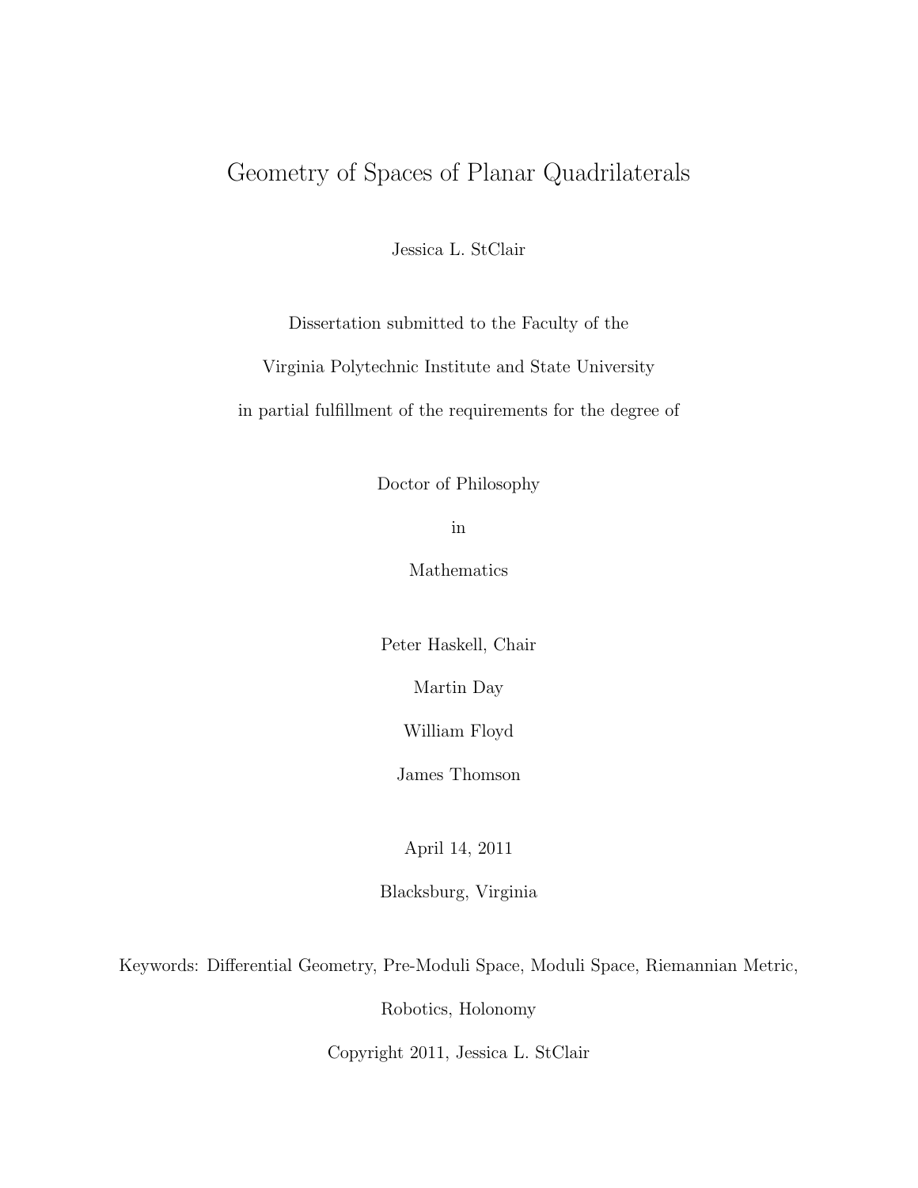# Geometry of Spaces of Planar Quadrilaterals

Jessica L. StClair

Dissertation submitted to the Faculty of the

Virginia Polytechnic Institute and State University

in partial fulfillment of the requirements for the degree of

Doctor of Philosophy

in

Mathematics

Peter Haskell, Chair

Martin Day

William Floyd

James Thomson

April 14, 2011

Blacksburg, Virginia

Keywords: Differential Geometry, Pre-Moduli Space, Moduli Space, Riemannian Metric, Robotics, Holonomy

Copyright 2011, Jessica L. StClair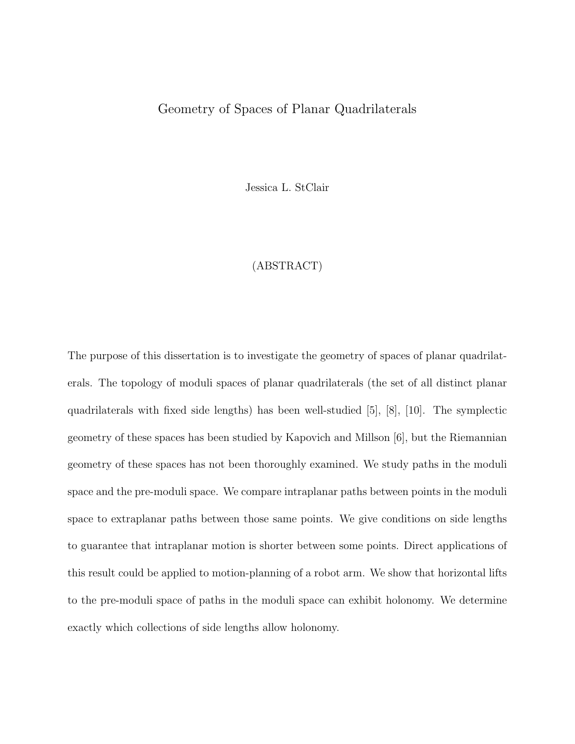# Geometry of Spaces of Planar Quadrilaterals

Jessica L. StClair

(ABSTRACT)

The purpose of this dissertation is to investigate the geometry of spaces of planar quadrilaterals. The topology of moduli spaces of planar quadrilaterals (the set of all distinct planar quadrilaterals with fixed side lengths) has been well-studied [5], [8], [10]. The symplectic geometry of these spaces has been studied by Kapovich and Millson [6], but the Riemannian geometry of these spaces has not been thoroughly examined. We study paths in the moduli space and the pre-moduli space. We compare intraplanar paths between points in the moduli space to extraplanar paths between those same points. We give conditions on side lengths to guarantee that intraplanar motion is shorter between some points. Direct applications of this result could be applied to motion-planning of a robot arm. We show that horizontal lifts to the pre-moduli space of paths in the moduli space can exhibit holonomy. We determine exactly which collections of side lengths allow holonomy.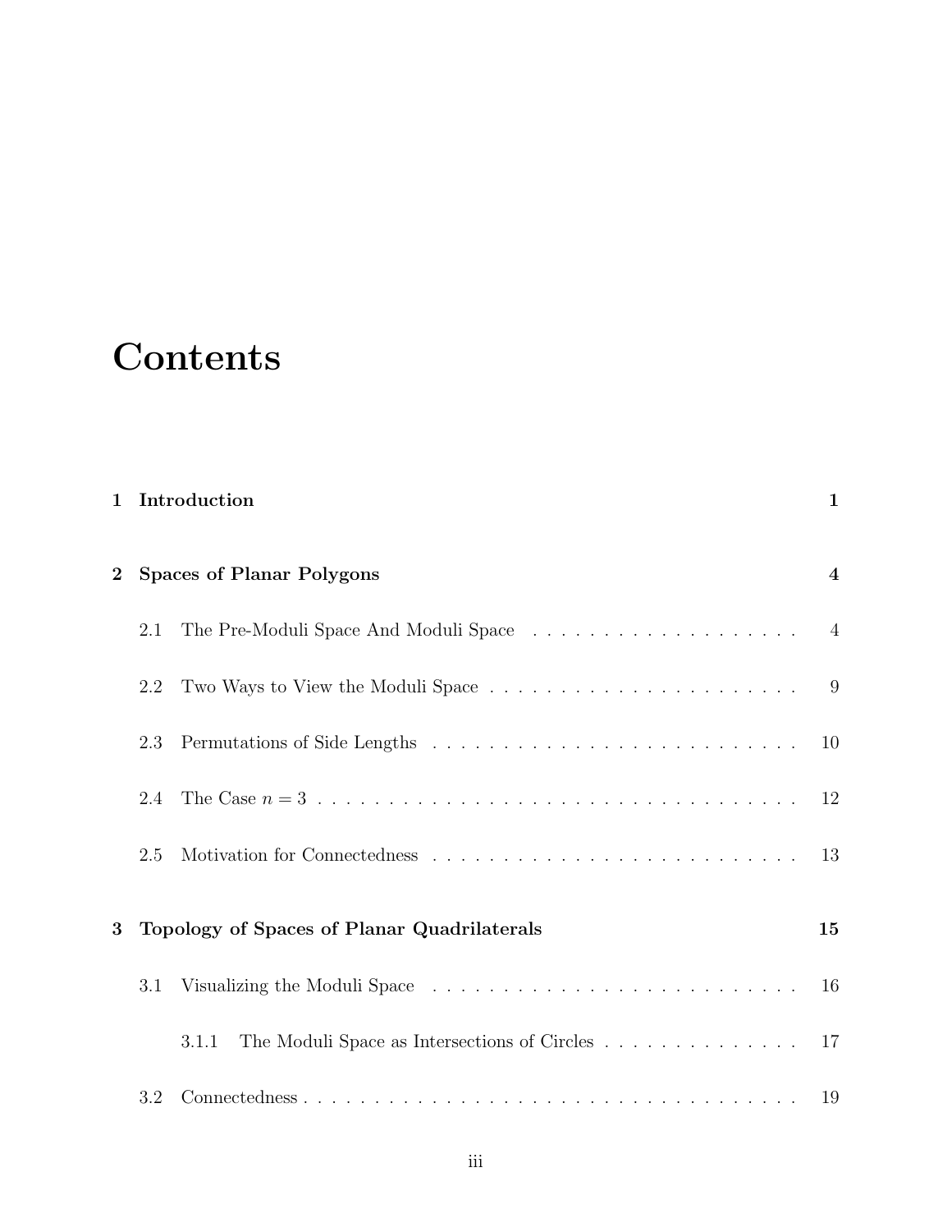# Contents

1 **Introduction** 1

2 **Spaces of Planar Polygons** 4

- 2.1 The Pre-Moduli Space And Moduli Space . . . . . . . . . . . . . . . . . . . 4
- 2.2 Two Ways to View the Moduli Space . . . . . . . . . . . . . . . . . . . . . . 9
- 2.3 Permutations of Side Lengths . . . . . . . . . . . . . . . . . . . . . . . . . . 10
- 2.4 The Case $n = 3$ . . . . . . . . . . . . . . . . . . . . . . . . . . . . . . . . . 12
- 2.5 Motivation for Connectedness . . . . . . . . . . . . . . . . . . . . . . . . . . 13

3 **Topology of Spaces of Planar Quadrilaterals** 15

- 3.1 Visualizing the Moduli Space . . . . . . . . . . . . . . . . . . . . . . . . . . 16
  - 3.1.1 The Moduli Space as Intersections of Circles . . . . . . . . . . . . . . 17
- 3.2 Connectedness . . . . . . . . . . . . . . . . . . . . . . . . . . . . . . . . . . 19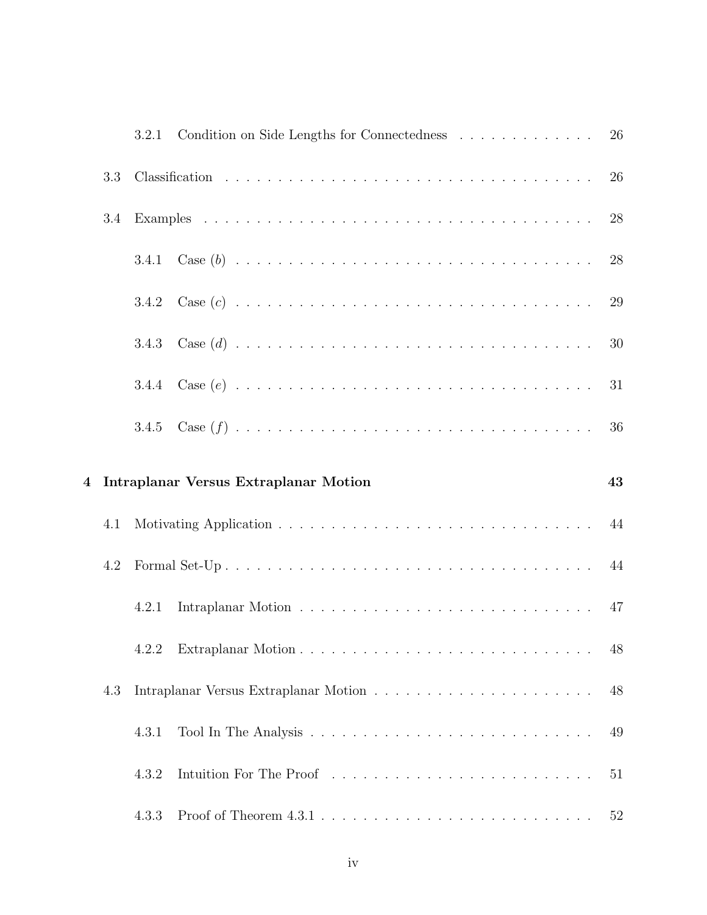3.2.1 Condition on Side Lengths for Connectedness . . . . . . . . . . . . . 26

3.3 Classification . . . . . . . . . . . . . . . . . . . . . . . . . . . . . . . . . . 26

3.4 Examples . . . . . . . . . . . . . . . . . . . . . . . . . . . . . . . . . . . 28

3.4.1 Case $(b)$ . . . . . . . . . . . . . . . . . . . . . . . . . . . . . . . . 28

3.4.2 Case $(c)$ . . . . . . . . . . . . . . . . . . . . . . . . . . . . . . . . 29

3.4.3 Case $(d)$ . . . . . . . . . . . . . . . . . . . . . . . . . . . . . . . . 30

3.4.4 Case $(e)$ . . . . . . . . . . . . . . . . . . . . . . . . . . . . . . . . 31

3.4.5 Case $(f)$ . . . . . . . . . . . . . . . . . . . . . . . . . . . . . . . . 36

**4 Intraplanar Versus Extraplanar Motion** **43**

4.1 Motivating Application . . . . . . . . . . . . . . . . . . . . . . . . . . . . 44

4.2 Formal Set-Up . . . . . . . . . . . . . . . . . . . . . . . . . . . . . . . . . 44

4.2.1 Intraplanar Motion . . . . . . . . . . . . . . . . . . . . . . . . . . . 47

4.2.2 Extraplanar Motion . . . . . . . . . . . . . . . . . . . . . . . . . . . 48

4.3 Intraplanar Versus Extraplanar Motion . . . . . . . . . . . . . . . . . . . . 48

4.3.1 Tool In The Analysis . . . . . . . . . . . . . . . . . . . . . . . . . . 49

4.3.2 Intuition For The Proof . . . . . . . . . . . . . . . . . . . . . . . . . 51

4.3.3 Proof of Theorem 4.3.1 . . . . . . . . . . . . . . . . . . . . . . . . . 52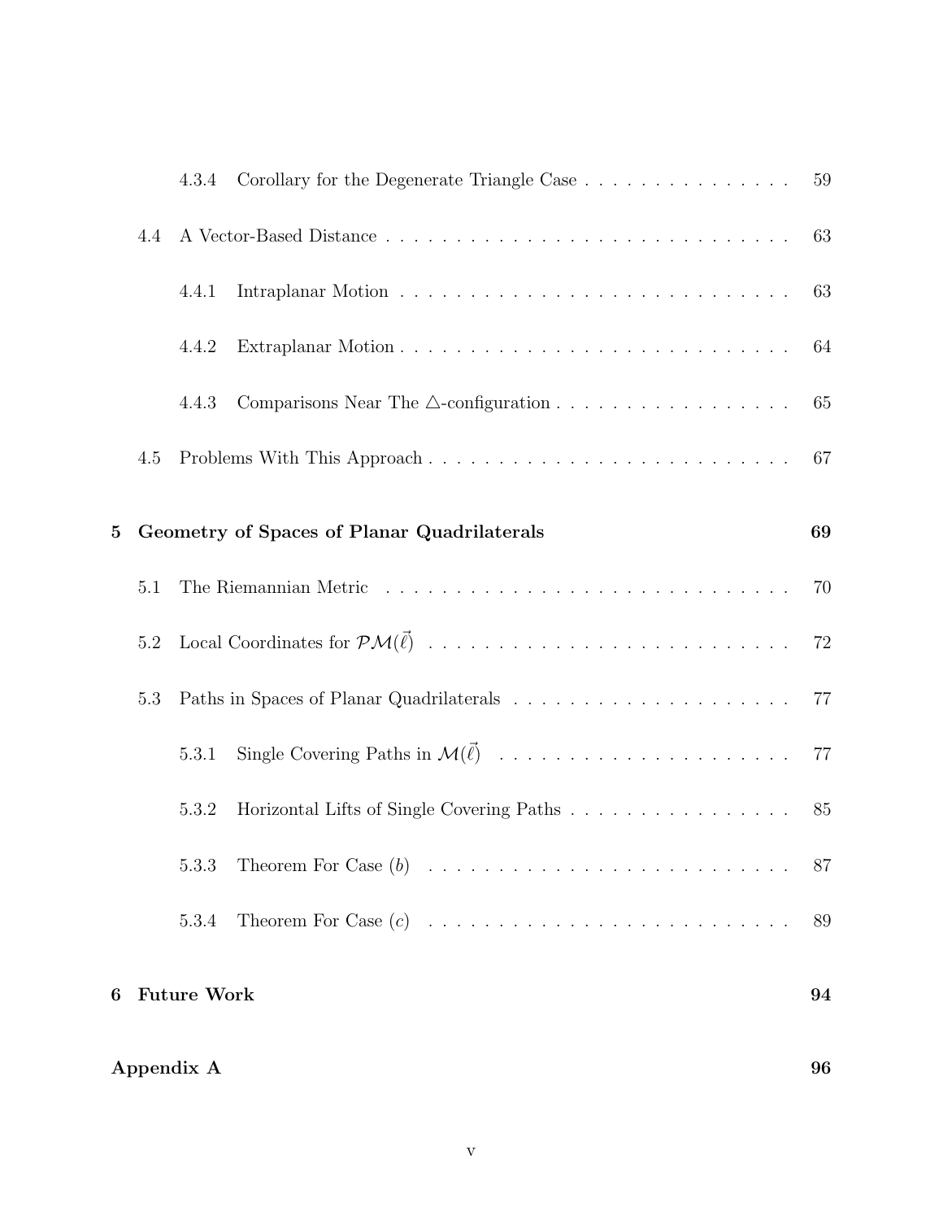4.3.4 Corollary for the Degenerate Triangle Case . . . . . . . . . . . . . . . . 59

4.4 A Vector-Based Distance . . . . . . . . . . . . . . . . . . . . . . . . . . . . . . 63

4.4.1 Intraplanar Motion . . . . . . . . . . . . . . . . . . . . . . . . . . . . . 63

4.4.2 Extraplanar Motion . . . . . . . . . . . . . . . . . . . . . . . . . . . . . 64

4.4.3 Comparisons Near The $\triangle$-configuration . . . . . . . . . . . . . . . . . . 65

4.5 Problems With This Approach . . . . . . . . . . . . . . . . . . . . . . . . . . 67

**5 Geometry of Spaces of Planar Quadrilaterals 69**

5.1 The Riemannian Metric . . . . . . . . . . . . . . . . . . . . . . . . . . . . . . 70

5.2 Local Coordinates for $\mathcal{PM}(\vec{\ell})$ . . . . . . . . . . . . . . . . . . . . . . . . . . . 72

5.3 Paths in Spaces of Planar Quadrilaterals . . . . . . . . . . . . . . . . . . . . 77

5.3.1 Single Covering Paths in $\mathcal{M}(\vec{\ell})$ . . . . . . . . . . . . . . . . . . . . . 77

5.3.2 Horizontal Lifts of Single Covering Paths . . . . . . . . . . . . . . . . . 85

5.3.3 Theorem For Case $(b)$ . . . . . . . . . . . . . . . . . . . . . . . . . . . 87

5.3.4 Theorem For Case $(c)$ . . . . . . . . . . . . . . . . . . . . . . . . . . . 89

**6 Future Work 94**

**Appendix A 96**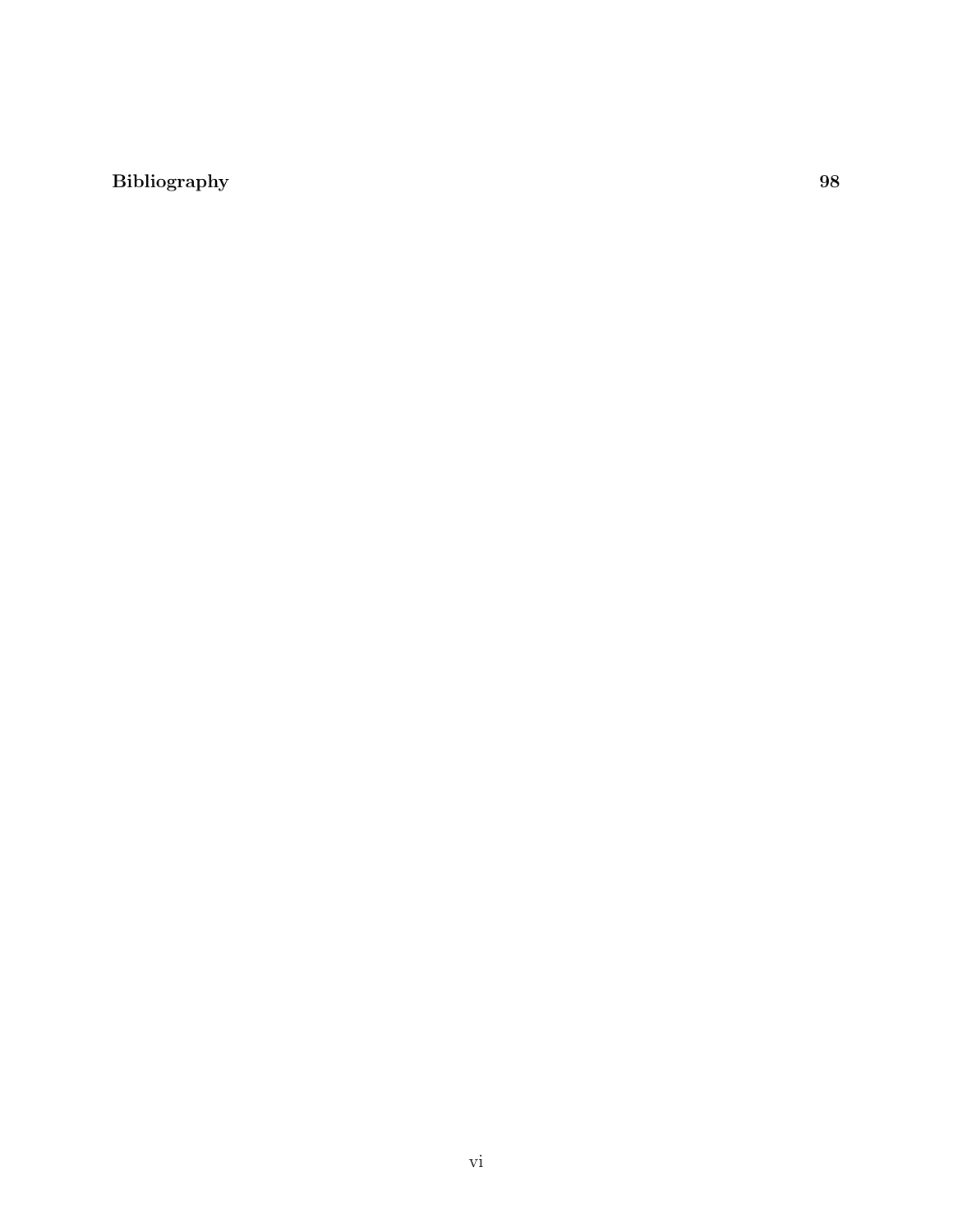**Bibliography** **98**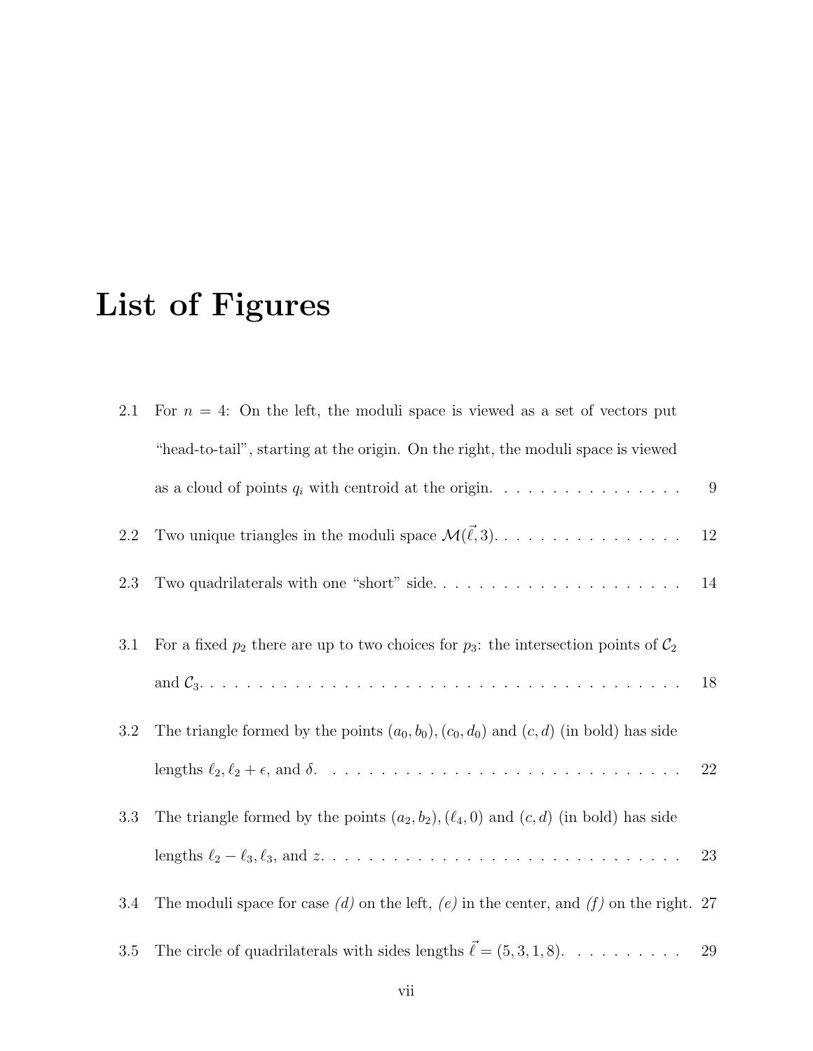# List of Figures

2.1 For $n = 4$: On the left, the moduli space is viewed as a set of vectors put "head-to-tail", starting at the origin. On the right, the moduli space is viewed as a cloud of points $q_i$ with centroid at the origin. . . . . . . . . . . . . . . . 9

2.2 Two unique triangles in the moduli space $\mathcal{M}(\vec{\ell}, 3)$. . . . . . . . . . . . . . . . . 12

2.3 Two quadrilaterals with one "short" side. . . . . . . . . . . . . . . . . . . . . . 14

3.1 For a fixed $p_2$ there are up to two choices for $p_3$: the intersection points of $\mathcal{C}_2$ and $\mathcal{C}_3$. . . . . . . . . . . . . . . . . . . . . . . . . . . . . . . . . . . . . . . . . 18

3.2 The triangle formed by the points $(a_0, b_0), (c_0, d_0)$ and $(c, d)$ (in bold) has side lengths $\ell_2, \ell_2 + \epsilon$, and $\delta$. . . . . . . . . . . . . . . . . . . . . . . . . . . . . . . 22

3.3 The triangle formed by the points $(a_2, b_2), (\ell_4, 0)$ and $(c, d)$ (in bold) has side lengths $\ell_2 - \ell_3, \ell_3$, and $z$. . . . . . . . . . . . . . . . . . . . . . . . . . . . . . 23

3.4 The moduli space for case *(d)* on the left, *(e)* in the center, and *(f)* on the right. 27

3.5 The circle of quadrilaterals with sides lengths $\vec{\ell} = (5, 3, 1, 8)$. . . . . . . . . . 29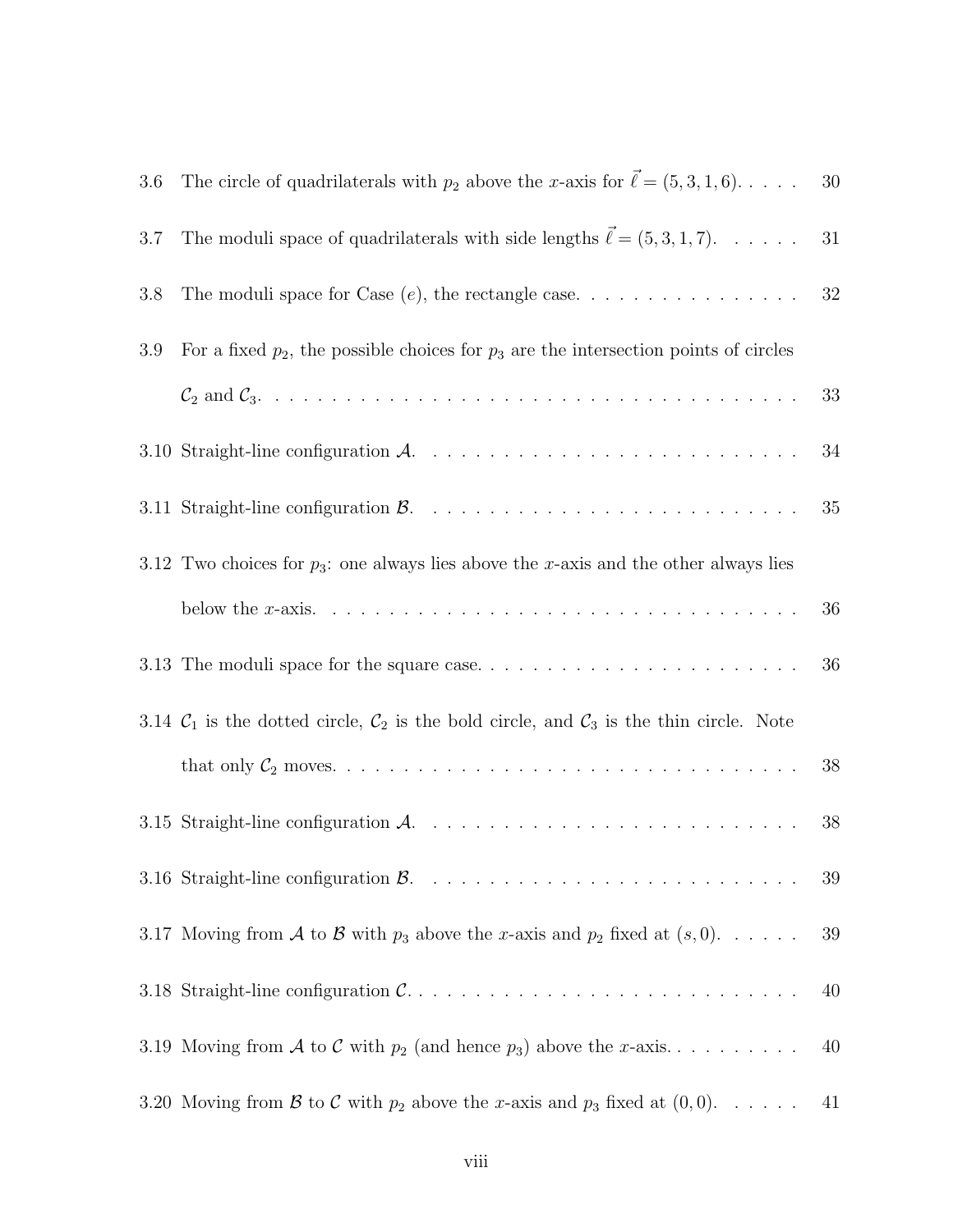3.6 The circle of quadrilaterals with $p_2$ above the $x$-axis for $\vec{\ell} = (5, 3, 1, 6)$. . . . . 30

3.7 The moduli space of quadrilaterals with side lengths $\vec{\ell} = (5, 3, 1, 7)$. . . . . . 31

3.8 The moduli space for Case $(e)$, the rectangle case. . . . . . . . . . . . . . . . 32

3.9 For a fixed $p_2$, the possible choices for $p_3$ are the intersection points of circles $\mathcal{C}_2$ and $\mathcal{C}_3$. . . . . . . . . . . . . . . . . . . . . . . . . . . . . . . . . . . . . . 33

3.10 Straight-line configuration $\mathcal{A}$. . . . . . . . . . . . . . . . . . . . . . . . . . . 34

3.11 Straight-line configuration $\mathcal{B}$. . . . . . . . . . . . . . . . . . . . . . . . . . . 35

3.12 Two choices for $p_3$: one always lies above the $x$-axis and the other always lies below the $x$-axis. . . . . . . . . . . . . . . . . . . . . . . . . . . . . . . . . 36

3.13 The moduli space for the square case. . . . . . . . . . . . . . . . . . . . . . . 36

3.14 $\mathcal{C}_1$ is the dotted circle, $\mathcal{C}_2$ is the bold circle, and $\mathcal{C}_3$ is the thin circle. Note that only $\mathcal{C}_2$ moves. . . . . . . . . . . . . . . . . . . . . . . . . . . . . . . . . . . . 38

3.15 Straight-line configuration $\mathcal{A}$. . . . . . . . . . . . . . . . . . . . . . . . . . . 38

3.16 Straight-line configuration $\mathcal{B}$. . . . . . . . . . . . . . . . . . . . . . . . . . . 39

3.17 Moving from $\mathcal{A}$ to $\mathcal{B}$ with $p_3$ above the $x$-axis and $p_2$ fixed at $(s, 0)$. . . . . . 39

3.18 Straight-line configuration $\mathcal{C}$. . . . . . . . . . . . . . . . . . . . . . . . . . . . 40

3.19 Moving from $\mathcal{A}$ to $\mathcal{C}$ with $p_2$ (and hence $p_3$) above the $x$-axis. . . . . . . . . . 40

3.20 Moving from $\mathcal{B}$ to $\mathcal{C}$ with $p_2$ above the $x$-axis and $p_3$ fixed at $(0, 0)$. . . . . . 41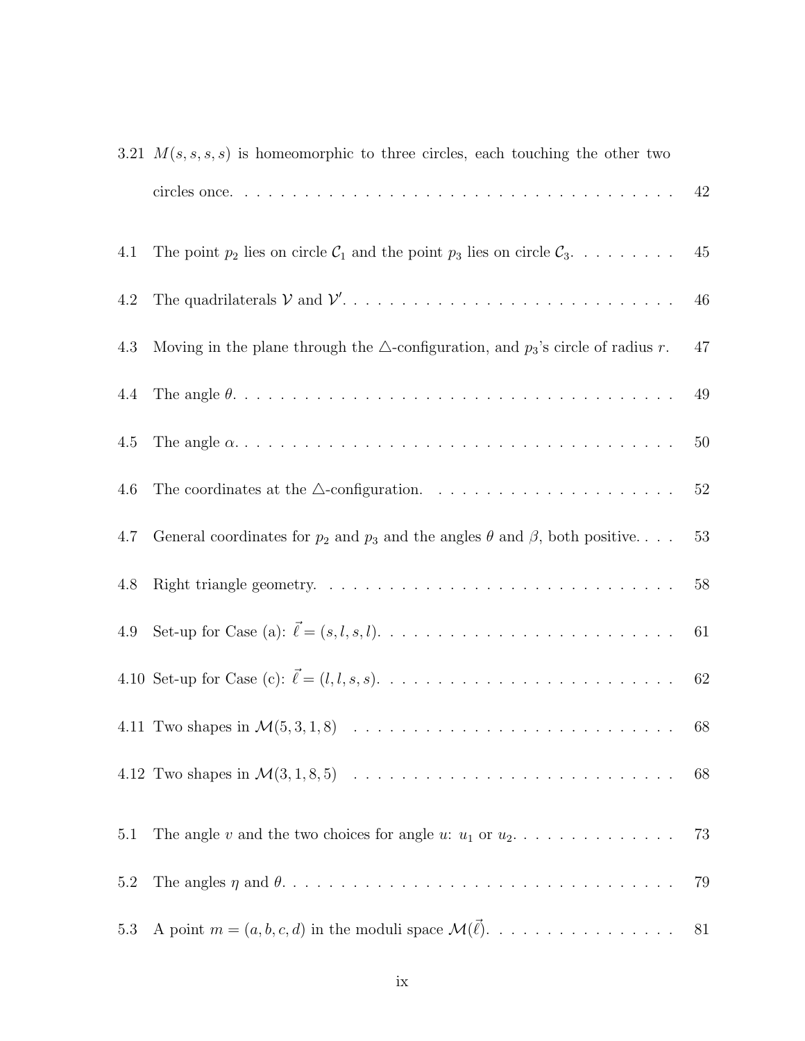3.21 $M(s, s, s, s)$ is homeomorphic to three circles, each touching the other two circles once. . . . . . . . . . . . . . . . . . . . . . . . . . . . . . . . . . . . . . . . 42

4.1 The point $p_2$ lies on circle $\mathcal{C}_1$ and the point $p_3$ lies on circle $\mathcal{C}_3$. . . . . . . . . . 45

4.2 The quadrilaterals $\mathcal{V}$ and $\mathcal{V}'$. . . . . . . . . . . . . . . . . . . . . . . . . . . . . 46

4.3 Moving in the plane through the $\triangle$-configuration, and $p_3$'s circle of radius $r$. 47

4.4 The angle $\theta$. . . . . . . . . . . . . . . . . . . . . . . . . . . . . . . . . . . . . . . . 49

4.5 The angle $\alpha$. . . . . . . . . . . . . . . . . . . . . . . . . . . . . . . . . . . . . . . . 50

4.6 The coordinates at the $\triangle$-configuration. . . . . . . . . . . . . . . . . . . . . . 52

4.7 General coordinates for $p_2$ and $p_3$ and the angles $\theta$ and $\beta$, both positive. . . . 53

4.8 Right triangle geometry. . . . . . . . . . . . . . . . . . . . . . . . . . . . . . . . 58

4.9 Set-up for Case (a): $\vec{\ell} = (s, l, s, l)$. . . . . . . . . . . . . . . . . . . . . . . . . . 61

4.10 Set-up for Case (c): $\vec{\ell} = (l, l, s, s)$. . . . . . . . . . . . . . . . . . . . . . . . . . 62

4.11 Two shapes in $\mathcal{M}(5, 3, 1, 8)$ . . . . . . . . . . . . . . . . . . . . . . . . . . . . . 68

4.12 Two shapes in $\mathcal{M}(3, 1, 8, 5)$ . . . . . . . . . . . . . . . . . . . . . . . . . . . . . 68

5.1 The angle $v$ and the two choices for angle $u$: $u_1$ or $u_2$. . . . . . . . . . . . . . . 73

5.2 The angles $\eta$ and $\theta$. . . . . . . . . . . . . . . . . . . . . . . . . . . . . . . . . . . 79

5.3 A point $m = (a, b, c, d)$ in the moduli space $\mathcal{M}(\vec{\ell})$. . . . . . . . . . . . . . . . . 81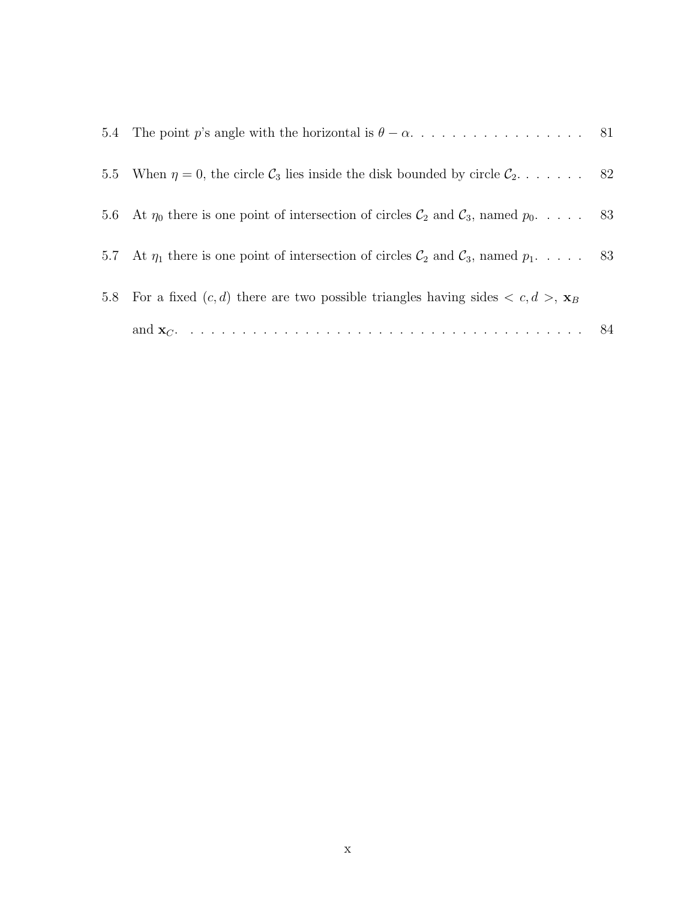5.4 The point $p$'s angle with the horizontal is $\theta - \alpha$. . . . . . . . . . . . . . . . . 81

5.5 When $\eta = 0$, the circle $\mathcal{C}_3$ lies inside the disk bounded by circle $\mathcal{C}_2$. . . . . . . 82

5.6 At $\eta_0$ there is one point of intersection of circles $\mathcal{C}_2$ and $\mathcal{C}_3$, named $p_0$. . . . . 83

5.7 At $\eta_1$ there is one point of intersection of circles $\mathcal{C}_2$ and $\mathcal{C}_3$, named $p_1$. . . . . 83

5.8 For a fixed $(c, d)$ there are two possible triangles having sides $< c, d >$, $\mathbf{x}_B$ and $\mathbf{x}_C$. . . . . . . . . . . . . . . . . . . . . . . . . . . . . . . . . . . . . . . 84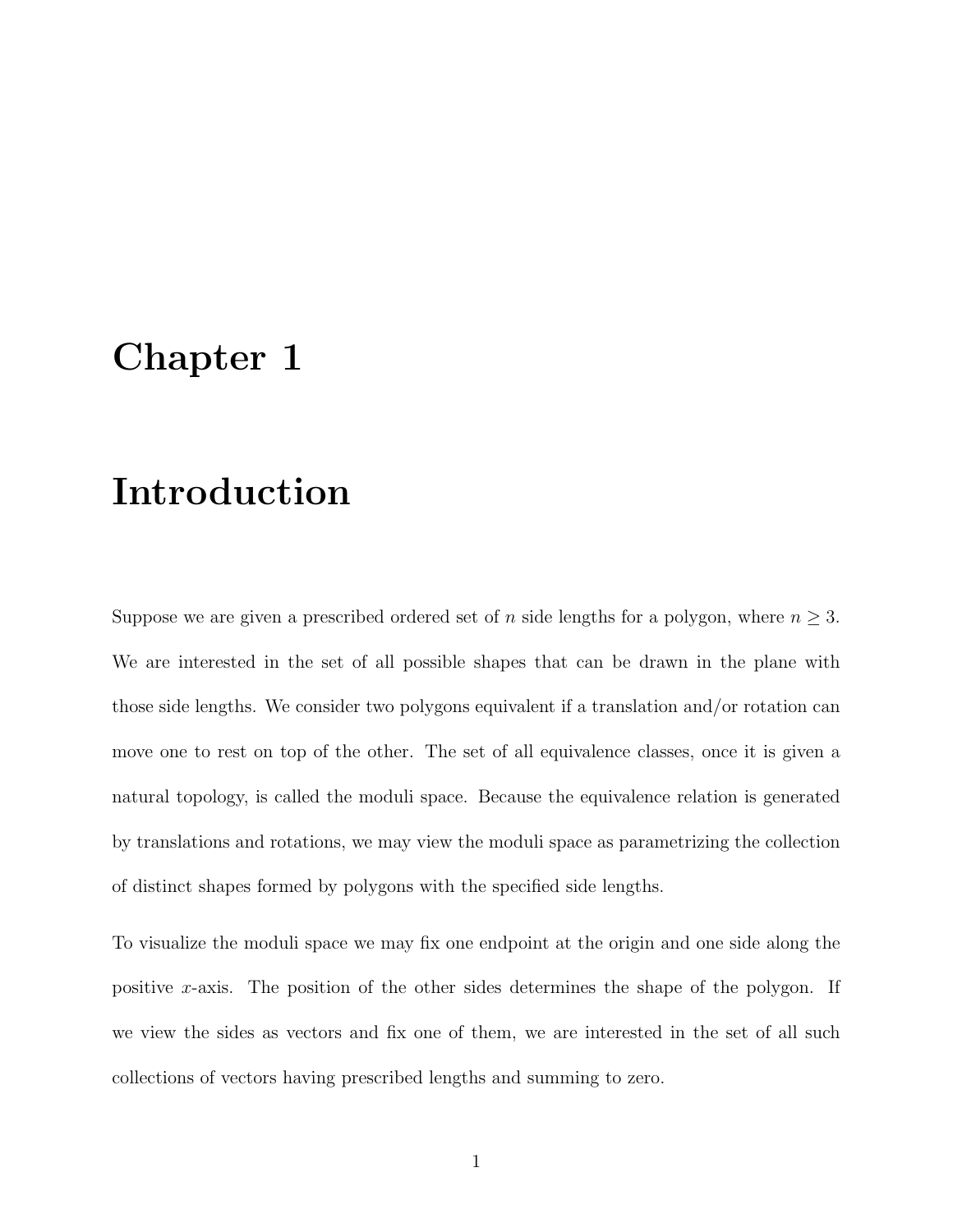# Chapter 1

# Introduction

Suppose we are given a prescribed ordered set of $n$ side lengths for a polygon, where $n \geq 3$. We are interested in the set of all possible shapes that can be drawn in the plane with those side lengths. We consider two polygons equivalent if a translation and/or rotation can move one to rest on top of the other. The set of all equivalence classes, once it is given a natural topology, is called the moduli space. Because the equivalence relation is generated by translations and rotations, we may view the moduli space as parametrizing the collection of distinct shapes formed by polygons with the specified side lengths.

To visualize the moduli space we may fix one endpoint at the origin and one side along the positive $x$-axis. The position of the other sides determines the shape of the polygon. If we view the sides as vectors and fix one of them, we are interested in the set of all such collections of vectors having prescribed lengths and summing to zero.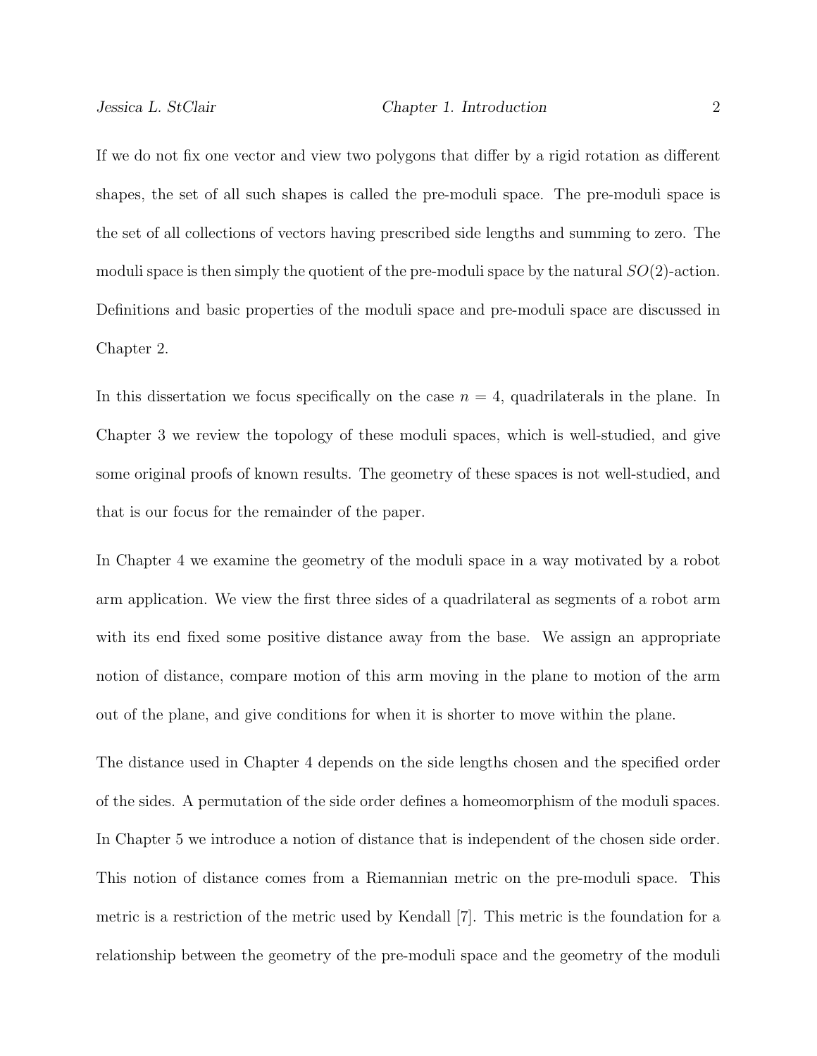If we do not fix one vector and view two polygons that differ by a rigid rotation as different shapes, the set of all such shapes is called the pre-moduli space. The pre-moduli space is the set of all collections of vectors having prescribed side lengths and summing to zero. The moduli space is then simply the quotient of the pre-moduli space by the natural $SO(2)$-action. Definitions and basic properties of the moduli space and pre-moduli space are discussed in Chapter 2.

In this dissertation we focus specifically on the case $n = 4$, quadrilaterals in the plane. In Chapter 3 we review the topology of these moduli spaces, which is well-studied, and give some original proofs of known results. The geometry of these spaces is not well-studied, and that is our focus for the remainder of the paper.

In Chapter 4 we examine the geometry of the moduli space in a way motivated by a robot arm application. We view the first three sides of a quadrilateral as segments of a robot arm with its end fixed some positive distance away from the base. We assign an appropriate notion of distance, compare motion of this arm moving in the plane to motion of the arm out of the plane, and give conditions for when it is shorter to move within the plane.

The distance used in Chapter 4 depends on the side lengths chosen and the specified order of the sides. A permutation of the side order defines a homeomorphism of the moduli spaces. In Chapter 5 we introduce a notion of distance that is independent of the chosen side order. This notion of distance comes from a Riemannian metric on the pre-moduli space. This metric is a restriction of the metric used by Kendall [7]. This metric is the foundation for a relationship between the geometry of the pre-moduli space and the geometry of the moduli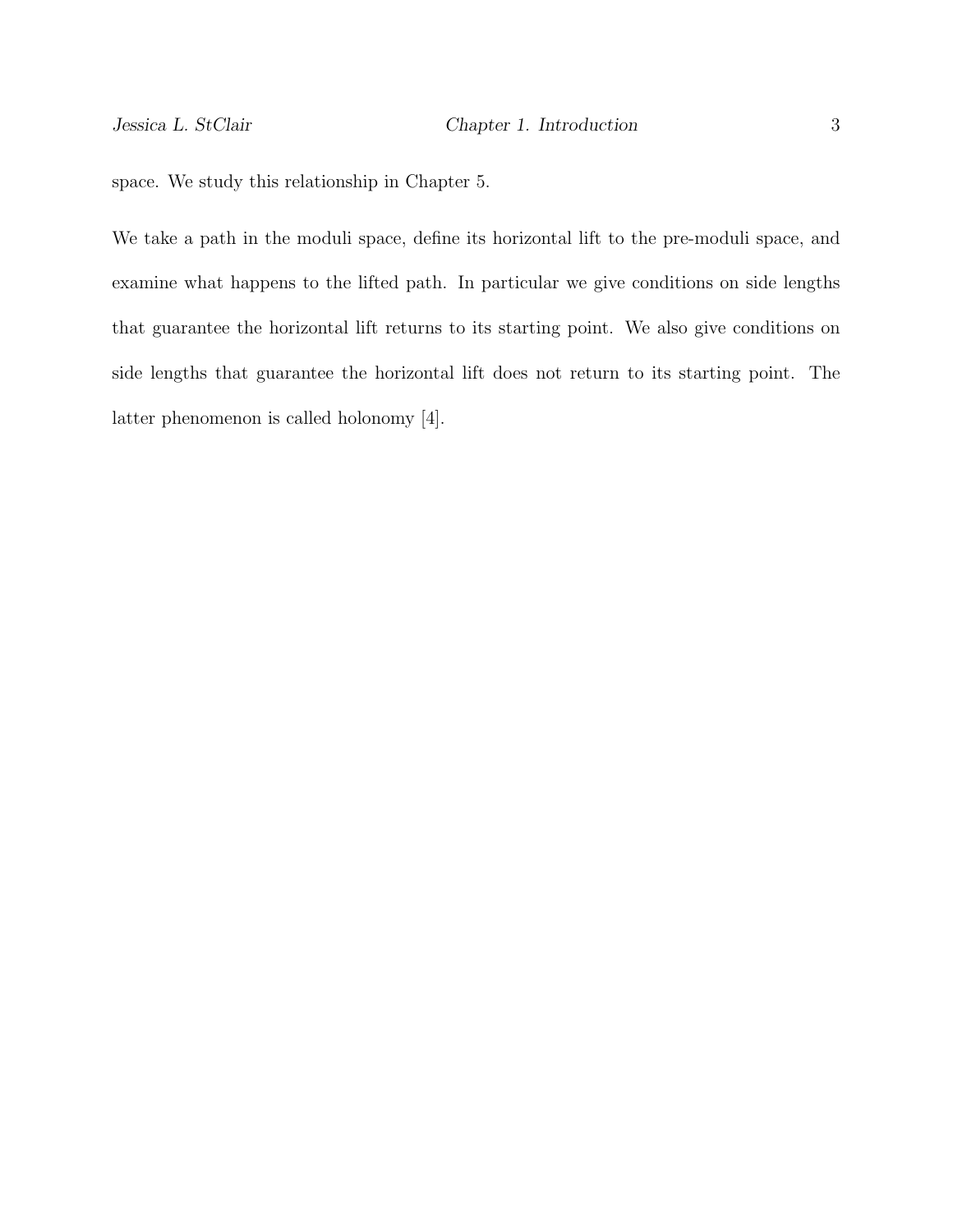space. We study this relationship in Chapter 5.

We take a path in the moduli space, define its horizontal lift to the pre-moduli space, and examine what happens to the lifted path. In particular we give conditions on side lengths that guarantee the horizontal lift returns to its starting point. We also give conditions on side lengths that guarantee the horizontal lift does not return to its starting point. The latter phenomenon is called holonomy [4].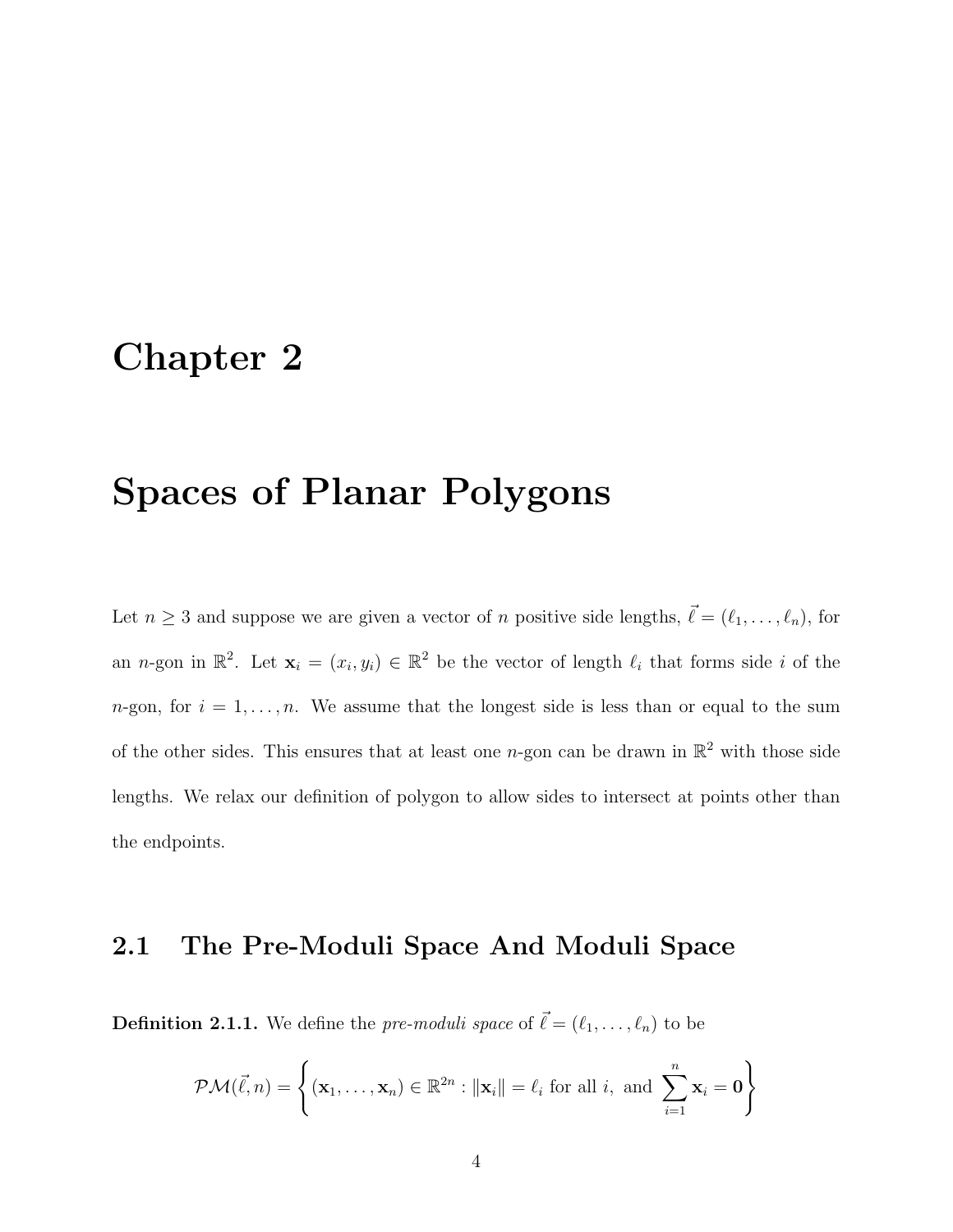# Chapter 2

# Spaces of Planar Polygons

Let $n \geq 3$ and suppose we are given a vector of $n$ positive side lengths, $\vec{\ell} = (\ell_1, \ldots, \ell_n)$, for an $n$-gon in $\mathbb{R}^2$. Let $\mathbf{x}_i = (x_i, y_i) \in \mathbb{R}^2$ be the vector of length $\ell_i$ that forms side $i$ of the $n$-gon, for $i = 1, \ldots, n$. We assume that the longest side is less than or equal to the sum of the other sides. This ensures that at least one $n$-gon can be drawn in $\mathbb{R}^2$ with those side lengths. We relax our definition of polygon to allow sides to intersect at points other than the endpoints.

## 2.1 The Pre-Moduli Space And Moduli Space

**Definition 2.1.1.** We define the *pre-moduli space* of $\vec{\ell} = (\ell_1, \ldots, \ell_n)$ to be

$$\mathcal{PM}(\vec{\ell}, n) = \left\{ (\mathbf{x}_1, \ldots, \mathbf{x}_n) \in \mathbb{R}^{2n} : \|\mathbf{x}_i\| = \ell_i \text{ for all } i, \text{ and } \sum_{i=1}^{n} \mathbf{x}_i = \mathbf{0} \right\}$$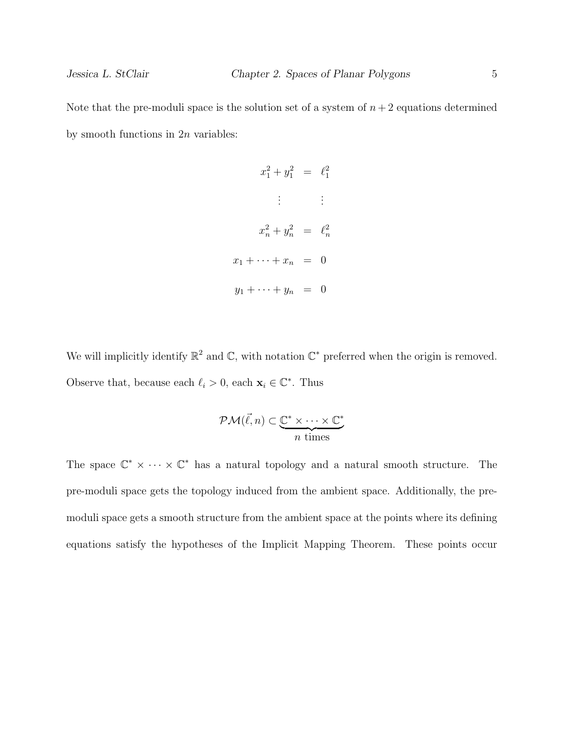Note that the pre-moduli space is the solution set of a system of $n+2$ equations determined by smooth functions in $2n$ variables:

$$
\begin{aligned}
x_1^2 + y_1^2 &= \ell_1^2 \\
\vdots \quad & \quad \vdots \\
x_n^2 + y_n^2 &= \ell_n^2 \\
x_1 + \cdots + x_n &= 0 \\
y_1 + \cdots + y_n &= 0
\end{aligned}
$$

We will implicitly identify $\mathbb{R}^2$ and $\mathbb{C}$, with notation $\mathbb{C}^*$ preferred when the origin is removed. Observe that, because each $\ell_i > 0$, each $\mathbf{x}_i \in \mathbb{C}^*$. Thus

$$
\mathcal{PM}(\vec{\ell}, n) \subset \underbrace{\mathbb{C}^* \times \cdots \times \mathbb{C}^*}_{n \text{ times}}
$$

The space $\mathbb{C}^* \times \cdots \times \mathbb{C}^*$ has a natural topology and a natural smooth structure. The pre-moduli space gets the topology induced from the ambient space. Additionally, the pre-moduli space gets a smooth structure from the ambient space at the points where its defining equations satisfy the hypotheses of the Implicit Mapping Theorem. These points occur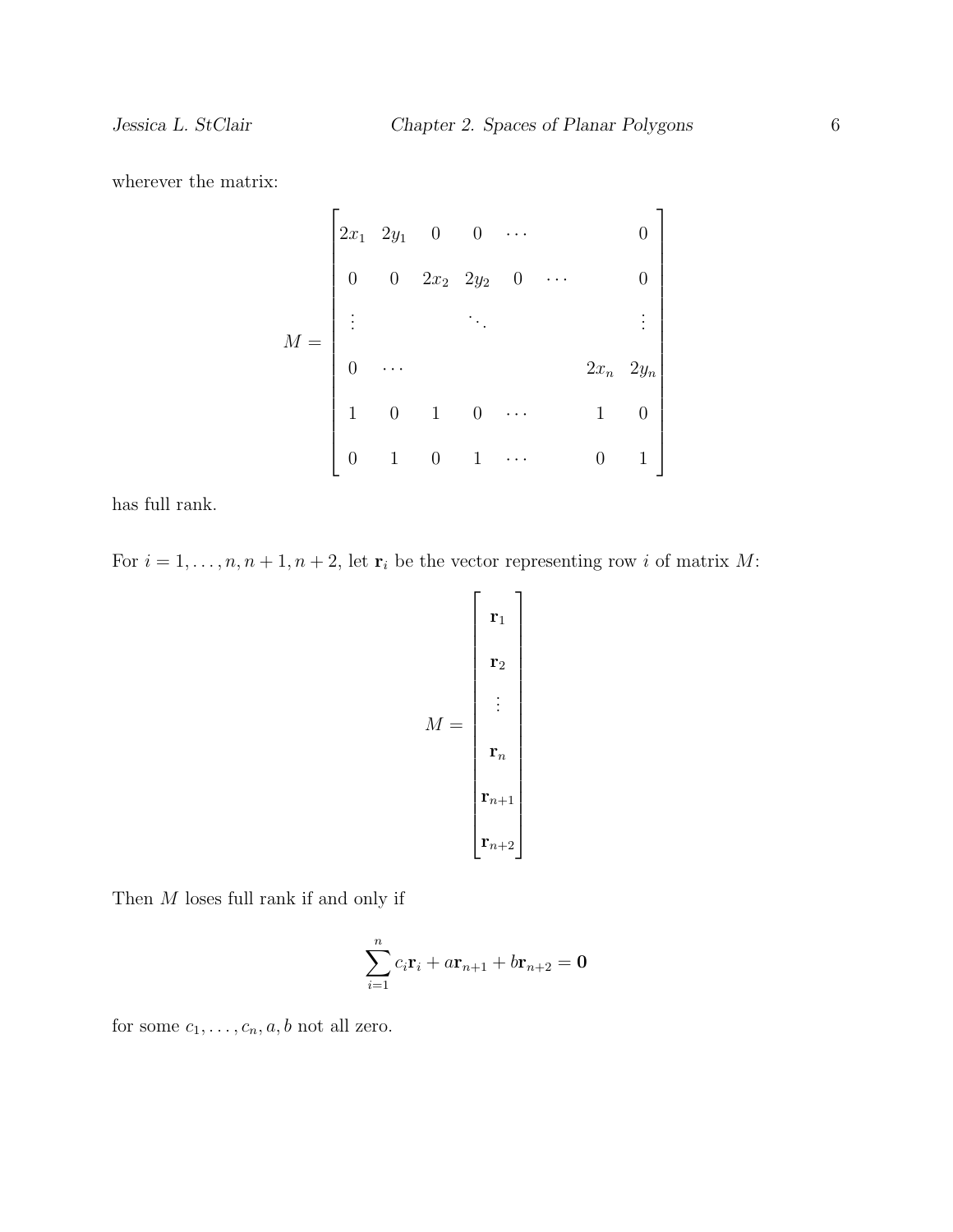wherever the matrix:

$$M = \begin{bmatrix} 2x_1 & 2y_1 & 0 & 0 & \cdots & & & 0 \\ 0 & 0 & 2x_2 & 2y_2 & 0 & \cdots & & 0 \\ \vdots & & & \ddots & & & & \vdots \\ 0 & \cdots & & & & & 2x_n & 2y_n \\ 1 & 0 & 1 & 0 & \cdots & & 1 & 0 \\ 0 & 1 & 0 & 1 & \cdots & & 0 & 1 \end{bmatrix}$$

has full rank.

For $i = 1, \ldots, n, n+1, n+2$, let $\mathbf{r}_i$ be the vector representing row $i$ of matrix $M$:

$$M = \begin{bmatrix} \mathbf{r}_1 \\ \mathbf{r}_2 \\ \vdots \\ \mathbf{r}_n \\ \mathbf{r}_{n+1} \\ \mathbf{r}_{n+2} \end{bmatrix}$$

Then $M$ loses full rank if and only if

$$\sum_{i=1}^{n} c_i \mathbf{r}_i + a\mathbf{r}_{n+1} + b\mathbf{r}_{n+2} = \mathbf{0}$$

for some $c_1, \ldots, c_n, a, b$ not all zero.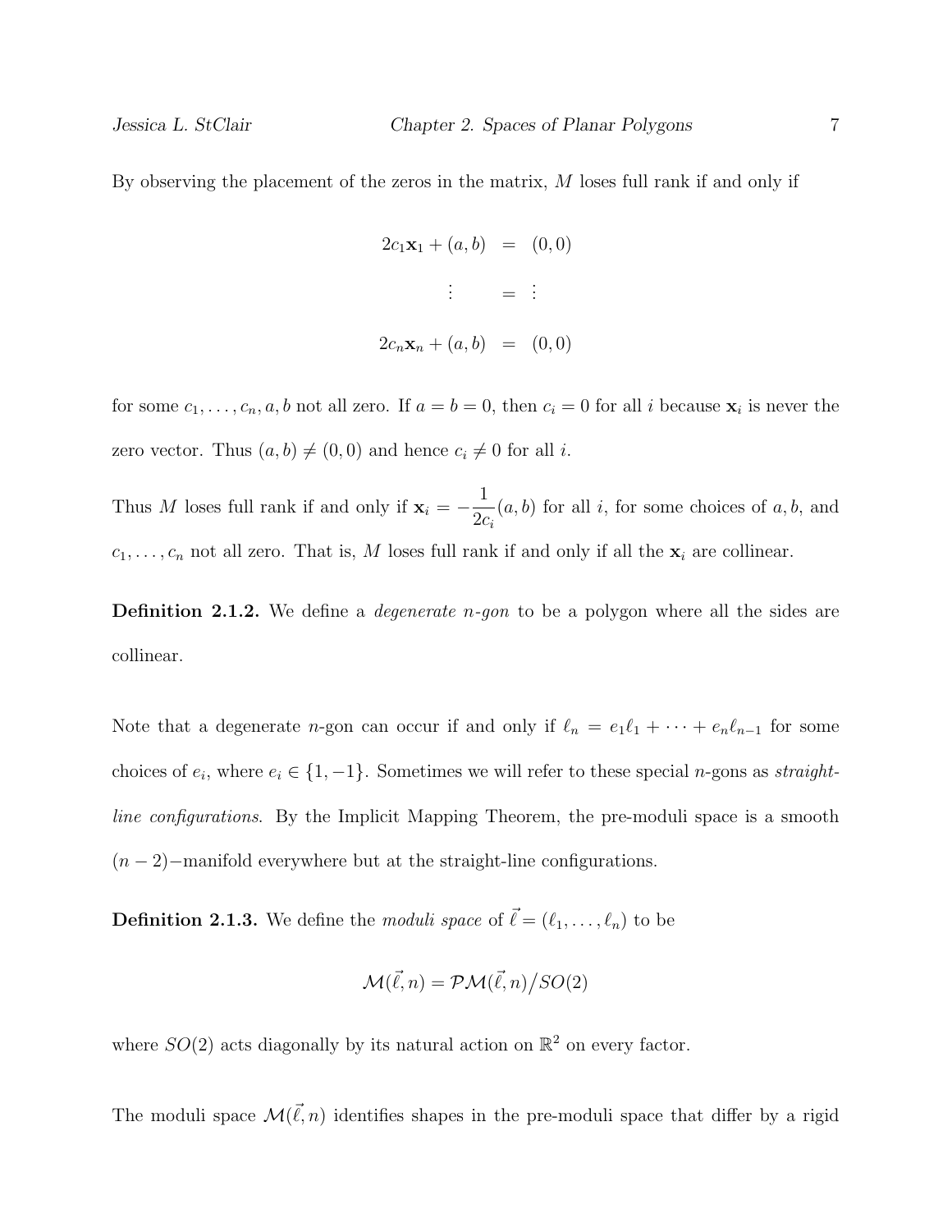By observing the placement of the zeros in the matrix, $M$ loses full rank if and only if

$$
\begin{aligned}
2c_1\mathbf{x}_1 + (a, b) &= (0, 0) \\
\vdots \quad &= \vdots \\
2c_n\mathbf{x}_n + (a, b) &= (0, 0)
\end{aligned}
$$

for some $c_1, \ldots, c_n, a, b$ not all zero. If $a = b = 0$, then $c_i = 0$ for all $i$ because $\mathbf{x}_i$ is never the zero vector. Thus $(a, b) \neq (0, 0)$ and hence $c_i \neq 0$ for all $i$.

Thus $M$ loses full rank if and only if $\mathbf{x}_i = -\dfrac{1}{2c_i}(a, b)$ for all $i$, for some choices of $a, b$, and $c_1, \ldots, c_n$ not all zero. That is, $M$ loses full rank if and only if all the $\mathbf{x}_i$ are collinear.

**Definition 2.1.2.** We define a *degenerate n-gon* to be a polygon where all the sides are collinear.

Note that a degenerate $n$-gon can occur if and only if $\ell_n = e_1\ell_1 + \cdots + e_n\ell_{n-1}$ for some choices of $e_i$, where $e_i \in \{1, -1\}$. Sometimes we will refer to these special $n$-gons as *straight-line configurations*. By the Implicit Mapping Theorem, the pre-moduli space is a smooth $(n-2)-$manifold everywhere but at the straight-line configurations.

**Definition 2.1.3.** We define the *moduli space* of $\vec{\ell} = (\ell_1, \ldots, \ell_n)$ to be

$$
\mathcal{M}(\vec{\ell}, n) = \mathcal{PM}(\vec{\ell}, n) \big/ SO(2)
$$

where $SO(2)$ acts diagonally by its natural action on $\mathbb{R}^2$ on every factor.

The moduli space $\mathcal{M}(\vec{\ell}, n)$ identifies shapes in the pre-moduli space that differ by a rigid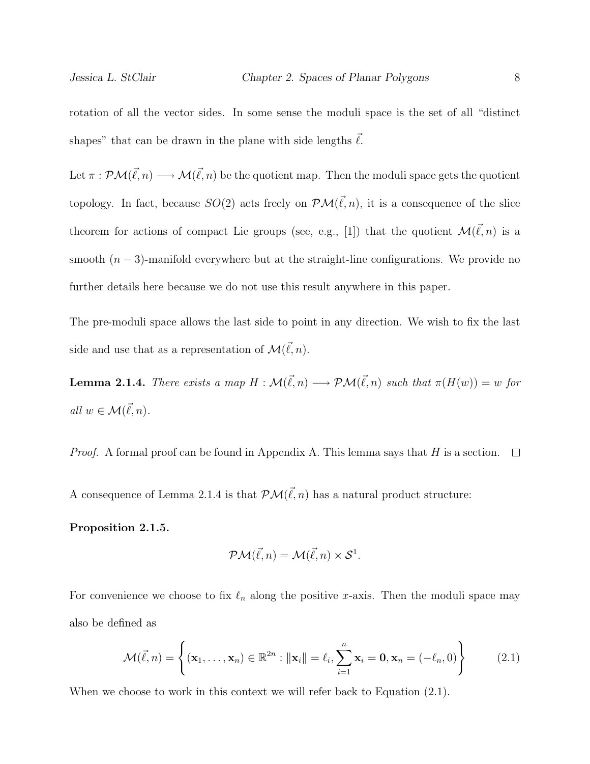rotation of all the vector sides. In some sense the moduli space is the set of all "distinct shapes" that can be drawn in the plane with side lengths $\vec{\ell}$.

Let $\pi : \mathcal{PM}(\vec{\ell}, n) \longrightarrow \mathcal{M}(\vec{\ell}, n)$ be the quotient map. Then the moduli space gets the quotient topology. In fact, because $SO(2)$ acts freely on $\mathcal{PM}(\vec{\ell}, n)$, it is a consequence of the slice theorem for actions of compact Lie groups (see, e.g., [1]) that the quotient $\mathcal{M}(\vec{\ell}, n)$ is a smooth $(n-3)$-manifold everywhere but at the straight-line configurations. We provide no further details here because we do not use this result anywhere in this paper.

The pre-moduli space allows the last side to point in any direction. We wish to fix the last side and use that as a representation of $\mathcal{M}(\vec{\ell}, n)$.

**Lemma 2.1.4.** *There exists a map $H : \mathcal{M}(\vec{\ell}, n) \longrightarrow \mathcal{PM}(\vec{\ell}, n)$ such that $\pi(H(w)) = w$ for all $w \in \mathcal{M}(\vec{\ell}, n)$.*

*Proof.* A formal proof can be found in Appendix A. This lemma says that $H$ is a section. □

A consequence of Lemma 2.1.4 is that $\mathcal{PM}(\vec{\ell}, n)$ has a natural product structure:

**Proposition 2.1.5.**

$$\mathcal{PM}(\vec{\ell}, n) = \mathcal{M}(\vec{\ell}, n) \times \mathcal{S}^1.$$

For convenience we choose to fix $\ell_n$ along the positive $x$-axis. Then the moduli space may also be defined as

$$\mathcal{M}(\vec{\ell}, n) = \left\{ (\mathbf{x}_1, \ldots, \mathbf{x}_n) \in \mathbb{R}^{2n} : \|\mathbf{x}_i\| = \ell_i, \sum_{i=1}^{n} \mathbf{x}_i = \mathbf{0}, \mathbf{x}_n = (-\ell_n, 0) \right\} \tag{2.1}$$

When we choose to work in this context we will refer back to Equation (2.1).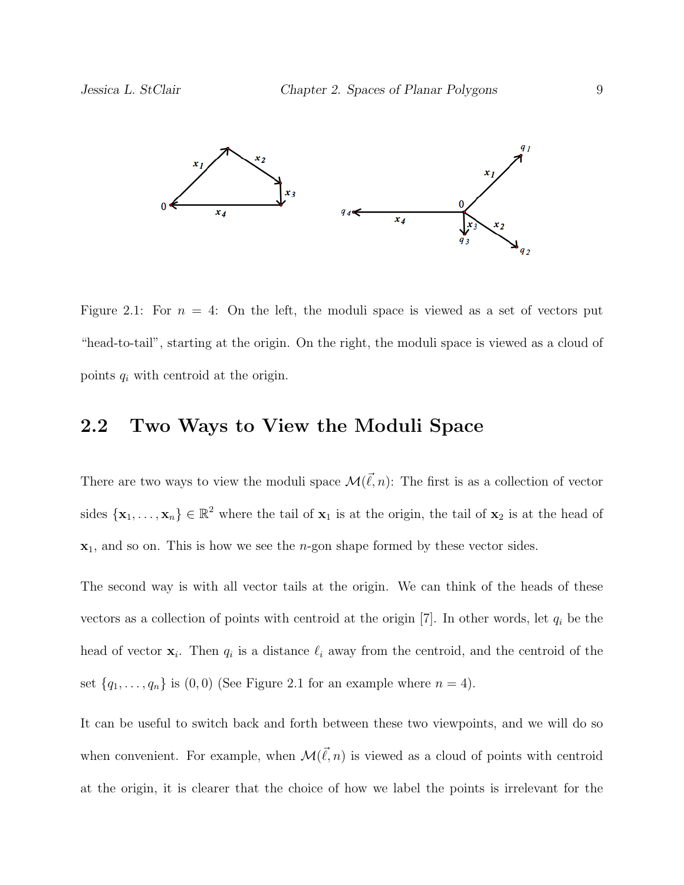0

$x_1$

$x_2$

$x_3$

$x_4$

$q_1$

$x_1$

0

$q_4$

$x_4$

$x_3$

$x_2$

$q_3$

$q_2$

Figure 2.1: For $n = 4$: On the left, the moduli space is viewed as a set of vectors put "head-to-tail", starting at the origin. On the right, the moduli space is viewed as a cloud of points $q_i$ with centroid at the origin.

## 2.2 Two Ways to View the Moduli Space

There are two ways to view the moduli space $\mathcal{M}(\vec{\ell}, n)$: The first is as a collection of vector sides $\{\mathbf{x}_1, \ldots, \mathbf{x}_n\} \in \mathbb{R}^2$ where the tail of $\mathbf{x}_1$ is at the origin, the tail of $\mathbf{x}_2$ is at the head of $\mathbf{x}_1$, and so on. This is how we see the $n$-gon shape formed by these vector sides.

The second way is with all vector tails at the origin. We can think of the heads of these vectors as a collection of points with centroid at the origin [7]. In other words, let $q_i$ be the head of vector $\mathbf{x}_i$. Then $q_i$ is a distance $\ell_i$ away from the centroid, and the centroid of the set $\{q_1, \ldots, q_n\}$ is $(0, 0)$ (See Figure 2.1 for an example where $n = 4$).

It can be useful to switch back and forth between these two viewpoints, and we will do so when convenient. For example, when $\mathcal{M}(\vec{\ell}, n)$ is viewed as a cloud of points with centroid at the origin, it is clearer that the choice of how we label the points is irrelevant for the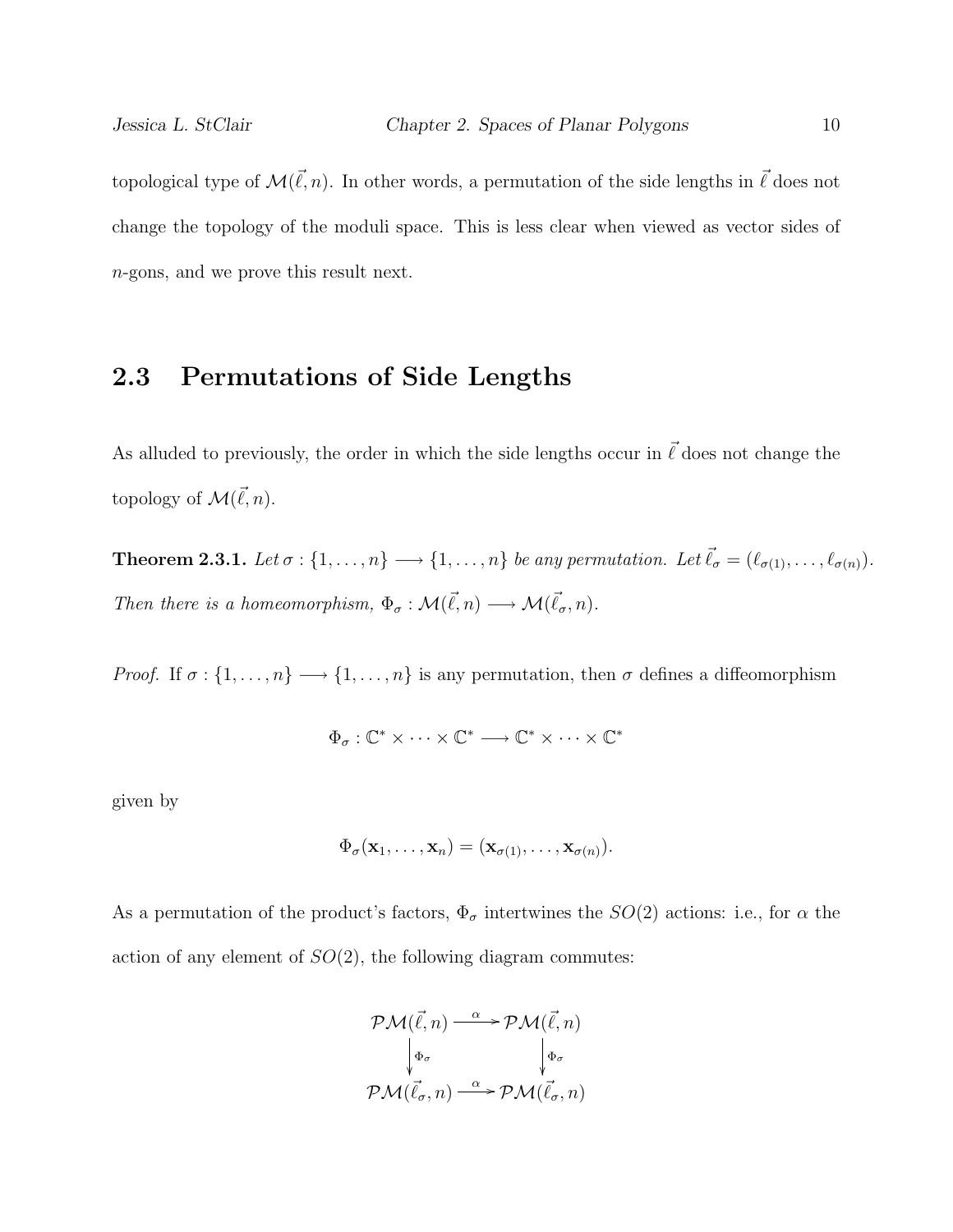topological type of $\mathcal{M}(\vec{\ell}, n)$. In other words, a permutation of the side lengths in $\vec{\ell}$ does not change the topology of the moduli space. This is less clear when viewed as vector sides of $n$-gons, and we prove this result next.

## 2.3 Permutations of Side Lengths

As alluded to previously, the order in which the side lengths occur in $\vec{\ell}$ does not change the topology of $\mathcal{M}(\vec{\ell}, n)$.

**Theorem 2.3.1.** *Let $\sigma : \{1, \ldots, n\} \longrightarrow \{1, \ldots, n\}$ be any permutation. Let $\vec{\ell}_\sigma = (\ell_{\sigma(1)}, \ldots, \ell_{\sigma(n)})$. Then there is a homeomorphism, $\Phi_\sigma : \mathcal{M}(\vec{\ell}, n) \longrightarrow \mathcal{M}(\vec{\ell}_\sigma, n)$.*

*Proof.* If $\sigma : \{1, \ldots, n\} \longrightarrow \{1, \ldots, n\}$ is any permutation, then $\sigma$ defines a diffeomorphism

$$\Phi_\sigma : \mathbb{C}^* \times \cdots \times \mathbb{C}^* \longrightarrow \mathbb{C}^* \times \cdots \times \mathbb{C}^*$$

given by

$$\Phi_\sigma(\mathbf{x}_1, \ldots, \mathbf{x}_n) = (\mathbf{x}_{\sigma(1)}, \ldots, \mathbf{x}_{\sigma(n)}).$$

As a permutation of the product's factors, $\Phi_\sigma$ intertwines the $SO(2)$ actions: i.e., for $\alpha$ the action of any element of $SO(2)$, the following diagram commutes:

$$\begin{array}{ccc}
\mathcal{PM}(\vec{\ell}, n) & \xrightarrow{\alpha} & \mathcal{PM}(\vec{\ell}, n) \\
\downarrow \Phi_\sigma & & \downarrow \Phi_\sigma \\
\mathcal{PM}(\vec{\ell}_\sigma, n) & \xrightarrow{\alpha} & \mathcal{PM}(\vec{\ell}_\sigma, n)
\end{array}$$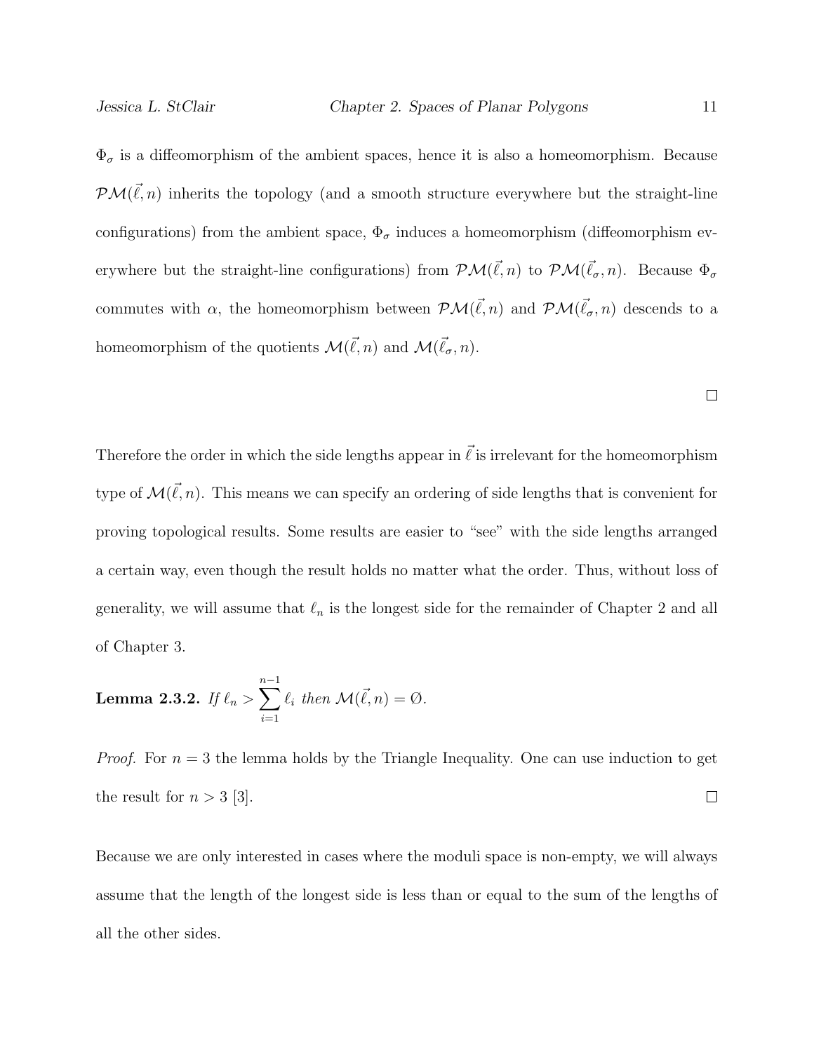$\Phi_\sigma$ is a diffeomorphism of the ambient spaces, hence it is also a homeomorphism. Because $\mathcal{PM}(\vec{\ell}, n)$ inherits the topology (and a smooth structure everywhere but the straight-line configurations) from the ambient space, $\Phi_\sigma$ induces a homeomorphism (diffeomorphism everywhere but the straight-line configurations) from $\mathcal{PM}(\vec{\ell}, n)$ to $\mathcal{PM}(\vec{\ell}_\sigma, n)$. Because $\Phi_\sigma$ commutes with $\alpha$, the homeomorphism between $\mathcal{PM}(\vec{\ell}, n)$ and $\mathcal{PM}(\vec{\ell}_\sigma, n)$ descends to a homeomorphism of the quotients $\mathcal{M}(\vec{\ell}, n)$ and $\mathcal{M}(\vec{\ell}_\sigma, n)$.

□

Therefore the order in which the side lengths appear in $\vec{\ell}$ is irrelevant for the homeomorphism type of $\mathcal{M}(\vec{\ell}, n)$. This means we can specify an ordering of side lengths that is convenient for proving topological results. Some results are easier to "see" with the side lengths arranged a certain way, even though the result holds no matter what the order. Thus, without loss of generality, we will assume that $\ell_n$ is the longest side for the remainder of Chapter 2 and all of Chapter 3.

**Lemma 2.3.2.** *If* $\ell_n > \sum_{i=1}^{n-1} \ell_i$ *then* $\mathcal{M}(\vec{\ell}, n) = \emptyset$.

*Proof.* For $n = 3$ the lemma holds by the Triangle Inequality. One can use induction to get the result for $n > 3$ [3]. □

Because we are only interested in cases where the moduli space is non-empty, we will always assume that the length of the longest side is less than or equal to the sum of the lengths of all the other sides.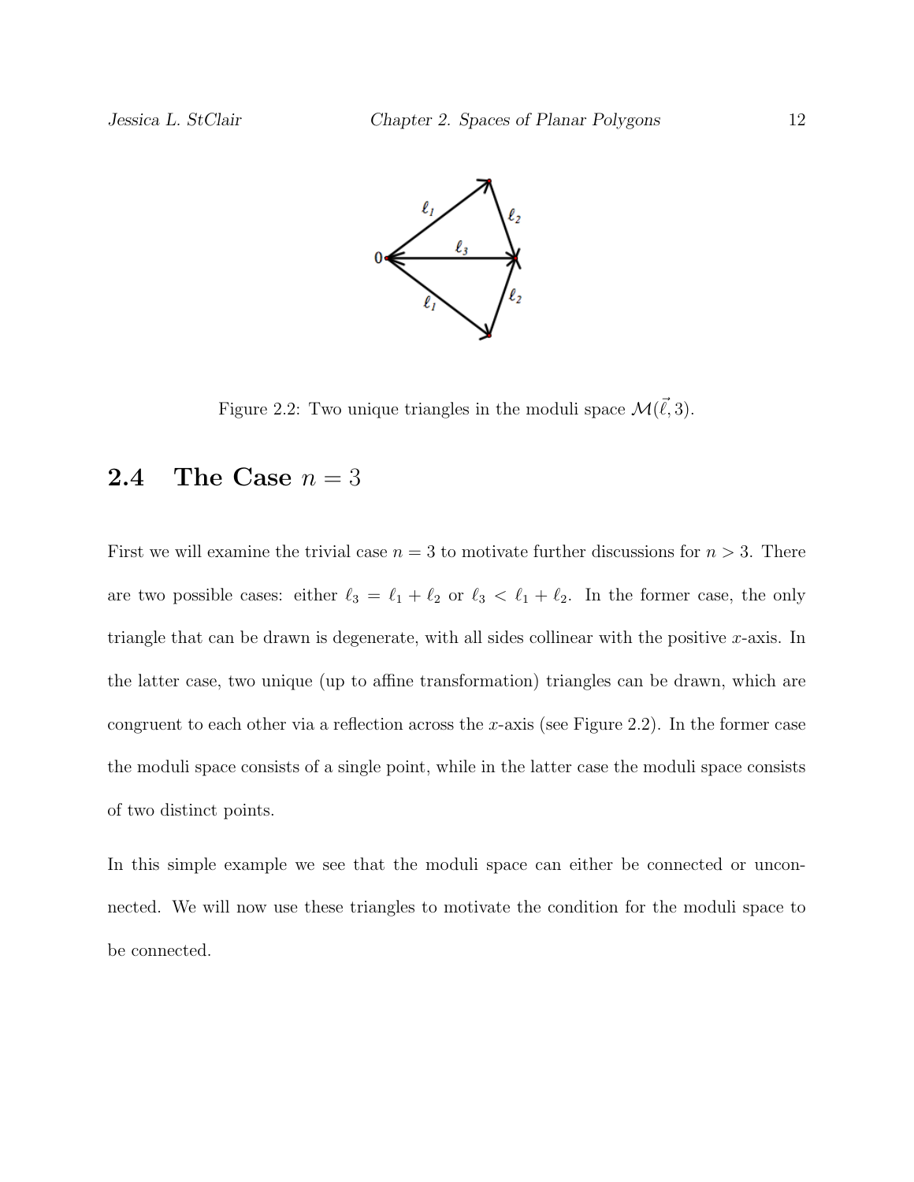Figure 2.2: Two unique triangles in the moduli space $\mathcal{M}(\vec{\ell}, 3)$.

## 2.4 The Case $n = 3$

First we will examine the trivial case $n = 3$ to motivate further discussions for $n > 3$. There are two possible cases: either $\ell_3 = \ell_1 + \ell_2$ or $\ell_3 < \ell_1 + \ell_2$. In the former case, the only triangle that can be drawn is degenerate, with all sides collinear with the positive $x$-axis. In the latter case, two unique (up to affine transformation) triangles can be drawn, which are congruent to each other via a reflection across the $x$-axis (see Figure 2.2). In the former case the moduli space consists of a single point, while in the latter case the moduli space consists of two distinct points.

In this simple example we see that the moduli space can either be connected or unconnected. We will now use these triangles to motivate the condition for the moduli space to be connected.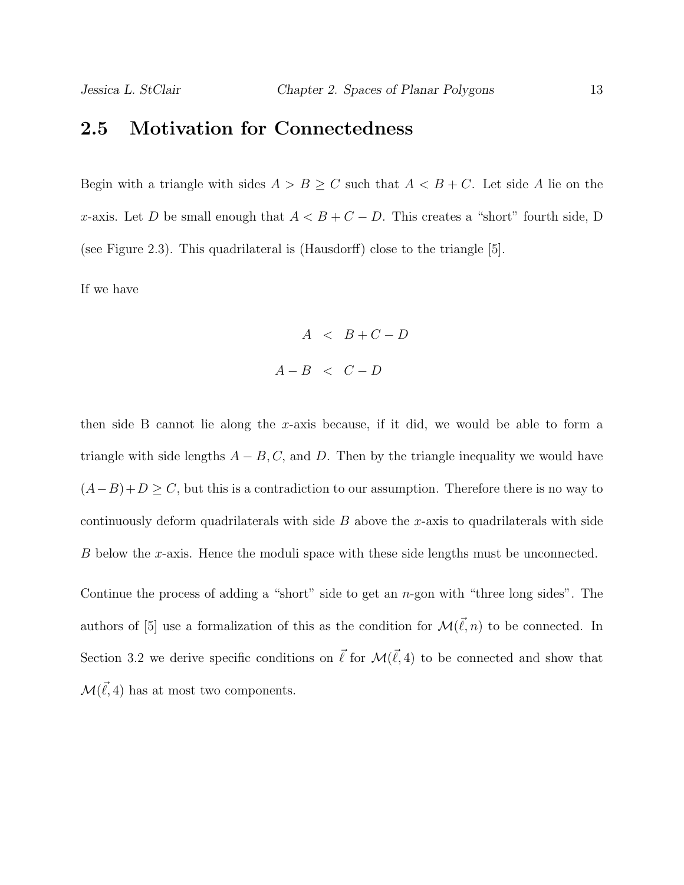## 2.5 Motivation for Connectedness

Begin with a triangle with sides $A > B \geq C$ such that $A < B + C$. Let side $A$ lie on the $x$-axis. Let $D$ be small enough that $A < B + C - D$. This creates a "short" fourth side, D (see Figure 2.3). This quadrilateral is (Hausdorff) close to the triangle [5].

If we have

$$
\begin{aligned}
A &< B + C - D \\
A - B &< C - D
\end{aligned}
$$

then side B cannot lie along the $x$-axis because, if it did, we would be able to form a triangle with side lengths $A - B, C$, and $D$. Then by the triangle inequality we would have $(A - B) + D \geq C$, but this is a contradiction to our assumption. Therefore there is no way to continuously deform quadrilaterals with side $B$ above the $x$-axis to quadrilaterals with side $B$ below the $x$-axis. Hence the moduli space with these side lengths must be unconnected.

Continue the process of adding a "short" side to get an $n$-gon with "three long sides". The authors of [5] use a formalization of this as the condition for $\mathcal{M}(\vec{\ell}, n)$ to be connected. In Section 3.2 we derive specific conditions on $\vec{\ell}$ for $\mathcal{M}(\vec{\ell}, 4)$ to be connected and show that $\mathcal{M}(\vec{\ell}, 4)$ has at most two components.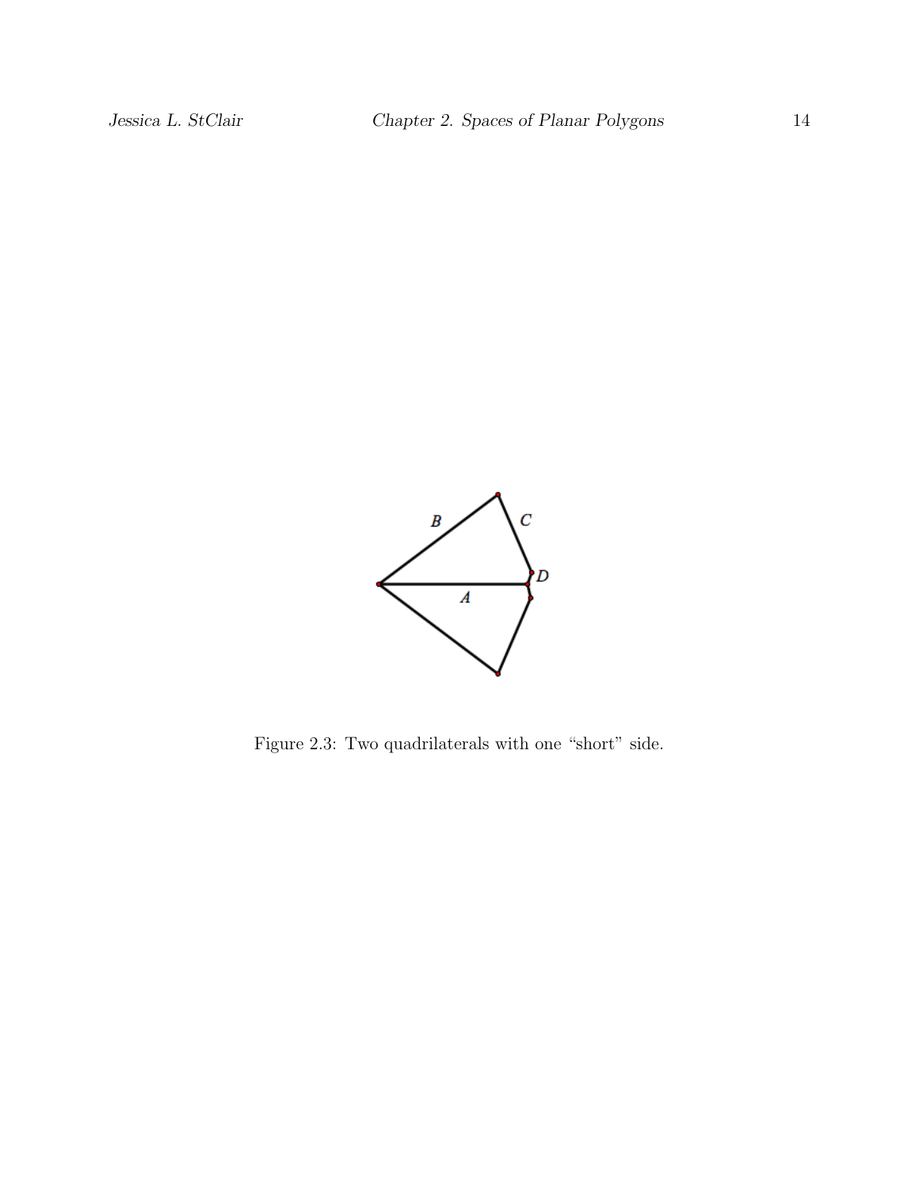B

C

D

A

Figure 2.3: Two quadrilaterals with one "short" side.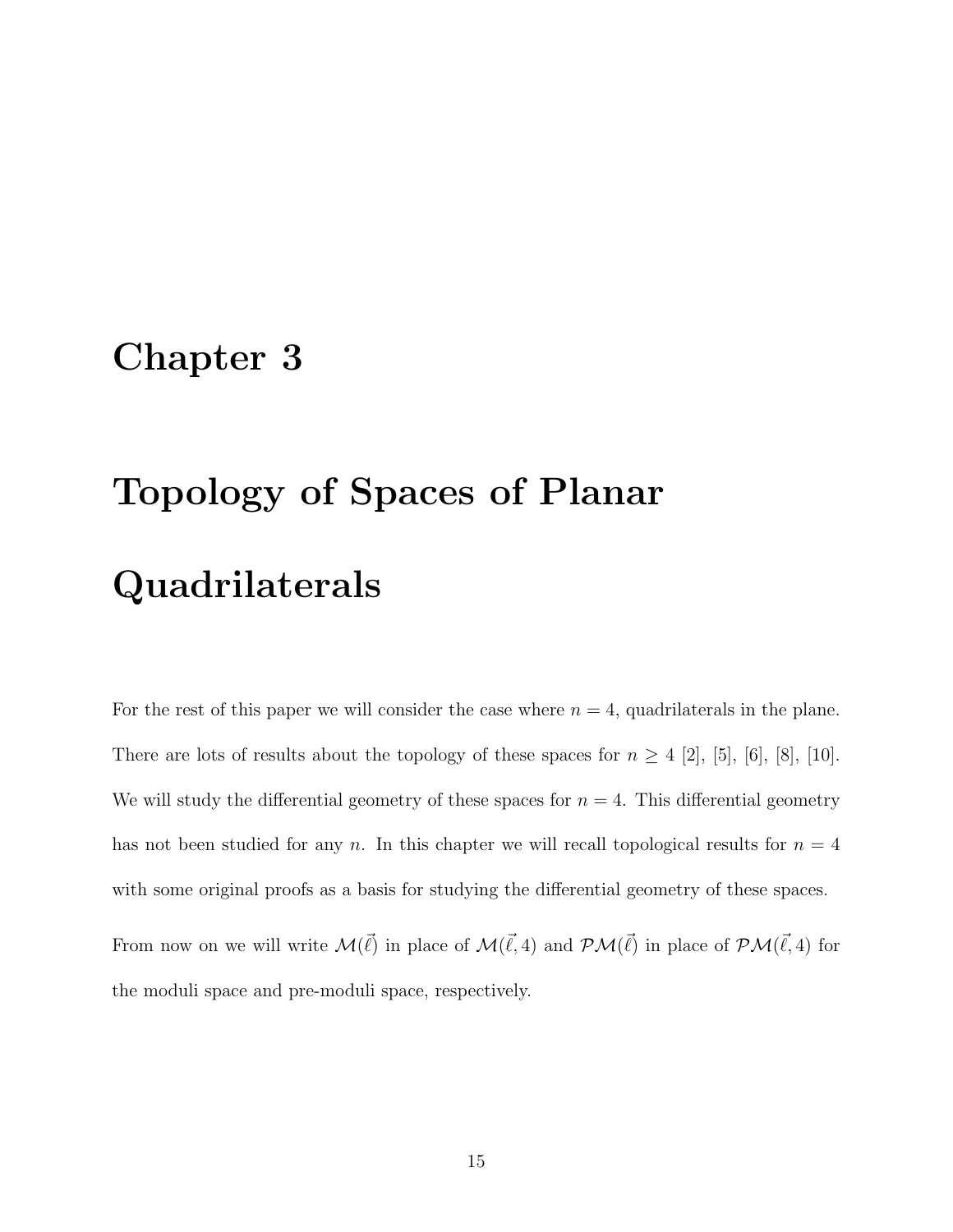# Chapter 3

# Topology of Spaces of Planar Quadrilaterals

For the rest of this paper we will consider the case where $n = 4$, quadrilaterals in the plane. There are lots of results about the topology of these spaces for $n \geq 4$ [2], [5], [6], [8], [10]. We will study the differential geometry of these spaces for $n = 4$. This differential geometry has not been studied for any $n$. In this chapter we will recall topological results for $n = 4$ with some original proofs as a basis for studying the differential geometry of these spaces.

From now on we will write $\mathcal{M}(\vec{\ell})$ in place of $\mathcal{M}(\vec{\ell}, 4)$ and $\mathcal{PM}(\vec{\ell})$ in place of $\mathcal{PM}(\vec{\ell}, 4)$ for the moduli space and pre-moduli space, respectively.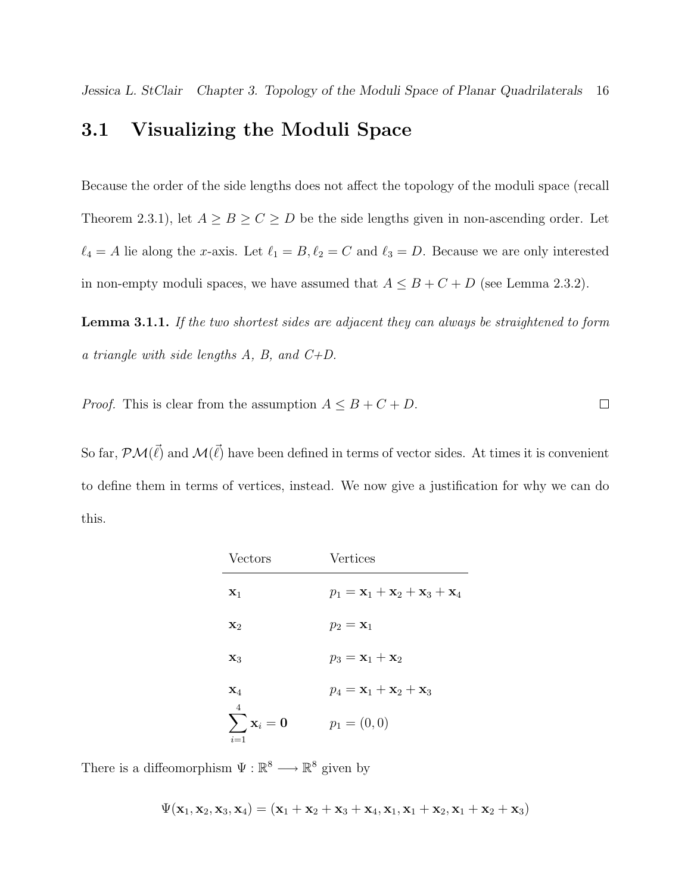## 3.1 Visualizing the Moduli Space

Because the order of the side lengths does not affect the topology of the moduli space (recall Theorem 2.3.1), let $A \geq B \geq C \geq D$ be the side lengths given in non-ascending order. Let $\ell_4 = A$ lie along the $x$-axis. Let $\ell_1 = B, \ell_2 = C$ and $\ell_3 = D$. Because we are only interested in non-empty moduli spaces, we have assumed that $A \leq B + C + D$ (see Lemma 2.3.2).

**Lemma 3.1.1.** *If the two shortest sides are adjacent they can always be straightened to form a triangle with side lengths A, B, and C+D.*

*Proof.* This is clear from the assumption $A \leq B + C + D$. $\square$

So far, $\mathcal{PM}(\vec{\ell})$ and $\mathcal{M}(\vec{\ell})$ have been defined in terms of vector sides. At times it is convenient to define them in terms of vertices, instead. We now give a justification for why we can do this.

| Vectors | Vertices |
|---|---|
| $\mathbf{x}_1$ | $p_1 = \mathbf{x}_1 + \mathbf{x}_2 + \mathbf{x}_3 + \mathbf{x}_4$ |
| $\mathbf{x}_2$ | $p_2 = \mathbf{x}_1$ |
| $\mathbf{x}_3$ | $p_3 = \mathbf{x}_1 + \mathbf{x}_2$ |
| $\mathbf{x}_4$ | $p_4 = \mathbf{x}_1 + \mathbf{x}_2 + \mathbf{x}_3$ |
| $\sum_{i=1}^{4} \mathbf{x}_i = \mathbf{0}$ | $p_1 = (0, 0)$ |

There is a diffeomorphism $\Psi : \mathbb{R}^8 \longrightarrow \mathbb{R}^8$ given by

$$\Psi(\mathbf{x}_1, \mathbf{x}_2, \mathbf{x}_3, \mathbf{x}_4) = (\mathbf{x}_1 + \mathbf{x}_2 + \mathbf{x}_3 + \mathbf{x}_4, \mathbf{x}_1, \mathbf{x}_1 + \mathbf{x}_2, \mathbf{x}_1 + \mathbf{x}_2 + \mathbf{x}_3)$$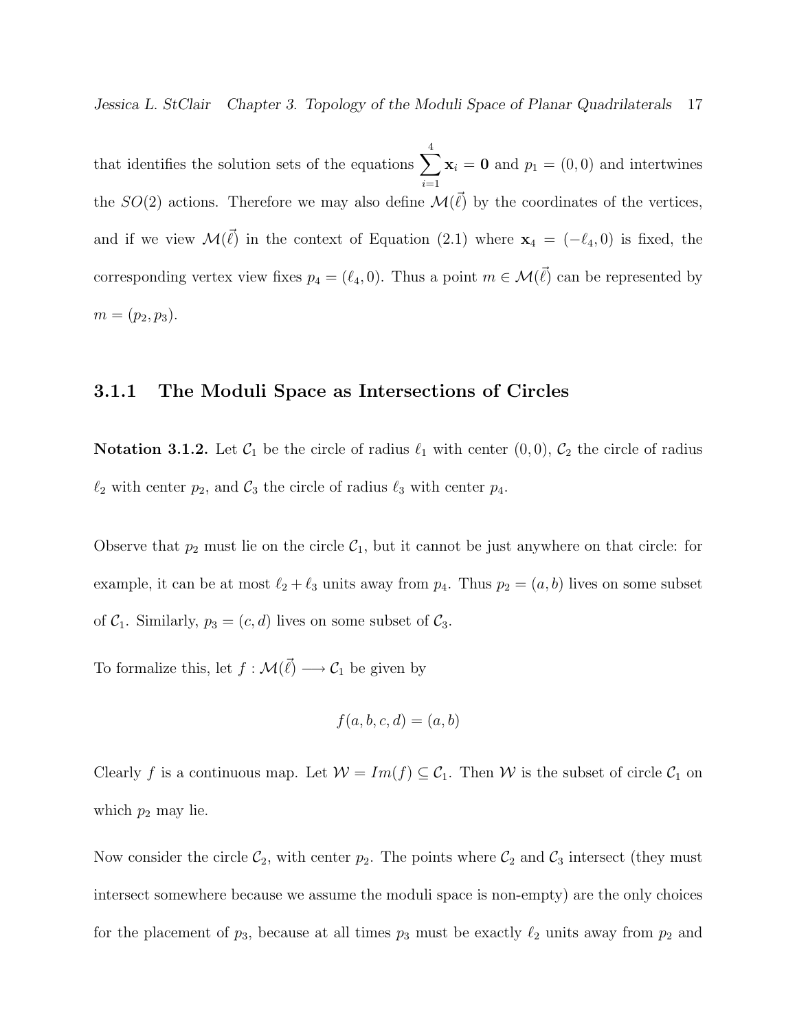that identifies the solution sets of the equations $\sum_{i=1}^{4} \mathbf{x}_i = \mathbf{0}$ and $p_1 = (0,0)$ and intertwines the $SO(2)$ actions. Therefore we may also define $\mathcal{M}(\vec{\ell})$ by the coordinates of the vertices, and if we view $\mathcal{M}(\vec{\ell})$ in the context of Equation (2.1) where $\mathbf{x}_4 = (-\ell_4, 0)$ is fixed, the corresponding vertex view fixes $p_4 = (\ell_4, 0)$. Thus a point $m \in \mathcal{M}(\vec{\ell})$ can be represented by $m = (p_2, p_3)$.

### 3.1.1 The Moduli Space as Intersections of Circles

**Notation 3.1.2.** Let $\mathcal{C}_1$ be the circle of radius $\ell_1$ with center $(0,0)$, $\mathcal{C}_2$ the circle of radius $\ell_2$ with center $p_2$, and $\mathcal{C}_3$ the circle of radius $\ell_3$ with center $p_4$.

Observe that $p_2$ must lie on the circle $\mathcal{C}_1$, but it cannot be just anywhere on that circle: for example, it can be at most $\ell_2 + \ell_3$ units away from $p_4$. Thus $p_2 = (a,b)$ lives on some subset of $\mathcal{C}_1$. Similarly, $p_3 = (c,d)$ lives on some subset of $\mathcal{C}_3$.

To formalize this, let $f : \mathcal{M}(\vec{\ell}) \longrightarrow \mathcal{C}_1$ be given by

$$f(a,b,c,d) = (a,b)$$

Clearly $f$ is a continuous map. Let $\mathcal{W} = Im(f) \subseteq \mathcal{C}_1$. Then $\mathcal{W}$ is the subset of circle $\mathcal{C}_1$ on which $p_2$ may lie.

Now consider the circle $\mathcal{C}_2$, with center $p_2$. The points where $\mathcal{C}_2$ and $\mathcal{C}_3$ intersect (they must intersect somewhere because we assume the moduli space is non-empty) are the only choices for the placement of $p_3$, because at all times $p_3$ must be exactly $\ell_2$ units away from $p_2$ and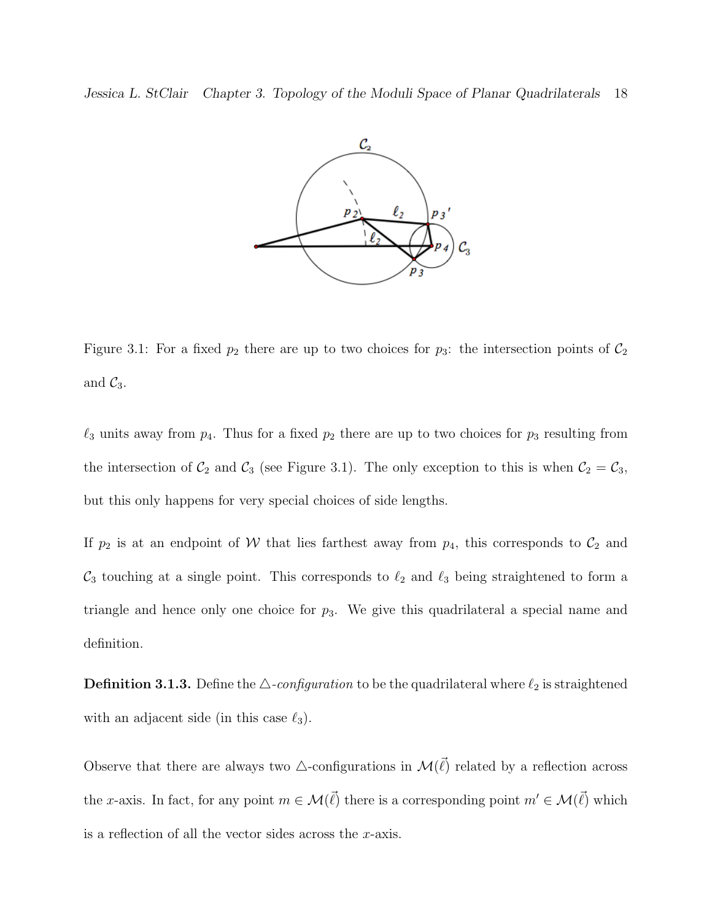Figure 3.1: For a fixed $p_2$ there are up to two choices for $p_3$: the intersection points of $\mathcal{C}_2$ and $\mathcal{C}_3$.

$\ell_3$ units away from $p_4$. Thus for a fixed $p_2$ there are up to two choices for $p_3$ resulting from the intersection of $\mathcal{C}_2$ and $\mathcal{C}_3$ (see Figure 3.1). The only exception to this is when $\mathcal{C}_2 = \mathcal{C}_3$, but this only happens for very special choices of side lengths.

If $p_2$ is at an endpoint of $\mathcal{W}$ that lies farthest away from $p_4$, this corresponds to $\mathcal{C}_2$ and $\mathcal{C}_3$ touching at a single point. This corresponds to $\ell_2$ and $\ell_3$ being straightened to form a triangle and hence only one choice for $p_3$. We give this quadrilateral a special name and definition.

**Definition 3.1.3.** Define the $\triangle$-*configuration* to be the quadrilateral where $\ell_2$ is straightened with an adjacent side (in this case $\ell_3$).

Observe that there are always two $\triangle$-configurations in $\mathcal{M}(\vec{\ell})$ related by a reflection across the $x$-axis. In fact, for any point $m \in \mathcal{M}(\vec{\ell})$ there is a corresponding point $m' \in \mathcal{M}(\vec{\ell})$ which is a reflection of all the vector sides across the $x$-axis.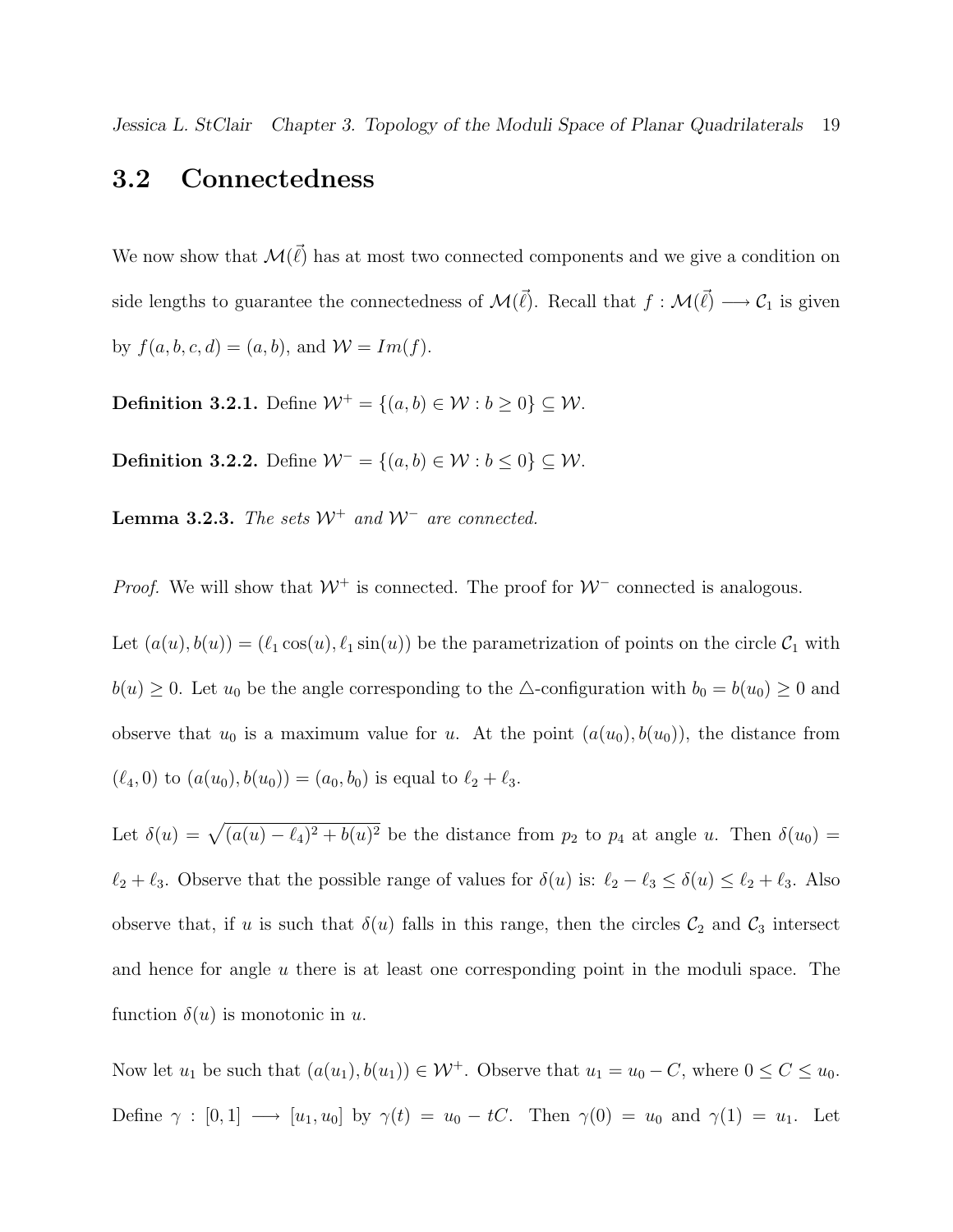## 3.2 Connectedness

We now show that $\mathcal{M}(\vec{\ell})$ has at most two connected components and we give a condition on side lengths to guarantee the connectedness of $\mathcal{M}(\vec{\ell})$. Recall that $f : \mathcal{M}(\vec{\ell}) \longrightarrow \mathcal{C}_1$ is given by $f(a, b, c, d) = (a, b)$, and $\mathcal{W} = Im(f)$.

**Definition 3.2.1.** Define $\mathcal{W}^+ = \{(a, b) \in \mathcal{W} : b \geq 0\} \subseteq \mathcal{W}$.

**Definition 3.2.2.** Define $\mathcal{W}^- = \{(a, b) \in \mathcal{W} : b \leq 0\} \subseteq \mathcal{W}$.

**Lemma 3.2.3.** *The sets $\mathcal{W}^+$ and $\mathcal{W}^-$ are connected.*

*Proof.* We will show that $\mathcal{W}^+$ is connected. The proof for $\mathcal{W}^-$ connected is analogous.

Let $(a(u), b(u)) = (\ell_1 \cos(u), \ell_1 \sin(u))$ be the parametrization of points on the circle $\mathcal{C}_1$ with $b(u) \geq 0$. Let $u_0$ be the angle corresponding to the $\triangle$-configuration with $b_0 = b(u_0) \geq 0$ and observe that $u_0$ is a maximum value for $u$. At the point $(a(u_0), b(u_0))$, the distance from $(\ell_4, 0)$ to $(a(u_0), b(u_0)) = (a_0, b_0)$ is equal to $\ell_2 + \ell_3$.

Let $\delta(u) = \sqrt{(a(u) - \ell_4)^2 + b(u)^2}$ be the distance from $p_2$ to $p_4$ at angle $u$. Then $\delta(u_0) = \ell_2 + \ell_3$. Observe that the possible range of values for $\delta(u)$ is: $\ell_2 - \ell_3 \leq \delta(u) \leq \ell_2 + \ell_3$. Also observe that, if $u$ is such that $\delta(u)$ falls in this range, then the circles $\mathcal{C}_2$ and $\mathcal{C}_3$ intersect and hence for angle $u$ there is at least one corresponding point in the moduli space. The function $\delta(u)$ is monotonic in $u$.

Now let $u_1$ be such that $(a(u_1), b(u_1)) \in \mathcal{W}^+$. Observe that $u_1 = u_0 - C$, where $0 \leq C \leq u_0$. Define $\gamma : [0, 1] \longrightarrow [u_1, u_0]$ by $\gamma(t) = u_0 - tC$. Then $\gamma(0) = u_0$ and $\gamma(1) = u_1$. Let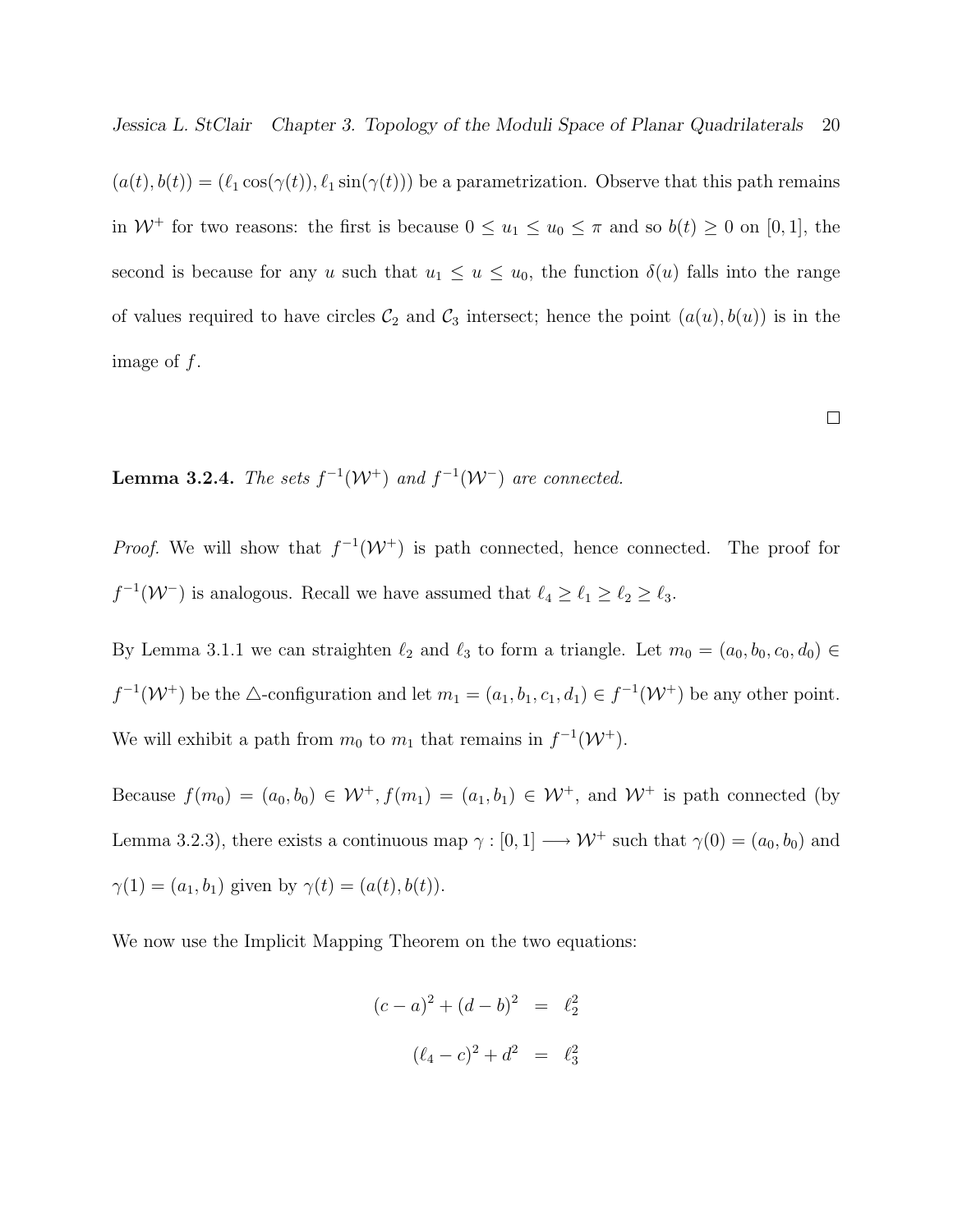$(a(t), b(t)) = (\ell_1 \cos(\gamma(t)), \ell_1 \sin(\gamma(t)))$ be a parametrization. Observe that this path remains in $\mathcal{W}^+$ for two reasons: the first is because $0 \leq u_1 \leq u_0 \leq \pi$ and so $b(t) \geq 0$ on $[0, 1]$, the second is because for any $u$ such that $u_1 \leq u \leq u_0$, the function $\delta(u)$ falls into the range of values required to have circles $\mathcal{C}_2$ and $\mathcal{C}_3$ intersect; hence the point $(a(u), b(u))$ is in the image of $f$.

□

**Lemma 3.2.4.** *The sets $f^{-1}(\mathcal{W}^+)$ and $f^{-1}(\mathcal{W}^-)$ are connected.*

*Proof.* We will show that $f^{-1}(\mathcal{W}^+)$ is path connected, hence connected. The proof for $f^{-1}(\mathcal{W}^-)$ is analogous. Recall we have assumed that $\ell_4 \geq \ell_1 \geq \ell_2 \geq \ell_3$.

By Lemma 3.1.1 we can straighten $\ell_2$ and $\ell_3$ to form a triangle. Let $m_0 = (a_0, b_0, c_0, d_0) \in f^{-1}(\mathcal{W}^+)$ be the $\triangle$-configuration and let $m_1 = (a_1, b_1, c_1, d_1) \in f^{-1}(\mathcal{W}^+)$ be any other point. We will exhibit a path from $m_0$ to $m_1$ that remains in $f^{-1}(\mathcal{W}^+)$.

Because $f(m_0) = (a_0, b_0) \in \mathcal{W}^+$, $f(m_1) = (a_1, b_1) \in \mathcal{W}^+$, and $\mathcal{W}^+$ is path connected (by Lemma 3.2.3), there exists a continuous map $\gamma : [0, 1] \longrightarrow \mathcal{W}^+$ such that $\gamma(0) = (a_0, b_0)$ and $\gamma(1) = (a_1, b_1)$ given by $\gamma(t) = (a(t), b(t))$.

We now use the Implicit Mapping Theorem on the two equations:

$$(c - a)^2 + (d - b)^2 = \ell_2^2$$

$$(\ell_4 - c)^2 + d^2 = \ell_3^2$$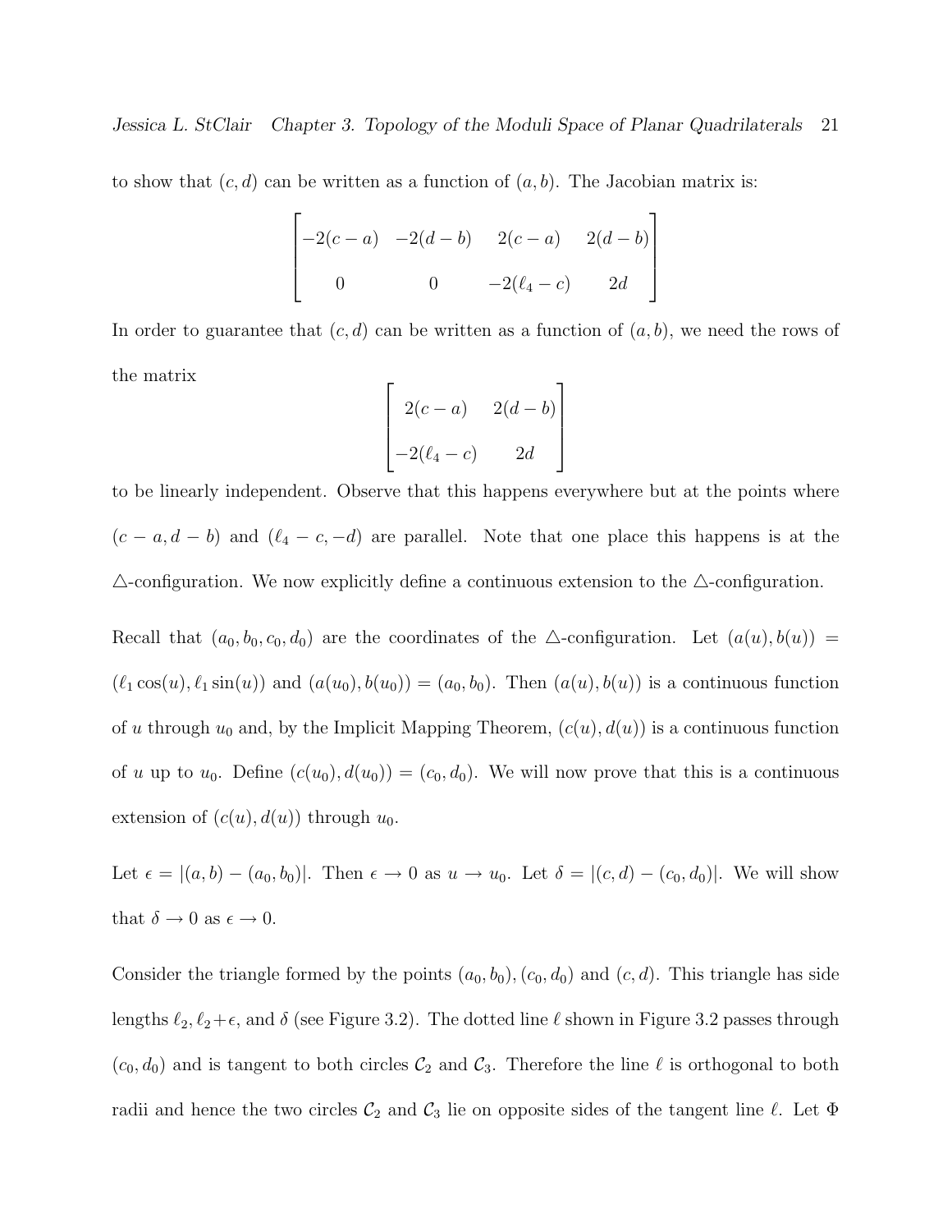to show that $(c, d)$ can be written as a function of $(a, b)$. The Jacobian matrix is:

$$\begin{bmatrix} -2(c-a) & -2(d-b) & 2(c-a) & 2(d-b) \\ 0 & 0 & -2(\ell_4 - c) & 2d \end{bmatrix}$$

In order to guarantee that $(c, d)$ can be written as a function of $(a, b)$, we need the rows of the matrix

$$\begin{bmatrix} 2(c-a) & 2(d-b) \\ -2(\ell_4 - c) & 2d \end{bmatrix}$$

to be linearly independent. Observe that this happens everywhere but at the points where $(c - a, d - b)$ and $(\ell_4 - c, -d)$ are parallel. Note that one place this happens is at the $\triangle$-configuration. We now explicitly define a continuous extension to the $\triangle$-configuration.

Recall that $(a_0, b_0, c_0, d_0)$ are the coordinates of the $\triangle$-configuration. Let $(a(u), b(u)) = (\ell_1 \cos(u), \ell_1 \sin(u))$ and $(a(u_0), b(u_0)) = (a_0, b_0)$. Then $(a(u), b(u))$ is a continuous function of $u$ through $u_0$ and, by the Implicit Mapping Theorem, $(c(u), d(u))$ is a continuous function of $u$ up to $u_0$. Define $(c(u_0), d(u_0)) = (c_0, d_0)$. We will now prove that this is a continuous extension of $(c(u), d(u))$ through $u_0$.

Let $\epsilon = |(a, b) - (a_0, b_0)|$. Then $\epsilon \to 0$ as $u \to u_0$. Let $\delta = |(c, d) - (c_0, d_0)|$. We will show that $\delta \to 0$ as $\epsilon \to 0$.

Consider the triangle formed by the points $(a_0, b_0)$, $(c_0, d_0)$ and $(c, d)$. This triangle has side lengths $\ell_2$, $\ell_2 + \epsilon$, and $\delta$ (see Figure 3.2). The dotted line $\ell$ shown in Figure 3.2 passes through $(c_0, d_0)$ and is tangent to both circles $\mathcal{C}_2$ and $\mathcal{C}_3$. Therefore the line $\ell$ is orthogonal to both radii and hence the two circles $\mathcal{C}_2$ and $\mathcal{C}_3$ lie on opposite sides of the tangent line $\ell$. Let $\Phi$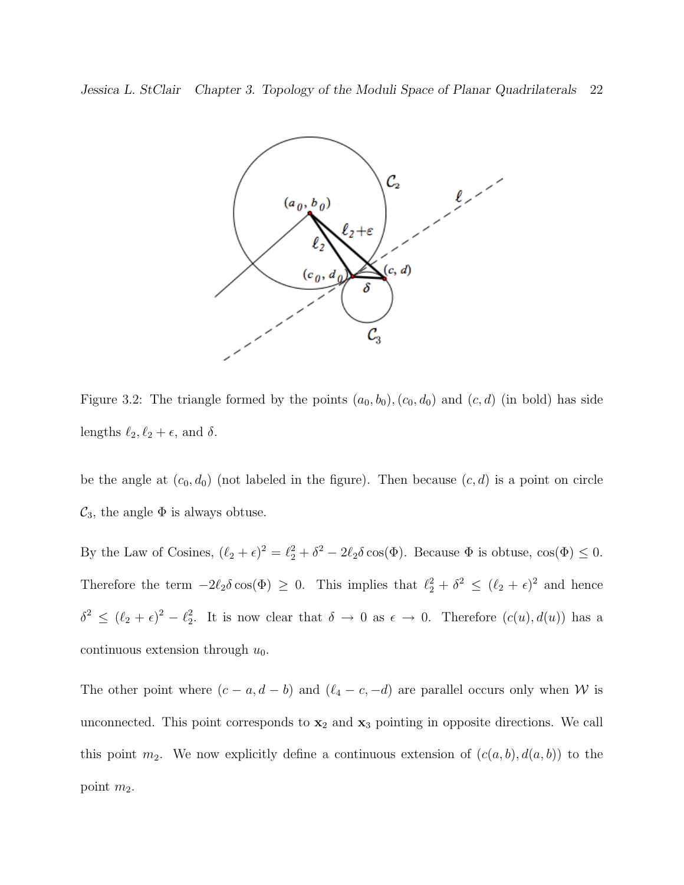Figure 3.2: The triangle formed by the points $(a_0, b_0), (c_0, d_0)$ and $(c, d)$ (in bold) has side lengths $\ell_2, \ell_2 + \epsilon$, and $\delta$.

be the angle at $(c_0, d_0)$ (not labeled in the figure). Then because $(c, d)$ is a point on circle $\mathcal{C}_3$, the angle $\Phi$ is always obtuse.

By the Law of Cosines, $(\ell_2 + \epsilon)^2 = \ell_2^2 + \delta^2 - 2\ell_2\delta\cos(\Phi)$. Because $\Phi$ is obtuse, $\cos(\Phi) \leq 0$. Therefore the term $-2\ell_2\delta\cos(\Phi) \geq 0$. This implies that $\ell_2^2 + \delta^2 \leq (\ell_2 + \epsilon)^2$ and hence $\delta^2 \leq (\ell_2 + \epsilon)^2 - \ell_2^2$. It is now clear that $\delta \to 0$ as $\epsilon \to 0$. Therefore $(c(u), d(u))$ has a continuous extension through $u_0$.

The other point where $(c - a, d - b)$ and $(\ell_4 - c, -d)$ are parallel occurs only when $\mathcal{W}$ is unconnected. This point corresponds to $\mathbf{x}_2$ and $\mathbf{x}_3$ pointing in opposite directions. We call this point $m_2$. We now explicitly define a continuous extension of $(c(a, b), d(a, b))$ to the point $m_2$.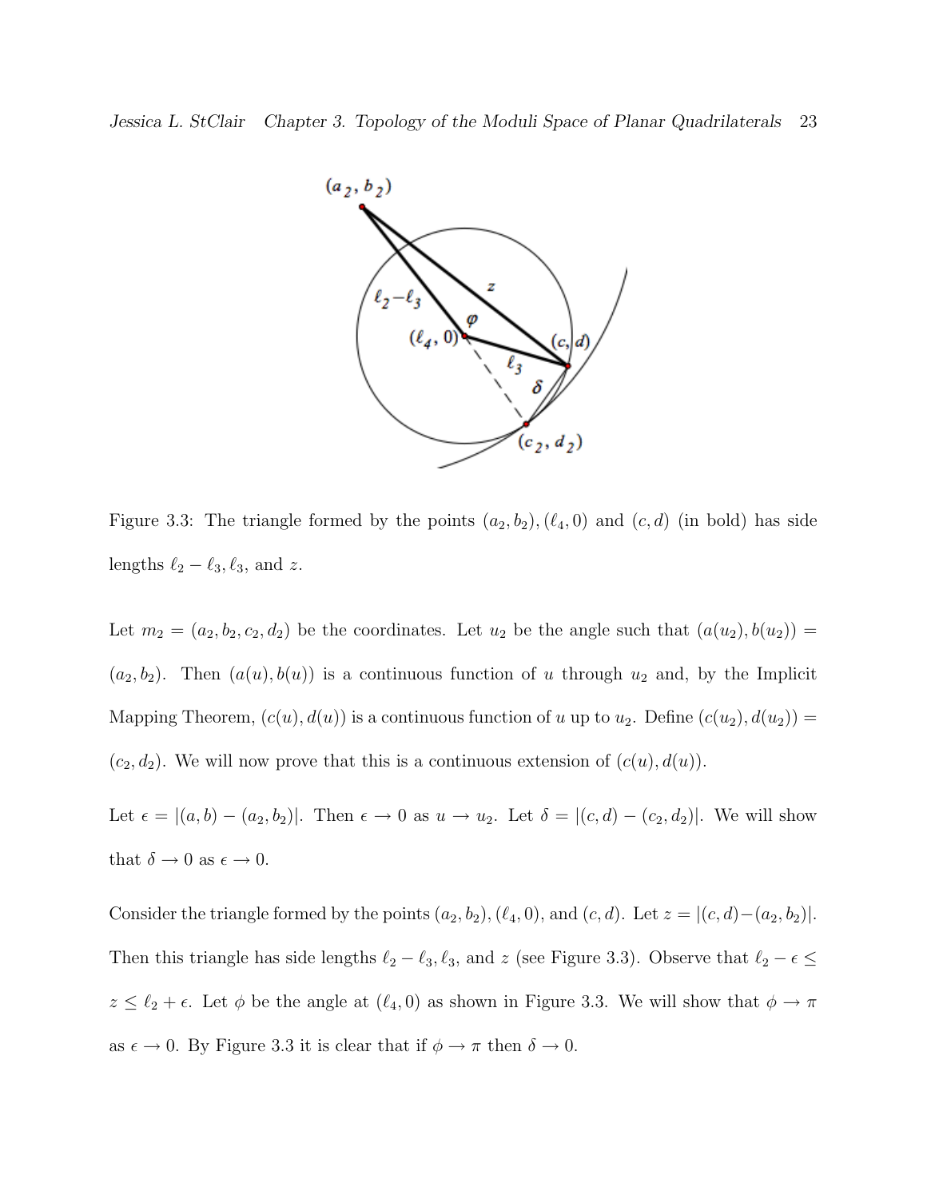Figure 3.3: The triangle formed by the points $(a_2, b_2), (\ell_4, 0)$ and $(c, d)$ (in bold) has side lengths $\ell_2 - \ell_3, \ell_3$, and $z$.

Let $m_2 = (a_2, b_2, c_2, d_2)$ be the coordinates. Let $u_2$ be the angle such that $(a(u_2), b(u_2)) = (a_2, b_2)$. Then $(a(u), b(u))$ is a continuous function of $u$ through $u_2$ and, by the Implicit Mapping Theorem, $(c(u), d(u))$ is a continuous function of $u$ up to $u_2$. Define $(c(u_2), d(u_2)) = (c_2, d_2)$. We will now prove that this is a continuous extension of $(c(u), d(u))$.

Let $\epsilon = |(a, b) - (a_2, b_2)|$. Then $\epsilon \to 0$ as $u \to u_2$. Let $\delta = |(c, d) - (c_2, d_2)|$. We will show that $\delta \to 0$ as $\epsilon \to 0$.

Consider the triangle formed by the points $(a_2, b_2), (\ell_4, 0)$, and $(c, d)$. Let $z = |(c, d) - (a_2, b_2)|$. Then this triangle has side lengths $\ell_2 - \ell_3, \ell_3$, and $z$ (see Figure 3.3). Observe that $\ell_2 - \epsilon \leq z \leq \ell_2 + \epsilon$. Let $\phi$ be the angle at $(\ell_4, 0)$ as shown in Figure 3.3. We will show that $\phi \to \pi$ as $\epsilon \to 0$. By Figure 3.3 it is clear that if $\phi \to \pi$ then $\delta \to 0$.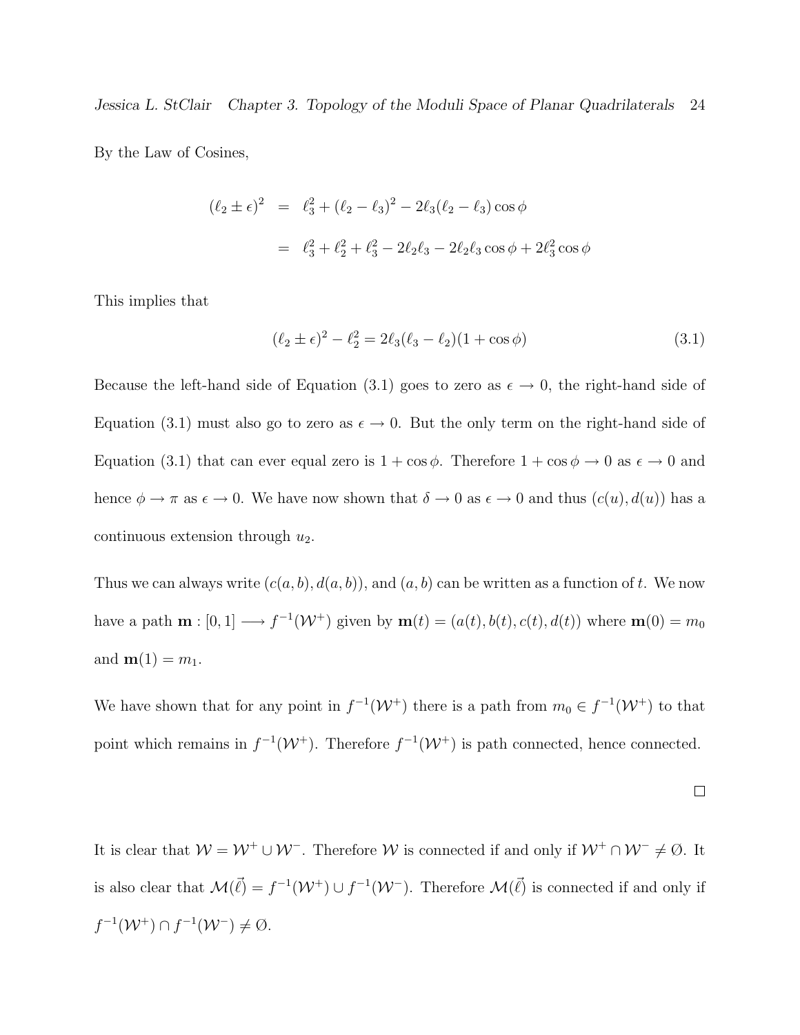By the Law of Cosines,

$$
\begin{aligned}
(\ell_2 \pm \epsilon)^2 &= \ell_3^2 + (\ell_2 - \ell_3)^2 - 2\ell_3(\ell_2 - \ell_3)\cos\phi \\
&= \ell_3^2 + \ell_2^2 + \ell_3^2 - 2\ell_2\ell_3 - 2\ell_2\ell_3\cos\phi + 2\ell_3^2\cos\phi
\end{aligned}
$$

This implies that

$$
(\ell_2 \pm \epsilon)^2 - \ell_2^2 = 2\ell_3(\ell_3 - \ell_2)(1 + \cos\phi) \tag{3.1}
$$

Because the left-hand side of Equation (3.1) goes to zero as $\epsilon \to 0$, the right-hand side of Equation (3.1) must also go to zero as $\epsilon \to 0$. But the only term on the right-hand side of Equation (3.1) that can ever equal zero is $1 + \cos\phi$. Therefore $1 + \cos\phi \to 0$ as $\epsilon \to 0$ and hence $\phi \to \pi$ as $\epsilon \to 0$. We have now shown that $\delta \to 0$ as $\epsilon \to 0$ and thus $(c(u), d(u))$ has a continuous extension through $u_2$.

Thus we can always write $(c(a,b), d(a,b))$, and $(a,b)$ can be written as a function of $t$. We now have a path $\mathbf{m} : [0,1] \longrightarrow f^{-1}(\mathcal{W}^+)$ given by $\mathbf{m}(t) = (a(t), b(t), c(t), d(t))$ where $\mathbf{m}(0) = m_0$ and $\mathbf{m}(1) = m_1$.

We have shown that for any point in $f^{-1}(\mathcal{W}^+)$ there is a path from $m_0 \in f^{-1}(\mathcal{W}^+)$ to that point which remains in $f^{-1}(\mathcal{W}^+)$. Therefore $f^{-1}(\mathcal{W}^+)$ is path connected, hence connected.

□

It is clear that $\mathcal{W} = \mathcal{W}^+ \cup \mathcal{W}^-$. Therefore $\mathcal{W}$ is connected if and only if $\mathcal{W}^+ \cap \mathcal{W}^- \neq \emptyset$. It is also clear that $\mathcal{M}(\vec{\ell}) = f^{-1}(\mathcal{W}^+) \cup f^{-1}(\mathcal{W}^-)$. Therefore $\mathcal{M}(\vec{\ell})$ is connected if and only if $f^{-1}(\mathcal{W}^+) \cap f^{-1}(\mathcal{W}^-) \neq \emptyset$.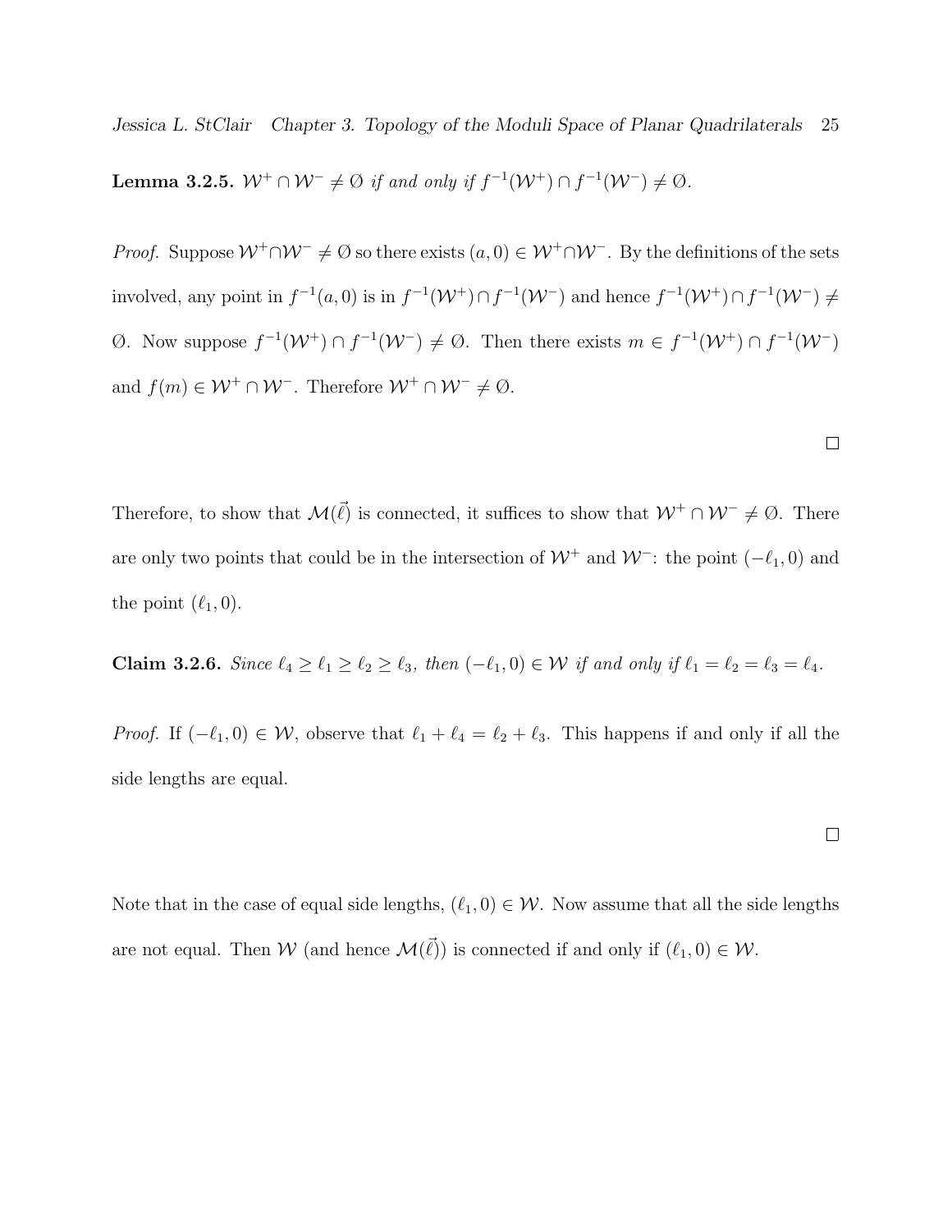**Lemma 3.2.5.** *$\mathcal{W}^+ \cap \mathcal{W}^- \neq \emptyset$ if and only if $f^{-1}(\mathcal{W}^+) \cap f^{-1}(\mathcal{W}^-) \neq \emptyset$.*

*Proof.* Suppose $\mathcal{W}^+ \cap \mathcal{W}^- \neq \emptyset$ so there exists $(a, 0) \in \mathcal{W}^+ \cap \mathcal{W}^-$. By the definitions of the sets involved, any point in $f^{-1}(a, 0)$ is in $f^{-1}(\mathcal{W}^+) \cap f^{-1}(\mathcal{W}^-)$ and hence $f^{-1}(\mathcal{W}^+) \cap f^{-1}(\mathcal{W}^-) \neq \emptyset$. Now suppose $f^{-1}(\mathcal{W}^+) \cap f^{-1}(\mathcal{W}^-) \neq \emptyset$. Then there exists $m \in f^{-1}(\mathcal{W}^+) \cap f^{-1}(\mathcal{W}^-)$ and $f(m) \in \mathcal{W}^+ \cap \mathcal{W}^-$. Therefore $\mathcal{W}^+ \cap \mathcal{W}^- \neq \emptyset$.

□

Therefore, to show that $\mathcal{M}(\vec{\ell})$ is connected, it suffices to show that $\mathcal{W}^+ \cap \mathcal{W}^- \neq \emptyset$. There are only two points that could be in the intersection of $\mathcal{W}^+$ and $\mathcal{W}^-$: the point $(-\ell_1, 0)$ and the point $(\ell_1, 0)$.

**Claim 3.2.6.** *Since $\ell_4 \geq \ell_1 \geq \ell_2 \geq \ell_3$, then $(-\ell_1, 0) \in \mathcal{W}$ if and only if $\ell_1 = \ell_2 = \ell_3 = \ell_4$.*

*Proof.* If $(-\ell_1, 0) \in \mathcal{W}$, observe that $\ell_1 + \ell_4 = \ell_2 + \ell_3$. This happens if and only if all the side lengths are equal.

□

Note that in the case of equal side lengths, $(\ell_1, 0) \in \mathcal{W}$. Now assume that all the side lengths are not equal. Then $\mathcal{W}$ (and hence $\mathcal{M}(\vec{\ell})$) is connected if and only if $(\ell_1, 0) \in \mathcal{W}$.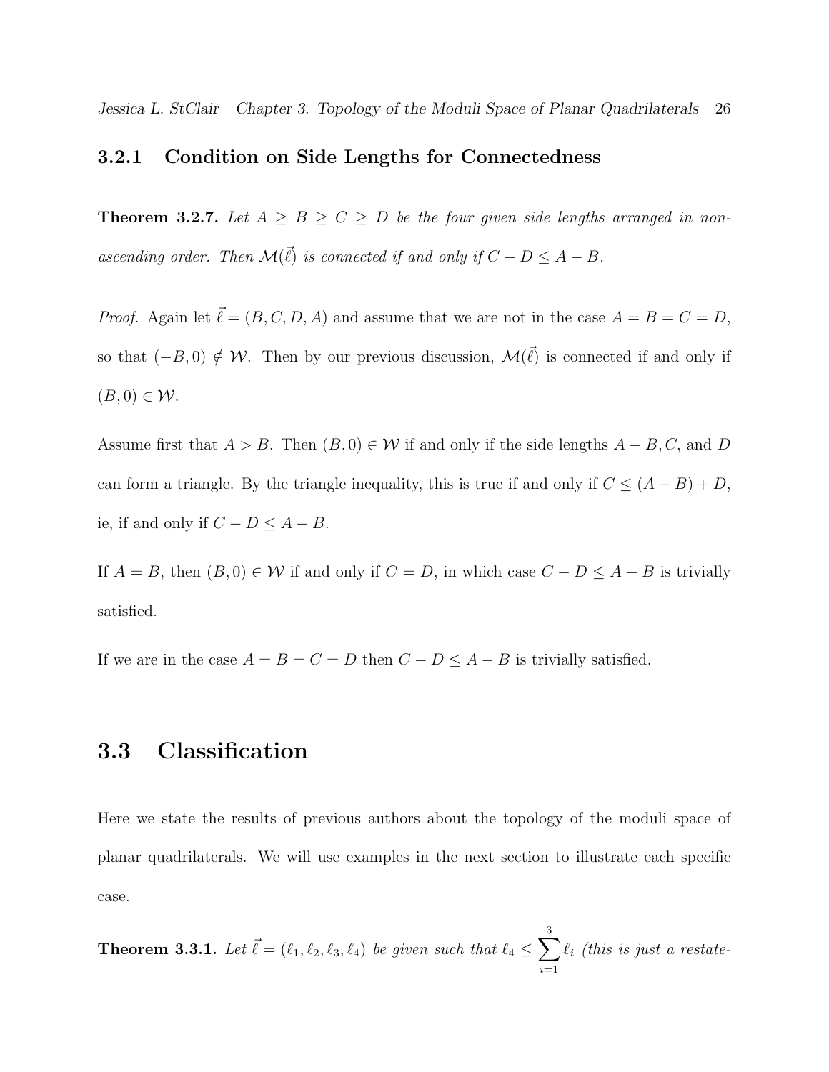### 3.2.1 Condition on Side Lengths for Connectedness

**Theorem 3.2.7.** *Let $A \geq B \geq C \geq D$ be the four given side lengths arranged in non-ascending order. Then $\mathcal{M}(\vec{\ell})$ is connected if and only if $C - D \leq A - B$.*

*Proof.* Again let $\vec{\ell} = (B, C, D, A)$ and assume that we are not in the case $A = B = C = D$, so that $(-B, 0) \notin \mathcal{W}$. Then by our previous discussion, $\mathcal{M}(\vec{\ell})$ is connected if and only if $(B, 0) \in \mathcal{W}$.

Assume first that $A > B$. Then $(B, 0) \in \mathcal{W}$ if and only if the side lengths $A - B, C$, and $D$ can form a triangle. By the triangle inequality, this is true if and only if $C \leq (A - B) + D$, ie, if and only if $C - D \leq A - B$.

If $A = B$, then $(B, 0) \in \mathcal{W}$ if and only if $C = D$, in which case $C - D \leq A - B$ is trivially satisfied.

If we are in the case $A = B = C = D$ then $C - D \leq A - B$ is trivially satisfied. $\square$

## 3.3 Classification

Here we state the results of previous authors about the topology of the moduli space of planar quadrilaterals. We will use examples in the next section to illustrate each specific case.

**Theorem 3.3.1.** *Let $\vec{\ell} = (\ell_1, \ell_2, \ell_3, \ell_4)$ be given such that $\ell_4 \leq \sum_{i=1}^{3} \ell_i$ (this is just a restate-*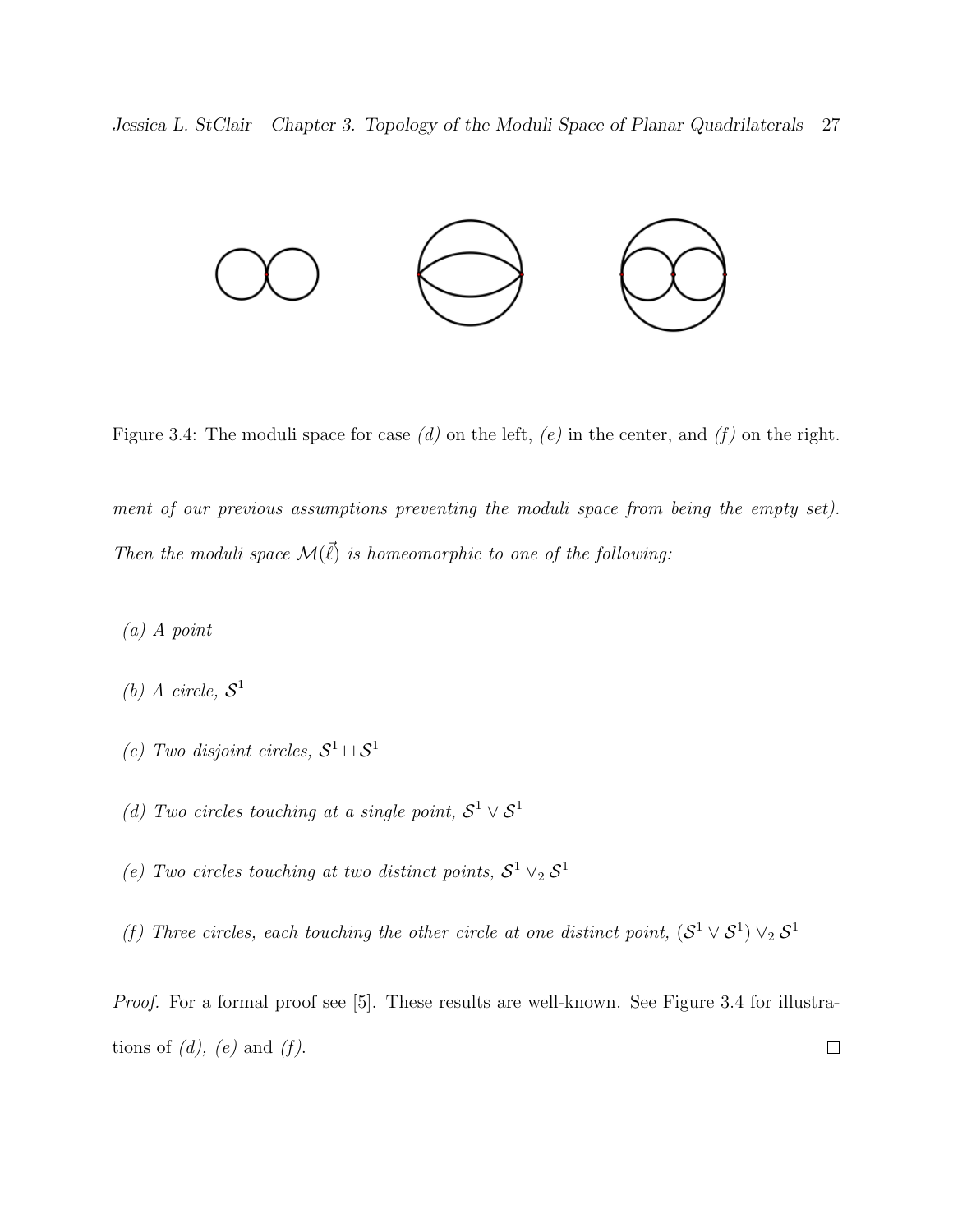Figure 3.4: The moduli space for case *(d)* on the left, *(e)* in the center, and *(f)* on the right.

*ment of our previous assumptions preventing the moduli space from being the empty set). Then the moduli space $\mathcal{M}(\vec{\ell})$ is homeomorphic to one of the following:*

*(a) A point*

*(b) A circle, $\mathcal{S}^1$*

*(c) Two disjoint circles, $\mathcal{S}^1 \sqcup \mathcal{S}^1$*

*(d) Two circles touching at a single point, $\mathcal{S}^1 \vee \mathcal{S}^1$*

*(e) Two circles touching at two distinct points, $\mathcal{S}^1 \vee_2 \mathcal{S}^1$*

*(f) Three circles, each touching the other circle at one distinct point, $(\mathcal{S}^1 \vee \mathcal{S}^1) \vee_2 \mathcal{S}^1$*

*Proof.* For a formal proof see [5]. These results are well-known. See Figure 3.4 for illustrations of *(d)*, *(e)* and *(f)*. □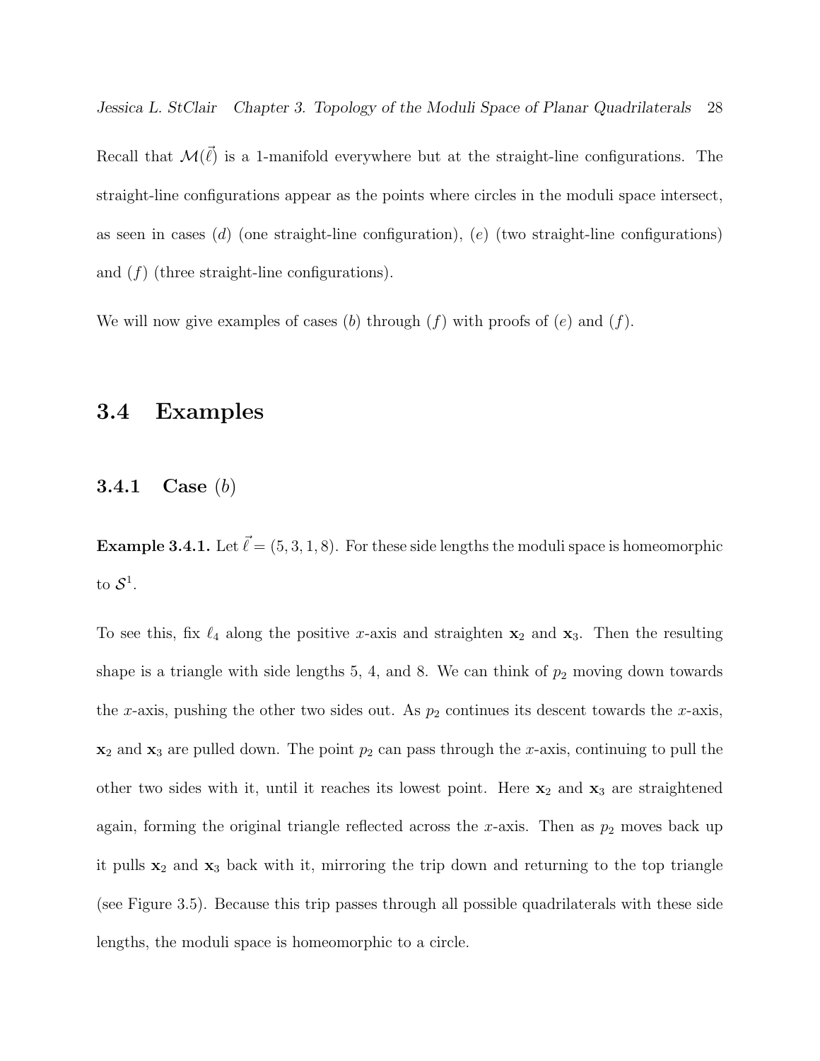Recall that $\mathcal{M}(\vec{\ell})$ is a 1-manifold everywhere but at the straight-line configurations. The straight-line configurations appear as the points where circles in the moduli space intersect, as seen in cases $(d)$ (one straight-line configuration), $(e)$ (two straight-line configurations) and $(f)$ (three straight-line configurations).

We will now give examples of cases $(b)$ through $(f)$ with proofs of $(e)$ and $(f)$.

## 3.4 Examples

### 3.4.1 Case $(b)$

**Example 3.4.1.** Let $\vec{\ell} = (5, 3, 1, 8)$. For these side lengths the moduli space is homeomorphic to $\mathcal{S}^1$.

To see this, fix $\ell_4$ along the positive $x$-axis and straighten $\mathbf{x}_2$ and $\mathbf{x}_3$. Then the resulting shape is a triangle with side lengths 5, 4, and 8. We can think of $p_2$ moving down towards the $x$-axis, pushing the other two sides out. As $p_2$ continues its descent towards the $x$-axis, $\mathbf{x}_2$ and $\mathbf{x}_3$ are pulled down. The point $p_2$ can pass through the $x$-axis, continuing to pull the other two sides with it, until it reaches its lowest point. Here $\mathbf{x}_2$ and $\mathbf{x}_3$ are straightened again, forming the original triangle reflected across the $x$-axis. Then as $p_2$ moves back up it pulls $\mathbf{x}_2$ and $\mathbf{x}_3$ back with it, mirroring the trip down and returning to the top triangle (see Figure 3.5). Because this trip passes through all possible quadrilaterals with these side lengths, the moduli space is homeomorphic to a circle.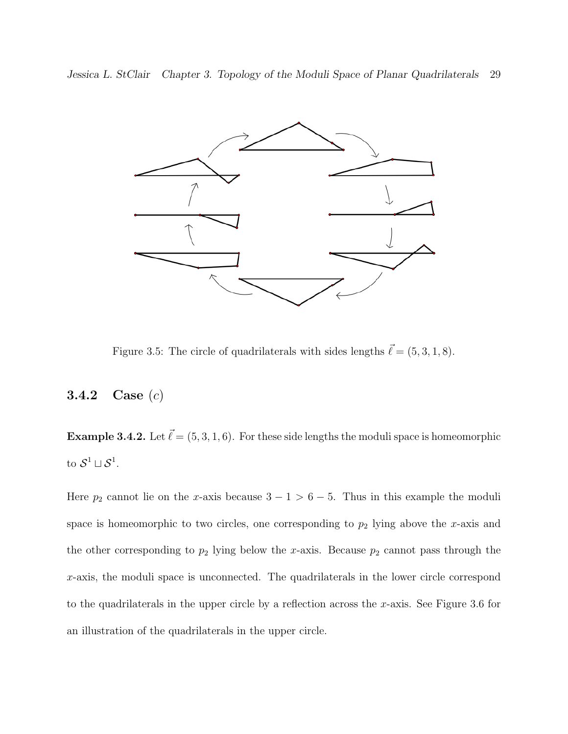Figure 3.5: The circle of quadrilaterals with sides lengths $\vec{\ell} = (5, 3, 1, 8)$.

### 3.4.2 Case $(c)$

**Example 3.4.2.** Let $\vec{\ell} = (5, 3, 1, 6)$. For these side lengths the moduli space is homeomorphic to $\mathcal{S}^1 \sqcup \mathcal{S}^1$.

Here $p_2$ cannot lie on the $x$-axis because $3 - 1 > 6 - 5$. Thus in this example the moduli space is homeomorphic to two circles, one corresponding to $p_2$ lying above the $x$-axis and the other corresponding to $p_2$ lying below the $x$-axis. Because $p_2$ cannot pass through the $x$-axis, the moduli space is unconnected. The quadrilaterals in the lower circle correspond to the quadrilaterals in the upper circle by a reflection across the $x$-axis. See Figure 3.6 for an illustration of the quadrilaterals in the upper circle.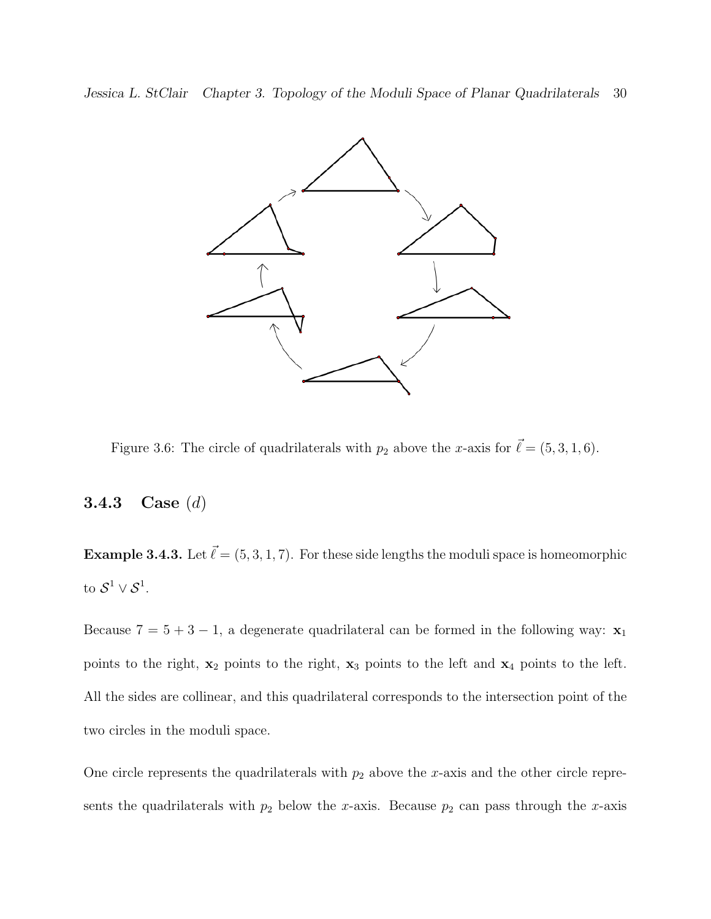Figure 3.6: The circle of quadrilaterals with $p_2$ above the $x$-axis for $\vec{\ell} = (5, 3, 1, 6)$.

### 3.4.3 Case $(d)$

**Example 3.4.3.** Let $\vec{\ell} = (5, 3, 1, 7)$. For these side lengths the moduli space is homeomorphic to $\mathcal{S}^1 \vee \mathcal{S}^1$.

Because $7 = 5 + 3 - 1$, a degenerate quadrilateral can be formed in the following way: $\mathbf{x}_1$ points to the right, $\mathbf{x}_2$ points to the right, $\mathbf{x}_3$ points to the left and $\mathbf{x}_4$ points to the left. All the sides are collinear, and this quadrilateral corresponds to the intersection point of the two circles in the moduli space.

One circle represents the quadrilaterals with $p_2$ above the $x$-axis and the other circle represents the quadrilaterals with $p_2$ below the $x$-axis. Because $p_2$ can pass through the $x$-axis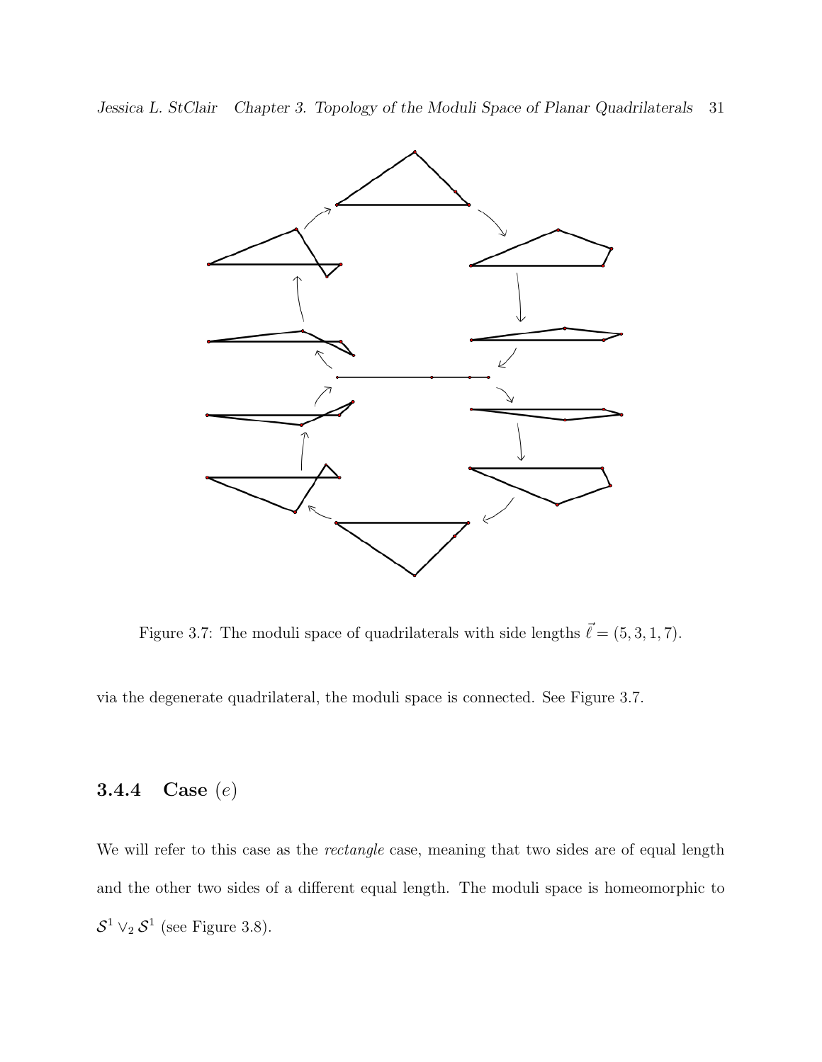Figure 3.7: The moduli space of quadrilaterals with side lengths $\vec{\ell} = (5, 3, 1, 7)$.

via the degenerate quadrilateral, the moduli space is connected. See Figure 3.7.

### 3.4.4 Case $(e)$

We will refer to this case as the *rectangle* case, meaning that two sides are of equal length and the other two sides of a different equal length. The moduli space is homeomorphic to $\mathcal{S}^1 \vee_2 \mathcal{S}^1$ (see Figure 3.8).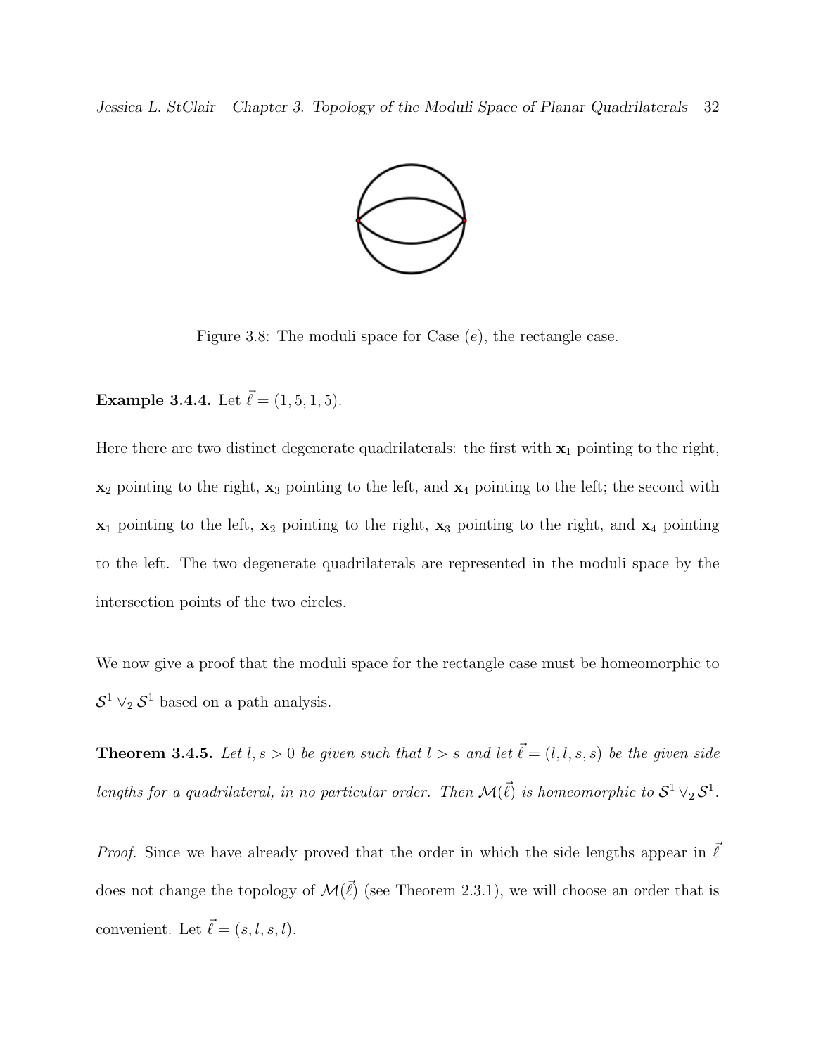Figure 3.8: The moduli space for Case $(e)$, the rectangle case.

**Example 3.4.4.** Let $\vec{\ell} = (1, 5, 1, 5)$.

Here there are two distinct degenerate quadrilaterals: the first with $\mathbf{x}_1$ pointing to the right, $\mathbf{x}_2$ pointing to the right, $\mathbf{x}_3$ pointing to the left, and $\mathbf{x}_4$ pointing to the left; the second with $\mathbf{x}_1$ pointing to the left, $\mathbf{x}_2$ pointing to the right, $\mathbf{x}_3$ pointing to the right, and $\mathbf{x}_4$ pointing to the left. The two degenerate quadrilaterals are represented in the moduli space by the intersection points of the two circles.

We now give a proof that the moduli space for the rectangle case must be homeomorphic to $\mathcal{S}^1 \vee_2 \mathcal{S}^1$ based on a path analysis.

**Theorem 3.4.5.** *Let $l, s > 0$ be given such that $l > s$ and let $\vec{\ell} = (l, l, s, s)$ be the given side lengths for a quadrilateral, in no particular order. Then $\mathcal{M}(\vec{\ell})$ is homeomorphic to $\mathcal{S}^1 \vee_2 \mathcal{S}^1$.*

*Proof.* Since we have already proved that the order in which the side lengths appear in $\vec{\ell}$ does not change the topology of $\mathcal{M}(\vec{\ell})$ (see Theorem 2.3.1), we will choose an order that is convenient. Let $\vec{\ell} = (s, l, s, l)$.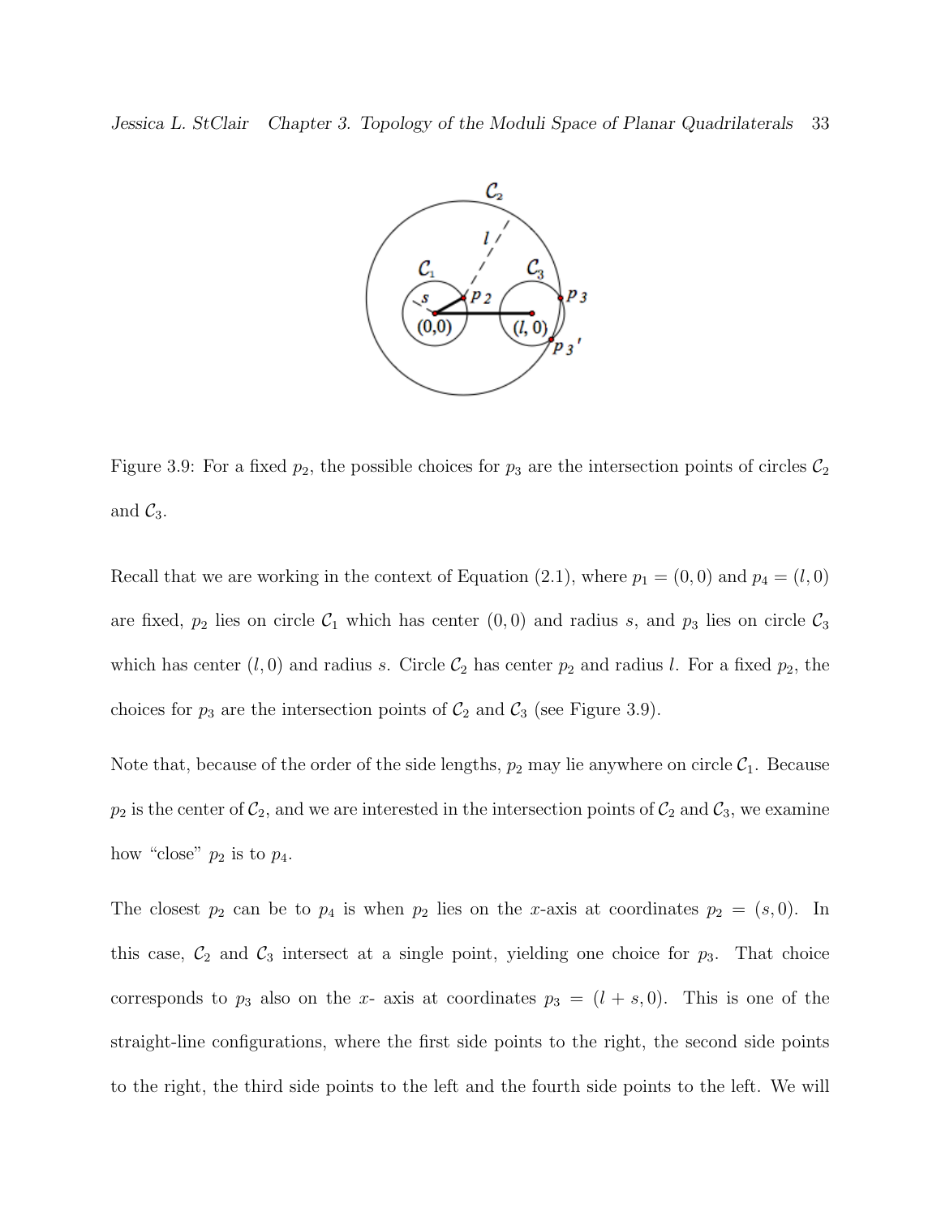$\mathcal{C}_2$

$l$

$\mathcal{C}_1$

$\mathcal{C}_3$

$s$

$p_2$

$p_3$

(0,0)

$(l, 0)$

$p_3{}'$

Figure 3.9: For a fixed $p_2$, the possible choices for $p_3$ are the intersection points of circles $\mathcal{C}_2$ and $\mathcal{C}_3$.

Recall that we are working in the context of Equation (2.1), where $p_1 = (0, 0)$ and $p_4 = (l, 0)$ are fixed, $p_2$ lies on circle $\mathcal{C}_1$ which has center $(0, 0)$ and radius $s$, and $p_3$ lies on circle $\mathcal{C}_3$ which has center $(l, 0)$ and radius $s$. Circle $\mathcal{C}_2$ has center $p_2$ and radius $l$. For a fixed $p_2$, the choices for $p_3$ are the intersection points of $\mathcal{C}_2$ and $\mathcal{C}_3$ (see Figure 3.9).

Note that, because of the order of the side lengths, $p_2$ may lie anywhere on circle $\mathcal{C}_1$. Because $p_2$ is the center of $\mathcal{C}_2$, and we are interested in the intersection points of $\mathcal{C}_2$ and $\mathcal{C}_3$, we examine how "close" $p_2$ is to $p_4$.

The closest $p_2$ can be to $p_4$ is when $p_2$ lies on the $x$-axis at coordinates $p_2 = (s, 0)$. In this case, $\mathcal{C}_2$ and $\mathcal{C}_3$ intersect at a single point, yielding one choice for $p_3$. That choice corresponds to $p_3$ also on the $x$- axis at coordinates $p_3 = (l + s, 0)$. This is one of the straight-line configurations, where the first side points to the right, the second side points to the right, the third side points to the left and the fourth side points to the left. We will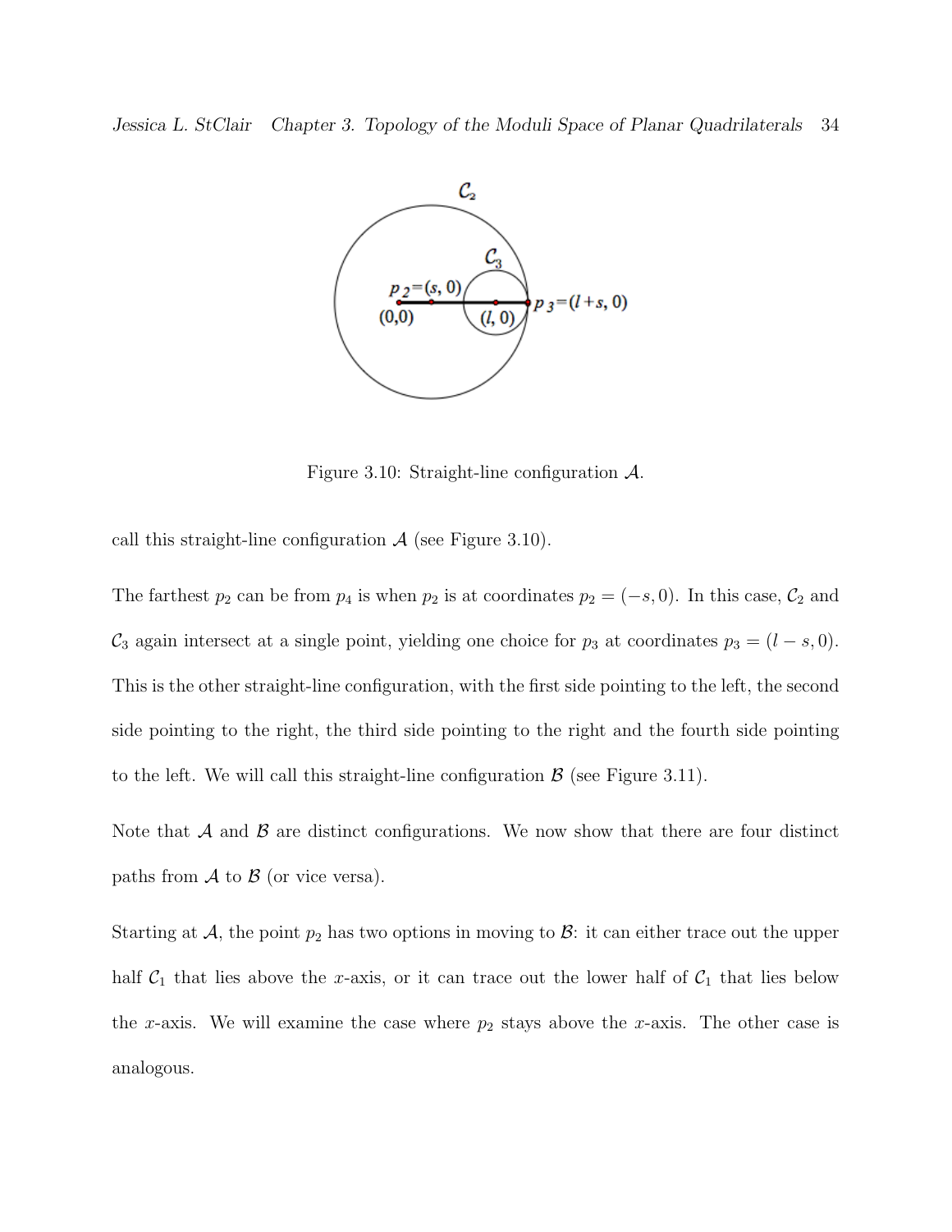$\mathcal{C}_2$

$\mathcal{C}_3$

$p_2 = (s, 0)$

(0,0)

$(l, 0)$

$p_3 = (l + s, 0)$

Figure 3.10: Straight-line configuration $\mathcal{A}$.

call this straight-line configuration $\mathcal{A}$ (see Figure 3.10).

The farthest $p_2$ can be from $p_4$ is when $p_2$ is at coordinates $p_2 = (-s, 0)$. In this case, $\mathcal{C}_2$ and $\mathcal{C}_3$ again intersect at a single point, yielding one choice for $p_3$ at coordinates $p_3 = (l - s, 0)$. This is the other straight-line configuration, with the first side pointing to the left, the second side pointing to the right, the third side pointing to the right and the fourth side pointing to the left. We will call this straight-line configuration $\mathcal{B}$ (see Figure 3.11).

Note that $\mathcal{A}$ and $\mathcal{B}$ are distinct configurations. We now show that there are four distinct paths from $\mathcal{A}$ to $\mathcal{B}$ (or vice versa).

Starting at $\mathcal{A}$, the point $p_2$ has two options in moving to $\mathcal{B}$: it can either trace out the upper half $\mathcal{C}_1$ that lies above the $x$-axis, or it can trace out the lower half of $\mathcal{C}_1$ that lies below the $x$-axis. We will examine the case where $p_2$ stays above the $x$-axis. The other case is analogous.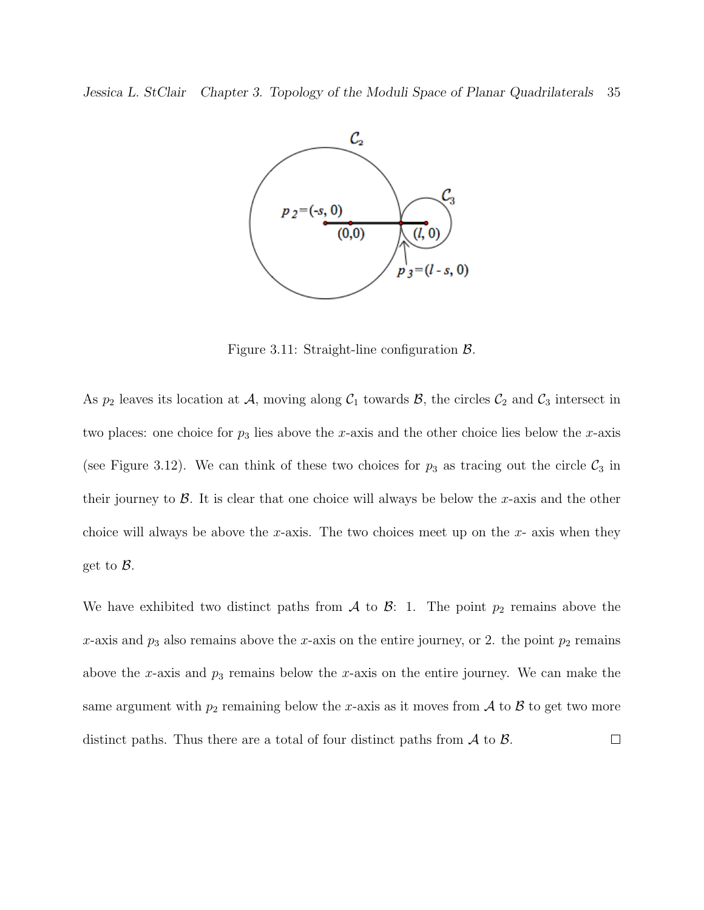$\mathcal{C}_2$

$\mathcal{C}_3$

$p_2=(-s, 0)$

$(0,0)$

$(l, 0)$

$p_3=(l - s, 0)$

Figure 3.11: Straight-line configuration $\mathcal{B}$.

As $p_2$ leaves its location at $\mathcal{A}$, moving along $\mathcal{C}_1$ towards $\mathcal{B}$, the circles $\mathcal{C}_2$ and $\mathcal{C}_3$ intersect in two places: one choice for $p_3$ lies above the $x$-axis and the other choice lies below the $x$-axis (see Figure 3.12). We can think of these two choices for $p_3$ as tracing out the circle $\mathcal{C}_3$ in their journey to $\mathcal{B}$. It is clear that one choice will always be below the $x$-axis and the other choice will always be above the $x$-axis. The two choices meet up on the $x$- axis when they get to $\mathcal{B}$.

We have exhibited two distinct paths from $\mathcal{A}$ to $\mathcal{B}$: 1. The point $p_2$ remains above the $x$-axis and $p_3$ also remains above the $x$-axis on the entire journey, or 2. the point $p_2$ remains above the $x$-axis and $p_3$ remains below the $x$-axis on the entire journey. We can make the same argument with $p_2$ remaining below the $x$-axis as it moves from $\mathcal{A}$ to $\mathcal{B}$ to get two more distinct paths. Thus there are a total of four distinct paths from $\mathcal{A}$ to $\mathcal{B}$. $\square$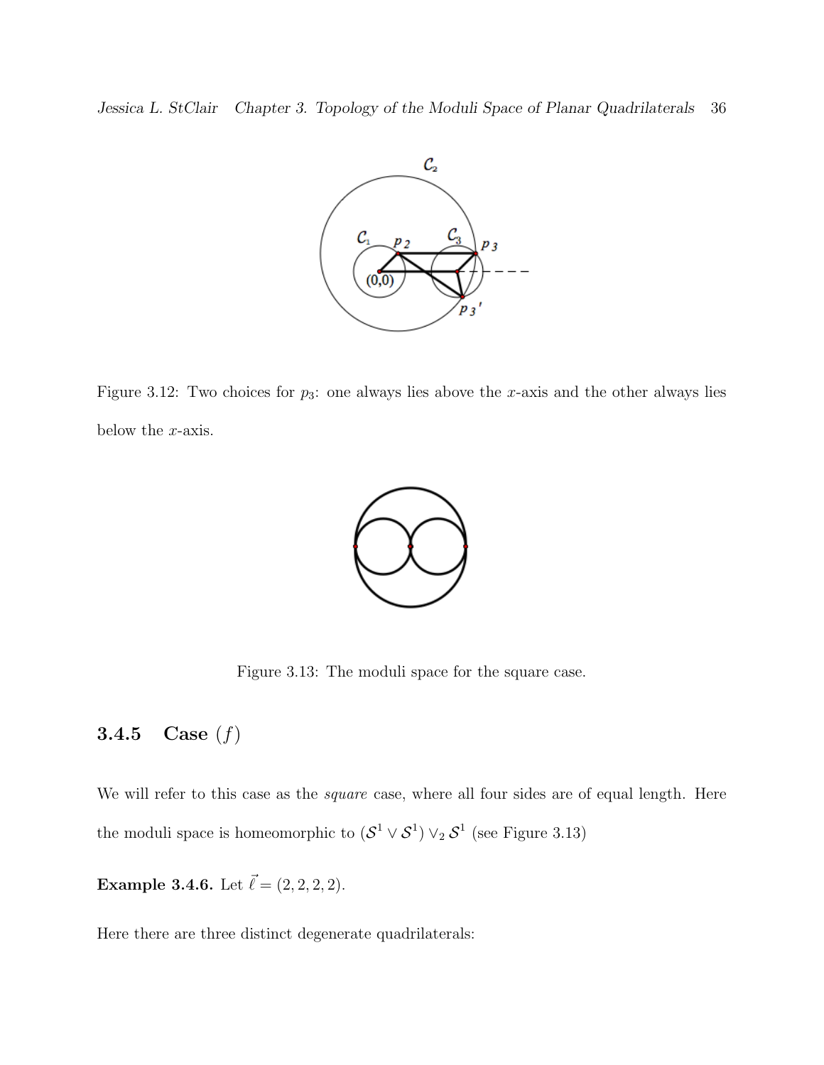$\mathcal{C}_2$

$\mathcal{C}_1$

$p_2$

$\mathcal{C}_3$

$p_3$

(0,0)

$p_3{}'$

Figure 3.12: Two choices for $p_3$: one always lies above the $x$-axis and the other always lies below the $x$-axis.

Figure 3.13: The moduli space for the square case.

### 3.4.5 Case $(f)$

We will refer to this case as the *square* case, where all four sides are of equal length. Here the moduli space is homeomorphic to $(\mathcal{S}^1 \vee \mathcal{S}^1) \vee_2 \mathcal{S}^1$ (see Figure 3.13)

**Example 3.4.6.** Let $\vec{\ell} = (2, 2, 2, 2)$.

Here there are three distinct degenerate quadrilaterals: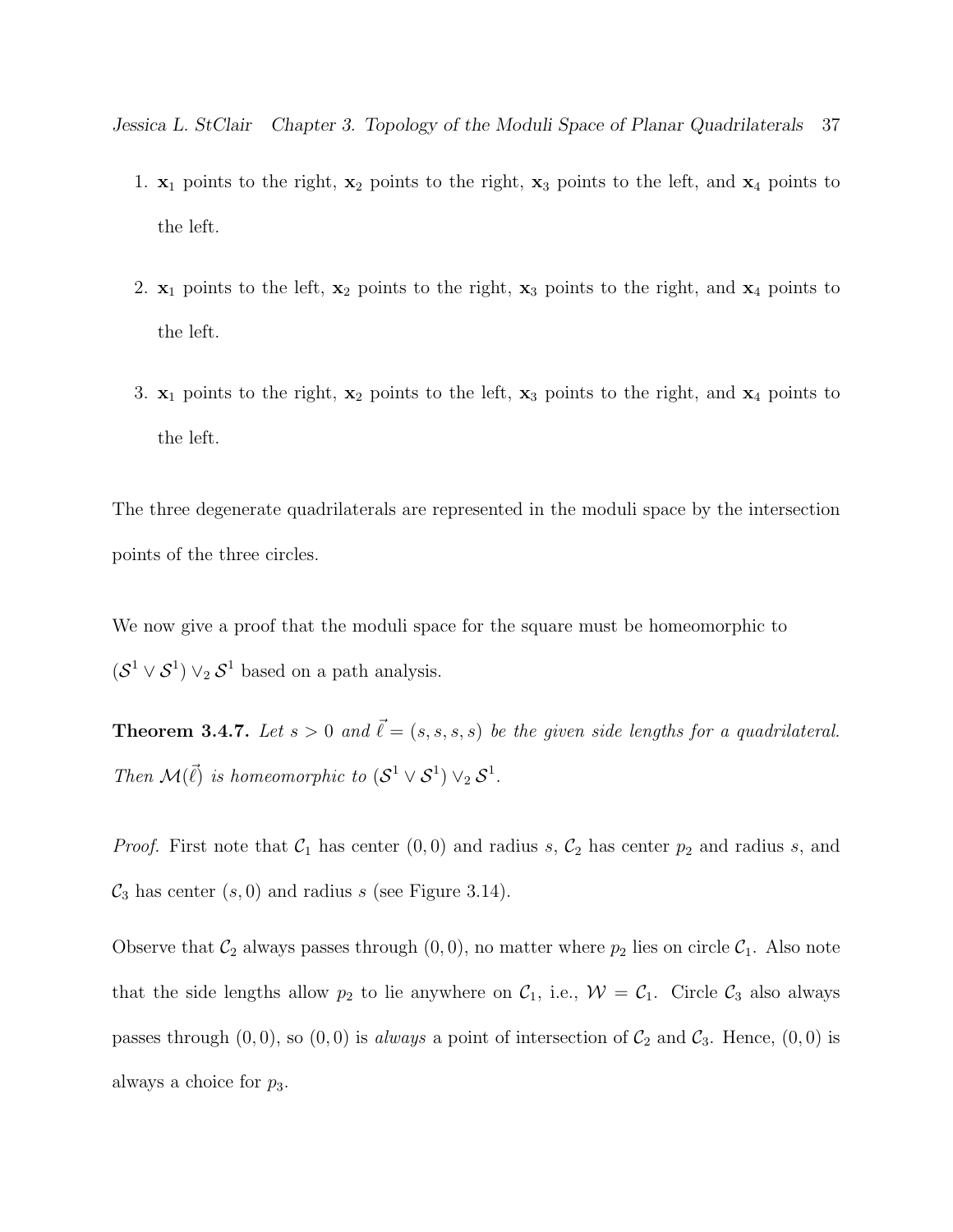1. $\mathbf{x}_1$ points to the right, $\mathbf{x}_2$ points to the right, $\mathbf{x}_3$ points to the left, and $\mathbf{x}_4$ points to the left.

2. $\mathbf{x}_1$ points to the left, $\mathbf{x}_2$ points to the right, $\mathbf{x}_3$ points to the right, and $\mathbf{x}_4$ points to the left.

3. $\mathbf{x}_1$ points to the right, $\mathbf{x}_2$ points to the left, $\mathbf{x}_3$ points to the right, and $\mathbf{x}_4$ points to the left.

The three degenerate quadrilaterals are represented in the moduli space by the intersection points of the three circles.

We now give a proof that the moduli space for the square must be homeomorphic to $(\mathcal{S}^1 \vee \mathcal{S}^1) \vee_2 \mathcal{S}^1$ based on a path analysis.

**Theorem 3.4.7.** *Let $s > 0$ and $\vec{\ell} = (s, s, s, s)$ be the given side lengths for a quadrilateral. Then $\mathcal{M}(\vec{\ell})$ is homeomorphic to $(\mathcal{S}^1 \vee \mathcal{S}^1) \vee_2 \mathcal{S}^1$.*

*Proof.* First note that $\mathcal{C}_1$ has center $(0, 0)$ and radius $s$, $\mathcal{C}_2$ has center $p_2$ and radius $s$, and $\mathcal{C}_3$ has center $(s, 0)$ and radius $s$ (see Figure 3.14).

Observe that $\mathcal{C}_2$ always passes through $(0, 0)$, no matter where $p_2$ lies on circle $\mathcal{C}_1$. Also note that the side lengths allow $p_2$ to lie anywhere on $\mathcal{C}_1$, i.e., $\mathcal{W} = \mathcal{C}_1$. Circle $\mathcal{C}_3$ also always passes through $(0, 0)$, so $(0, 0)$ is *always* a point of intersection of $\mathcal{C}_2$ and $\mathcal{C}_3$. Hence, $(0, 0)$ is always a choice for $p_3$.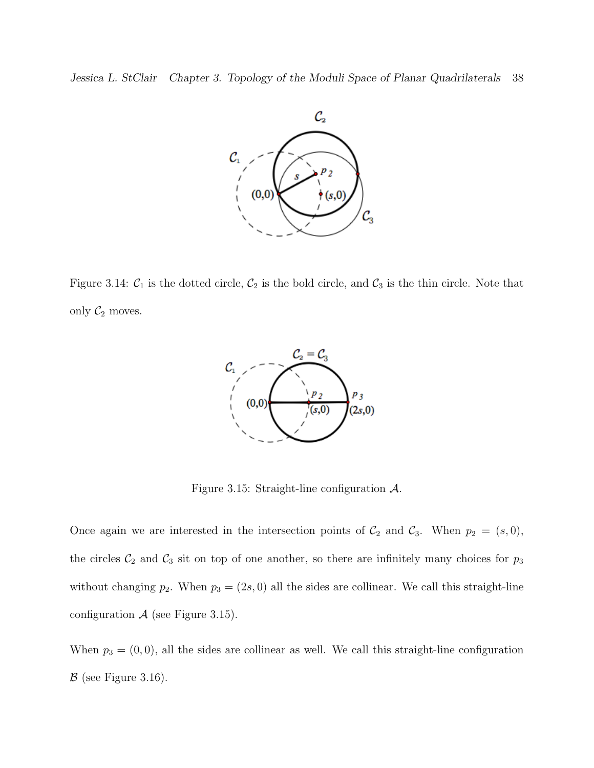Figure 3.14: $\mathcal{C}_1$ is the dotted circle, $\mathcal{C}_2$ is the bold circle, and $\mathcal{C}_3$ is the thin circle. Note that only $\mathcal{C}_2$ moves.

Figure 3.15: Straight-line configuration $\mathcal{A}$.

Once again we are interested in the intersection points of $\mathcal{C}_2$ and $\mathcal{C}_3$. When $p_2 = (s, 0)$, the circles $\mathcal{C}_2$ and $\mathcal{C}_3$ sit on top of one another, so there are infinitely many choices for $p_3$ without changing $p_2$. When $p_3 = (2s, 0)$ all the sides are collinear. We call this straight-line configuration $\mathcal{A}$ (see Figure 3.15).

When $p_3 = (0, 0)$, all the sides are collinear as well. We call this straight-line configuration $\mathcal{B}$ (see Figure 3.16).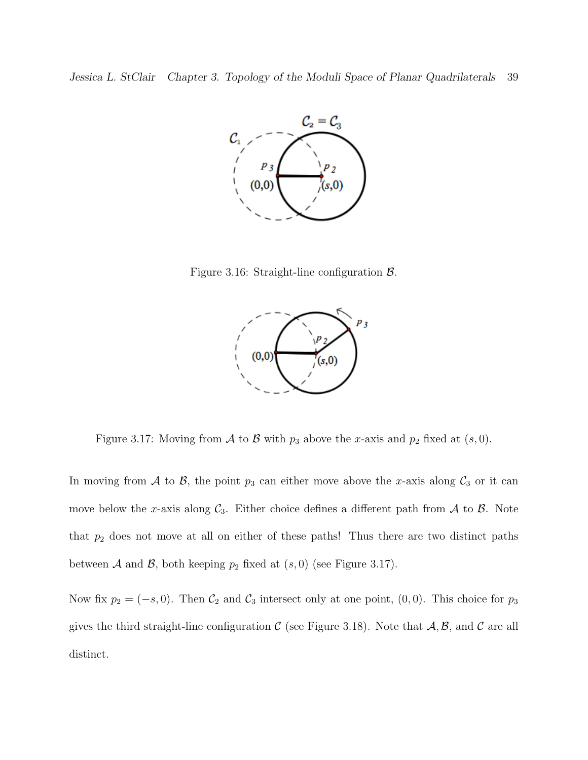Figure 3.16: Straight-line configuration $\mathcal{B}$.

Figure 3.17: Moving from $\mathcal{A}$ to $\mathcal{B}$ with $p_3$ above the $x$-axis and $p_2$ fixed at $(s, 0)$.

In moving from $\mathcal{A}$ to $\mathcal{B}$, the point $p_3$ can either move above the $x$-axis along $\mathcal{C}_3$ or it can move below the $x$-axis along $\mathcal{C}_3$. Either choice defines a different path from $\mathcal{A}$ to $\mathcal{B}$. Note that $p_2$ does not move at all on either of these paths! Thus there are two distinct paths between $\mathcal{A}$ and $\mathcal{B}$, both keeping $p_2$ fixed at $(s, 0)$ (see Figure 3.17).

Now fix $p_2 = (-s, 0)$. Then $\mathcal{C}_2$ and $\mathcal{C}_3$ intersect only at one point, $(0, 0)$. This choice for $p_3$ gives the third straight-line configuration $\mathcal{C}$ (see Figure 3.18). Note that $\mathcal{A}, \mathcal{B}$, and $\mathcal{C}$ are all distinct.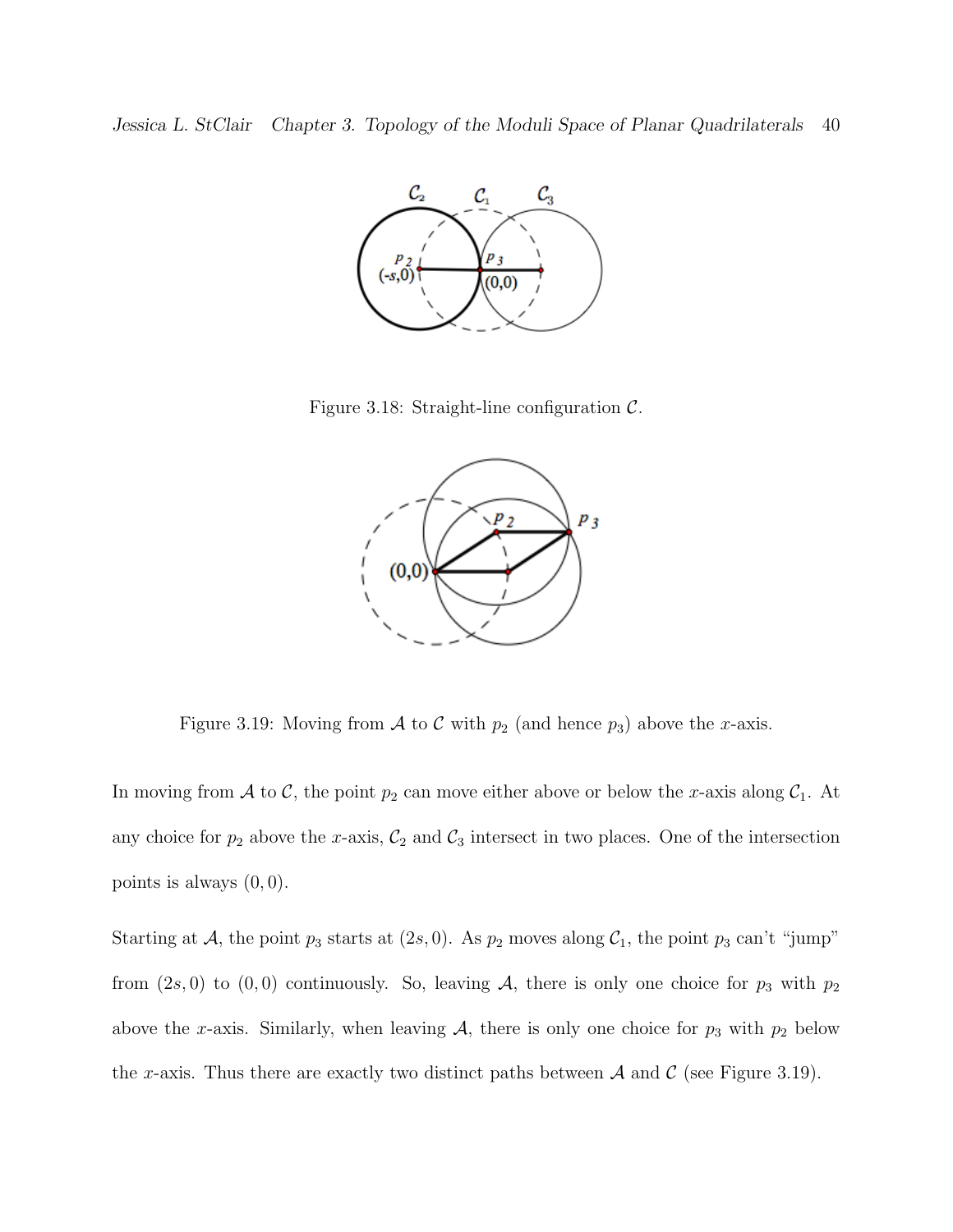$\mathcal{C}_2$ $\mathcal{C}_1$ $\mathcal{C}_3$

$p_2$ (-s,0)

$p_3$ (0,0)

Figure 3.18: Straight-line configuration $\mathcal{C}$.

$p_2$ $p_3$

(0,0)

Figure 3.19: Moving from $\mathcal{A}$ to $\mathcal{C}$ with $p_2$ (and hence $p_3$) above the $x$-axis.

In moving from $\mathcal{A}$ to $\mathcal{C}$, the point $p_2$ can move either above or below the $x$-axis along $\mathcal{C}_1$. At any choice for $p_2$ above the $x$-axis, $\mathcal{C}_2$ and $\mathcal{C}_3$ intersect in two places. One of the intersection points is always $(0, 0)$.

Starting at $\mathcal{A}$, the point $p_3$ starts at $(2s, 0)$. As $p_2$ moves along $\mathcal{C}_1$, the point $p_3$ can't "jump" from $(2s, 0)$ to $(0, 0)$ continuously. So, leaving $\mathcal{A}$, there is only one choice for $p_3$ with $p_2$ above the $x$-axis. Similarly, when leaving $\mathcal{A}$, there is only one choice for $p_3$ with $p_2$ below the $x$-axis. Thus there are exactly two distinct paths between $\mathcal{A}$ and $\mathcal{C}$ (see Figure 3.19).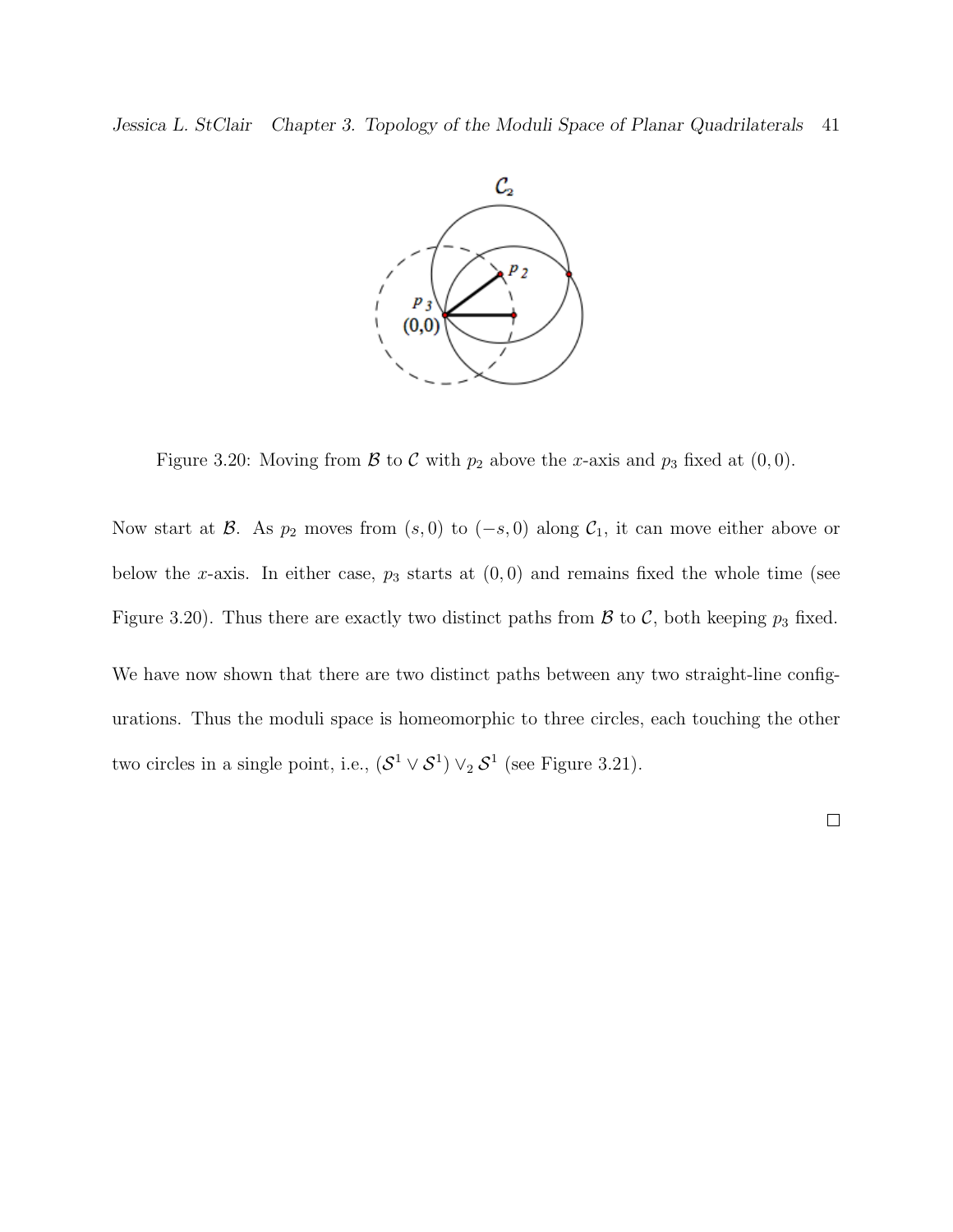$\mathcal{C}_2$

$p_2$

$p_3$

(0,0)

Figure 3.20: Moving from $\mathcal{B}$ to $\mathcal{C}$ with $p_2$ above the $x$-axis and $p_3$ fixed at $(0, 0)$.

Now start at $\mathcal{B}$. As $p_2$ moves from $(s, 0)$ to $(-s, 0)$ along $\mathcal{C}_1$, it can move either above or below the $x$-axis. In either case, $p_3$ starts at $(0, 0)$ and remains fixed the whole time (see Figure 3.20). Thus there are exactly two distinct paths from $\mathcal{B}$ to $\mathcal{C}$, both keeping $p_3$ fixed.

We have now shown that there are two distinct paths between any two straight-line configurations. Thus the moduli space is homeomorphic to three circles, each touching the other two circles in a single point, i.e., $(\mathcal{S}^1 \vee \mathcal{S}^1) \vee_2 \mathcal{S}^1$ (see Figure 3.21).

□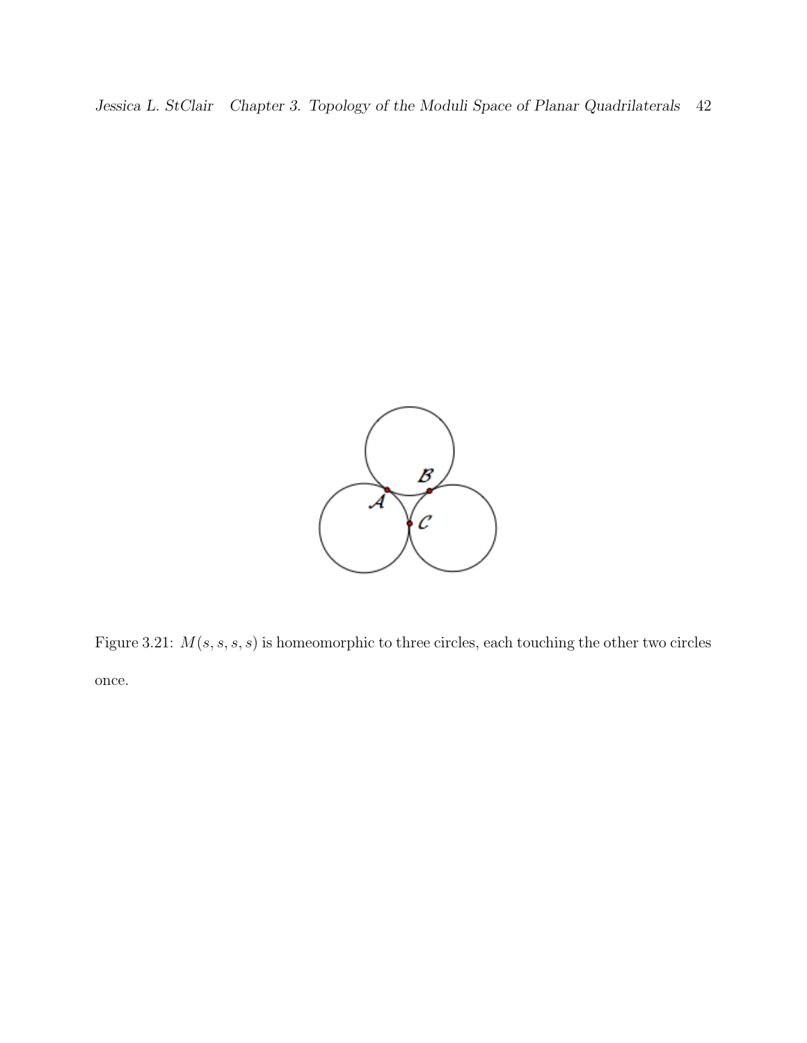A

B

C

Figure 3.21: $M(s, s, s, s)$ is homeomorphic to three circles, each touching the other two circles once.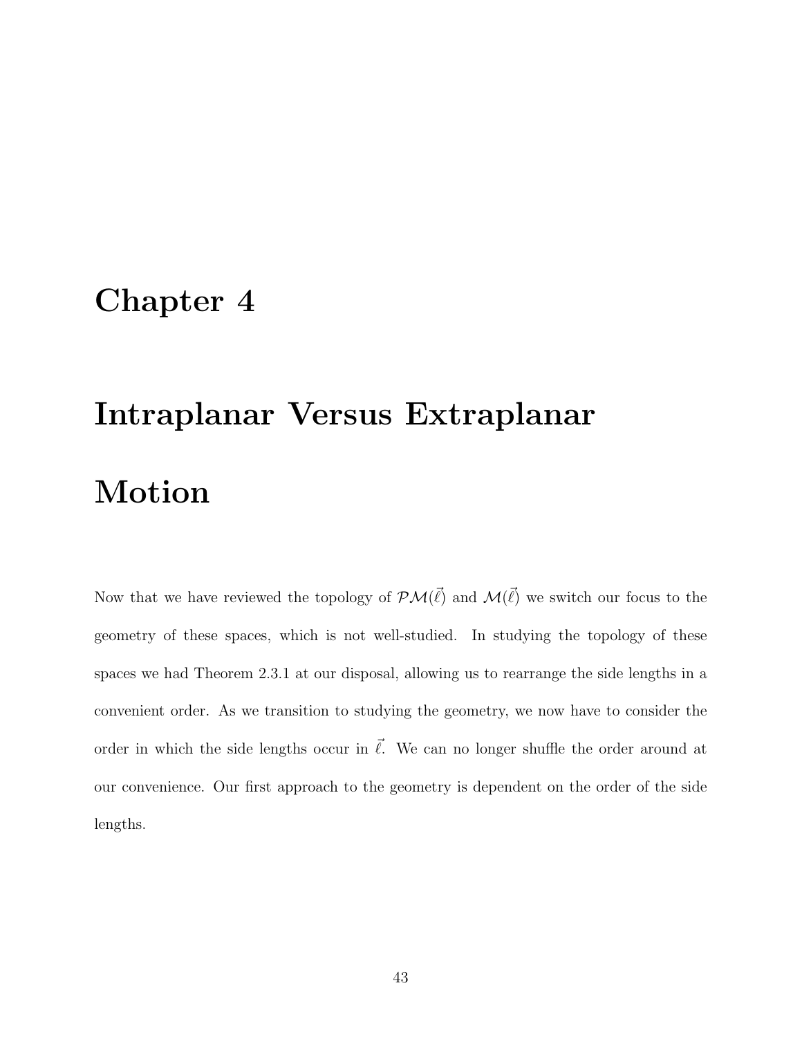# Chapter 4

# Intraplanar Versus Extraplanar Motion

Now that we have reviewed the topology of $\mathcal{PM}(\vec{\ell})$ and $\mathcal{M}(\vec{\ell})$ we switch our focus to the geometry of these spaces, which is not well-studied. In studying the topology of these spaces we had Theorem 2.3.1 at our disposal, allowing us to rearrange the side lengths in a convenient order. As we transition to studying the geometry, we now have to consider the order in which the side lengths occur in $\vec{\ell}$. We can no longer shuffle the order around at our convenience. Our first approach to the geometry is dependent on the order of the side lengths.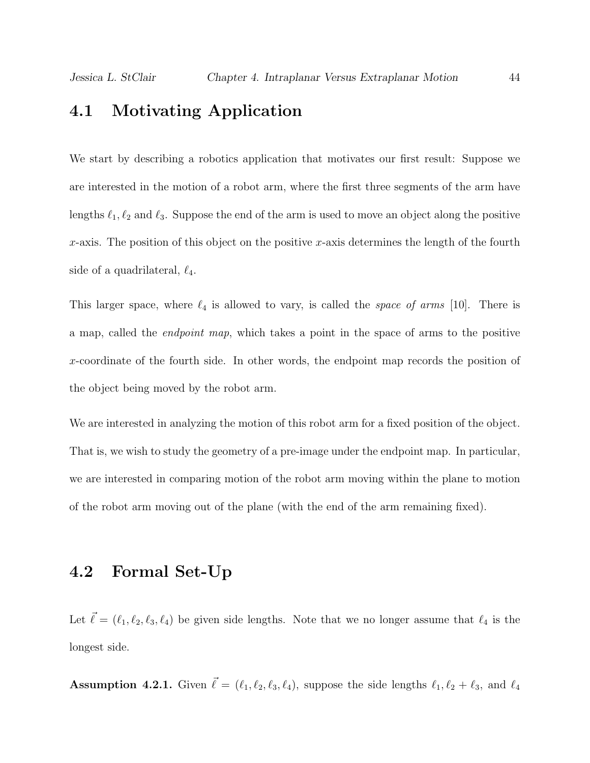## 4.1 Motivating Application

We start by describing a robotics application that motivates our first result: Suppose we are interested in the motion of a robot arm, where the first three segments of the arm have lengths $\ell_1, \ell_2$ and $\ell_3$. Suppose the end of the arm is used to move an object along the positive $x$-axis. The position of this object on the positive $x$-axis determines the length of the fourth side of a quadrilateral, $\ell_4$.

This larger space, where $\ell_4$ is allowed to vary, is called the *space of arms* [10]. There is a map, called the *endpoint map*, which takes a point in the space of arms to the positive $x$-coordinate of the fourth side. In other words, the endpoint map records the position of the object being moved by the robot arm.

We are interested in analyzing the motion of this robot arm for a fixed position of the object. That is, we wish to study the geometry of a pre-image under the endpoint map. In particular, we are interested in comparing motion of the robot arm moving within the plane to motion of the robot arm moving out of the plane (with the end of the arm remaining fixed).

## 4.2 Formal Set-Up

Let $\vec{\ell} = (\ell_1, \ell_2, \ell_3, \ell_4)$ be given side lengths. Note that we no longer assume that $\ell_4$ is the longest side.

**Assumption 4.2.1.** Given $\vec{\ell} = (\ell_1, \ell_2, \ell_3, \ell_4)$, suppose the side lengths $\ell_1, \ell_2 + \ell_3$, and $\ell_4$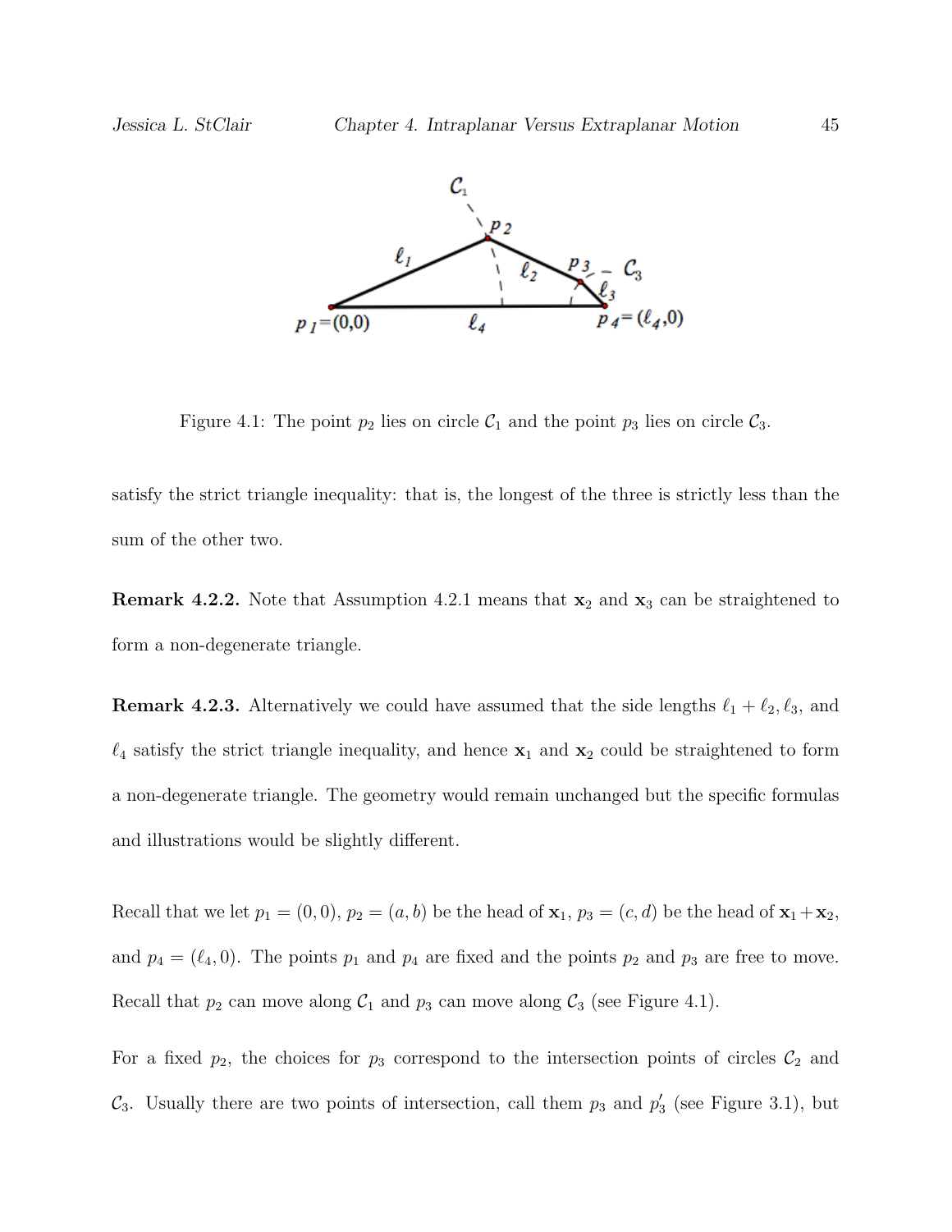$\mathcal{C}_1$

$p_2$

$\ell_1$

$\ell_2$

$p_3$

$\mathcal{C}_3$

$\ell_3$

$p_1 = (0,0)$

$\ell_4$

$p_4 = (\ell_4, 0)$

Figure 4.1: The point $p_2$ lies on circle $\mathcal{C}_1$ and the point $p_3$ lies on circle $\mathcal{C}_3$.

satisfy the strict triangle inequality: that is, the longest of the three is strictly less than the sum of the other two.

**Remark 4.2.2.** Note that Assumption 4.2.1 means that $\mathbf{x}_2$ and $\mathbf{x}_3$ can be straightened to form a non-degenerate triangle.

**Remark 4.2.3.** Alternatively we could have assumed that the side lengths $\ell_1 + \ell_2, \ell_3$, and $\ell_4$ satisfy the strict triangle inequality, and hence $\mathbf{x}_1$ and $\mathbf{x}_2$ could be straightened to form a non-degenerate triangle. The geometry would remain unchanged but the specific formulas and illustrations would be slightly different.

Recall that we let $p_1 = (0, 0)$, $p_2 = (a, b)$ be the head of $\mathbf{x}_1$, $p_3 = (c, d)$ be the head of $\mathbf{x}_1 + \mathbf{x}_2$, and $p_4 = (\ell_4, 0)$. The points $p_1$ and $p_4$ are fixed and the points $p_2$ and $p_3$ are free to move. Recall that $p_2$ can move along $\mathcal{C}_1$ and $p_3$ can move along $\mathcal{C}_3$ (see Figure 4.1).

For a fixed $p_2$, the choices for $p_3$ correspond to the intersection points of circles $\mathcal{C}_2$ and $\mathcal{C}_3$. Usually there are two points of intersection, call them $p_3$ and $p_3'$ (see Figure 3.1), but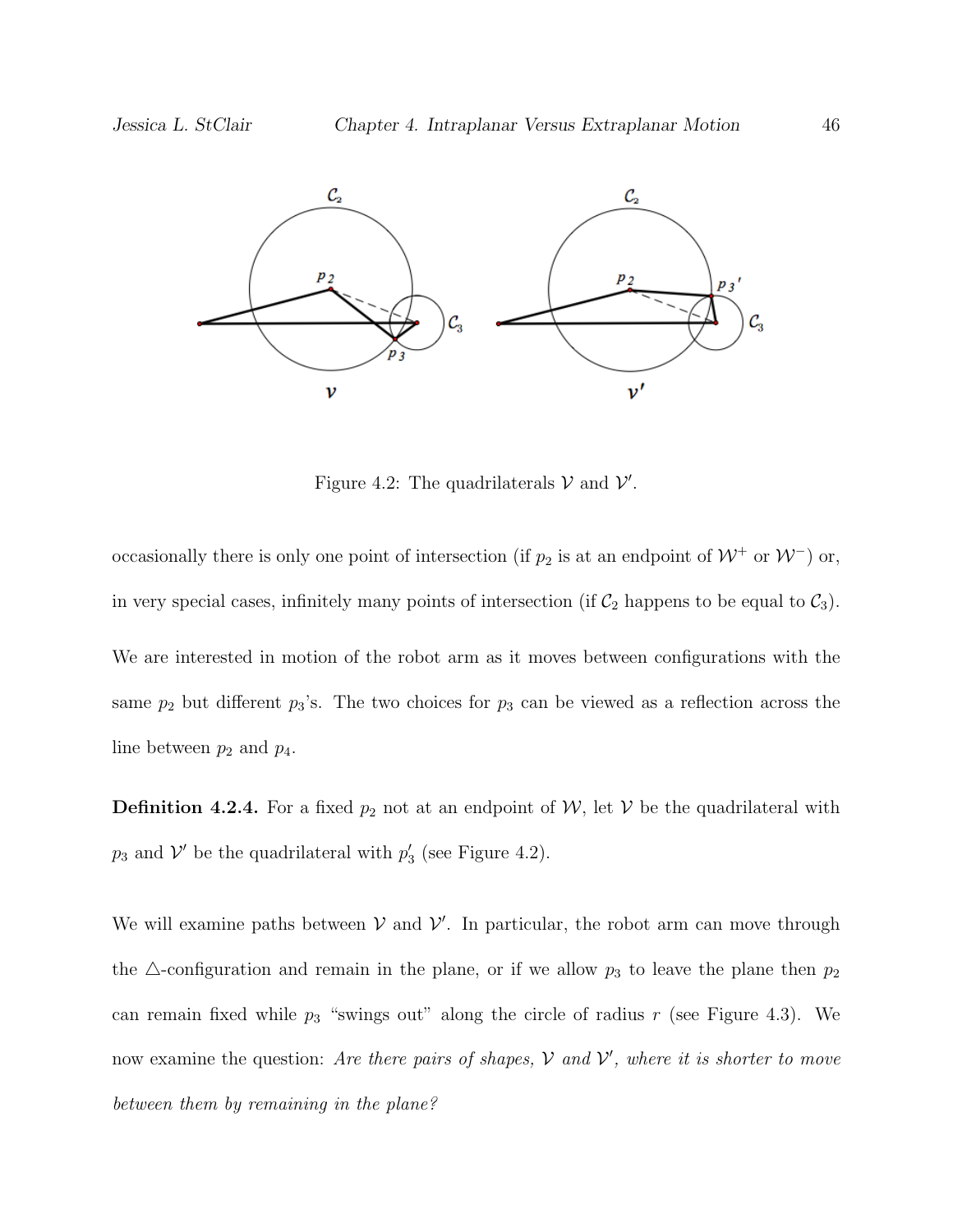$\mathcal{C}_2$

$p_2$

$\mathcal{C}_3$

$p_3$

$\mathcal{V}$

$\mathcal{C}_2$

$p_2$

$p_3{}'$

$\mathcal{C}_3$

$\mathcal{V}'$

Figure 4.2: The quadrilaterals $\mathcal{V}$ and $\mathcal{V}'$.

occasionally there is only one point of intersection (if $p_2$ is at an endpoint of $\mathcal{W}^+$ or $\mathcal{W}^-$) or, in very special cases, infinitely many points of intersection (if $\mathcal{C}_2$ happens to be equal to $\mathcal{C}_3$). We are interested in motion of the robot arm as it moves between configurations with the same $p_2$ but different $p_3$'s. The two choices for $p_3$ can be viewed as a reflection across the line between $p_2$ and $p_4$.

**Definition 4.2.4.** For a fixed $p_2$ not at an endpoint of $\mathcal{W}$, let $\mathcal{V}$ be the quadrilateral with $p_3$ and $\mathcal{V}'$ be the quadrilateral with $p_3'$ (see Figure 4.2).

We will examine paths between $\mathcal{V}$ and $\mathcal{V}'$. In particular, the robot arm can move through the $\triangle$-configuration and remain in the plane, or if we allow $p_3$ to leave the plane then $p_2$ can remain fixed while $p_3$ "swings out" along the circle of radius $r$ (see Figure 4.3). We now examine the question: *Are there pairs of shapes, $\mathcal{V}$ and $\mathcal{V}'$, where it is shorter to move between them by remaining in the plane?*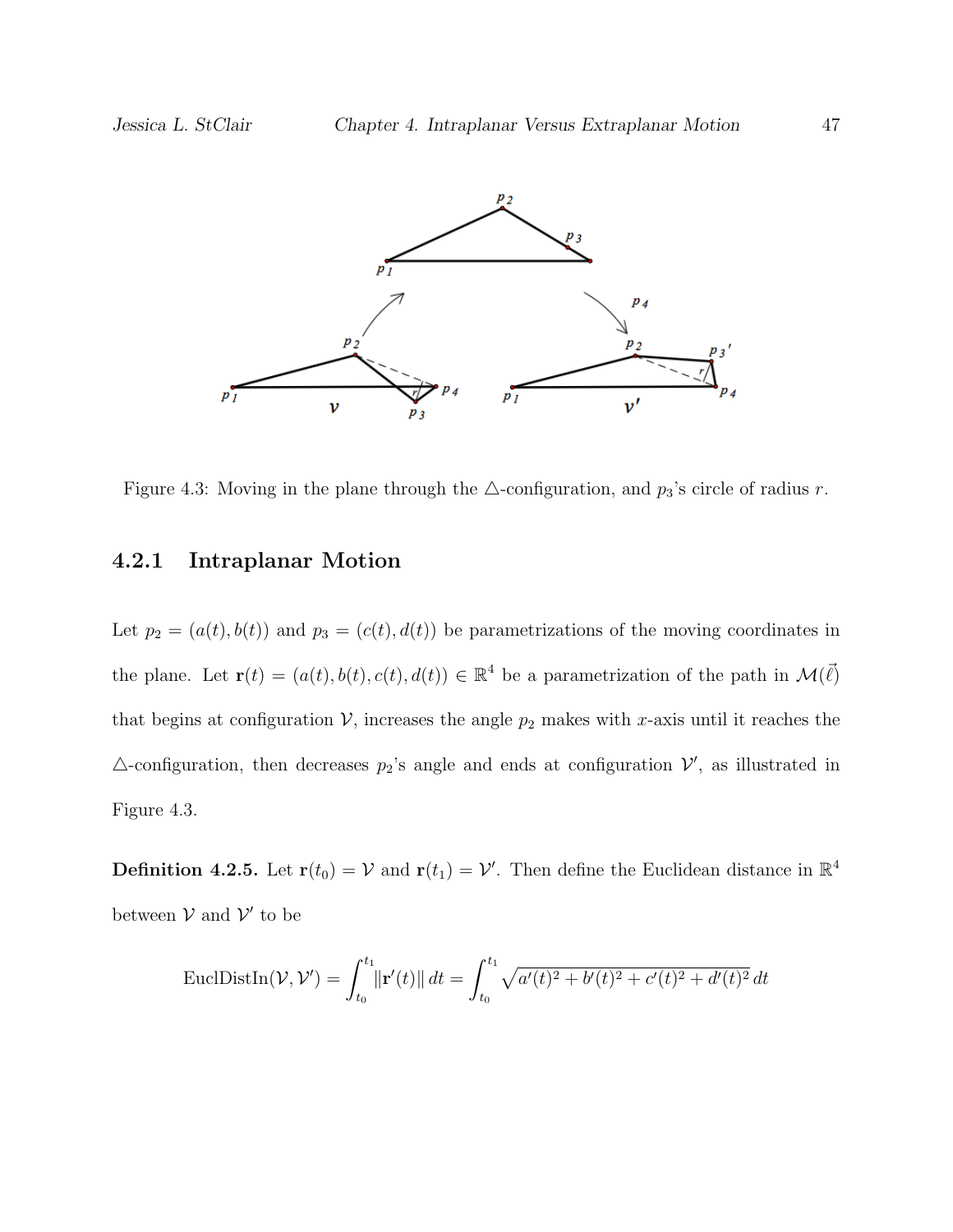Figure 4.3: Moving in the plane through the $\triangle$-configuration, and $p_3$'s circle of radius $r$.

### 4.2.1 Intraplanar Motion

Let $p_2 = (a(t), b(t))$ and $p_3 = (c(t), d(t))$ be parametrizations of the moving coordinates in the plane. Let $\mathbf{r}(t) = (a(t), b(t), c(t), d(t)) \in \mathbb{R}^4$ be a parametrization of the path in $\mathcal{M}(\vec{\ell})$ that begins at configuration $\mathcal{V}$, increases the angle $p_2$ makes with $x$-axis until it reaches the $\triangle$-configuration, then decreases $p_2$'s angle and ends at configuration $\mathcal{V}'$, as illustrated in Figure 4.3.

**Definition 4.2.5.** Let $\mathbf{r}(t_0) = \mathcal{V}$ and $\mathbf{r}(t_1) = \mathcal{V}'$. Then define the Euclidean distance in $\mathbb{R}^4$ between $\mathcal{V}$ and $\mathcal{V}'$ to be

$$\text{EuclDistIn}(\mathcal{V}, \mathcal{V}') = \int_{t_0}^{t_1} \|\mathbf{r}'(t)\| \, dt = \int_{t_0}^{t_1} \sqrt{a'(t)^2 + b'(t)^2 + c'(t)^2 + d'(t)^2} \, dt$$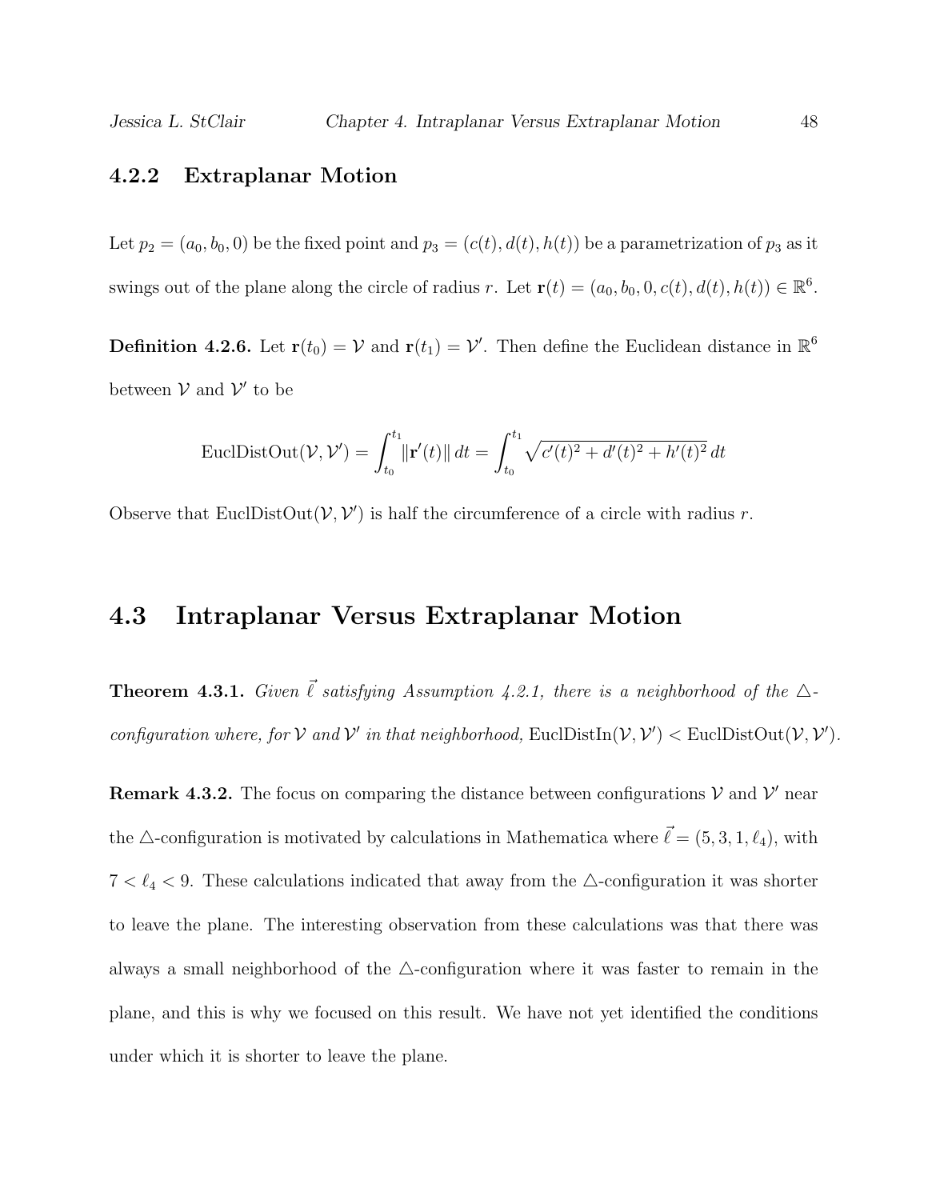### 4.2.2 Extraplanar Motion

Let $p_2 = (a_0, b_0, 0)$ be the fixed point and $p_3 = (c(t), d(t), h(t))$ be a parametrization of $p_3$ as it swings out of the plane along the circle of radius $r$. Let $\mathbf{r}(t) = (a_0, b_0, 0, c(t), d(t), h(t)) \in \mathbb{R}^6$.

**Definition 4.2.6.** Let $\mathbf{r}(t_0) = \mathcal{V}$ and $\mathbf{r}(t_1) = \mathcal{V}'$. Then define the Euclidean distance in $\mathbb{R}^6$ between $\mathcal{V}$ and $\mathcal{V}'$ to be

$$\text{EuclDistOut}(\mathcal{V}, \mathcal{V}') = \int_{t_0}^{t_1} \|\mathbf{r}'(t)\| \, dt = \int_{t_0}^{t_1} \sqrt{c'(t)^2 + d'(t)^2 + h'(t)^2} \, dt$$

Observe that $\text{EuclDistOut}(\mathcal{V}, \mathcal{V}')$ is half the circumference of a circle with radius $r$.

## 4.3 Intraplanar Versus Extraplanar Motion

**Theorem 4.3.1.** *Given $\vec{\ell}$ satisfying Assumption 4.2.1, there is a neighborhood of the $\triangle$-configuration where, for $\mathcal{V}$ and $\mathcal{V}'$ in that neighborhood,* $\text{EuclDistIn}(\mathcal{V}, \mathcal{V}') < \text{EuclDistOut}(\mathcal{V}, \mathcal{V}')$.

**Remark 4.3.2.** The focus on comparing the distance between configurations $\mathcal{V}$ and $\mathcal{V}'$ near the $\triangle$-configuration is motivated by calculations in Mathematica where $\vec{\ell} = (5, 3, 1, \ell_4)$, with $7 < \ell_4 < 9$. These calculations indicated that away from the $\triangle$-configuration it was shorter to leave the plane. The interesting observation from these calculations was that there was always a small neighborhood of the $\triangle$-configuration where it was faster to remain in the plane, and this is why we focused on this result. We have not yet identified the conditions under which it is shorter to leave the plane.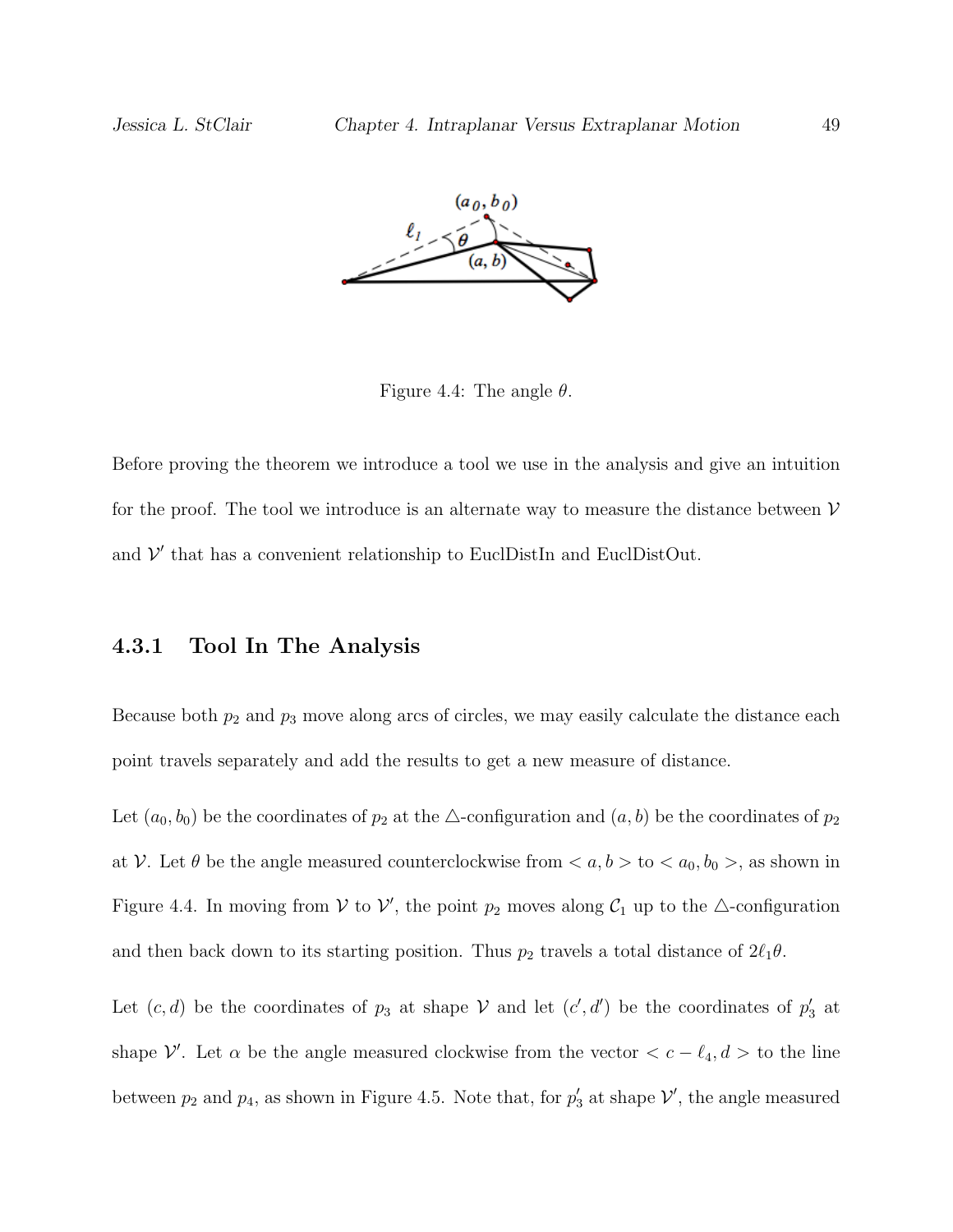Figure 4.4: The angle $\theta$.

Before proving the theorem we introduce a tool we use in the analysis and give an intuition for the proof. The tool we introduce is an alternate way to measure the distance between $\mathcal{V}$ and $\mathcal{V}'$ that has a convenient relationship to EuclDistIn and EuclDistOut.

### 4.3.1 Tool In The Analysis

Because both $p_2$ and $p_3$ move along arcs of circles, we may easily calculate the distance each point travels separately and add the results to get a new measure of distance.

Let $(a_0, b_0)$ be the coordinates of $p_2$ at the $\triangle$-configuration and $(a, b)$ be the coordinates of $p_2$ at $\mathcal{V}$. Let $\theta$ be the angle measured counterclockwise from $< a, b >$ to $< a_0, b_0 >$, as shown in Figure 4.4. In moving from $\mathcal{V}$ to $\mathcal{V}'$, the point $p_2$ moves along $\mathcal{C}_1$ up to the $\triangle$-configuration and then back down to its starting position. Thus $p_2$ travels a total distance of $2\ell_1\theta$.

Let $(c, d)$ be the coordinates of $p_3$ at shape $\mathcal{V}$ and let $(c', d')$ be the coordinates of $p_3'$ at shape $\mathcal{V}'$. Let $\alpha$ be the angle measured clockwise from the vector $< c - \ell_4, d >$ to the line between $p_2$ and $p_4$, as shown in Figure 4.5. Note that, for $p_3'$ at shape $\mathcal{V}'$, the angle measured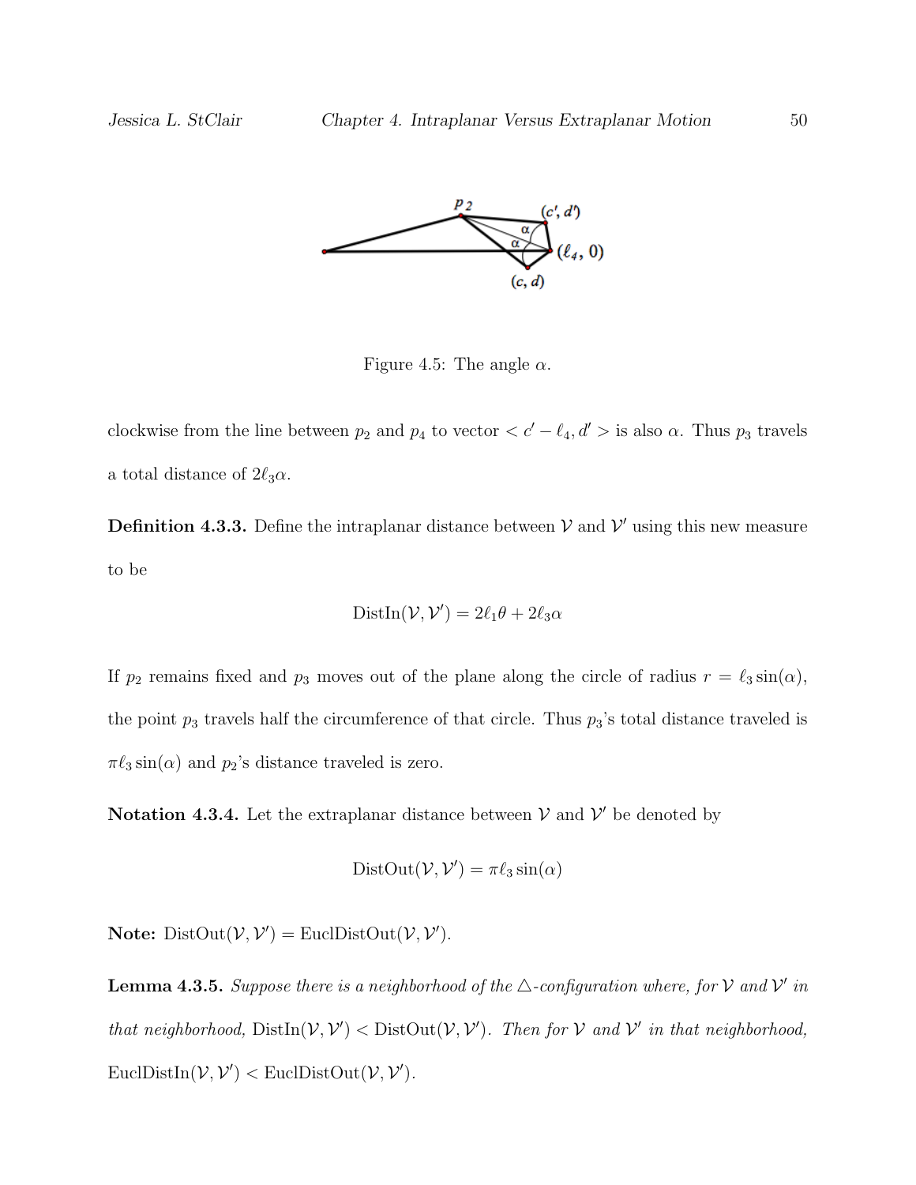$p_2$

$(c', d')$

$\alpha$

$\alpha$

$(\ell_4, 0)$

$(c, d)$

Figure 4.5: The angle $\alpha$.

clockwise from the line between $p_2$ and $p_4$ to vector $< c' - \ell_4, d' >$ is also $\alpha$. Thus $p_3$ travels a total distance of $2\ell_3\alpha$.

**Definition 4.3.3.** Define the intraplanar distance between $\mathcal{V}$ and $\mathcal{V}'$ using this new measure to be

$$\text{DistIn}(\mathcal{V}, \mathcal{V}') = 2\ell_1\theta + 2\ell_3\alpha$$

If $p_2$ remains fixed and $p_3$ moves out of the plane along the circle of radius $r = \ell_3 \sin(\alpha)$, the point $p_3$ travels half the circumference of that circle. Thus $p_3$'s total distance traveled is $\pi\ell_3 \sin(\alpha)$ and $p_2$'s distance traveled is zero.

**Notation 4.3.4.** Let the extraplanar distance between $\mathcal{V}$ and $\mathcal{V}'$ be denoted by

$$\text{DistOut}(\mathcal{V}, \mathcal{V}') = \pi\ell_3 \sin(\alpha)$$

**Note:** $\text{DistOut}(\mathcal{V}, \mathcal{V}') = \text{EuclDistOut}(\mathcal{V}, \mathcal{V}')$.

**Lemma 4.3.5.** *Suppose there is a neighborhood of the $\triangle$-configuration where, for $\mathcal{V}$ and $\mathcal{V}'$ in that neighborhood, $\text{DistIn}(\mathcal{V}, \mathcal{V}') < \text{DistOut}(\mathcal{V}, \mathcal{V}')$. Then for $\mathcal{V}$ and $\mathcal{V}'$ in that neighborhood, $\text{EuclDistIn}(\mathcal{V}, \mathcal{V}') < \text{EuclDistOut}(\mathcal{V}, \mathcal{V}')$.*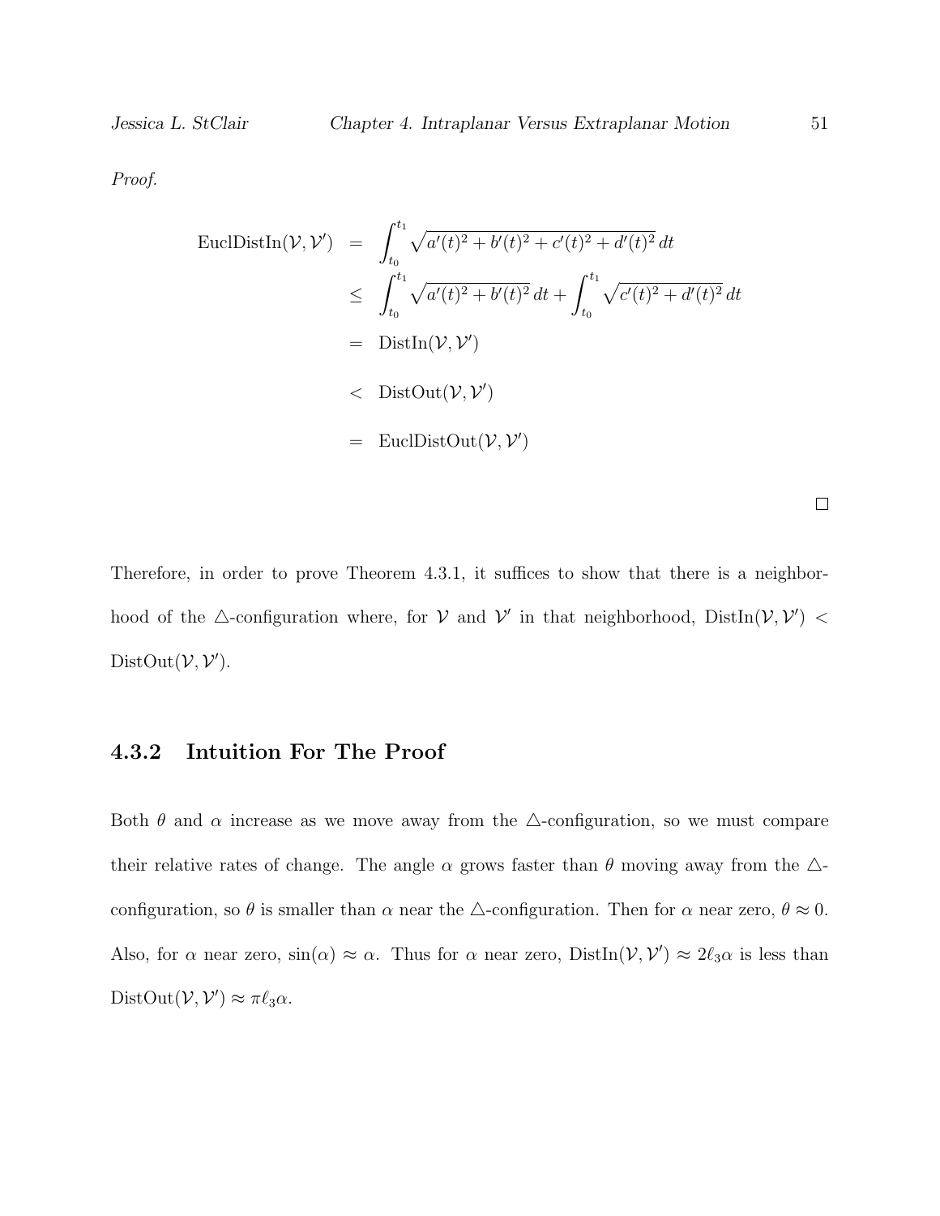*Proof.*

$$
\begin{aligned}
\text{EuclDistIn}(\mathcal{V}, \mathcal{V}') &= \int_{t_0}^{t_1} \sqrt{a'(t)^2 + b'(t)^2 + c'(t)^2 + d'(t)^2}\, dt \\
&\leq \int_{t_0}^{t_1} \sqrt{a'(t)^2 + b'(t)^2}\, dt + \int_{t_0}^{t_1} \sqrt{c'(t)^2 + d'(t)^2}\, dt \\
&= \text{DistIn}(\mathcal{V}, \mathcal{V}') \\
&< \text{DistOut}(\mathcal{V}, \mathcal{V}') \\
&= \text{EuclDistOut}(\mathcal{V}, \mathcal{V}')
\end{aligned}
$$

□

Therefore, in order to prove Theorem 4.3.1, it suffices to show that there is a neighborhood of the $\triangle$-configuration where, for $\mathcal{V}$ and $\mathcal{V}'$ in that neighborhood, $\text{DistIn}(\mathcal{V}, \mathcal{V}') < \text{DistOut}(\mathcal{V}, \mathcal{V}')$.

### 4.3.2 Intuition For The Proof

Both $\theta$ and $\alpha$ increase as we move away from the $\triangle$-configuration, so we must compare their relative rates of change. The angle $\alpha$ grows faster than $\theta$ moving away from the $\triangle$-configuration, so $\theta$ is smaller than $\alpha$ near the $\triangle$-configuration. Then for $\alpha$ near zero, $\theta \approx 0$. Also, for $\alpha$ near zero, $\sin(\alpha) \approx \alpha$. Thus for $\alpha$ near zero, $\text{DistIn}(\mathcal{V}, \mathcal{V}') \approx 2\ell_3\alpha$ is less than $\text{DistOut}(\mathcal{V}, \mathcal{V}') \approx \pi\ell_3\alpha$.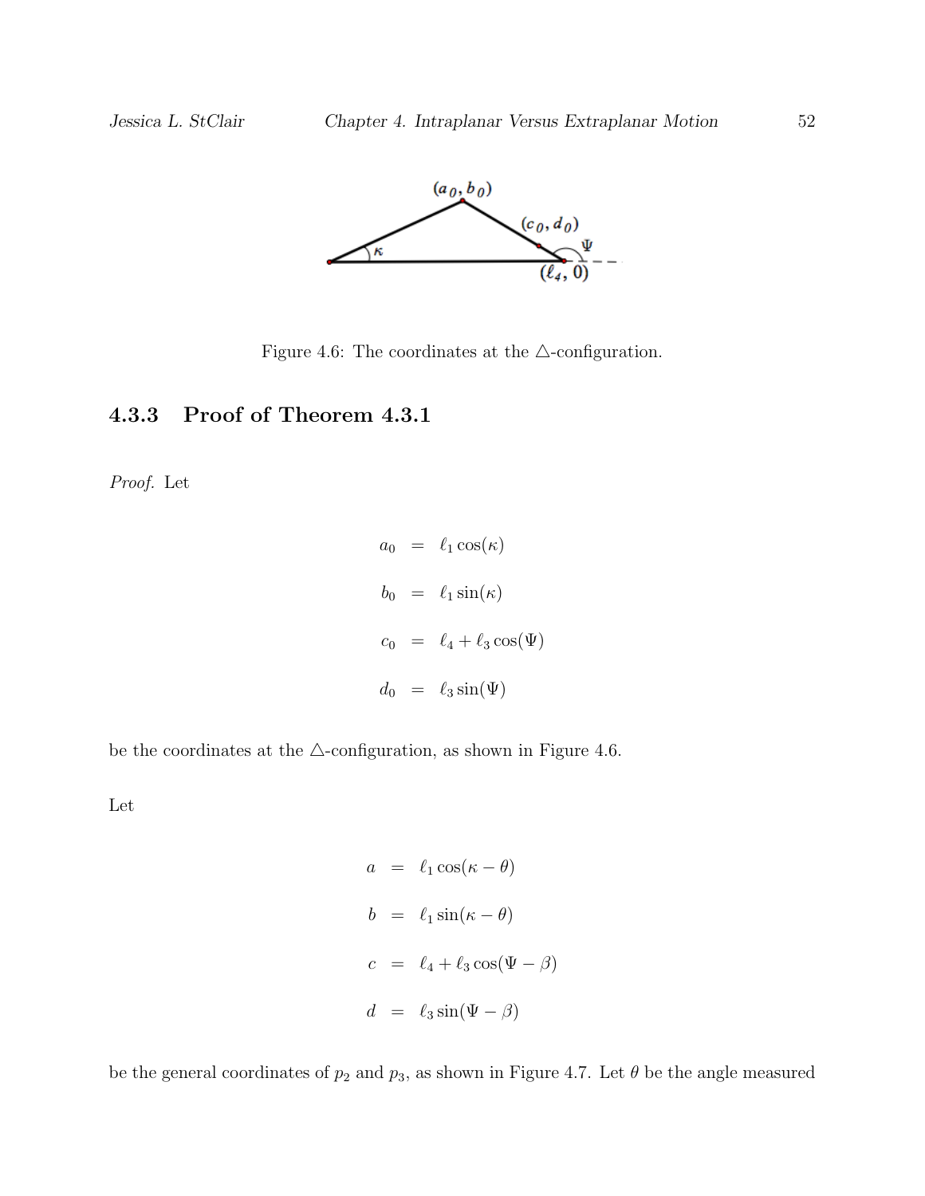$(a_0, b_0)$

$(c_0, d_0)$

$\Psi$

$\kappa$

$(\ell_4, 0)$

Figure 4.6: The coordinates at the △-configuration.

### 4.3.3 Proof of Theorem 4.3.1

*Proof.* Let

$$
\begin{aligned}
a_0 &= \ell_1 \cos(\kappa) \\
b_0 &= \ell_1 \sin(\kappa) \\
c_0 &= \ell_4 + \ell_3 \cos(\Psi) \\
d_0 &= \ell_3 \sin(\Psi)
\end{aligned}
$$

be the coordinates at the △-configuration, as shown in Figure 4.6.

Let

$$
\begin{aligned}
a &= \ell_1 \cos(\kappa - \theta) \\
b &= \ell_1 \sin(\kappa - \theta) \\
c &= \ell_4 + \ell_3 \cos(\Psi - \beta) \\
d &= \ell_3 \sin(\Psi - \beta)
\end{aligned}
$$

be the general coordinates of $p_2$ and $p_3$, as shown in Figure 4.7. Let $\theta$ be the angle measured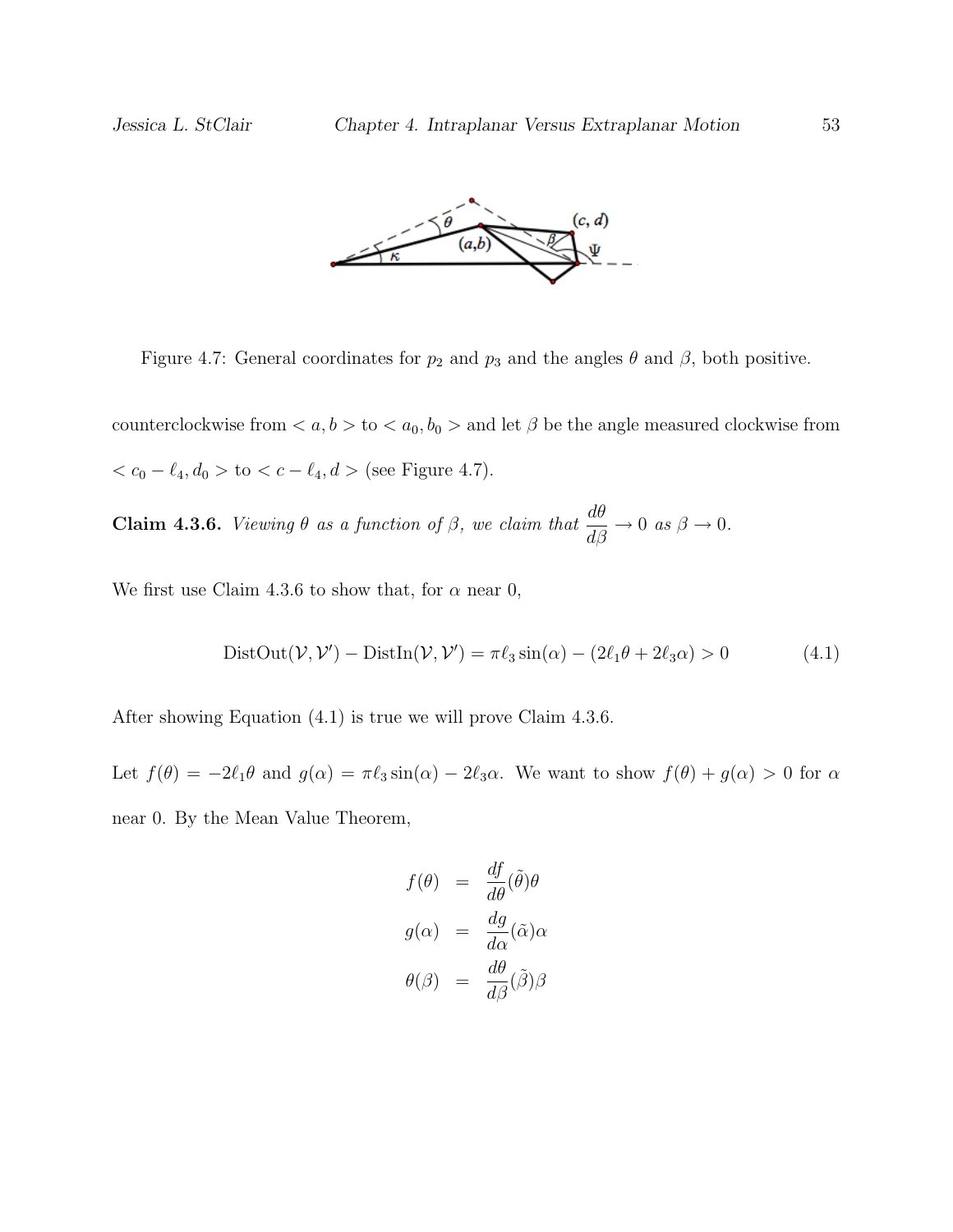Figure 4.7: General coordinates for $p_2$ and $p_3$ and the angles $\theta$ and $\beta$, both positive.

counterclockwise from $< a, b >$ to $< a_0, b_0 >$ and let $\beta$ be the angle measured clockwise from $< c_0 - \ell_4, d_0 >$ to $< c - \ell_4, d >$ (see Figure 4.7).

**Claim 4.3.6.** *Viewing $\theta$ as a function of $\beta$, we claim that $\dfrac{d\theta}{d\beta} \to 0$ as $\beta \to 0$.*

We first use Claim 4.3.6 to show that, for $\alpha$ near 0,

$$\text{DistOut}(\mathcal{V}, \mathcal{V}') - \text{DistIn}(\mathcal{V}, \mathcal{V}') = \pi\ell_3 \sin(\alpha) - (2\ell_1\theta + 2\ell_3\alpha) > 0 \tag{4.1}$$

After showing Equation (4.1) is true we will prove Claim 4.3.6.

Let $f(\theta) = -2\ell_1\theta$ and $g(\alpha) = \pi\ell_3 \sin(\alpha) - 2\ell_3\alpha$. We want to show $f(\theta) + g(\alpha) > 0$ for $\alpha$ near 0. By the Mean Value Theorem,

$$\begin{aligned}
f(\theta) &= \frac{df}{d\theta}(\tilde{\theta})\theta \\
g(\alpha) &= \frac{dg}{d\alpha}(\tilde{\alpha})\alpha \\
\theta(\beta) &= \frac{d\theta}{d\beta}(\tilde{\beta})\beta
\end{aligned}$$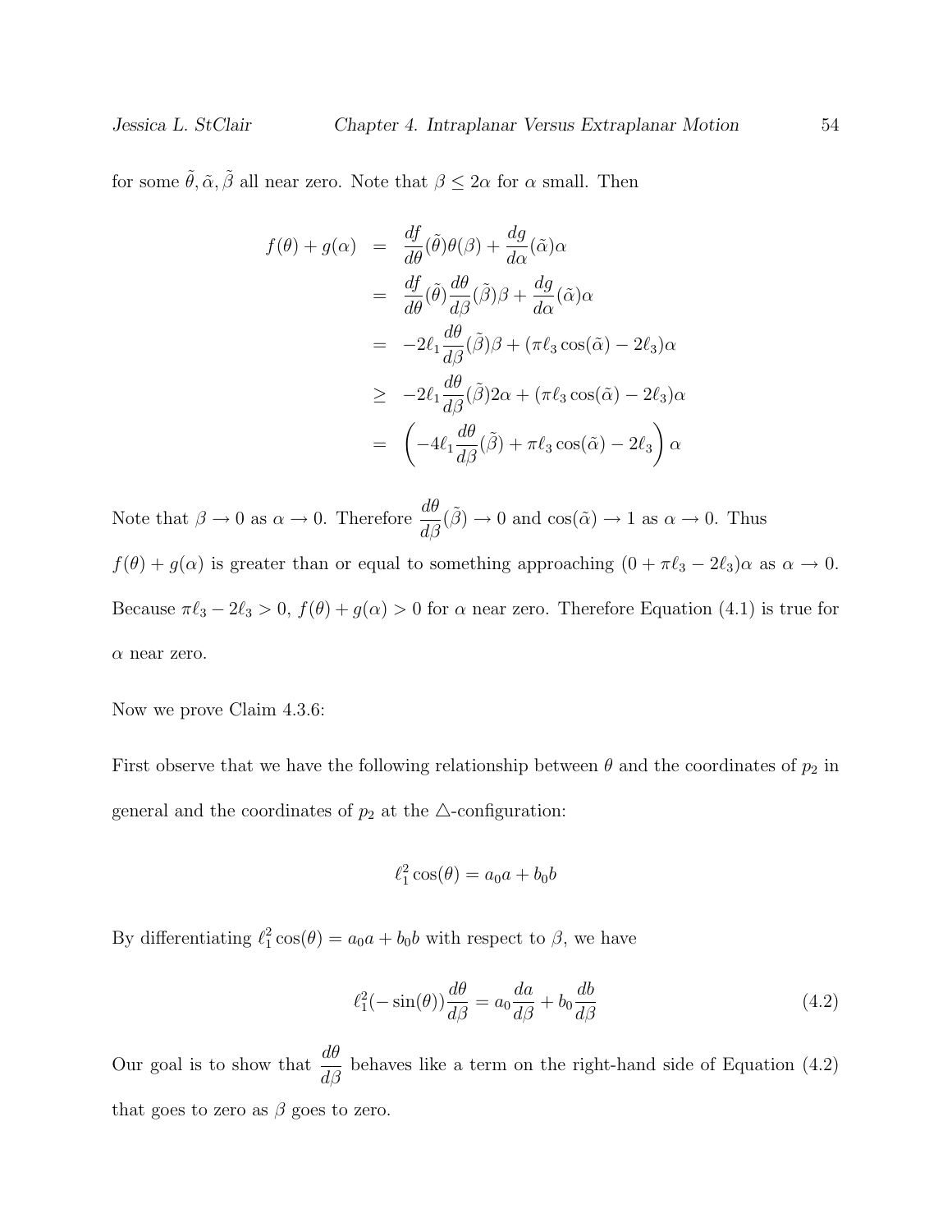for some $\tilde{\theta}, \tilde{\alpha}, \tilde{\beta}$ all near zero. Note that $\beta \leq 2\alpha$ for $\alpha$ small. Then

$$
\begin{aligned}
f(\theta) + g(\alpha) &= \frac{df}{d\theta}(\tilde{\theta})\theta(\beta) + \frac{dg}{d\alpha}(\tilde{\alpha})\alpha \\
&= \frac{df}{d\theta}(\tilde{\theta})\frac{d\theta}{d\beta}(\tilde{\beta})\beta + \frac{dg}{d\alpha}(\tilde{\alpha})\alpha \\
&= -2\ell_1\frac{d\theta}{d\beta}(\tilde{\beta})\beta + (\pi\ell_3\cos(\tilde{\alpha}) - 2\ell_3)\alpha \\
&\geq -2\ell_1\frac{d\theta}{d\beta}(\tilde{\beta})2\alpha + (\pi\ell_3\cos(\tilde{\alpha}) - 2\ell_3)\alpha \\
&= \left(-4\ell_1\frac{d\theta}{d\beta}(\tilde{\beta}) + \pi\ell_3\cos(\tilde{\alpha}) - 2\ell_3\right)\alpha
\end{aligned}
$$

Note that $\beta \to 0$ as $\alpha \to 0$. Therefore $\frac{d\theta}{d\beta}(\tilde{\beta}) \to 0$ and $\cos(\tilde{\alpha}) \to 1$ as $\alpha \to 0$. Thus $f(\theta) + g(\alpha)$ is greater than or equal to something approaching $(0 + \pi\ell_3 - 2\ell_3)\alpha$ as $\alpha \to 0$. Because $\pi\ell_3 - 2\ell_3 > 0$, $f(\theta) + g(\alpha) > 0$ for $\alpha$ near zero. Therefore Equation (4.1) is true for $\alpha$ near zero.

Now we prove Claim 4.3.6:

First observe that we have the following relationship between $\theta$ and the coordinates of $p_2$ in general and the coordinates of $p_2$ at the $\triangle$-configuration:

$$\ell_1^2\cos(\theta) = a_0 a + b_0 b$$

By differentiating $\ell_1^2\cos(\theta) = a_0 a + b_0 b$ with respect to $\beta$, we have

$$\ell_1^2(-\sin(\theta))\frac{d\theta}{d\beta} = a_0\frac{da}{d\beta} + b_0\frac{db}{d\beta} \tag{4.2}$$

Our goal is to show that $\frac{d\theta}{d\beta}$ behaves like a term on the right-hand side of Equation (4.2) that goes to zero as $\beta$ goes to zero.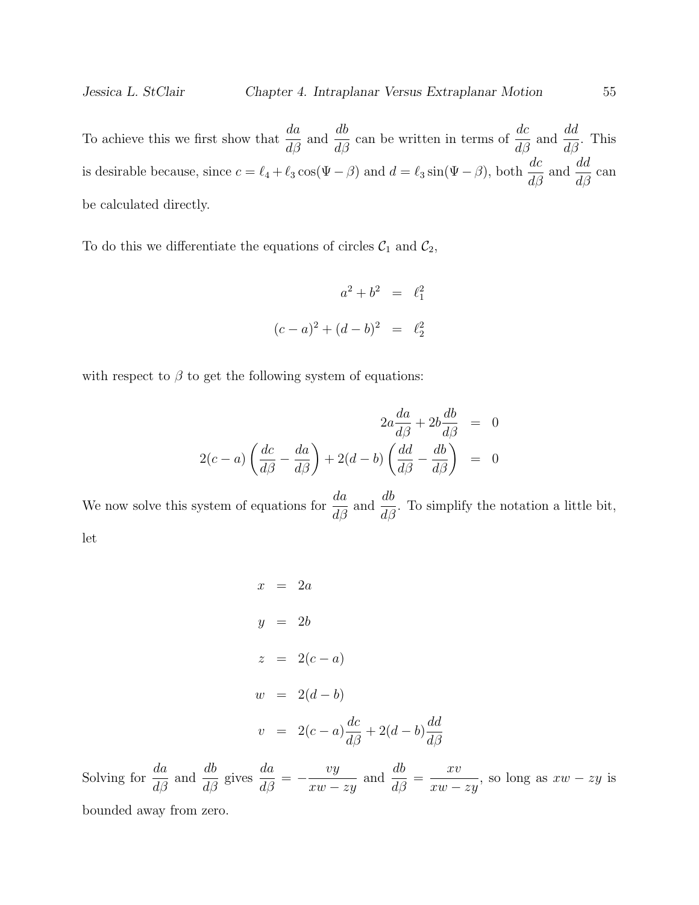To achieve this we first show that $\dfrac{da}{d\beta}$ and $\dfrac{db}{d\beta}$ can be written in terms of $\dfrac{dc}{d\beta}$ and $\dfrac{dd}{d\beta}$. This is desirable because, since $c = \ell_4 + \ell_3 \cos(\Psi - \beta)$ and $d = \ell_3 \sin(\Psi - \beta)$, both $\dfrac{dc}{d\beta}$ and $\dfrac{dd}{d\beta}$ can be calculated directly.

To do this we differentiate the equations of circles $\mathcal{C}_1$ and $\mathcal{C}_2$,

$$
\begin{aligned}
a^2 + b^2 &= \ell_1^2 \\
(c - a)^2 + (d - b)^2 &= \ell_2^2
\end{aligned}
$$

with respect to $\beta$ to get the following system of equations:

$$
\begin{aligned}
2a\frac{da}{d\beta} + 2b\frac{db}{d\beta} &= 0 \\
2(c - a)\left(\frac{dc}{d\beta} - \frac{da}{d\beta}\right) + 2(d - b)\left(\frac{dd}{d\beta} - \frac{db}{d\beta}\right) &= 0
\end{aligned}
$$

We now solve this system of equations for $\dfrac{da}{d\beta}$ and $\dfrac{db}{d\beta}$. To simplify the notation a little bit, let

$$
\begin{aligned}
x &= 2a \\
y &= 2b \\
z &= 2(c - a) \\
w &= 2(d - b) \\
v &= 2(c - a)\frac{dc}{d\beta} + 2(d - b)\frac{dd}{d\beta}
\end{aligned}
$$

Solving for $\dfrac{da}{d\beta}$ and $\dfrac{db}{d\beta}$ gives $\dfrac{da}{d\beta} = -\dfrac{vy}{xw - zy}$ and $\dfrac{db}{d\beta} = \dfrac{xv}{xw - zy}$, so long as $xw - zy$ is bounded away from zero.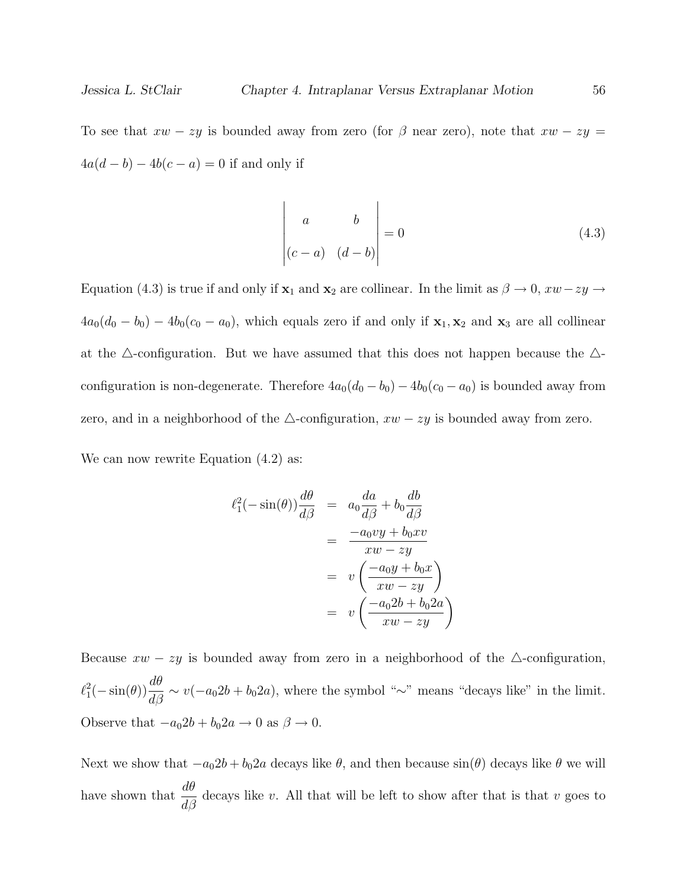To see that $xw - zy$ is bounded away from zero (for $\beta$ near zero), note that $xw - zy = 4a(d-b) - 4b(c-a) = 0$ if and only if

$$\begin{vmatrix} a & b \\ (c-a) & (d-b) \end{vmatrix} = 0 \tag{4.3}$$

Equation (4.3) is true if and only if $\mathbf{x}_1$ and $\mathbf{x}_2$ are collinear. In the limit as $\beta \to 0$, $xw - zy \to 4a_0(d_0 - b_0) - 4b_0(c_0 - a_0)$, which equals zero if and only if $\mathbf{x}_1, \mathbf{x}_2$ and $\mathbf{x}_3$ are all collinear at the $\triangle$-configuration. But we have assumed that this does not happen because the $\triangle$-configuration is non-degenerate. Therefore $4a_0(d_0 - b_0) - 4b_0(c_0 - a_0)$ is bounded away from zero, and in a neighborhood of the $\triangle$-configuration, $xw - zy$ is bounded away from zero.

We can now rewrite Equation (4.2) as:

$$\begin{aligned}
\ell_1^2(-\sin(\theta))\frac{d\theta}{d\beta} &= a_0\frac{da}{d\beta} + b_0\frac{db}{d\beta} \\
&= \frac{-a_0vy + b_0xv}{xw - zy} \\
&= v\left(\frac{-a_0y + b_0x}{xw - zy}\right) \\
&= v\left(\frac{-a_02b + b_02a}{xw - zy}\right)
\end{aligned}$$

Because $xw - zy$ is bounded away from zero in a neighborhood of the $\triangle$-configuration, $\ell_1^2(-\sin(\theta))\dfrac{d\theta}{d\beta} \sim v(-a_02b + b_02a)$, where the symbol "$\sim$" means "decays like" in the limit. Observe that $-a_02b + b_02a \to 0$ as $\beta \to 0$.

Next we show that $-a_02b + b_02a$ decays like $\theta$, and then because $\sin(\theta)$ decays like $\theta$ we will have shown that $\dfrac{d\theta}{d\beta}$ decays like $v$. All that will be left to show after that is that $v$ goes to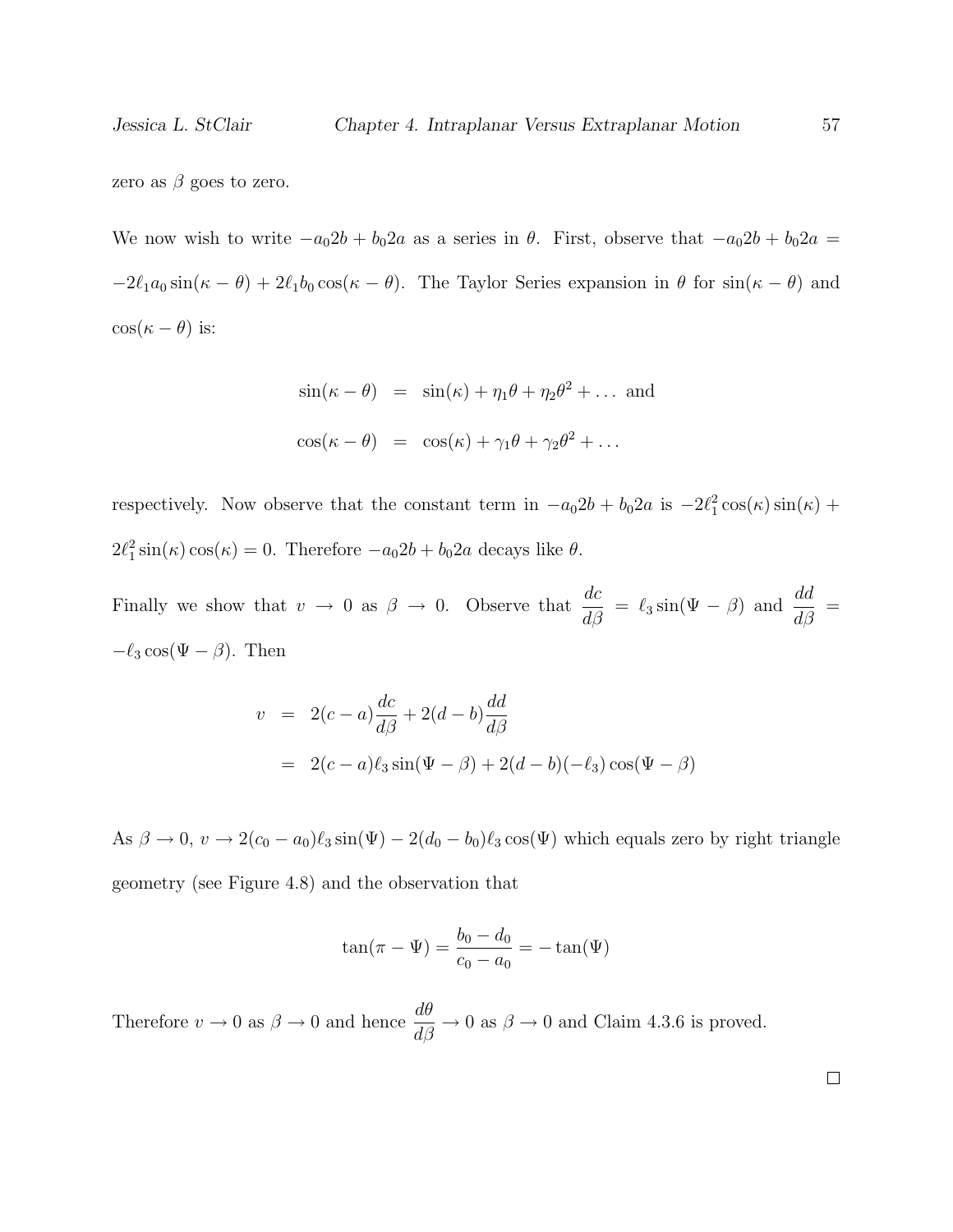zero as $\beta$ goes to zero.

We now wish to write $-a_0 2b + b_0 2a$ as a series in $\theta$. First, observe that $-a_0 2b + b_0 2a = -2\ell_1 a_0 \sin(\kappa - \theta) + 2\ell_1 b_0 \cos(\kappa - \theta)$. The Taylor Series expansion in $\theta$ for $\sin(\kappa - \theta)$ and $\cos(\kappa - \theta)$ is:

$$
\begin{aligned}
\sin(\kappa - \theta) &= \sin(\kappa) + \eta_1 \theta + \eta_2 \theta^2 + \ldots \text{ and} \\
\cos(\kappa - \theta) &= \cos(\kappa) + \gamma_1 \theta + \gamma_2 \theta^2 + \ldots
\end{aligned}
$$

respectively. Now observe that the constant term in $-a_0 2b + b_0 2a$ is $-2\ell_1^2 \cos(\kappa)\sin(\kappa) + 2\ell_1^2 \sin(\kappa)\cos(\kappa) = 0$. Therefore $-a_0 2b + b_0 2a$ decays like $\theta$.

Finally we show that $v \to 0$ as $\beta \to 0$. Observe that $\dfrac{dc}{d\beta} = \ell_3 \sin(\Psi - \beta)$ and $\dfrac{dd}{d\beta} = -\ell_3 \cos(\Psi - \beta)$. Then

$$
\begin{aligned}
v &= 2(c - a)\frac{dc}{d\beta} + 2(d - b)\frac{dd}{d\beta} \\
&= 2(c - a)\ell_3 \sin(\Psi - \beta) + 2(d - b)(-\ell_3)\cos(\Psi - \beta)
\end{aligned}
$$

As $\beta \to 0$, $v \to 2(c_0 - a_0)\ell_3 \sin(\Psi) - 2(d_0 - b_0)\ell_3 \cos(\Psi)$ which equals zero by right triangle geometry (see Figure 4.8) and the observation that

$$
\tan(\pi - \Psi) = \frac{b_0 - d_0}{c_0 - a_0} = -\tan(\Psi)
$$

Therefore $v \to 0$ as $\beta \to 0$ and hence $\dfrac{d\theta}{d\beta} \to 0$ as $\beta \to 0$ and Claim 4.3.6 is proved.

□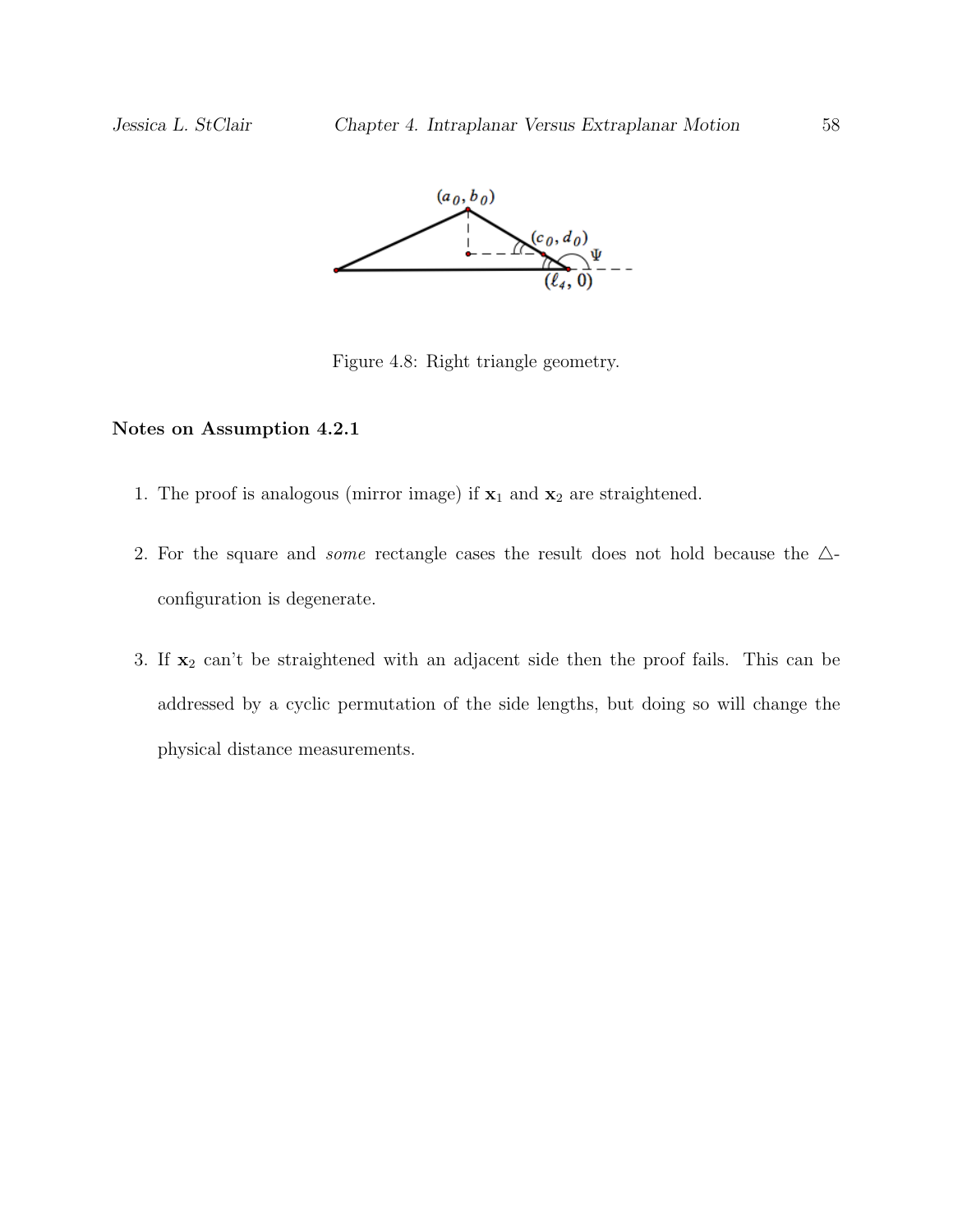$(a_0, b_0)$

$(c_0, d_0)$

$\Psi$

$(\ell_4, 0)$

Figure 4.8: Right triangle geometry.

**Notes on Assumption 4.2.1**

1. The proof is analogous (mirror image) if $\mathbf{x}_1$ and $\mathbf{x}_2$ are straightened.

2. For the square and *some* rectangle cases the result does not hold because the $\triangle$-configuration is degenerate.

3. If $\mathbf{x}_2$ can't be straightened with an adjacent side then the proof fails. This can be addressed by a cyclic permutation of the side lengths, but doing so will change the physical distance measurements.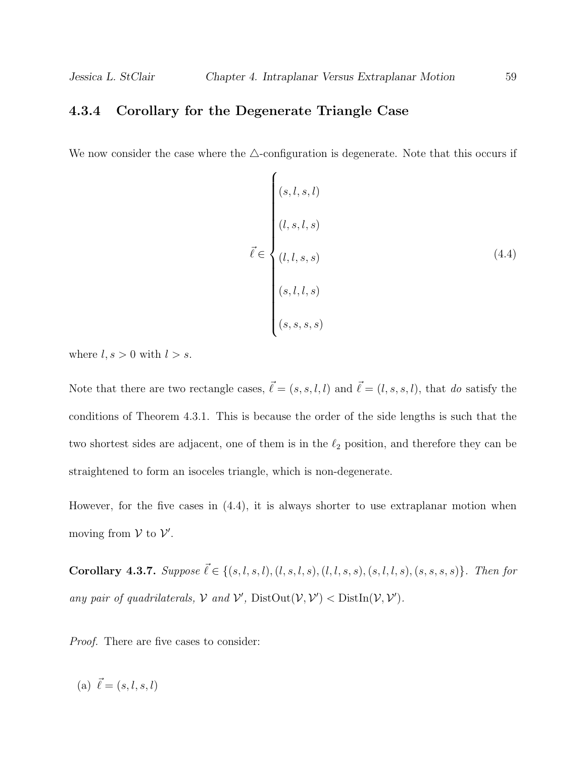### 4.3.4 Corollary for the Degenerate Triangle Case

We now consider the case where the $\triangle$-configuration is degenerate. Note that this occurs if

$$\vec{\ell} \in \begin{cases} (s, l, s, l) \\ (l, s, l, s) \\ (l, l, s, s) \\ (s, l, l, s) \\ (s, s, s, s) \end{cases} \tag{4.4}$$

where $l, s > 0$ with $l > s$.

Note that there are two rectangle cases, $\vec{\ell} = (s, s, l, l)$ and $\vec{\ell} = (l, s, s, l)$, that *do* satisfy the conditions of Theorem 4.3.1. This is because the order of the side lengths is such that the two shortest sides are adjacent, one of them is in the $\ell_2$ position, and therefore they can be straightened to form an isoceles triangle, which is non-degenerate.

However, for the five cases in (4.4), it is always shorter to use extraplanar motion when moving from $\mathcal{V}$ to $\mathcal{V}'$.

**Corollary 4.3.7.** *Suppose* $\vec{\ell} \in \{(s, l, s, l), (l, s, l, s), (l, l, s, s), (s, l, l, s), (s, s, s, s)\}$. *Then for any pair of quadrilaterals,* $\mathcal{V}$ *and* $\mathcal{V}'$, $\text{DistOut}(\mathcal{V}, \mathcal{V}') < \text{DistIn}(\mathcal{V}, \mathcal{V}')$.

*Proof.* There are five cases to consider:

(a) $\vec{\ell} = (s, l, s, l)$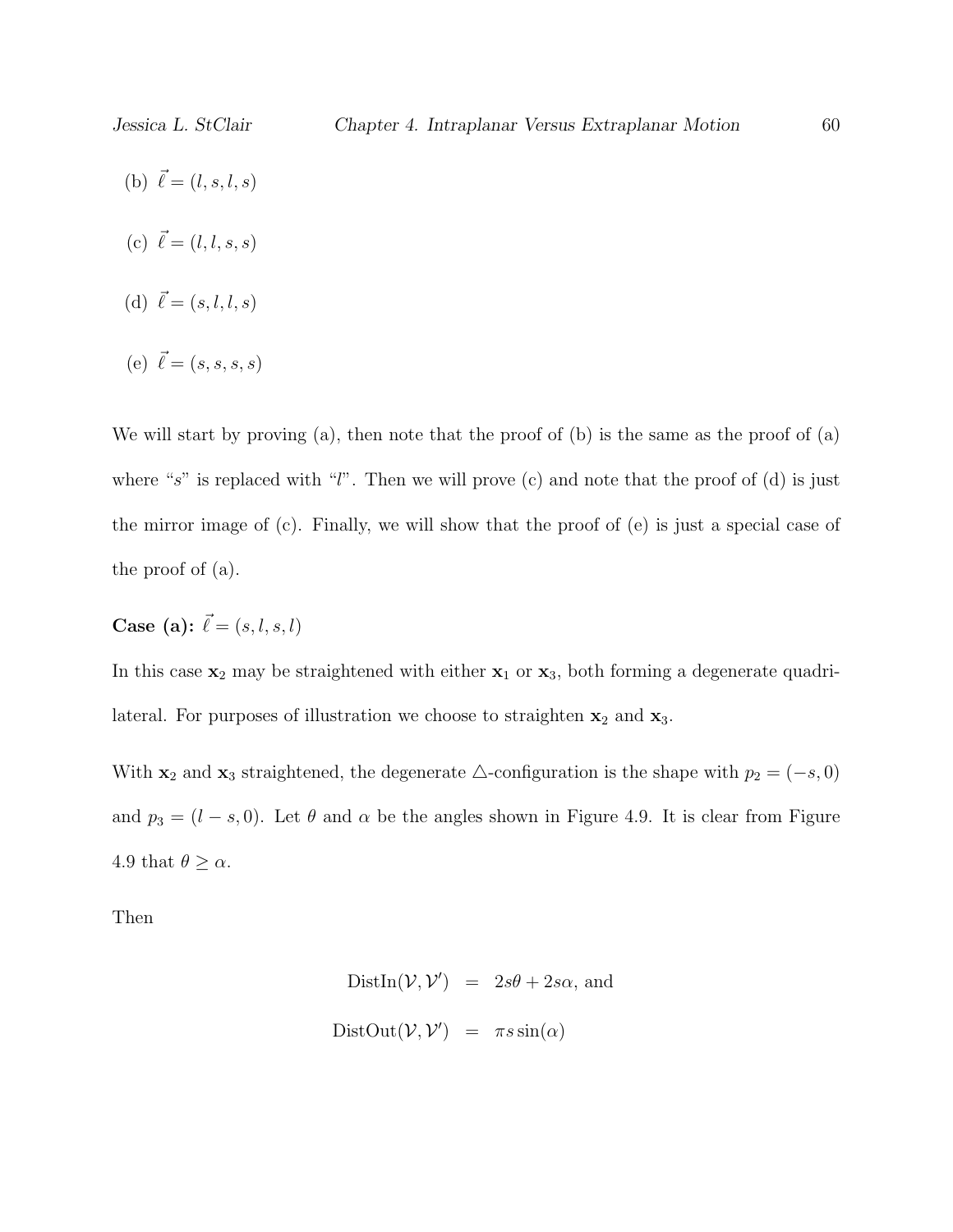(b) $\vec{\ell} = (l, s, l, s)$

(c) $\vec{\ell} = (l, l, s, s)$

(d) $\vec{\ell} = (s, l, l, s)$

(e) $\vec{\ell} = (s, s, s, s)$

We will start by proving (a), then note that the proof of (b) is the same as the proof of (a) where "$s$" is replaced with "$l$". Then we will prove (c) and note that the proof of (d) is just the mirror image of (c). Finally, we will show that the proof of (e) is just a special case of the proof of (a).

**Case (a):** $\vec{\ell} = (s, l, s, l)$

In this case $\mathbf{x}_2$ may be straightened with either $\mathbf{x}_1$ or $\mathbf{x}_3$, both forming a degenerate quadrilateral. For purposes of illustration we choose to straighten $\mathbf{x}_2$ and $\mathbf{x}_3$.

With $\mathbf{x}_2$ and $\mathbf{x}_3$ straightened, the degenerate $\triangle$-configuration is the shape with $p_2 = (-s, 0)$ and $p_3 = (l - s, 0)$. Let $\theta$ and $\alpha$ be the angles shown in Figure 4.9. It is clear from Figure 4.9 that $\theta \geq \alpha$.

Then

$$
\begin{aligned}
\text{DistIn}(\mathcal{V}, \mathcal{V}') &= 2s\theta + 2s\alpha, \text{ and} \\
\text{DistOut}(\mathcal{V}, \mathcal{V}') &= \pi s \sin(\alpha)
\end{aligned}
$$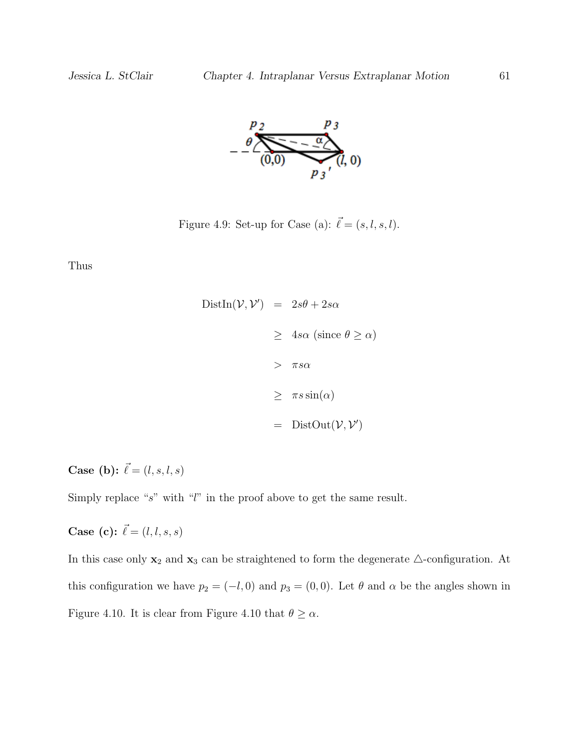Figure 4.9: Set-up for Case (a): $\vec{\ell} = (s, l, s, l)$.

Thus

$$
\begin{aligned}
\text{DistIn}(\mathcal{V}, \mathcal{V}') &= 2s\theta + 2s\alpha \\
&\geq 4s\alpha \text{ (since } \theta \geq \alpha) \\
&> \pi s\alpha \\
&\geq \pi s \sin(\alpha) \\
&= \text{DistOut}(\mathcal{V}, \mathcal{V}')
\end{aligned}
$$

**Case (b):** $\vec{\ell} = (l, s, l, s)$

Simply replace "$s$" with "$l$" in the proof above to get the same result.

**Case (c):** $\vec{\ell} = (l, l, s, s)$

In this case only $\mathbf{x}_2$ and $\mathbf{x}_3$ can be straightened to form the degenerate $\triangle$-configuration. At this configuration we have $p_2 = (-l, 0)$ and $p_3 = (0, 0)$. Let $\theta$ and $\alpha$ be the angles shown in Figure 4.10. It is clear from Figure 4.10 that $\theta \geq \alpha$.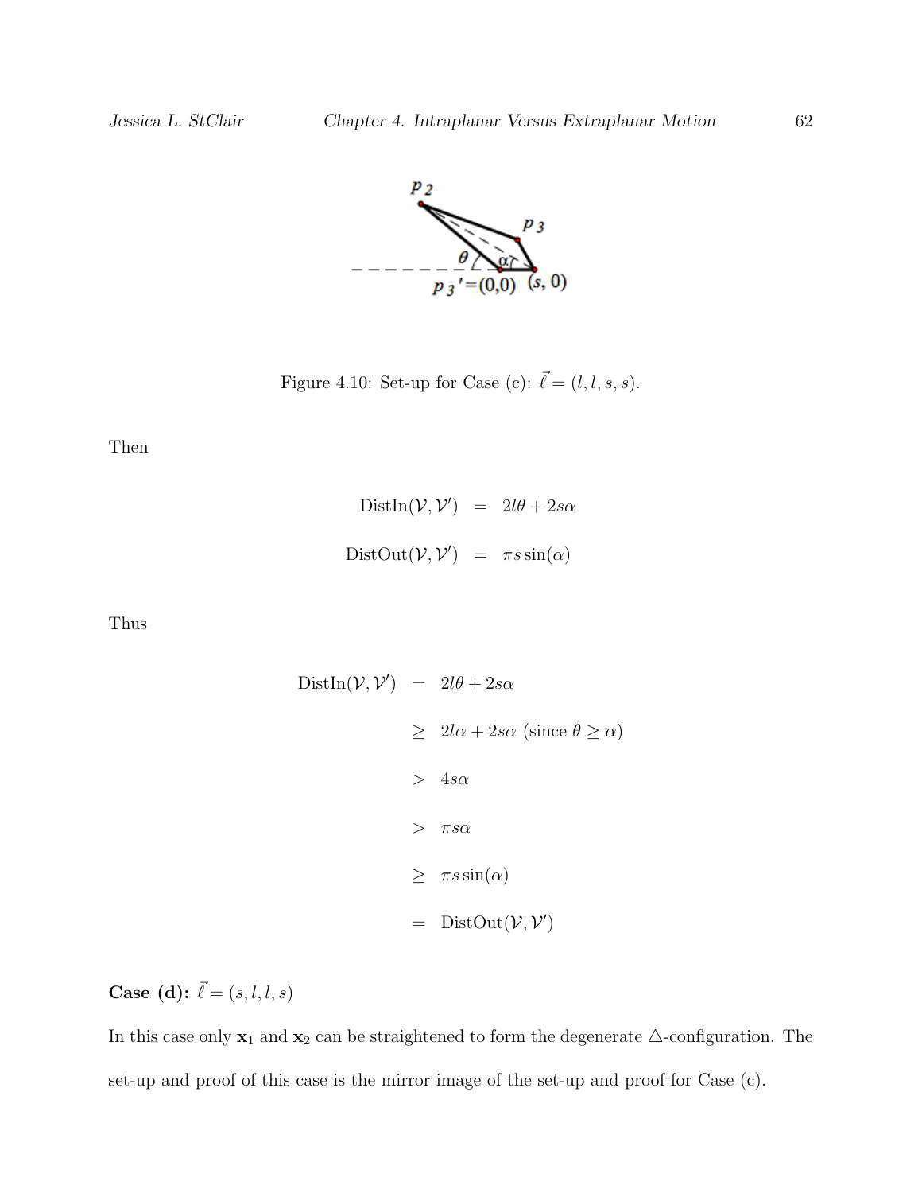Figure 4.10: Set-up for Case (c): $\vec{\ell} = (l, l, s, s)$.

Then

$$
\begin{aligned}
\text{DistIn}(\mathcal{V}, \mathcal{V}') &= 2l\theta + 2s\alpha \\
\text{DistOut}(\mathcal{V}, \mathcal{V}') &= \pi s \sin(\alpha)
\end{aligned}
$$

Thus

$$
\begin{aligned}
\text{DistIn}(\mathcal{V}, \mathcal{V}') &= 2l\theta + 2s\alpha \\
&\geq 2l\alpha + 2s\alpha \text{ (since } \theta \geq \alpha) \\
&> 4s\alpha \\
&> \pi s\alpha \\
&\geq \pi s \sin(\alpha) \\
&= \text{DistOut}(\mathcal{V}, \mathcal{V}')
\end{aligned}
$$

**Case (d):** $\vec{\ell} = (s, l, l, s)$

In this case only $\mathbf{x}_1$ and $\mathbf{x}_2$ can be straightened to form the degenerate $\triangle$-configuration. The set-up and proof of this case is the mirror image of the set-up and proof for Case (c).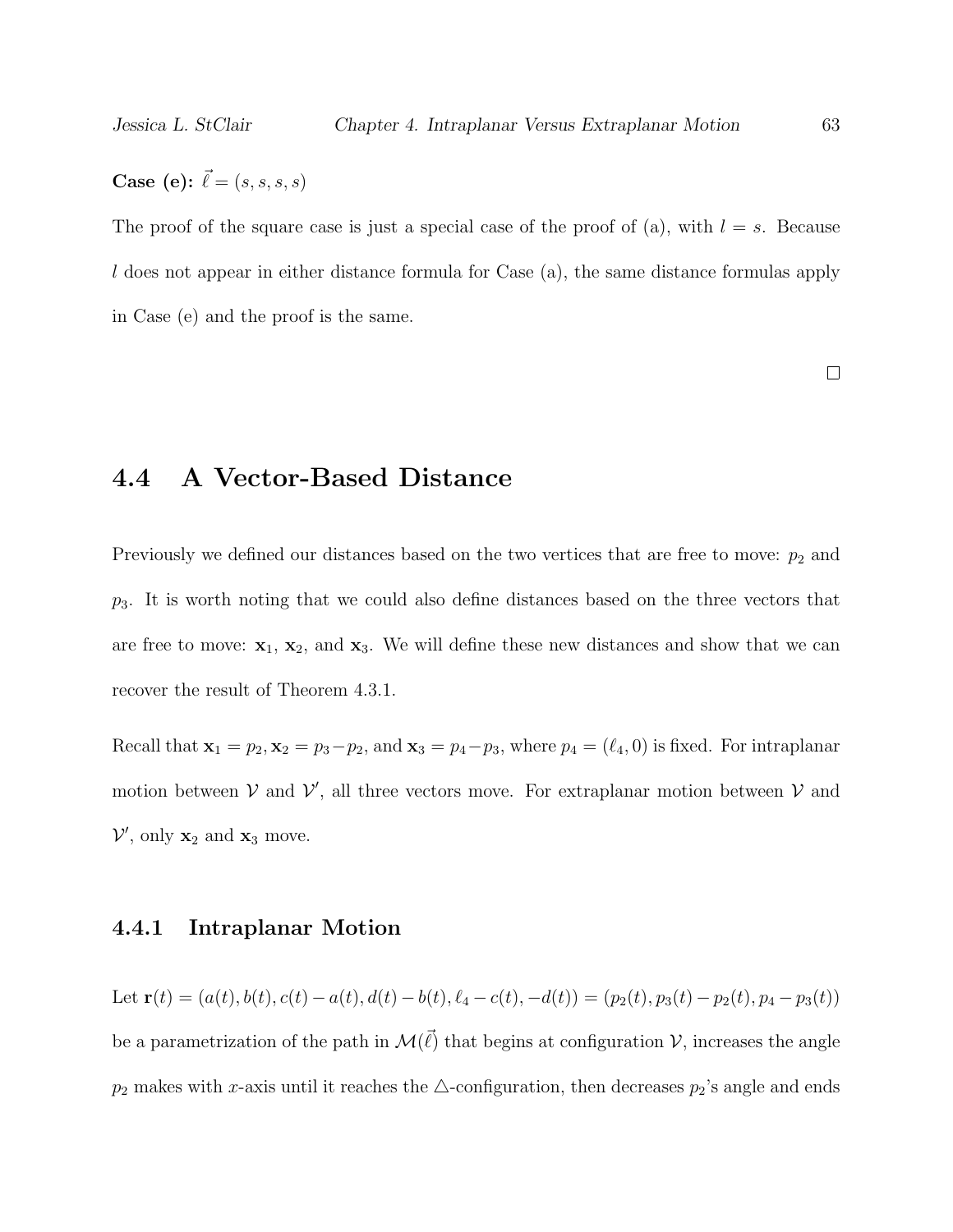**Case (e):** $\vec{\ell} = (s, s, s, s)$

The proof of the square case is just a special case of the proof of (a), with $l = s$. Because $l$ does not appear in either distance formula for Case (a), the same distance formulas apply in Case (e) and the proof is the same.

$\square$

## 4.4 A Vector-Based Distance

Previously we defined our distances based on the two vertices that are free to move: $p_2$ and $p_3$. It is worth noting that we could also define distances based on the three vectors that are free to move: $\mathbf{x}_1$, $\mathbf{x}_2$, and $\mathbf{x}_3$. We will define these new distances and show that we can recover the result of Theorem 4.3.1.

Recall that $\mathbf{x}_1 = p_2, \mathbf{x}_2 = p_3 - p_2$, and $\mathbf{x}_3 = p_4 - p_3$, where $p_4 = (\ell_4, 0)$ is fixed. For intraplanar motion between $\mathcal{V}$ and $\mathcal{V}'$, all three vectors move. For extraplanar motion between $\mathcal{V}$ and $\mathcal{V}'$, only $\mathbf{x}_2$ and $\mathbf{x}_3$ move.

### 4.4.1 Intraplanar Motion

Let $\mathbf{r}(t) = (a(t), b(t), c(t) - a(t), d(t) - b(t), \ell_4 - c(t), -d(t)) = (p_2(t), p_3(t) - p_2(t), p_4 - p_3(t))$ be a parametrization of the path in $\mathcal{M}(\vec{\ell})$ that begins at configuration $\mathcal{V}$, increases the angle $p_2$ makes with $x$-axis until it reaches the $\triangle$-configuration, then decreases $p_2$'s angle and ends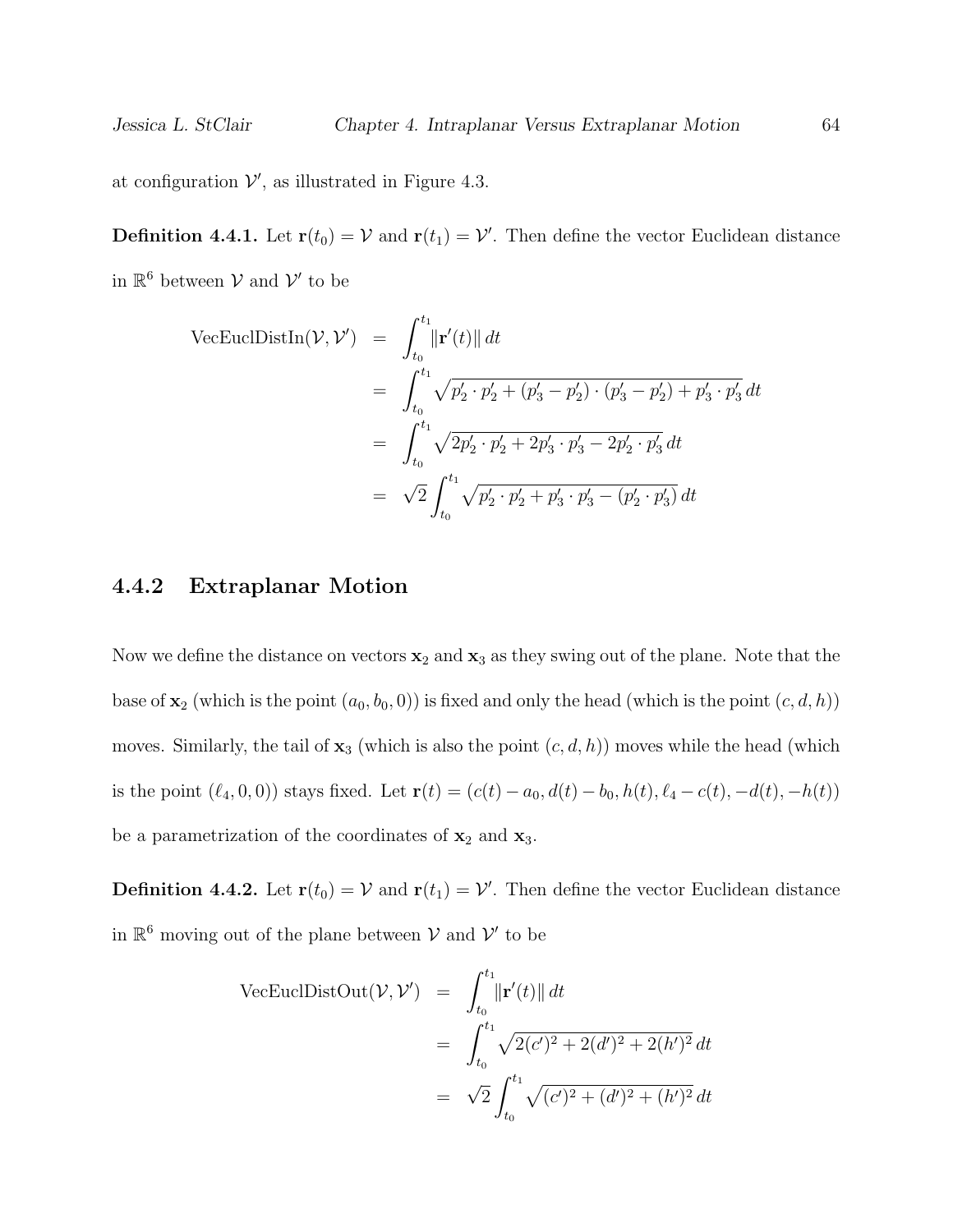at configuration $\mathcal{V}'$, as illustrated in Figure 4.3.

**Definition 4.4.1.** Let $\mathbf{r}(t_0) = \mathcal{V}$ and $\mathbf{r}(t_1) = \mathcal{V}'$. Then define the vector Euclidean distance in $\mathbb{R}^6$ between $\mathcal{V}$ and $\mathcal{V}'$ to be

$$
\begin{aligned}
\text{VecEuclDistIn}(\mathcal{V}, \mathcal{V}') &= \int_{t_0}^{t_1} \|\mathbf{r}'(t)\| \, dt \\
&= \int_{t_0}^{t_1} \sqrt{p_2' \cdot p_2' + (p_3' - p_2') \cdot (p_3' - p_2') + p_3' \cdot p_3'} \, dt \\
&= \int_{t_0}^{t_1} \sqrt{2p_2' \cdot p_2' + 2p_3' \cdot p_3' - 2p_2' \cdot p_3'} \, dt \\
&= \sqrt{2} \int_{t_0}^{t_1} \sqrt{p_2' \cdot p_2' + p_3' \cdot p_3' - (p_2' \cdot p_3')} \, dt
\end{aligned}
$$

### 4.4.2 Extraplanar Motion

Now we define the distance on vectors $\mathbf{x}_2$ and $\mathbf{x}_3$ as they swing out of the plane. Note that the base of $\mathbf{x}_2$ (which is the point $(a_0, b_0, 0)$) is fixed and only the head (which is the point $(c, d, h)$) moves. Similarly, the tail of $\mathbf{x}_3$ (which is also the point $(c, d, h)$) moves while the head (which is the point $(\ell_4, 0, 0)$) stays fixed. Let $\mathbf{r}(t) = (c(t) - a_0, d(t) - b_0, h(t), \ell_4 - c(t), -d(t), -h(t))$ be a parametrization of the coordinates of $\mathbf{x}_2$ and $\mathbf{x}_3$.

**Definition 4.4.2.** Let $\mathbf{r}(t_0) = \mathcal{V}$ and $\mathbf{r}(t_1) = \mathcal{V}'$. Then define the vector Euclidean distance in $\mathbb{R}^6$ moving out of the plane between $\mathcal{V}$ and $\mathcal{V}'$ to be

$$
\begin{aligned}
\text{VecEuclDistOut}(\mathcal{V}, \mathcal{V}') &= \int_{t_0}^{t_1} \|\mathbf{r}'(t)\| \, dt \\
&= \int_{t_0}^{t_1} \sqrt{2(c')^2 + 2(d')^2 + 2(h')^2} \, dt \\
&= \sqrt{2} \int_{t_0}^{t_1} \sqrt{(c')^2 + (d')^2 + (h')^2} \, dt
\end{aligned}
$$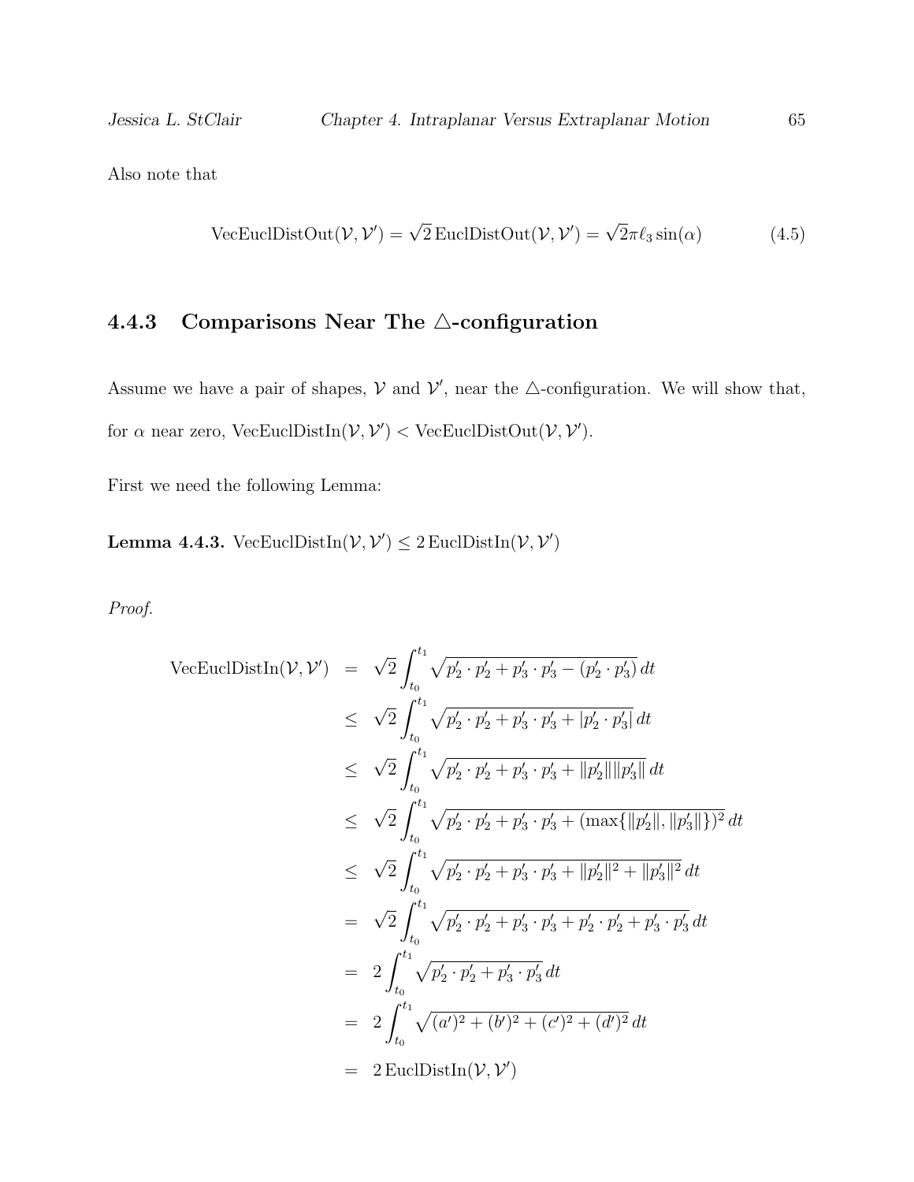Also note that

$$\text{VecEuclDistOut}(\mathcal{V}, \mathcal{V}') = \sqrt{2}\,\text{EuclDistOut}(\mathcal{V}, \mathcal{V}') = \sqrt{2}\pi\ell_3 \sin(\alpha) \tag{4.5}$$

### 4.4.3 Comparisons Near The $\triangle$-configuration

Assume we have a pair of shapes, $\mathcal{V}$ and $\mathcal{V}'$, near the $\triangle$-configuration. We will show that, for $\alpha$ near zero, $\text{VecEuclDistIn}(\mathcal{V}, \mathcal{V}') < \text{VecEuclDistOut}(\mathcal{V}, \mathcal{V}')$.

First we need the following Lemma:

**Lemma 4.4.3.** $\text{VecEuclDistIn}(\mathcal{V}, \mathcal{V}') \leq 2\,\text{EuclDistIn}(\mathcal{V}, \mathcal{V}')$

*Proof.*

$$\begin{aligned}
\text{VecEuclDistIn}(\mathcal{V}, \mathcal{V}') &= \sqrt{2}\int_{t_0}^{t_1} \sqrt{p_2' \cdot p_2' + p_3' \cdot p_3' - (p_2' \cdot p_3')}\, dt \\
&\leq \sqrt{2}\int_{t_0}^{t_1} \sqrt{p_2' \cdot p_2' + p_3' \cdot p_3' + |p_2' \cdot p_3'|}\, dt \\
&\leq \sqrt{2}\int_{t_0}^{t_1} \sqrt{p_2' \cdot p_2' + p_3' \cdot p_3' + \|p_2'\|\|p_3'\|}\, dt \\
&\leq \sqrt{2}\int_{t_0}^{t_1} \sqrt{p_2' \cdot p_2' + p_3' \cdot p_3' + (\max\{\|p_2'\|, \|p_3'\|\})^2}\, dt \\
&\leq \sqrt{2}\int_{t_0}^{t_1} \sqrt{p_2' \cdot p_2' + p_3' \cdot p_3' + \|p_2'\|^2 + \|p_3'\|^2}\, dt \\
&= \sqrt{2}\int_{t_0}^{t_1} \sqrt{p_2' \cdot p_2' + p_3' \cdot p_3' + p_2' \cdot p_2' + p_3' \cdot p_3'}\, dt \\
&= 2\int_{t_0}^{t_1} \sqrt{p_2' \cdot p_2' + p_3' \cdot p_3'}\, dt \\
&= 2\int_{t_0}^{t_1} \sqrt{(a')^2 + (b')^2 + (c')^2 + (d')^2}\, dt \\
&= 2\,\text{EuclDistIn}(\mathcal{V}, \mathcal{V}')
\end{aligned}$$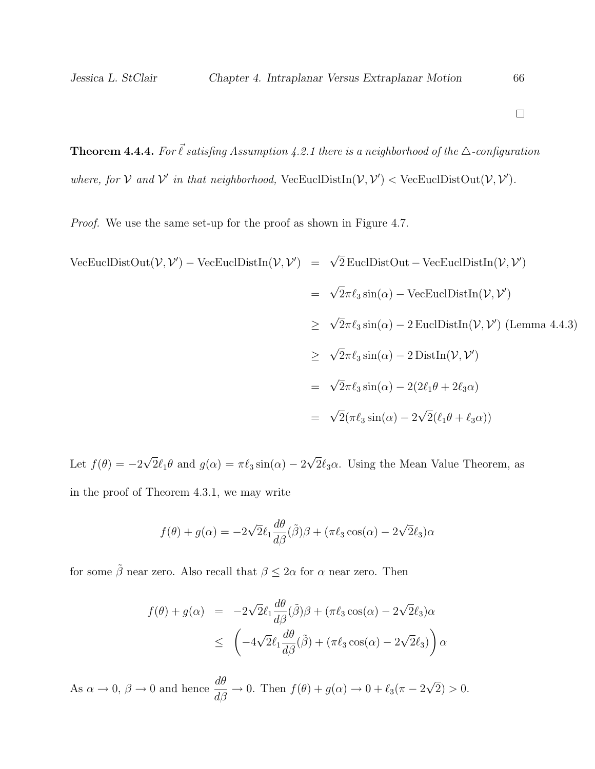□

**Theorem 4.4.4.** *For $\vec{\ell}$ satisfing Assumption 4.2.1 there is a neighborhood of the $\triangle$-configuration where, for $\mathcal{V}$ and $\mathcal{V}'$ in that neighborhood,* $\text{VecEuclDistIn}(\mathcal{V}, \mathcal{V}') < \text{VecEuclDistOut}(\mathcal{V}, \mathcal{V}')$.

*Proof.* We use the same set-up for the proof as shown in Figure 4.7.

$$
\begin{aligned}
\text{VecEuclDistOut}(\mathcal{V}, \mathcal{V}') - \text{VecEuclDistIn}(\mathcal{V}, \mathcal{V}') &= \sqrt{2}\,\text{EuclDistOut} - \text{VecEuclDistIn}(\mathcal{V}, \mathcal{V}') \\
&= \sqrt{2}\pi\ell_3 \sin(\alpha) - \text{VecEuclDistIn}(\mathcal{V}, \mathcal{V}') \\
&\geq \sqrt{2}\pi\ell_3 \sin(\alpha) - 2\,\text{EuclDistIn}(\mathcal{V}, \mathcal{V}') \text{ (Lemma 4.4.3)} \\
&\geq \sqrt{2}\pi\ell_3 \sin(\alpha) - 2\,\text{DistIn}(\mathcal{V}, \mathcal{V}') \\
&= \sqrt{2}\pi\ell_3 \sin(\alpha) - 2(2\ell_1\theta + 2\ell_3\alpha) \\
&= \sqrt{2}(\pi\ell_3 \sin(\alpha) - 2\sqrt{2}(\ell_1\theta + \ell_3\alpha))
\end{aligned}
$$

Let $f(\theta) = -2\sqrt{2}\ell_1\theta$ and $g(\alpha) = \pi\ell_3 \sin(\alpha) - 2\sqrt{2}\ell_3\alpha$. Using the Mean Value Theorem, as in the proof of Theorem 4.3.1, we may write

$$
f(\theta) + g(\alpha) = -2\sqrt{2}\ell_1 \frac{d\theta}{d\beta}(\tilde{\beta})\beta + (\pi\ell_3 \cos(\alpha) - 2\sqrt{2}\ell_3)\alpha
$$

for some $\tilde{\beta}$ near zero. Also recall that $\beta \leq 2\alpha$ for $\alpha$ near zero. Then

$$
\begin{aligned}
f(\theta) + g(\alpha) &= -2\sqrt{2}\ell_1 \frac{d\theta}{d\beta}(\tilde{\beta})\beta + (\pi\ell_3 \cos(\alpha) - 2\sqrt{2}\ell_3)\alpha \\
&\leq \left(-4\sqrt{2}\ell_1 \frac{d\theta}{d\beta}(\tilde{\beta}) + (\pi\ell_3 \cos(\alpha) - 2\sqrt{2}\ell_3)\right)\alpha
\end{aligned}
$$

As $\alpha \to 0$, $\beta \to 0$ and hence $\dfrac{d\theta}{d\beta} \to 0$. Then $f(\theta) + g(\alpha) \to 0 + \ell_3(\pi - 2\sqrt{2}) > 0$.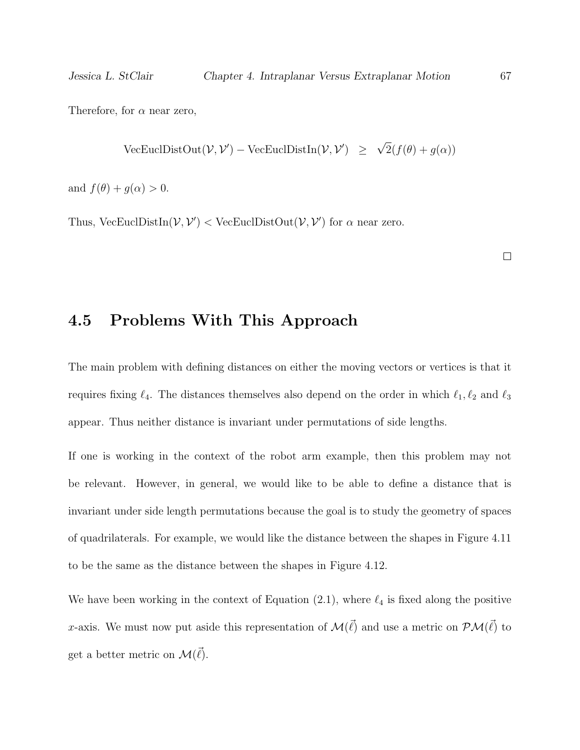Therefore, for $\alpha$ near zero,

$$\text{VecEuclDistOut}(\mathcal{V}, \mathcal{V}') - \text{VecEuclDistIn}(\mathcal{V}, \mathcal{V}') \quad \geq \quad \sqrt{2}(f(\theta) + g(\alpha))$$

and $f(\theta) + g(\alpha) > 0$.

Thus, $\text{VecEuclDistIn}(\mathcal{V}, \mathcal{V}') < \text{VecEuclDistOut}(\mathcal{V}, \mathcal{V}')$ for $\alpha$ near zero.

□

## 4.5 Problems With This Approach

The main problem with defining distances on either the moving vectors or vertices is that it requires fixing $\ell_4$. The distances themselves also depend on the order in which $\ell_1, \ell_2$ and $\ell_3$ appear. Thus neither distance is invariant under permutations of side lengths.

If one is working in the context of the robot arm example, then this problem may not be relevant. However, in general, we would like to be able to define a distance that is invariant under side length permutations because the goal is to study the geometry of spaces of quadrilaterals. For example, we would like the distance between the shapes in Figure 4.11 to be the same as the distance between the shapes in Figure 4.12.

We have been working in the context of Equation (2.1), where $\ell_4$ is fixed along the positive $x$-axis. We must now put aside this representation of $\mathcal{M}(\vec{\ell})$ and use a metric on $\mathcal{PM}(\vec{\ell})$ to get a better metric on $\mathcal{M}(\vec{\ell})$.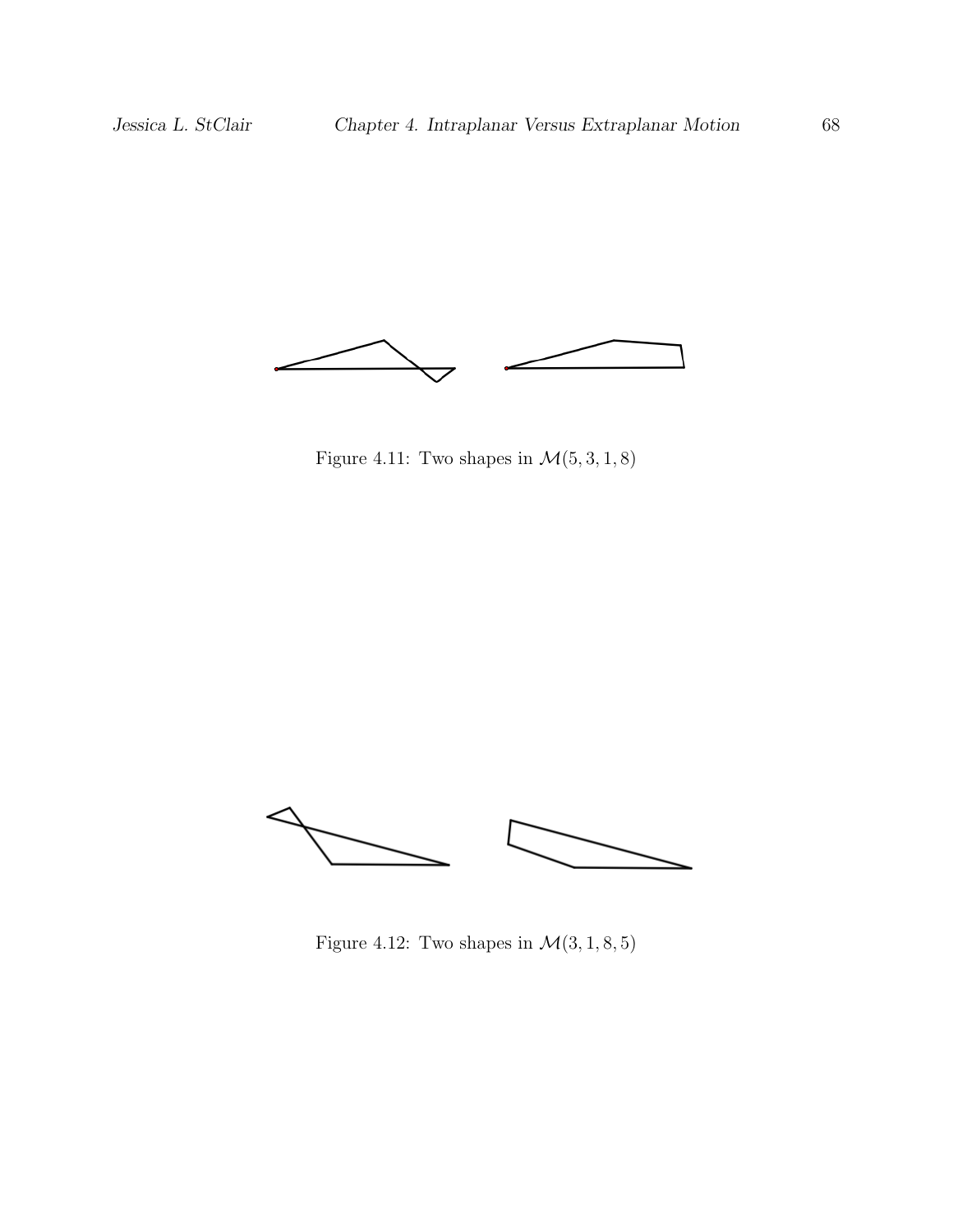Figure 4.11: Two shapes in $\mathcal{M}(5, 3, 1, 8)$

Figure 4.12: Two shapes in $\mathcal{M}(3, 1, 8, 5)$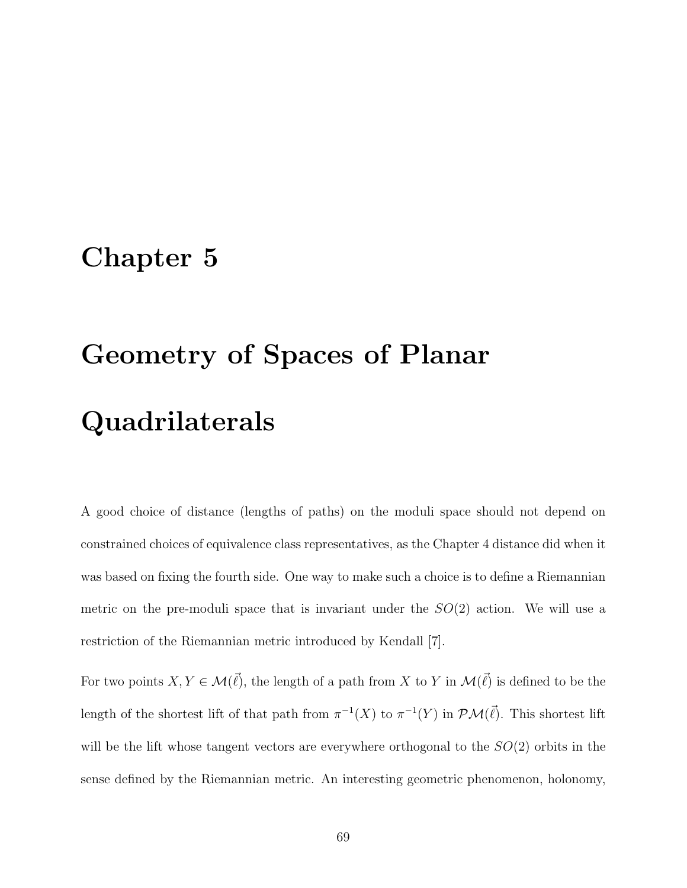# Chapter 5

# Geometry of Spaces of Planar Quadrilaterals

A good choice of distance (lengths of paths) on the moduli space should not depend on constrained choices of equivalence class representatives, as the Chapter 4 distance did when it was based on fixing the fourth side. One way to make such a choice is to define a Riemannian metric on the pre-moduli space that is invariant under the $SO(2)$ action. We will use a restriction of the Riemannian metric introduced by Kendall [7].

For two points $X, Y \in \mathcal{M}(\vec{\ell})$, the length of a path from $X$ to $Y$ in $\mathcal{M}(\vec{\ell})$ is defined to be the length of the shortest lift of that path from $\pi^{-1}(X)$ to $\pi^{-1}(Y)$ in $\mathcal{PM}(\vec{\ell})$. This shortest lift will be the lift whose tangent vectors are everywhere orthogonal to the $SO(2)$ orbits in the sense defined by the Riemannian metric. An interesting geometric phenomenon, holonomy,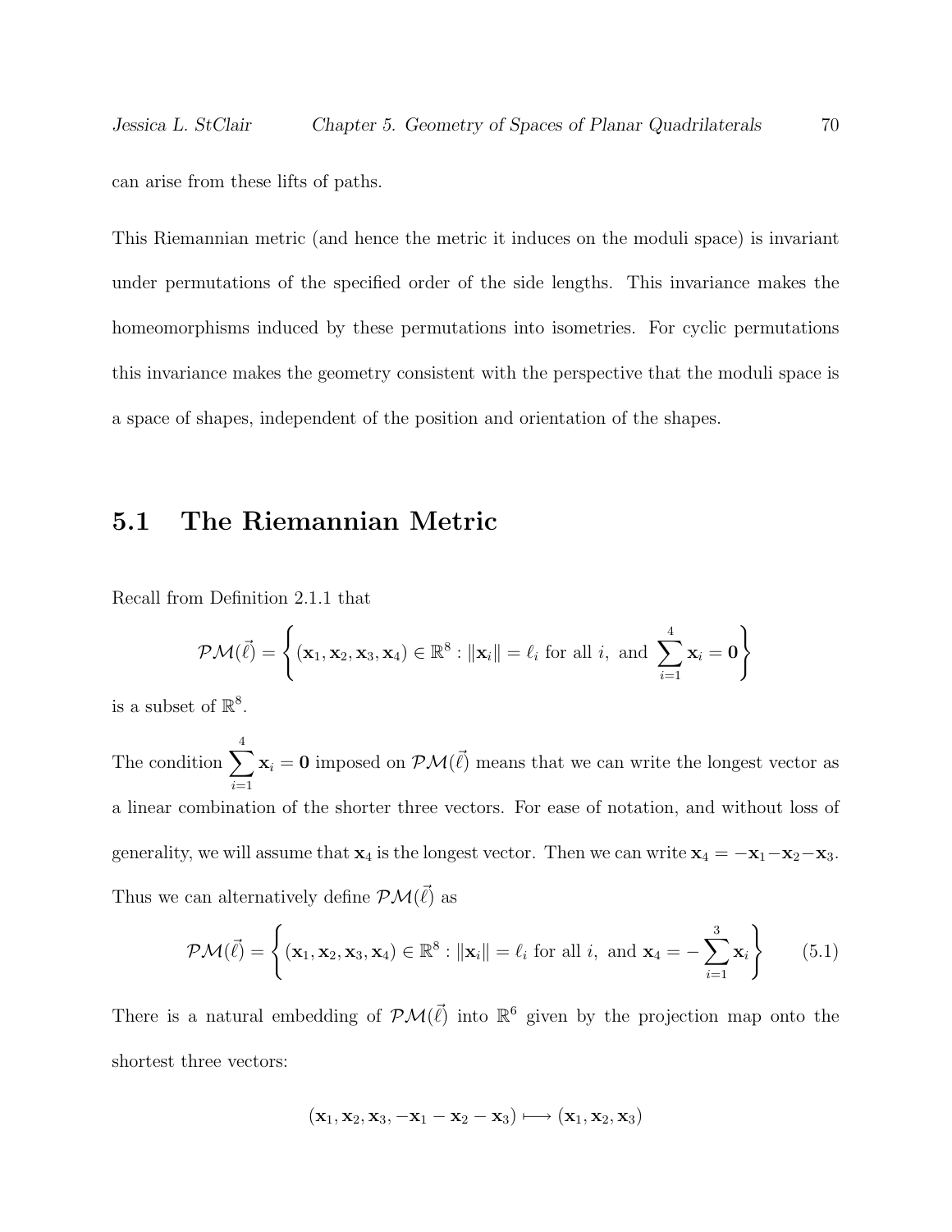can arise from these lifts of paths.

This Riemannian metric (and hence the metric it induces on the moduli space) is invariant under permutations of the specified order of the side lengths. This invariance makes the homeomorphisms induced by these permutations into isometries. For cyclic permutations this invariance makes the geometry consistent with the perspective that the moduli space is a space of shapes, independent of the position and orientation of the shapes.

## 5.1 The Riemannian Metric

Recall from Definition 2.1.1 that

$$\mathcal{PM}(\vec{\ell}) = \left\{ (\mathbf{x}_1, \mathbf{x}_2, \mathbf{x}_3, \mathbf{x}_4) \in \mathbb{R}^8 : \|\mathbf{x}_i\| = \ell_i \text{ for all } i, \text{ and } \sum_{i=1}^{4} \mathbf{x}_i = \mathbf{0} \right\}$$

is a subset of $\mathbb{R}^8$.

The condition $\sum_{i=1}^{4} \mathbf{x}_i = \mathbf{0}$ imposed on $\mathcal{PM}(\vec{\ell})$ means that we can write the longest vector as a linear combination of the shorter three vectors. For ease of notation, and without loss of generality, we will assume that $\mathbf{x}_4$ is the longest vector. Then we can write $\mathbf{x}_4 = -\mathbf{x}_1 - \mathbf{x}_2 - \mathbf{x}_3$. Thus we can alternatively define $\mathcal{PM}(\vec{\ell})$ as

$$\mathcal{PM}(\vec{\ell}) = \left\{ (\mathbf{x}_1, \mathbf{x}_2, \mathbf{x}_3, \mathbf{x}_4) \in \mathbb{R}^8 : \|\mathbf{x}_i\| = \ell_i \text{ for all } i, \text{ and } \mathbf{x}_4 = -\sum_{i=1}^{3} \mathbf{x}_i \right\} \tag{5.1}$$

There is a natural embedding of $\mathcal{PM}(\vec{\ell})$ into $\mathbb{R}^6$ given by the projection map onto the shortest three vectors:

$$(\mathbf{x}_1, \mathbf{x}_2, \mathbf{x}_3, -\mathbf{x}_1 - \mathbf{x}_2 - \mathbf{x}_3) \longmapsto (\mathbf{x}_1, \mathbf{x}_2, \mathbf{x}_3)$$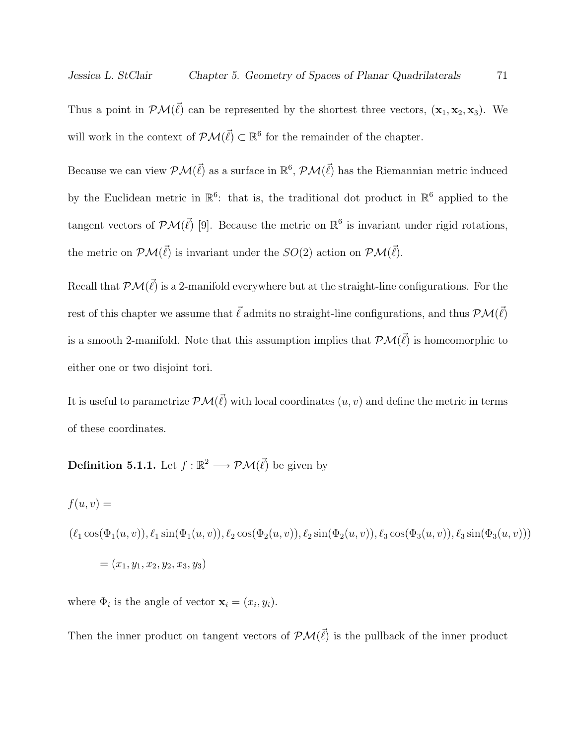Thus a point in $\mathcal{PM}(\vec{\ell})$ can be represented by the shortest three vectors, $(\mathbf{x}_1, \mathbf{x}_2, \mathbf{x}_3)$. We will work in the context of $\mathcal{PM}(\vec{\ell}) \subset \mathbb{R}^6$ for the remainder of the chapter.

Because we can view $\mathcal{PM}(\vec{\ell})$ as a surface in $\mathbb{R}^6$, $\mathcal{PM}(\vec{\ell})$ has the Riemannian metric induced by the Euclidean metric in $\mathbb{R}^6$: that is, the traditional dot product in $\mathbb{R}^6$ applied to the tangent vectors of $\mathcal{PM}(\vec{\ell})$ [9]. Because the metric on $\mathbb{R}^6$ is invariant under rigid rotations, the metric on $\mathcal{PM}(\vec{\ell})$ is invariant under the $SO(2)$ action on $\mathcal{PM}(\vec{\ell})$.

Recall that $\mathcal{PM}(\vec{\ell})$ is a 2-manifold everywhere but at the straight-line configurations. For the rest of this chapter we assume that $\vec{\ell}$ admits no straight-line configurations, and thus $\mathcal{PM}(\vec{\ell})$ is a smooth 2-manifold. Note that this assumption implies that $\mathcal{PM}(\vec{\ell})$ is homeomorphic to either one or two disjoint tori.

It is useful to parametrize $\mathcal{PM}(\vec{\ell})$ with local coordinates $(u, v)$ and define the metric in terms of these coordinates.

**Definition 5.1.1.** Let $f : \mathbb{R}^2 \longrightarrow \mathcal{PM}(\vec{\ell})$ be given by

$$
\begin{aligned}
&f(u,v) = \\
&(\ell_1 \cos(\Phi_1(u,v)), \ell_1 \sin(\Phi_1(u,v)), \ell_2 \cos(\Phi_2(u,v)), \ell_2 \sin(\Phi_2(u,v)), \ell_3 \cos(\Phi_3(u,v)), \ell_3 \sin(\Phi_3(u,v))) \\
&\qquad = (x_1, y_1, x_2, y_2, x_3, y_3)
\end{aligned}
$$

where $\Phi_i$ is the angle of vector $\mathbf{x}_i = (x_i, y_i)$.

Then the inner product on tangent vectors of $\mathcal{PM}(\vec{\ell})$ is the pullback of the inner product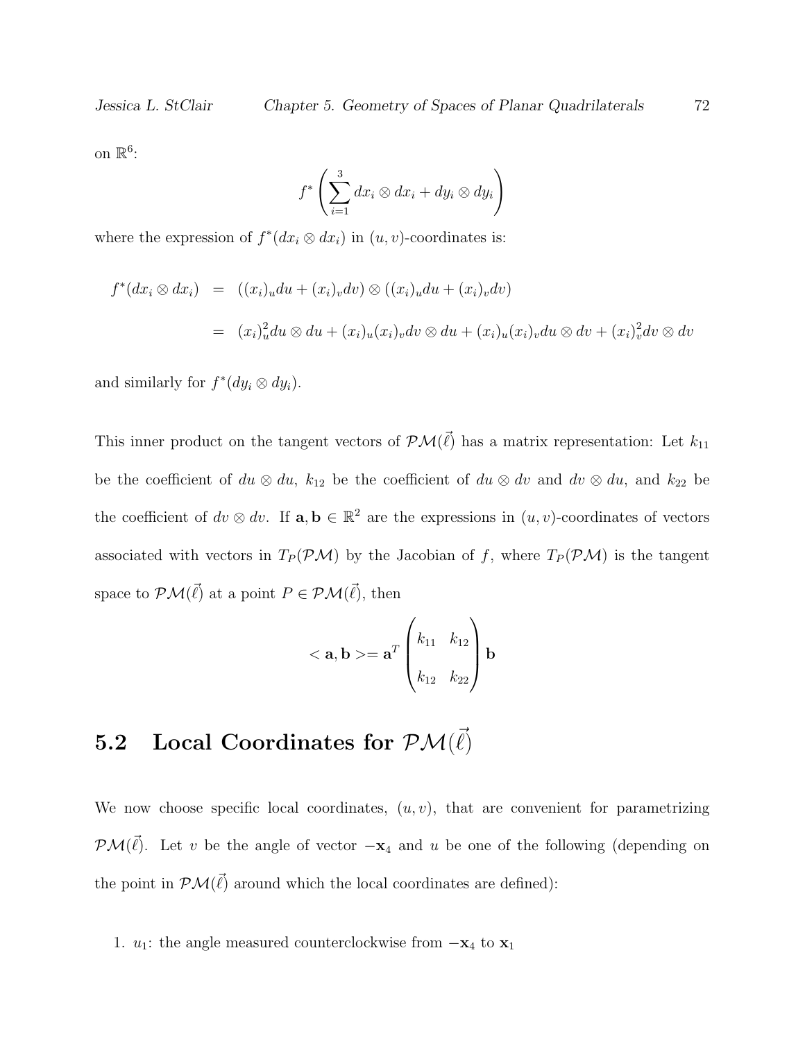on $\mathbb{R}^6$:

$$f^*\left(\sum_{i=1}^{3} dx_i \otimes dx_i + dy_i \otimes dy_i\right)$$

where the expression of $f^*(dx_i \otimes dx_i)$ in $(u, v)$-coordinates is:

$$\begin{aligned} f^*(dx_i \otimes dx_i) &= ((x_i)_u du + (x_i)_v dv) \otimes ((x_i)_u du + (x_i)_v dv) \\ &= (x_i)_u^2 du \otimes du + (x_i)_u (x_i)_v dv \otimes du + (x_i)_u (x_i)_v du \otimes dv + (x_i)_v^2 dv \otimes dv \end{aligned}$$

and similarly for $f^*(dy_i \otimes dy_i)$.

This inner product on the tangent vectors of $\mathcal{PM}(\vec{\ell})$ has a matrix representation: Let $k_{11}$ be the coefficient of $du \otimes du$, $k_{12}$ be the coefficient of $du \otimes dv$ and $dv \otimes du$, and $k_{22}$ be the coefficient of $dv \otimes dv$. If $\mathbf{a}, \mathbf{b} \in \mathbb{R}^2$ are the expressions in $(u, v)$-coordinates of vectors associated with vectors in $T_P(\mathcal{PM})$ by the Jacobian of $f$, where $T_P(\mathcal{PM})$ is the tangent space to $\mathcal{PM}(\vec{\ell})$ at a point $P \in \mathcal{PM}(\vec{\ell})$, then

$$< \mathbf{a}, \mathbf{b} >= \mathbf{a}^T \begin{pmatrix} k_{11} & k_{12} \\ k_{12} & k_{22} \end{pmatrix} \mathbf{b}$$

## 5.2 Local Coordinates for $\mathcal{PM}(\vec{\ell})$

We now choose specific local coordinates, $(u, v)$, that are convenient for parametrizing $\mathcal{PM}(\vec{\ell})$. Let $v$ be the angle of vector $-\mathbf{x}_4$ and $u$ be one of the following (depending on the point in $\mathcal{PM}(\vec{\ell})$ around which the local coordinates are defined):

1. $u_1$: the angle measured counterclockwise from $-\mathbf{x}_4$ to $\mathbf{x}_1$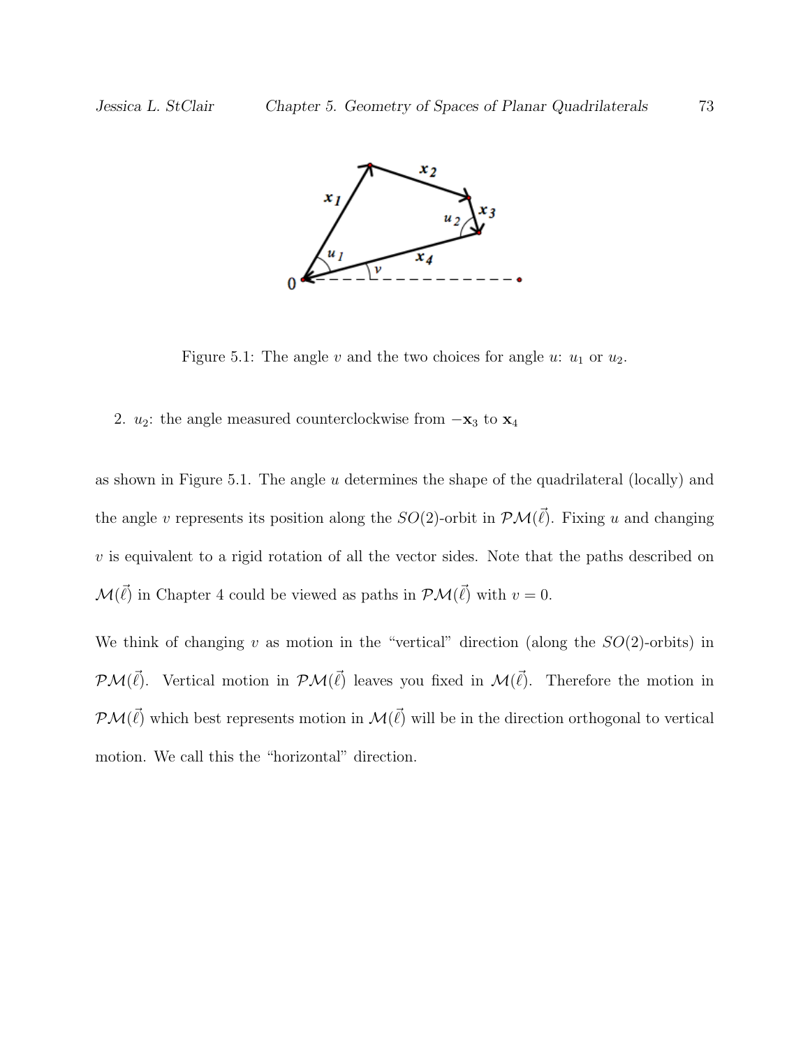Figure 5.1: The angle $v$ and the two choices for angle $u$: $u_1$ or $u_2$.

2. $u_2$: the angle measured counterclockwise from $-\mathbf{x}_3$ to $\mathbf{x}_4$

as shown in Figure 5.1. The angle $u$ determines the shape of the quadrilateral (locally) and the angle $v$ represents its position along the $SO(2)$-orbit in $\mathcal{PM}(\vec{\ell})$. Fixing $u$ and changing $v$ is equivalent to a rigid rotation of all the vector sides. Note that the paths described on $\mathcal{M}(\vec{\ell})$ in Chapter 4 could be viewed as paths in $\mathcal{PM}(\vec{\ell})$ with $v = 0$.

We think of changing $v$ as motion in the "vertical" direction (along the $SO(2)$-orbits) in $\mathcal{PM}(\vec{\ell})$. Vertical motion in $\mathcal{PM}(\vec{\ell})$ leaves you fixed in $\mathcal{M}(\vec{\ell})$. Therefore the motion in $\mathcal{PM}(\vec{\ell})$ which best represents motion in $\mathcal{M}(\vec{\ell})$ will be in the direction orthogonal to vertical motion. We call this the "horizontal" direction.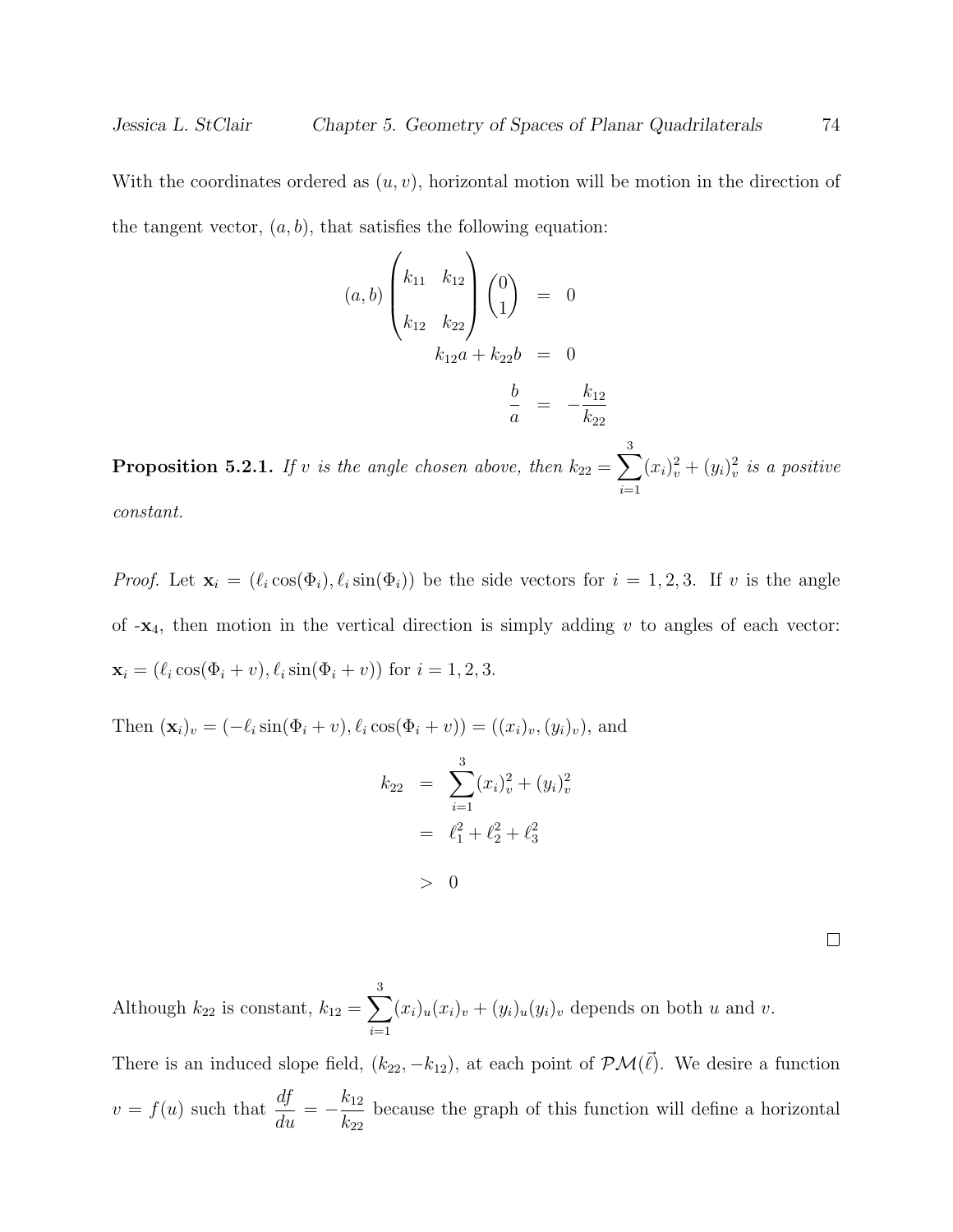With the coordinates ordered as $(u, v)$, horizontal motion will be motion in the direction of the tangent vector, $(a, b)$, that satisfies the following equation:

$$
\begin{aligned}
(a, b) \begin{pmatrix} k_{11} & k_{12} \\ k_{12} & k_{22} \end{pmatrix} \begin{pmatrix} 0 \\ 1 \end{pmatrix} &= 0 \\
k_{12}a + k_{22}b &= 0 \\
\frac{b}{a} &= -\frac{k_{12}}{k_{22}}
\end{aligned}
$$

**Proposition 5.2.1.** *If $v$ is the angle chosen above, then $k_{22} = \sum_{i=1}^{3} (x_i)_v^2 + (y_i)_v^2$ is a positive constant.*

*Proof.* Let $\mathbf{x}_i = (\ell_i \cos(\Phi_i), \ell_i \sin(\Phi_i))$ be the side vectors for $i = 1, 2, 3$. If $v$ is the angle of -$\mathbf{x}_4$, then motion in the vertical direction is simply adding $v$ to angles of each vector: $\mathbf{x}_i = (\ell_i \cos(\Phi_i + v), \ell_i \sin(\Phi_i + v))$ for $i = 1, 2, 3$.

Then $(\mathbf{x}_i)_v = (-\ell_i \sin(\Phi_i + v), \ell_i \cos(\Phi_i + v)) = ((x_i)_v, (y_i)_v)$, and

$$
\begin{aligned}
k_{22} &= \sum_{i=1}^{3} (x_i)_v^2 + (y_i)_v^2 \\
&= \ell_1^2 + \ell_2^2 + \ell_3^2 \\
&> 0
\end{aligned}
$$

□

Although $k_{22}$ is constant, $k_{12} = \sum_{i=1}^{3} (x_i)_u (x_i)_v + (y_i)_u (y_i)_v$ depends on both $u$ and $v$.

There is an induced slope field, $(k_{22}, -k_{12})$, at each point of $\mathcal{PM}(\vec{\ell})$. We desire a function $v = f(u)$ such that $\frac{df}{du} = -\frac{k_{12}}{k_{22}}$ because the graph of this function will define a horizontal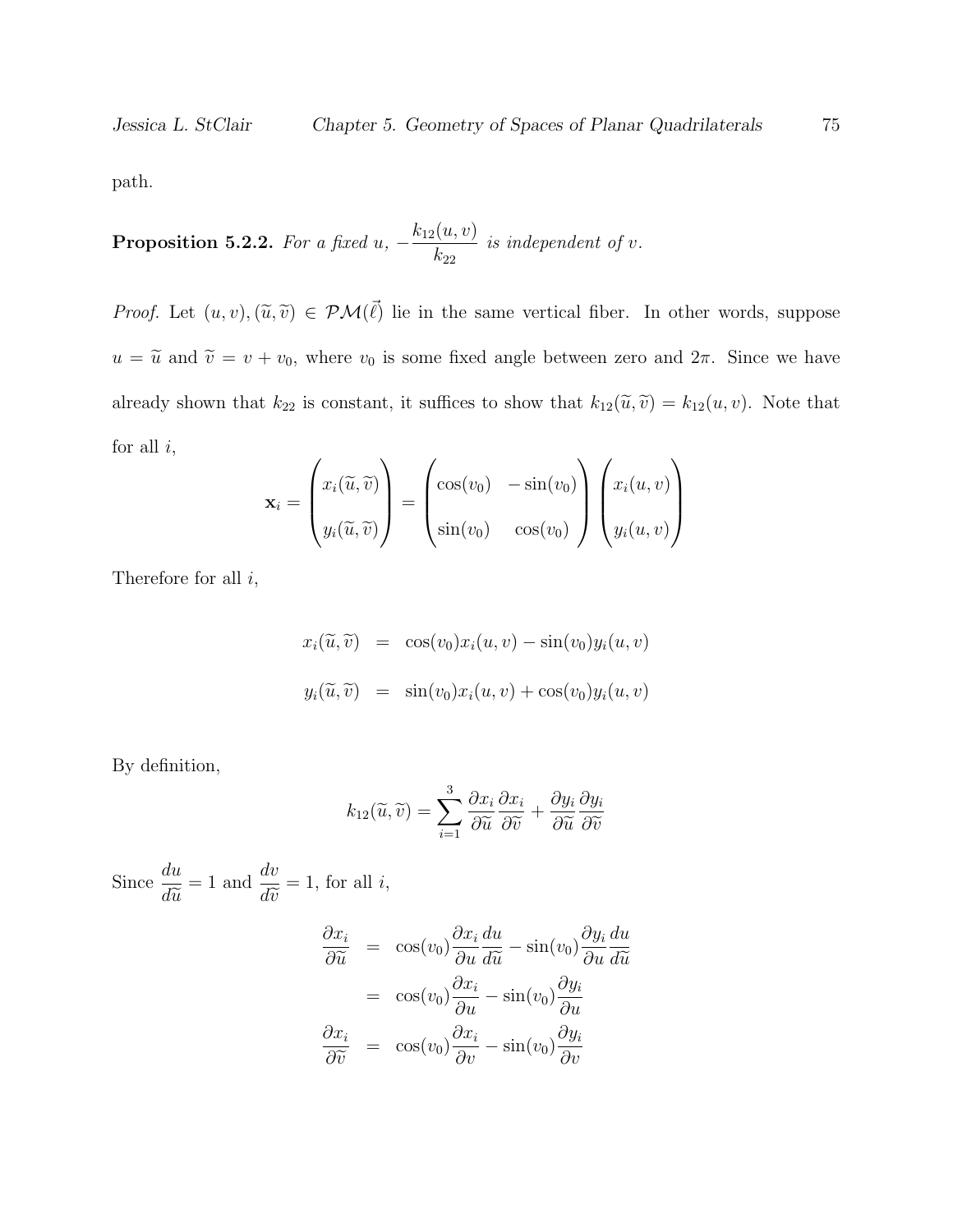path.

**Proposition 5.2.2.** *For a fixed $u$, $-\dfrac{k_{12}(u,v)}{k_{22}}$ is independent of $v$.*

*Proof.* Let $(u, v), (\widetilde{u}, \widetilde{v}) \in \mathcal{PM}(\vec{\ell})$ lie in the same vertical fiber. In other words, suppose $u = \widetilde{u}$ and $\widetilde{v} = v + v_0$, where $v_0$ is some fixed angle between zero and $2\pi$. Since we have already shown that $k_{22}$ is constant, it suffices to show that $k_{12}(\widetilde{u}, \widetilde{v}) = k_{12}(u, v)$. Note that for all $i$,

$$\mathbf{x}_i = \begin{pmatrix} x_i(\widetilde{u}, \widetilde{v}) \\ y_i(\widetilde{u}, \widetilde{v}) \end{pmatrix} = \begin{pmatrix} \cos(v_0) & -\sin(v_0) \\ \sin(v_0) & \cos(v_0) \end{pmatrix} \begin{pmatrix} x_i(u, v) \\ y_i(u, v) \end{pmatrix}$$

Therefore for all $i$,

$$\begin{aligned} x_i(\widetilde{u}, \widetilde{v}) &= \cos(v_0) x_i(u, v) - \sin(v_0) y_i(u, v) \\ y_i(\widetilde{u}, \widetilde{v}) &= \sin(v_0) x_i(u, v) + \cos(v_0) y_i(u, v) \end{aligned}$$

By definition,

$$k_{12}(\widetilde{u}, \widetilde{v}) = \sum_{i=1}^{3} \frac{\partial x_i}{\partial \widetilde{u}} \frac{\partial x_i}{\partial \widetilde{v}} + \frac{\partial y_i}{\partial \widetilde{u}} \frac{\partial y_i}{\partial \widetilde{v}}$$

Since $\dfrac{du}{d\widetilde{u}} = 1$ and $\dfrac{dv}{d\widetilde{v}} = 1$, for all $i$,

$$\begin{aligned} \frac{\partial x_i}{\partial \widetilde{u}} &= \cos(v_0) \frac{\partial x_i}{\partial u} \frac{du}{d\widetilde{u}} - \sin(v_0) \frac{\partial y_i}{\partial u} \frac{du}{d\widetilde{u}} \\ &= \cos(v_0) \frac{\partial x_i}{\partial u} - \sin(v_0) \frac{\partial y_i}{\partial u} \\ \frac{\partial x_i}{\partial \widetilde{v}} &= \cos(v_0) \frac{\partial x_i}{\partial v} - \sin(v_0) \frac{\partial y_i}{\partial v} \end{aligned}$$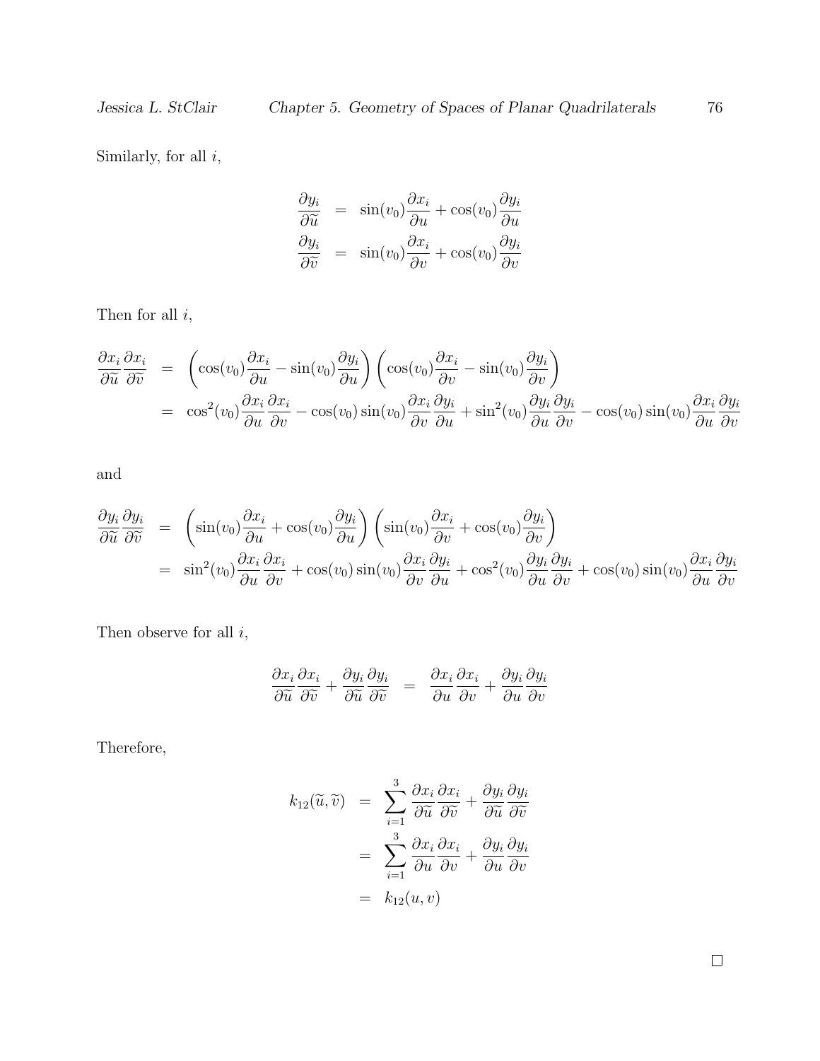Similarly, for all $i$,

$$
\begin{aligned}
\frac{\partial y_i}{\partial \widetilde{u}} &= \sin(v_0)\frac{\partial x_i}{\partial u} + \cos(v_0)\frac{\partial y_i}{\partial u} \\
\frac{\partial y_i}{\partial \widetilde{v}} &= \sin(v_0)\frac{\partial x_i}{\partial v} + \cos(v_0)\frac{\partial y_i}{\partial v}
\end{aligned}
$$

Then for all $i$,

$$
\begin{aligned}
\frac{\partial x_i}{\partial \widetilde{u}}\frac{\partial x_i}{\partial \widetilde{v}} &= \left(\cos(v_0)\frac{\partial x_i}{\partial u} - \sin(v_0)\frac{\partial y_i}{\partial u}\right)\left(\cos(v_0)\frac{\partial x_i}{\partial v} - \sin(v_0)\frac{\partial y_i}{\partial v}\right) \\
&= \cos^2(v_0)\frac{\partial x_i}{\partial u}\frac{\partial x_i}{\partial v} - \cos(v_0)\sin(v_0)\frac{\partial x_i}{\partial v}\frac{\partial y_i}{\partial u} + \sin^2(v_0)\frac{\partial y_i}{\partial u}\frac{\partial y_i}{\partial v} - \cos(v_0)\sin(v_0)\frac{\partial x_i}{\partial u}\frac{\partial y_i}{\partial v}
\end{aligned}
$$

and

$$
\begin{aligned}
\frac{\partial y_i}{\partial \widetilde{u}}\frac{\partial y_i}{\partial \widetilde{v}} &= \left(\sin(v_0)\frac{\partial x_i}{\partial u} + \cos(v_0)\frac{\partial y_i}{\partial u}\right)\left(\sin(v_0)\frac{\partial x_i}{\partial v} + \cos(v_0)\frac{\partial y_i}{\partial v}\right) \\
&= \sin^2(v_0)\frac{\partial x_i}{\partial u}\frac{\partial x_i}{\partial v} + \cos(v_0)\sin(v_0)\frac{\partial x_i}{\partial v}\frac{\partial y_i}{\partial u} + \cos^2(v_0)\frac{\partial y_i}{\partial u}\frac{\partial y_i}{\partial v} + \cos(v_0)\sin(v_0)\frac{\partial x_i}{\partial u}\frac{\partial y_i}{\partial v}
\end{aligned}
$$

Then observe for all $i$,

$$
\frac{\partial x_i}{\partial \widetilde{u}}\frac{\partial x_i}{\partial \widetilde{v}} + \frac{\partial y_i}{\partial \widetilde{u}}\frac{\partial y_i}{\partial \widetilde{v}} = \frac{\partial x_i}{\partial u}\frac{\partial x_i}{\partial v} + \frac{\partial y_i}{\partial u}\frac{\partial y_i}{\partial v}
$$

Therefore,

$$
\begin{aligned}
k_{12}(\widetilde{u}, \widetilde{v}) &= \sum_{i=1}^{3} \frac{\partial x_i}{\partial \widetilde{u}}\frac{\partial x_i}{\partial \widetilde{v}} + \frac{\partial y_i}{\partial \widetilde{u}}\frac{\partial y_i}{\partial \widetilde{v}} \\
&= \sum_{i=1}^{3} \frac{\partial x_i}{\partial u}\frac{\partial x_i}{\partial v} + \frac{\partial y_i}{\partial u}\frac{\partial y_i}{\partial v} \\
&= k_{12}(u, v)
\end{aligned}
$$

□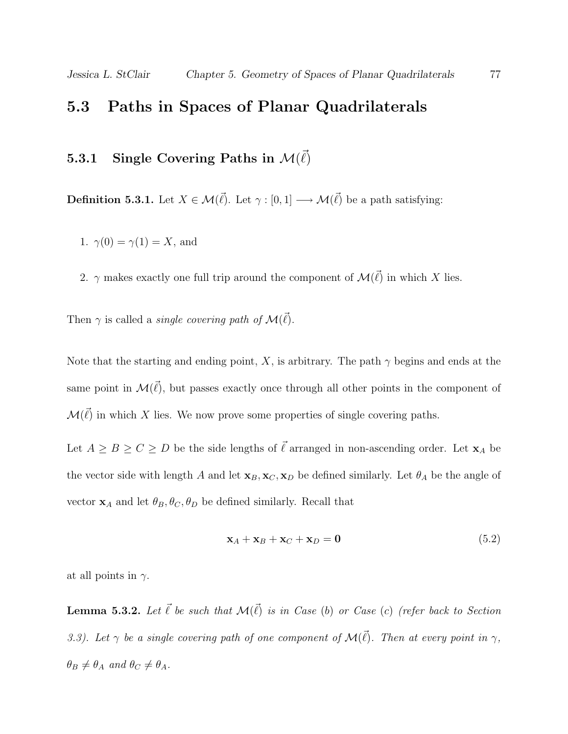## 5.3 Paths in Spaces of Planar Quadrilaterals

### 5.3.1 Single Covering Paths in $\mathcal{M}(\vec{\ell})$

**Definition 5.3.1.** Let $X \in \mathcal{M}(\vec{\ell})$. Let $\gamma : [0,1] \longrightarrow \mathcal{M}(\vec{\ell})$ be a path satisfying:

1. $\gamma(0) = \gamma(1) = X$, and
2. $\gamma$ makes exactly one full trip around the component of $\mathcal{M}(\vec{\ell})$ in which $X$ lies.

Then $\gamma$ is called a *single covering path of* $\mathcal{M}(\vec{\ell})$.

Note that the starting and ending point, $X$, is arbitrary. The path $\gamma$ begins and ends at the same point in $\mathcal{M}(\vec{\ell})$, but passes exactly once through all other points in the component of $\mathcal{M}(\vec{\ell})$ in which $X$ lies. We now prove some properties of single covering paths.

Let $A \geq B \geq C \geq D$ be the side lengths of $\vec{\ell}$ arranged in non-ascending order. Let $\mathbf{x}_A$ be the vector side with length $A$ and let $\mathbf{x}_B, \mathbf{x}_C, \mathbf{x}_D$ be defined similarly. Let $\theta_A$ be the angle of vector $\mathbf{x}_A$ and let $\theta_B, \theta_C, \theta_D$ be defined similarly. Recall that

$$\mathbf{x}_A + \mathbf{x}_B + \mathbf{x}_C + \mathbf{x}_D = \mathbf{0} \tag{5.2}$$

at all points in $\gamma$.

**Lemma 5.3.2.** *Let $\vec{\ell}$ be such that $\mathcal{M}(\vec{\ell})$ is in Case (b) or Case (c) (refer back to Section 3.3). Let $\gamma$ be a single covering path of one component of $\mathcal{M}(\vec{\ell})$. Then at every point in $\gamma$, $\theta_B \neq \theta_A$ and $\theta_C \neq \theta_A$.*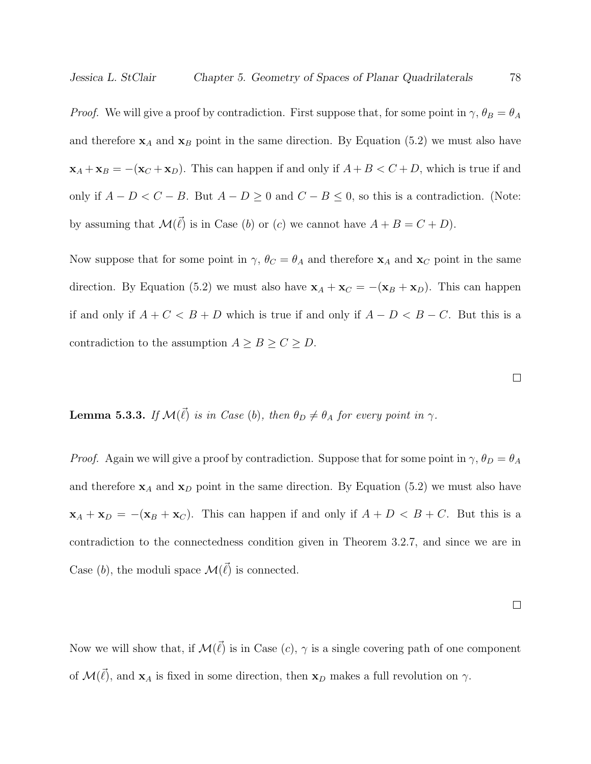*Proof.* We will give a proof by contradiction. First suppose that, for some point in $\gamma$, $\theta_B = \theta_A$ and therefore $\mathbf{x}_A$ and $\mathbf{x}_B$ point in the same direction. By Equation (5.2) we must also have $\mathbf{x}_A + \mathbf{x}_B = -(\mathbf{x}_C + \mathbf{x}_D)$. This can happen if and only if $A + B < C + D$, which is true if and only if $A - D < C - B$. But $A - D \geq 0$ and $C - B \leq 0$, so this is a contradiction. (Note: by assuming that $\mathcal{M}(\vec{\ell})$ is in Case $(b)$ or $(c)$ we cannot have $A + B = C + D$).

Now suppose that for some point in $\gamma$, $\theta_C = \theta_A$ and therefore $\mathbf{x}_A$ and $\mathbf{x}_C$ point in the same direction. By Equation (5.2) we must also have $\mathbf{x}_A + \mathbf{x}_C = -(\mathbf{x}_B + \mathbf{x}_D)$. This can happen if and only if $A + C < B + D$ which is true if and only if $A - D < B - C$. But this is a contradiction to the assumption $A \geq B \geq C \geq D$.

$\square$

**Lemma 5.3.3.** *If $\mathcal{M}(\vec{\ell})$ is in Case $(b)$, then $\theta_D \neq \theta_A$ for every point in $\gamma$.*

*Proof.* Again we will give a proof by contradiction. Suppose that for some point in $\gamma$, $\theta_D = \theta_A$ and therefore $\mathbf{x}_A$ and $\mathbf{x}_D$ point in the same direction. By Equation (5.2) we must also have $\mathbf{x}_A + \mathbf{x}_D = -(\mathbf{x}_B + \mathbf{x}_C)$. This can happen if and only if $A + D < B + C$. But this is a contradiction to the connectedness condition given in Theorem 3.2.7, and since we are in Case $(b)$, the moduli space $\mathcal{M}(\vec{\ell})$ is connected.

$\square$

Now we will show that, if $\mathcal{M}(\vec{\ell})$ is in Case $(c)$, $\gamma$ is a single covering path of one component of $\mathcal{M}(\vec{\ell})$, and $\mathbf{x}_A$ is fixed in some direction, then $\mathbf{x}_D$ makes a full revolution on $\gamma$.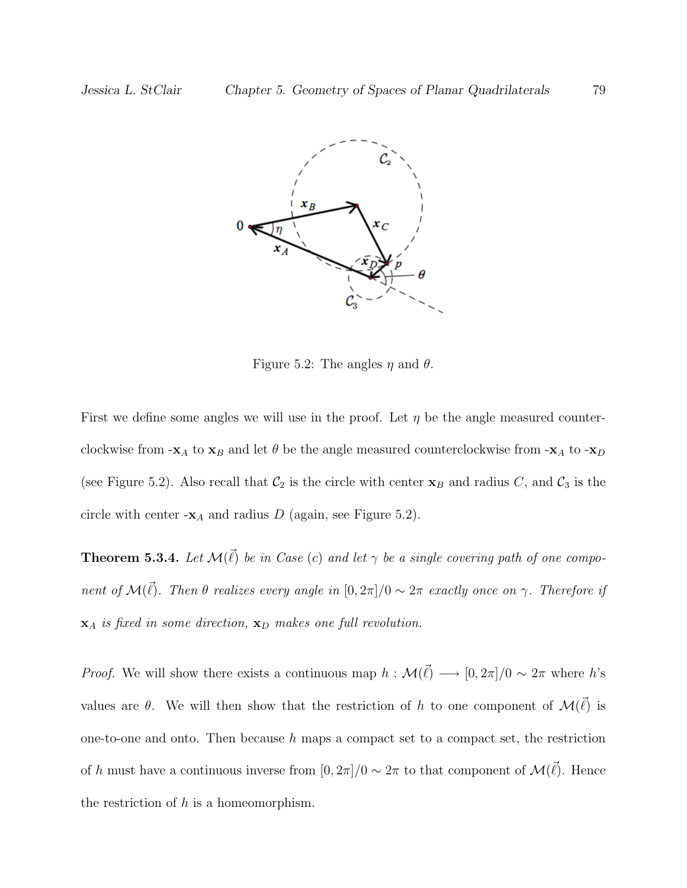0

$\boldsymbol{x}_B$

$\boldsymbol{x}_C$

$\boldsymbol{x}_A$

$\boldsymbol{x}_D$

$\eta$

$p$

$\theta$

$\mathcal{C}_2$

$\mathcal{C}_3$

Figure 5.2: The angles $\eta$ and $\theta$.

First we define some angles we will use in the proof. Let $\eta$ be the angle measured counterclockwise from -$\mathbf{x}_A$ to $\mathbf{x}_B$ and let $\theta$ be the angle measured counterclockwise from -$\mathbf{x}_A$ to -$\mathbf{x}_D$ (see Figure 5.2). Also recall that $\mathcal{C}_2$ is the circle with center $\mathbf{x}_B$ and radius $C$, and $\mathcal{C}_3$ is the circle with center -$\mathbf{x}_A$ and radius $D$ (again, see Figure 5.2).

**Theorem 5.3.4.** *Let $\mathcal{M}(\vec{\ell})$ be in Case (c) and let $\gamma$ be a single covering path of one component of $\mathcal{M}(\vec{\ell})$. Then $\theta$ realizes every angle in $[0, 2\pi]/0 \sim 2\pi$ exactly once on $\gamma$. Therefore if $\mathbf{x}_A$ is fixed in some direction, $\mathbf{x}_D$ makes one full revolution.*

*Proof.* We will show there exists a continuous map $h : \mathcal{M}(\vec{\ell}) \longrightarrow [0, 2\pi]/0 \sim 2\pi$ where $h$'s values are $\theta$. We will then show that the restriction of $h$ to one component of $\mathcal{M}(\vec{\ell})$ is one-to-one and onto. Then because $h$ maps a compact set to a compact set, the restriction of $h$ must have a continuous inverse from $[0, 2\pi]/0 \sim 2\pi$ to that component of $\mathcal{M}(\vec{\ell})$. Hence the restriction of $h$ is a homeomorphism.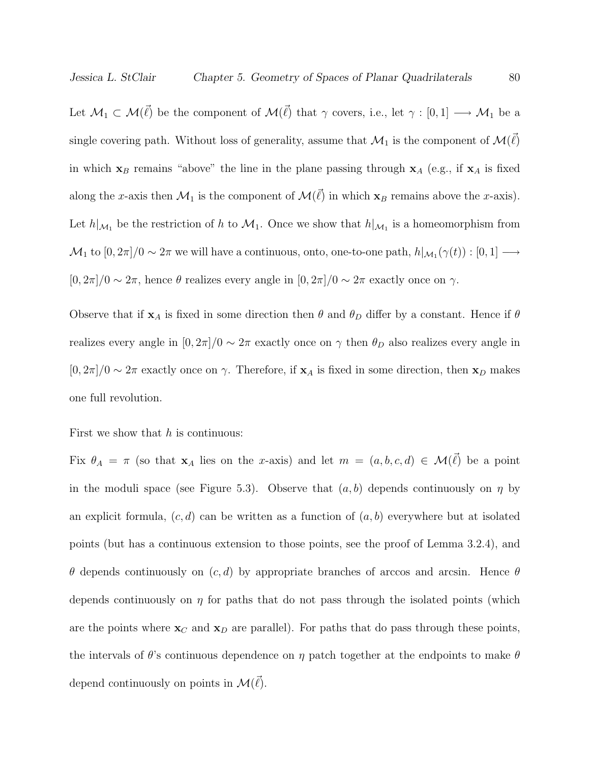Let $\mathcal{M}_1 \subset \mathcal{M}(\vec{\ell})$ be the component of $\mathcal{M}(\vec{\ell})$ that $\gamma$ covers, i.e., let $\gamma : [0,1] \longrightarrow \mathcal{M}_1$ be a single covering path. Without loss of generality, assume that $\mathcal{M}_1$ is the component of $\mathcal{M}(\vec{\ell})$ in which $\mathbf{x}_B$ remains "above" the line in the plane passing through $\mathbf{x}_A$ (e.g., if $\mathbf{x}_A$ is fixed along the $x$-axis then $\mathcal{M}_1$ is the component of $\mathcal{M}(\vec{\ell})$ in which $\mathbf{x}_B$ remains above the $x$-axis). Let $h|_{\mathcal{M}_1}$ be the restriction of $h$ to $\mathcal{M}_1$. Once we show that $h|_{\mathcal{M}_1}$ is a homeomorphism from $\mathcal{M}_1$ to $[0, 2\pi]/0 \sim 2\pi$ we will have a continuous, onto, one-to-one path, $h|_{\mathcal{M}_1}(\gamma(t)) : [0,1] \longrightarrow [0, 2\pi]/0 \sim 2\pi$, hence $\theta$ realizes every angle in $[0, 2\pi]/0 \sim 2\pi$ exactly once on $\gamma$.

Observe that if $\mathbf{x}_A$ is fixed in some direction then $\theta$ and $\theta_D$ differ by a constant. Hence if $\theta$ realizes every angle in $[0, 2\pi]/0 \sim 2\pi$ exactly once on $\gamma$ then $\theta_D$ also realizes every angle in $[0, 2\pi]/0 \sim 2\pi$ exactly once on $\gamma$. Therefore, if $\mathbf{x}_A$ is fixed in some direction, then $\mathbf{x}_D$ makes one full revolution.

First we show that $h$ is continuous:

Fix $\theta_A = \pi$ (so that $\mathbf{x}_A$ lies on the $x$-axis) and let $m = (a, b, c, d) \in \mathcal{M}(\vec{\ell})$ be a point in the moduli space (see Figure 5.3). Observe that $(a, b)$ depends continuously on $\eta$ by an explicit formula, $(c, d)$ can be written as a function of $(a, b)$ everywhere but at isolated points (but has a continuous extension to those points, see the proof of Lemma 3.2.4), and $\theta$ depends continuously on $(c, d)$ by appropriate branches of arccos and arcsin. Hence $\theta$ depends continuously on $\eta$ for paths that do not pass through the isolated points (which are the points where $\mathbf{x}_C$ and $\mathbf{x}_D$ are parallel). For paths that do pass through these points, the intervals of $\theta$'s continuous dependence on $\eta$ patch together at the endpoints to make $\theta$ depend continuously on points in $\mathcal{M}(\vec{\ell})$.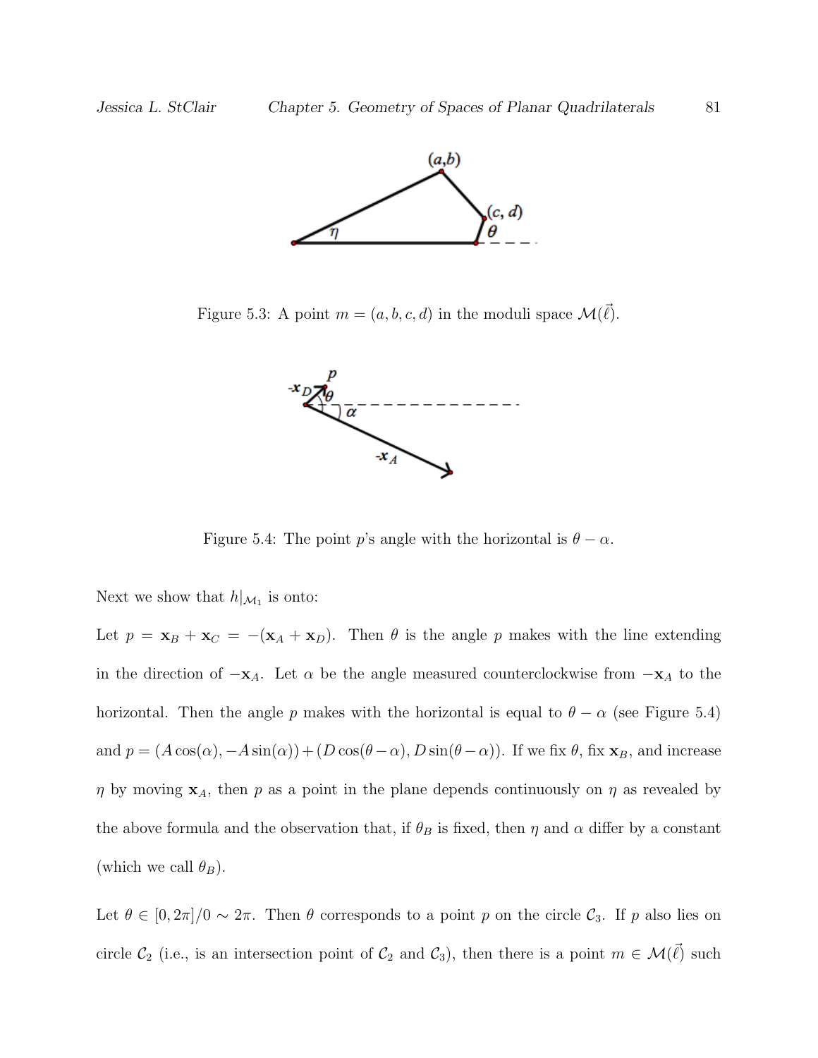Figure 5.3: A point $m = (a, b, c, d)$ in the moduli space $\mathcal{M}(\vec{\ell})$.

Figure 5.4: The point $p$'s angle with the horizontal is $\theta - \alpha$.

Next we show that $h|_{\mathcal{M}_1}$ is onto:

Let $p = \mathbf{x}_B + \mathbf{x}_C = -(\mathbf{x}_A + \mathbf{x}_D)$. Then $\theta$ is the angle $p$ makes with the line extending in the direction of $-\mathbf{x}_A$. Let $\alpha$ be the angle measured counterclockwise from $-\mathbf{x}_A$ to the horizontal. Then the angle $p$ makes with the horizontal is equal to $\theta - \alpha$ (see Figure 5.4) and $p = (A\cos(\alpha), -A\sin(\alpha)) + (D\cos(\theta - \alpha), D\sin(\theta - \alpha))$. If we fix $\theta$, fix $\mathbf{x}_B$, and increase $\eta$ by moving $\mathbf{x}_A$, then $p$ as a point in the plane depends continuously on $\eta$ as revealed by the above formula and the observation that, if $\theta_B$ is fixed, then $\eta$ and $\alpha$ differ by a constant (which we call $\theta_B$).

Let $\theta \in [0, 2\pi]/0 \sim 2\pi$. Then $\theta$ corresponds to a point $p$ on the circle $\mathcal{C}_3$. If $p$ also lies on circle $\mathcal{C}_2$ (i.e., is an intersection point of $\mathcal{C}_2$ and $\mathcal{C}_3$), then there is a point $m \in \mathcal{M}(\vec{\ell})$ such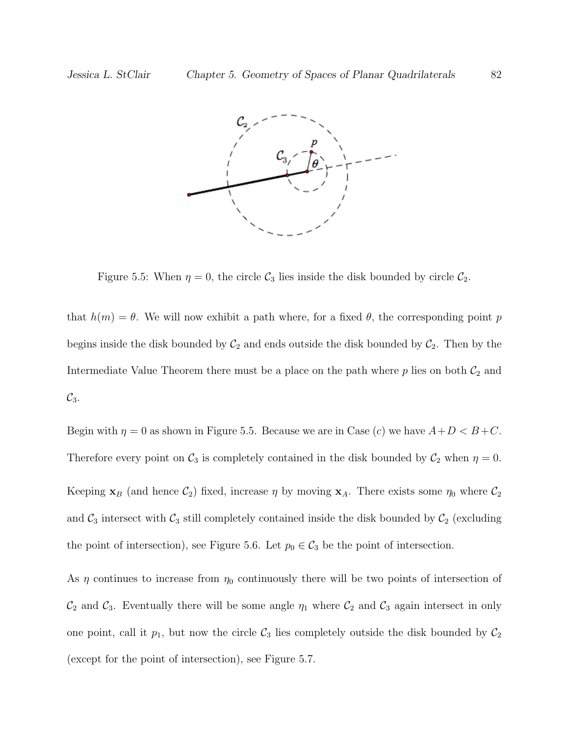$\mathcal{C}_2$

$p$

$\mathcal{C}_3$

$\theta$

Figure 5.5: When $\eta = 0$, the circle $\mathcal{C}_3$ lies inside the disk bounded by circle $\mathcal{C}_2$.

that $h(m) = \theta$. We will now exhibit a path where, for a fixed $\theta$, the corresponding point $p$ begins inside the disk bounded by $\mathcal{C}_2$ and ends outside the disk bounded by $\mathcal{C}_2$. Then by the Intermediate Value Theorem there must be a place on the path where $p$ lies on both $\mathcal{C}_2$ and $\mathcal{C}_3$.

Begin with $\eta = 0$ as shown in Figure 5.5. Because we are in Case $(c)$ we have $A + D < B + C$. Therefore every point on $\mathcal{C}_3$ is completely contained in the disk bounded by $\mathcal{C}_2$ when $\eta = 0$.

Keeping $\mathbf{x}_B$ (and hence $\mathcal{C}_2$) fixed, increase $\eta$ by moving $\mathbf{x}_A$. There exists some $\eta_0$ where $\mathcal{C}_2$ and $\mathcal{C}_3$ intersect with $\mathcal{C}_3$ still completely contained inside the disk bounded by $\mathcal{C}_2$ (excluding the point of intersection), see Figure 5.6. Let $p_0 \in \mathcal{C}_3$ be the point of intersection.

As $\eta$ continues to increase from $\eta_0$ continuously there will be two points of intersection of $\mathcal{C}_2$ and $\mathcal{C}_3$. Eventually there will be some angle $\eta_1$ where $\mathcal{C}_2$ and $\mathcal{C}_3$ again intersect in only one point, call it $p_1$, but now the circle $\mathcal{C}_3$ lies completely outside the disk bounded by $\mathcal{C}_2$ (except for the point of intersection), see Figure 5.7.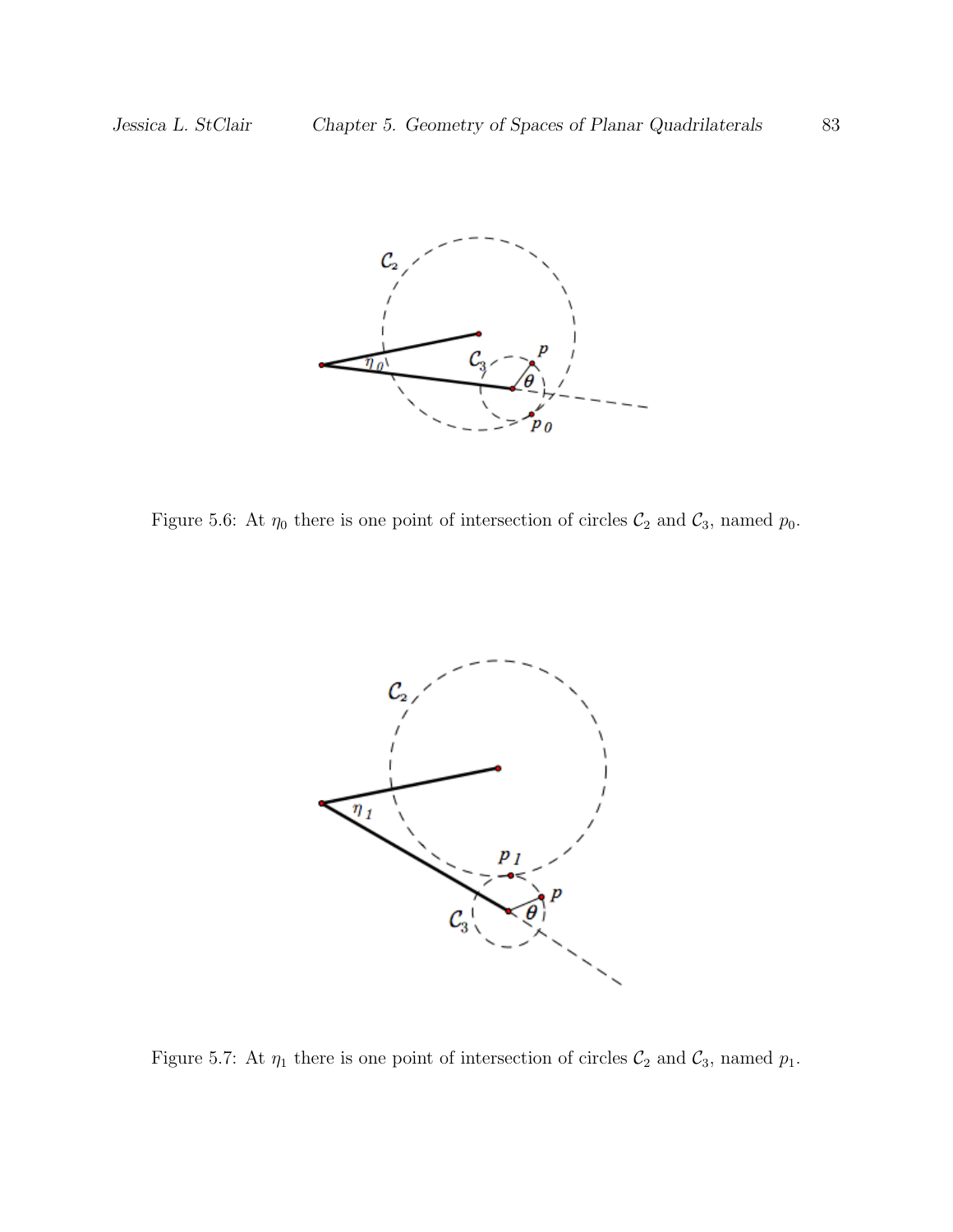Figure 5.6: At $\eta_0$ there is one point of intersection of circles $\mathcal{C}_2$ and $\mathcal{C}_3$, named $p_0$.

Figure 5.7: At $\eta_1$ there is one point of intersection of circles $\mathcal{C}_2$ and $\mathcal{C}_3$, named $p_1$.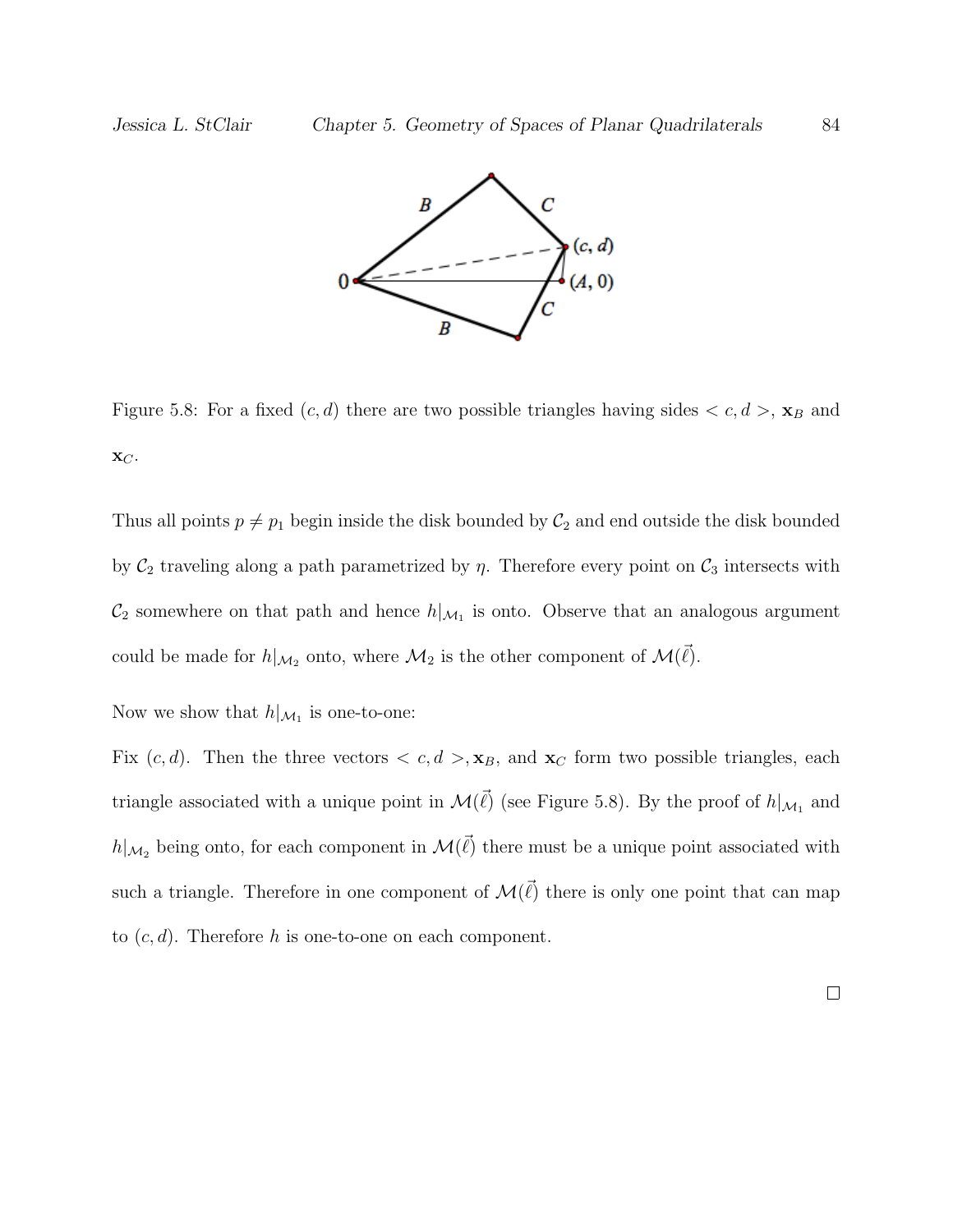B

C

(c, d)

0

(A, 0)

C

B

Figure 5.8: For a fixed $(c, d)$ there are two possible triangles having sides $< c, d >$, $\mathbf{x}_B$ and $\mathbf{x}_C$.

Thus all points $p \neq p_1$ begin inside the disk bounded by $\mathcal{C}_2$ and end outside the disk bounded by $\mathcal{C}_2$ traveling along a path parametrized by $\eta$. Therefore every point on $\mathcal{C}_3$ intersects with $\mathcal{C}_2$ somewhere on that path and hence $h|_{\mathcal{M}_1}$ is onto. Observe that an analogous argument could be made for $h|_{\mathcal{M}_2}$ onto, where $\mathcal{M}_2$ is the other component of $\mathcal{M}(\vec{\ell})$.

Now we show that $h|_{\mathcal{M}_1}$ is one-to-one:

Fix $(c, d)$. Then the three vectors $< c, d >, \mathbf{x}_B$, and $\mathbf{x}_C$ form two possible triangles, each triangle associated with a unique point in $\mathcal{M}(\vec{\ell})$ (see Figure 5.8). By the proof of $h|_{\mathcal{M}_1}$ and $h|_{\mathcal{M}_2}$ being onto, for each component in $\mathcal{M}(\vec{\ell})$ there must be a unique point associated with such a triangle. Therefore in one component of $\mathcal{M}(\vec{\ell})$ there is only one point that can map to $(c, d)$. Therefore $h$ is one-to-one on each component.

□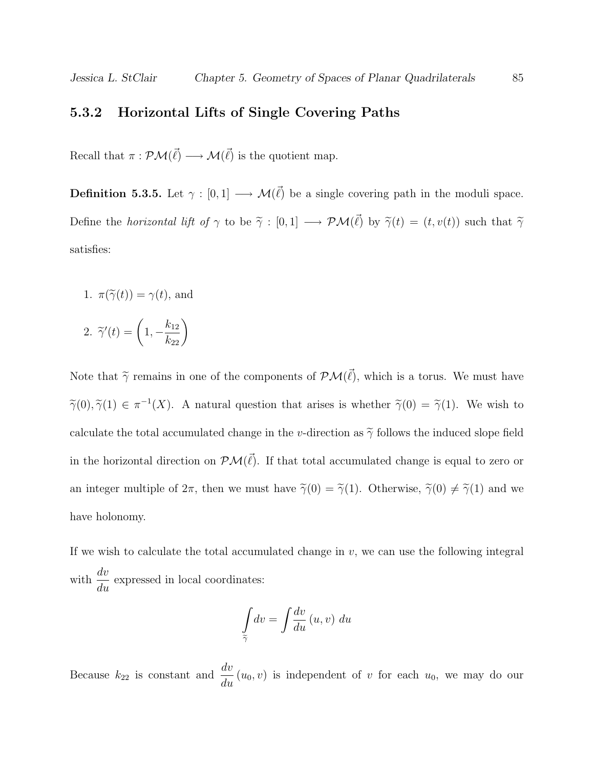### 5.3.2 Horizontal Lifts of Single Covering Paths

Recall that $\pi : \mathcal{PM}(\vec{\ell}) \longrightarrow \mathcal{M}(\vec{\ell})$ is the quotient map.

**Definition 5.3.5.** Let $\gamma : [0,1] \longrightarrow \mathcal{M}(\vec{\ell})$ be a single covering path in the moduli space. Define the *horizontal lift of* $\gamma$ to be $\widetilde{\gamma} : [0,1] \longrightarrow \mathcal{PM}(\vec{\ell})$ by $\widetilde{\gamma}(t) = (t, v(t))$ such that $\widetilde{\gamma}$ satisfies:

1. $\pi(\widetilde{\gamma}(t)) = \gamma(t)$, and
2. $\widetilde{\gamma}'(t) = \left(1, -\dfrac{k_{12}}{k_{22}}\right)$

Note that $\widetilde{\gamma}$ remains in one of the components of $\mathcal{PM}(\vec{\ell})$, which is a torus. We must have $\widetilde{\gamma}(0), \widetilde{\gamma}(1) \in \pi^{-1}(X)$. A natural question that arises is whether $\widetilde{\gamma}(0) = \widetilde{\gamma}(1)$. We wish to calculate the total accumulated change in the $v$-direction as $\widetilde{\gamma}$ follows the induced slope field in the horizontal direction on $\mathcal{PM}(\vec{\ell})$. If that total accumulated change is equal to zero or an integer multiple of $2\pi$, then we must have $\widetilde{\gamma}(0) = \widetilde{\gamma}(1)$. Otherwise, $\widetilde{\gamma}(0) \neq \widetilde{\gamma}(1)$ and we have holonomy.

If we wish to calculate the total accumulated change in $v$, we can use the following integral with $\dfrac{dv}{du}$ expressed in local coordinates:

$$\int_{\widetilde{\gamma}} dv = \int \frac{dv}{du}\,(u,v)\; du$$

Because $k_{22}$ is constant and $\dfrac{dv}{du}\,(u_0, v)$ is independent of $v$ for each $u_0$, we may do our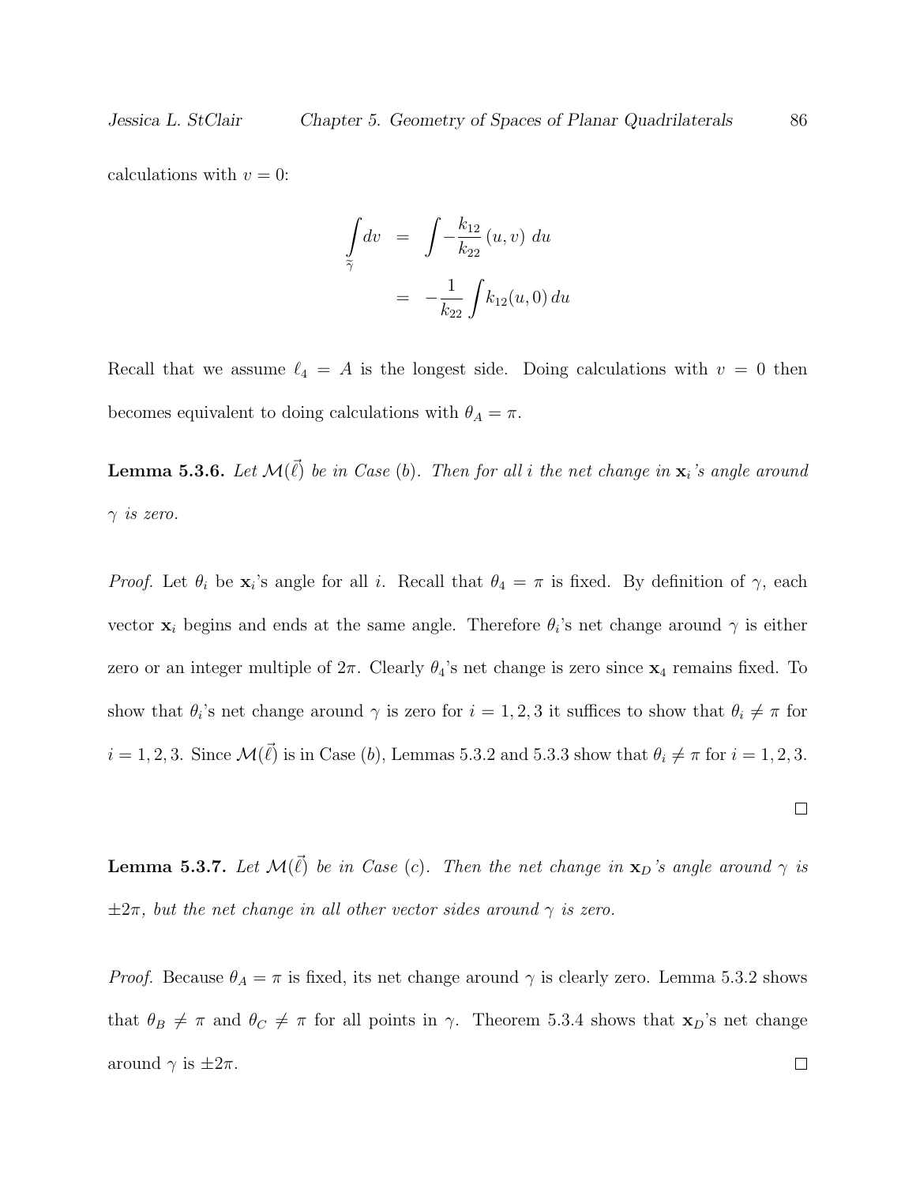calculations with $v = 0$:

$$
\begin{aligned}
\int_{\widetilde{\gamma}} dv &= \int -\frac{k_{12}}{k_{22}}(u,v)\, du \\
&= -\frac{1}{k_{22}} \int k_{12}(u,0)\, du
\end{aligned}
$$

Recall that we assume $\ell_4 = A$ is the longest side. Doing calculations with $v = 0$ then becomes equivalent to doing calculations with $\theta_A = \pi$.

**Lemma 5.3.6.** *Let $\mathcal{M}(\vec{\ell})$ be in Case $(b)$. Then for all $i$ the net change in $\mathbf{x}_i$'s angle around $\gamma$ is zero.*

*Proof.* Let $\theta_i$ be $\mathbf{x}_i$'s angle for all $i$. Recall that $\theta_4 = \pi$ is fixed. By definition of $\gamma$, each vector $\mathbf{x}_i$ begins and ends at the same angle. Therefore $\theta_i$'s net change around $\gamma$ is either zero or an integer multiple of $2\pi$. Clearly $\theta_4$'s net change is zero since $\mathbf{x}_4$ remains fixed. To show that $\theta_i$'s net change around $\gamma$ is zero for $i = 1, 2, 3$ it suffices to show that $\theta_i \neq \pi$ for $i = 1, 2, 3$. Since $\mathcal{M}(\vec{\ell})$ is in Case $(b)$, Lemmas 5.3.2 and 5.3.3 show that $\theta_i \neq \pi$ for $i = 1, 2, 3$. □

**Lemma 5.3.7.** *Let $\mathcal{M}(\vec{\ell})$ be in Case $(c)$. Then the net change in $\mathbf{x}_D$'s angle around $\gamma$ is $\pm 2\pi$, but the net change in all other vector sides around $\gamma$ is zero.*

*Proof.* Because $\theta_A = \pi$ is fixed, its net change around $\gamma$ is clearly zero. Lemma 5.3.2 shows that $\theta_B \neq \pi$ and $\theta_C \neq \pi$ for all points in $\gamma$. Theorem 5.3.4 shows that $\mathbf{x}_D$'s net change around $\gamma$ is $\pm 2\pi$. □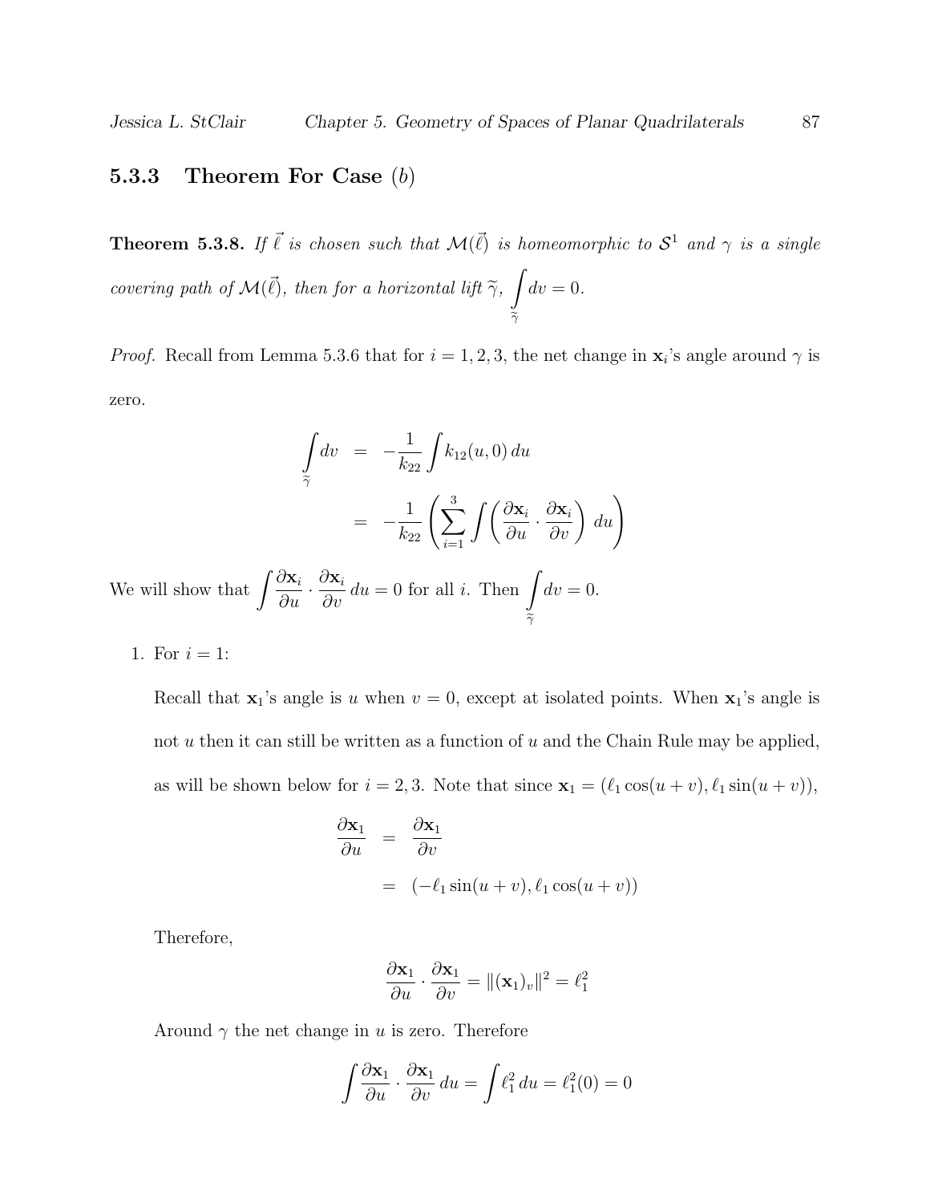### 5.3.3 Theorem For Case $(b)$

**Theorem 5.3.8.** *If $\vec{\ell}$ is chosen such that $\mathcal{M}(\vec{\ell})$ is homeomorphic to $\mathcal{S}^1$ and $\gamma$ is a single covering path of $\mathcal{M}(\vec{\ell})$, then for a horizontal lift $\widetilde{\gamma}$, $\int\limits_{\widetilde{\gamma}} dv = 0$.*

*Proof.* Recall from Lemma 5.3.6 that for $i = 1, 2, 3$, the net change in $\mathbf{x}_i$'s angle around $\gamma$ is zero.

$$\begin{aligned}
\int\limits_{\widetilde{\gamma}} dv &= -\frac{1}{k_{22}} \int k_{12}(u, 0)\, du \\
&= -\frac{1}{k_{22}} \left( \sum_{i=1}^{3} \int \left( \frac{\partial \mathbf{x}_i}{\partial u} \cdot \frac{\partial \mathbf{x}_i}{\partial v} \right) du \right)
\end{aligned}$$

We will show that $\int \frac{\partial \mathbf{x}_i}{\partial u} \cdot \frac{\partial \mathbf{x}_i}{\partial v}\, du = 0$ for all $i$. Then $\int\limits_{\widetilde{\gamma}} dv = 0$.

1. For $i = 1$:

   Recall that $\mathbf{x}_1$'s angle is $u$ when $v = 0$, except at isolated points. When $\mathbf{x}_1$'s angle is not $u$ then it can still be written as a function of $u$ and the Chain Rule may be applied, as will be shown below for $i = 2, 3$. Note that since $\mathbf{x}_1 = (\ell_1 \cos(u + v), \ell_1 \sin(u + v))$,

   $$\begin{aligned}
   \frac{\partial \mathbf{x}_1}{\partial u} &= \frac{\partial \mathbf{x}_1}{\partial v} \\
   &= (-\ell_1 \sin(u + v), \ell_1 \cos(u + v))
   \end{aligned}$$

   Therefore,

   $$\frac{\partial \mathbf{x}_1}{\partial u} \cdot \frac{\partial \mathbf{x}_1}{\partial v} = \|(\mathbf{x}_1)_v\|^2 = \ell_1^2$$

   Around $\gamma$ the net change in $u$ is zero. Therefore

   $$\int \frac{\partial \mathbf{x}_1}{\partial u} \cdot \frac{\partial \mathbf{x}_1}{\partial v}\, du = \int \ell_1^2\, du = \ell_1^2(0) = 0$$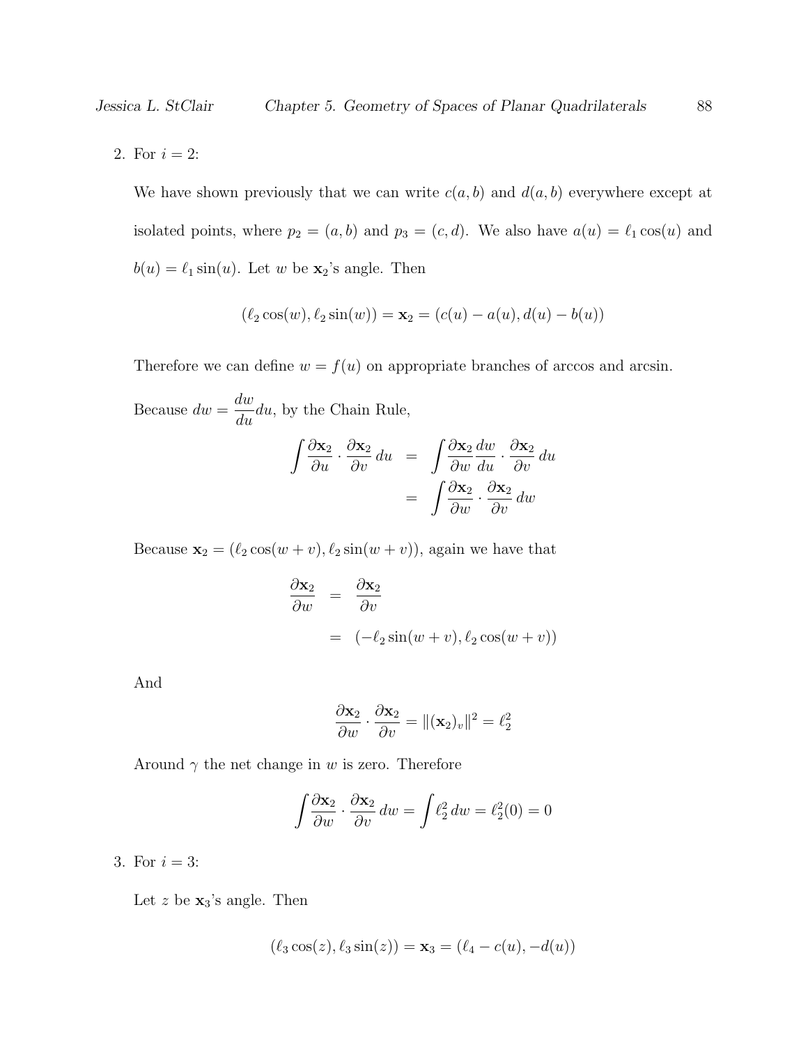2. For $i = 2$:

   We have shown previously that we can write $c(a, b)$ and $d(a, b)$ everywhere except at isolated points, where $p_2 = (a, b)$ and $p_3 = (c, d)$. We also have $a(u) = \ell_1 \cos(u)$ and $b(u) = \ell_1 \sin(u)$. Let $w$ be $\mathbf{x}_2$'s angle. Then

$$(\ell_2 \cos(w), \ell_2 \sin(w)) = \mathbf{x}_2 = (c(u) - a(u), d(u) - b(u))$$

   Therefore we can define $w = f(u)$ on appropriate branches of arccos and arcsin.

   Because $dw = \dfrac{dw}{du} du$, by the Chain Rule,

$$\begin{aligned}
\int \frac{\partial \mathbf{x}_2}{\partial u} \cdot \frac{\partial \mathbf{x}_2}{\partial v} \, du &= \int \frac{\partial \mathbf{x}_2}{\partial w} \frac{dw}{du} \cdot \frac{\partial \mathbf{x}_2}{\partial v} \, du \\
&= \int \frac{\partial \mathbf{x}_2}{\partial w} \cdot \frac{\partial \mathbf{x}_2}{\partial v} \, dw
\end{aligned}$$

   Because $\mathbf{x}_2 = (\ell_2 \cos(w + v), \ell_2 \sin(w + v))$, again we have that

$$\begin{aligned}
\frac{\partial \mathbf{x}_2}{\partial w} &= \frac{\partial \mathbf{x}_2}{\partial v} \\
&= (-\ell_2 \sin(w + v), \ell_2 \cos(w + v))
\end{aligned}$$

   And

$$\frac{\partial \mathbf{x}_2}{\partial w} \cdot \frac{\partial \mathbf{x}_2}{\partial v} = \|(\mathbf{x}_2)_v\|^2 = \ell_2^2$$

   Around $\gamma$ the net change in $w$ is zero. Therefore

$$\int \frac{\partial \mathbf{x}_2}{\partial w} \cdot \frac{\partial \mathbf{x}_2}{\partial v} \, dw = \int \ell_2^2 \, dw = \ell_2^2(0) = 0$$

3. For $i = 3$:

   Let $z$ be $\mathbf{x}_3$'s angle. Then

$$(\ell_3 \cos(z), \ell_3 \sin(z)) = \mathbf{x}_3 = (\ell_4 - c(u), -d(u))$$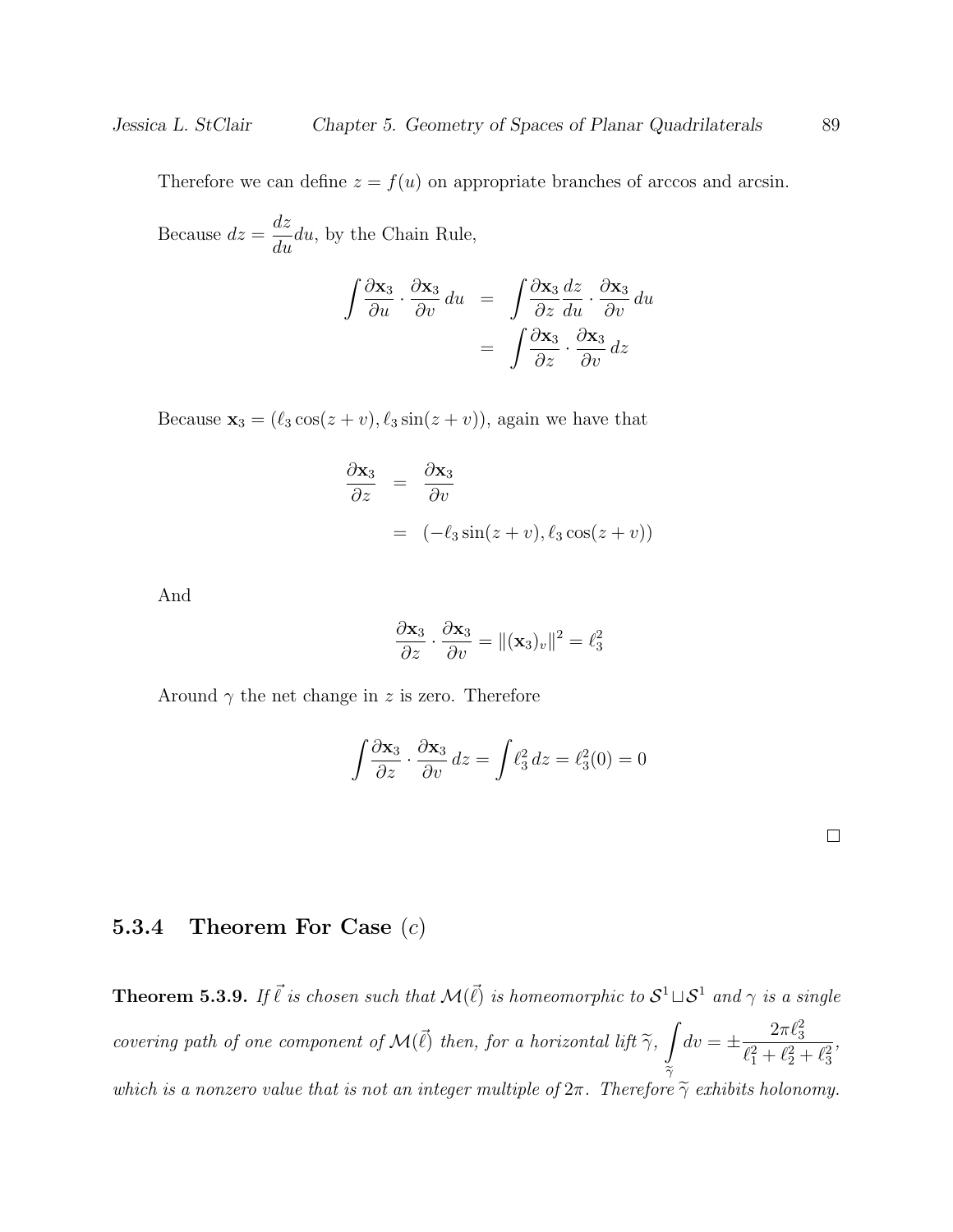Therefore we can define $z = f(u)$ on appropriate branches of arccos and arcsin.

Because $dz = \dfrac{dz}{du}du$, by the Chain Rule,

$$
\begin{aligned}
\int \frac{\partial \mathbf{x}_3}{\partial u} \cdot \frac{\partial \mathbf{x}_3}{\partial v}\, du &= \int \frac{\partial \mathbf{x}_3}{\partial z}\frac{dz}{du} \cdot \frac{\partial \mathbf{x}_3}{\partial v}\, du \\
&= \int \frac{\partial \mathbf{x}_3}{\partial z} \cdot \frac{\partial \mathbf{x}_3}{\partial v}\, dz
\end{aligned}
$$

Because $\mathbf{x}_3 = (\ell_3 \cos(z+v), \ell_3 \sin(z+v))$, again we have that

$$
\begin{aligned}
\frac{\partial \mathbf{x}_3}{\partial z} &= \frac{\partial \mathbf{x}_3}{\partial v} \\
&= (-\ell_3 \sin(z+v), \ell_3 \cos(z+v))
\end{aligned}
$$

And

$$
\frac{\partial \mathbf{x}_3}{\partial z} \cdot \frac{\partial \mathbf{x}_3}{\partial v} = \|(\mathbf{x}_3)_v\|^2 = \ell_3^2
$$

Around $\gamma$ the net change in $z$ is zero. Therefore

$$
\int \frac{\partial \mathbf{x}_3}{\partial z} \cdot \frac{\partial \mathbf{x}_3}{\partial v}\, dz = \int \ell_3^2\, dz = \ell_3^2(0) = 0
$$

□

### 5.3.4 Theorem For Case $(c)$

**Theorem 5.3.9.** *If $\vec{\ell}$ is chosen such that $\mathcal{M}(\vec{\ell})$ is homeomorphic to $\mathcal{S}^1 \sqcup \mathcal{S}^1$ and $\gamma$ is a single covering path of one component of $\mathcal{M}(\vec{\ell})$ then, for a horizontal lift $\widetilde{\gamma}$, $\displaystyle\int_{\widetilde{\gamma}} dv = \pm \frac{2\pi \ell_3^2}{\ell_1^2 + \ell_2^2 + \ell_3^2}$, which is a nonzero value that is not an integer multiple of $2\pi$. Therefore $\widetilde{\gamma}$ exhibits holonomy.*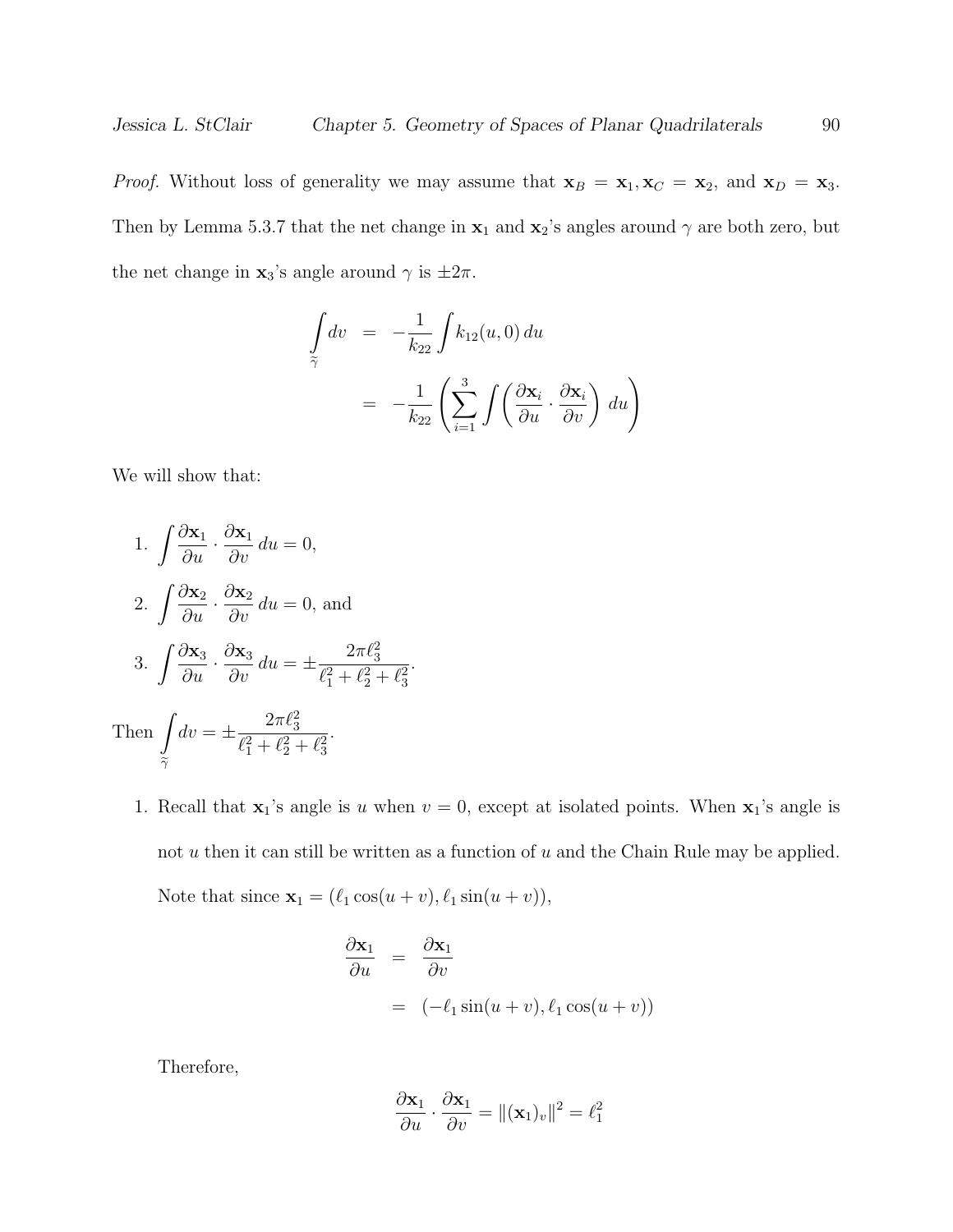*Proof.* Without loss of generality we may assume that $\mathbf{x}_B = \mathbf{x}_1, \mathbf{x}_C = \mathbf{x}_2$, and $\mathbf{x}_D = \mathbf{x}_3$. Then by Lemma 5.3.7 that the net change in $\mathbf{x}_1$ and $\mathbf{x}_2$'s angles around $\gamma$ are both zero, but the net change in $\mathbf{x}_3$'s angle around $\gamma$ is $\pm 2\pi$.

$$
\begin{aligned}
\int_{\tilde{\gamma}} dv &= -\frac{1}{k_{22}} \int k_{12}(u, 0)\, du \\
&= -\frac{1}{k_{22}} \left( \sum_{i=1}^{3} \int \left( \frac{\partial \mathbf{x}_i}{\partial u} \cdot \frac{\partial \mathbf{x}_i}{\partial v} \right) du \right)
\end{aligned}
$$

We will show that:

1. $\displaystyle\int \frac{\partial \mathbf{x}_1}{\partial u} \cdot \frac{\partial \mathbf{x}_1}{\partial v}\, du = 0,$
2. $\displaystyle\int \frac{\partial \mathbf{x}_2}{\partial u} \cdot \frac{\partial \mathbf{x}_2}{\partial v}\, du = 0$, and
3. $\displaystyle\int \frac{\partial \mathbf{x}_3}{\partial u} \cdot \frac{\partial \mathbf{x}_3}{\partial v}\, du = \pm \frac{2\pi \ell_3^2}{\ell_1^2 + \ell_2^2 + \ell_3^2}.$

Then $\displaystyle\int_{\tilde{\gamma}} dv = \pm \frac{2\pi \ell_3^2}{\ell_1^2 + \ell_2^2 + \ell_3^2}.$

1. Recall that $\mathbf{x}_1$'s angle is $u$ when $v = 0$, except at isolated points. When $\mathbf{x}_1$'s angle is not $u$ then it can still be written as a function of $u$ and the Chain Rule may be applied. Note that since $\mathbf{x}_1 = (\ell_1 \cos(u + v), \ell_1 \sin(u + v))$,

$$
\begin{aligned}
\frac{\partial \mathbf{x}_1}{\partial u} &= \frac{\partial \mathbf{x}_1}{\partial v} \\
&= (-\ell_1 \sin(u + v), \ell_1 \cos(u + v))
\end{aligned}
$$

Therefore,

$$
\frac{\partial \mathbf{x}_1}{\partial u} \cdot \frac{\partial \mathbf{x}_1}{\partial v} = \|(\mathbf{x}_1)_v\|^2 = \ell_1^2
$$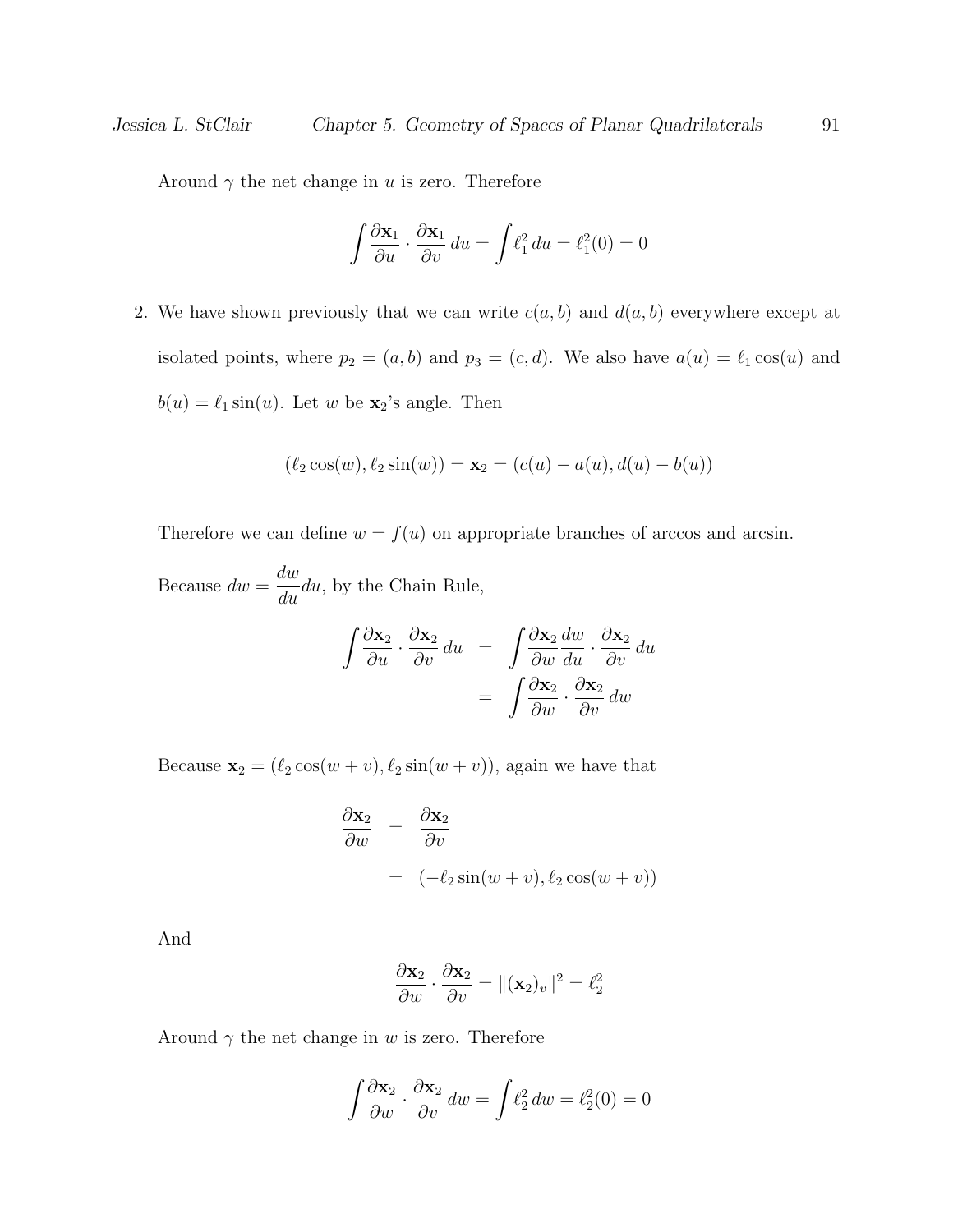Around $\gamma$ the net change in $u$ is zero. Therefore

$$\int \frac{\partial \mathbf{x}_1}{\partial u} \cdot \frac{\partial \mathbf{x}_1}{\partial v}\, du = \int \ell_1^2\, du = \ell_1^2(0) = 0$$

2. We have shown previously that we can write $c(a, b)$ and $d(a, b)$ everywhere except at isolated points, where $p_2 = (a, b)$ and $p_3 = (c, d)$. We also have $a(u) = \ell_1 \cos(u)$ and $b(u) = \ell_1 \sin(u)$. Let $w$ be $\mathbf{x}_2$'s angle. Then

$$(\ell_2 \cos(w), \ell_2 \sin(w)) = \mathbf{x}_2 = (c(u) - a(u), d(u) - b(u))$$

Therefore we can define $w = f(u)$ on appropriate branches of arccos and arcsin.

Because $dw = \dfrac{dw}{du}du$, by the Chain Rule,

$$\begin{aligned}
\int \frac{\partial \mathbf{x}_2}{\partial u} \cdot \frac{\partial \mathbf{x}_2}{\partial v}\, du &= \int \frac{\partial \mathbf{x}_2}{\partial w}\frac{dw}{du} \cdot \frac{\partial \mathbf{x}_2}{\partial v}\, du \\
&= \int \frac{\partial \mathbf{x}_2}{\partial w} \cdot \frac{\partial \mathbf{x}_2}{\partial v}\, dw
\end{aligned}$$

Because $\mathbf{x}_2 = (\ell_2 \cos(w + v), \ell_2 \sin(w + v))$, again we have that

$$\begin{aligned}
\frac{\partial \mathbf{x}_2}{\partial w} &= \frac{\partial \mathbf{x}_2}{\partial v} \\
&= (-\ell_2 \sin(w + v), \ell_2 \cos(w + v))
\end{aligned}$$

And

$$\frac{\partial \mathbf{x}_2}{\partial w} \cdot \frac{\partial \mathbf{x}_2}{\partial v} = \|(\mathbf{x}_2)_v\|^2 = \ell_2^2$$

Around $\gamma$ the net change in $w$ is zero. Therefore

$$\int \frac{\partial \mathbf{x}_2}{\partial w} \cdot \frac{\partial \mathbf{x}_2}{\partial v}\, dw = \int \ell_2^2\, dw = \ell_2^2(0) = 0$$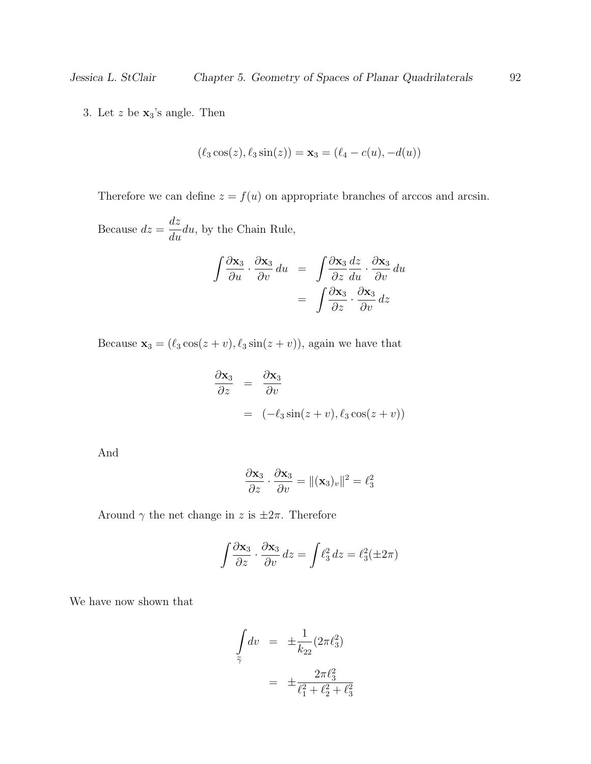3. Let $z$ be $\mathbf{x}_3$'s angle. Then

$$(\ell_3 \cos(z), \ell_3 \sin(z)) = \mathbf{x}_3 = (\ell_4 - c(u), -d(u))$$

Therefore we can define $z = f(u)$ on appropriate branches of arccos and arcsin.

Because $dz = \dfrac{dz}{du}du$, by the Chain Rule,

$$\begin{aligned}
\int \frac{\partial \mathbf{x}_3}{\partial u} \cdot \frac{\partial \mathbf{x}_3}{\partial v}\, du &= \int \frac{\partial \mathbf{x}_3}{\partial z}\frac{dz}{du} \cdot \frac{\partial \mathbf{x}_3}{\partial v}\, du \\
&= \int \frac{\partial \mathbf{x}_3}{\partial z} \cdot \frac{\partial \mathbf{x}_3}{\partial v}\, dz
\end{aligned}$$

Because $\mathbf{x}_3 = (\ell_3 \cos(z+v), \ell_3 \sin(z+v))$, again we have that

$$\begin{aligned}
\frac{\partial \mathbf{x}_3}{\partial z} &= \frac{\partial \mathbf{x}_3}{\partial v} \\
&= (-\ell_3 \sin(z+v), \ell_3 \cos(z+v))
\end{aligned}$$

And

$$\frac{\partial \mathbf{x}_3}{\partial z} \cdot \frac{\partial \mathbf{x}_3}{\partial v} = \|(\mathbf{x}_3)_v\|^2 = \ell_3^2$$

Around $\gamma$ the net change in $z$ is $\pm 2\pi$. Therefore

$$\int \frac{\partial \mathbf{x}_3}{\partial z} \cdot \frac{\partial \mathbf{x}_3}{\partial v}\, dz = \int \ell_3^2\, dz = \ell_3^2(\pm 2\pi)$$

We have now shown that

$$\begin{aligned}
\int_{\tilde{\gamma}} dv &= \pm \frac{1}{k_{22}}(2\pi \ell_3^2) \\
&= \pm \frac{2\pi \ell_3^2}{\ell_1^2 + \ell_2^2 + \ell_3^2}
\end{aligned}$$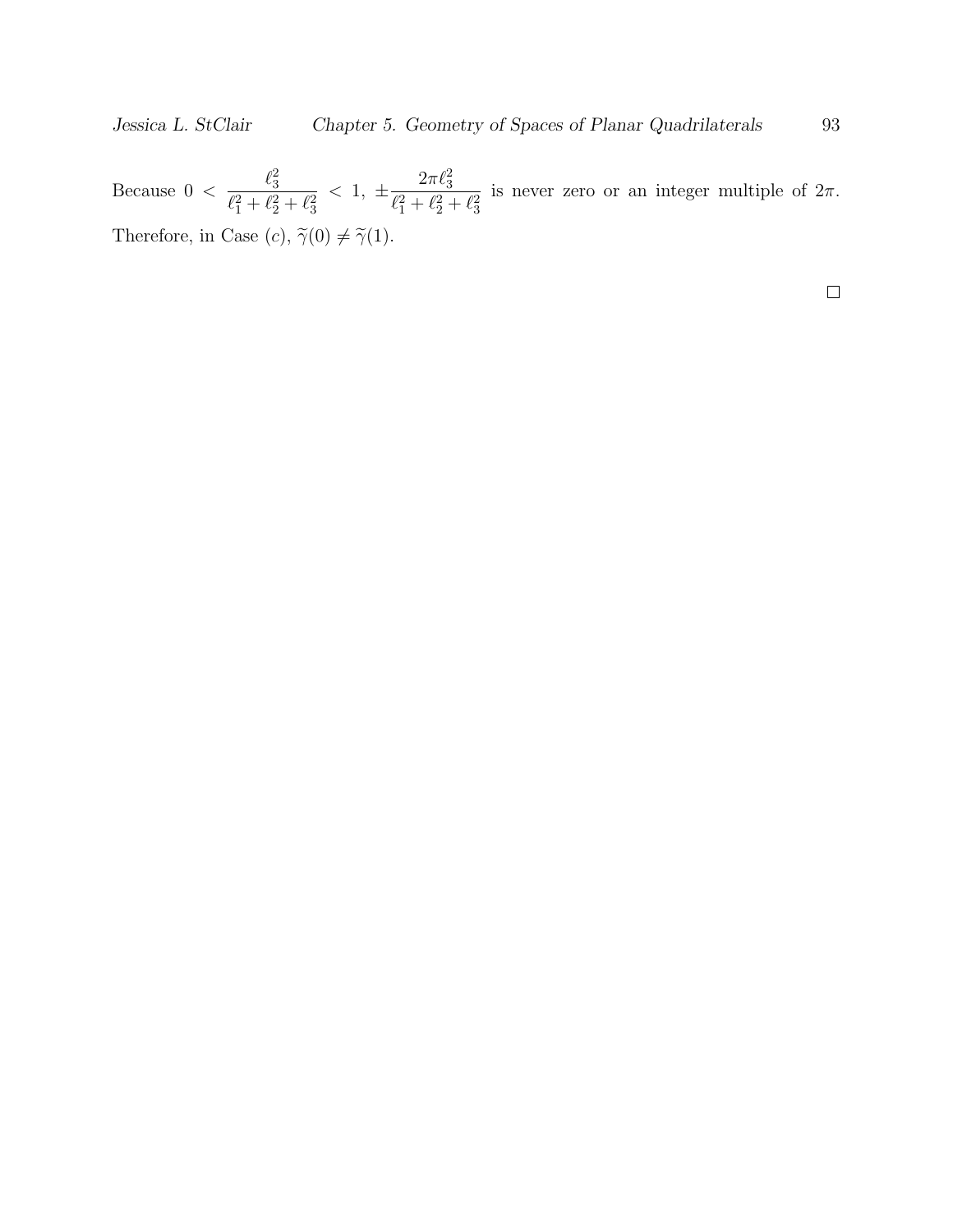Because $0 < \dfrac{\ell_3^2}{\ell_1^2 + \ell_2^2 + \ell_3^2} < 1$, $\pm\dfrac{2\pi\ell_3^2}{\ell_1^2 + \ell_2^2 + \ell_3^2}$ is never zero or an integer multiple of $2\pi$. Therefore, in Case $(c)$, $\widetilde{\gamma}(0) \neq \widetilde{\gamma}(1)$.

□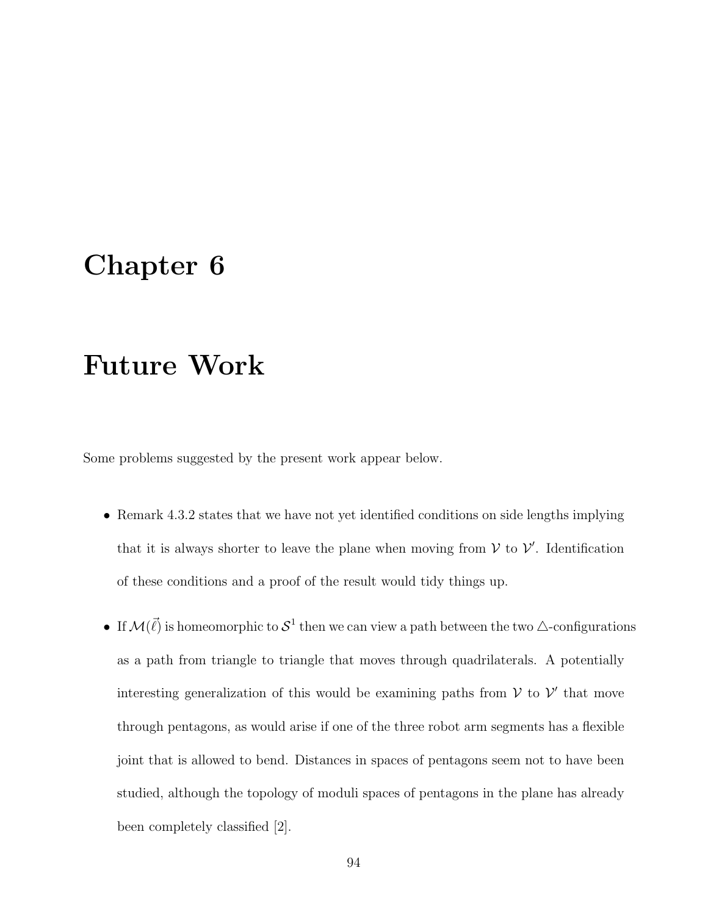# Chapter 6

# Future Work

Some problems suggested by the present work appear below.

- Remark 4.3.2 states that we have not yet identified conditions on side lengths implying that it is always shorter to leave the plane when moving from $\mathcal{V}$ to $\mathcal{V}'$. Identification of these conditions and a proof of the result would tidy things up.

- If $\mathcal{M}(\vec{\ell})$ is homeomorphic to $\mathcal{S}^1$ then we can view a path between the two $\triangle$-configurations as a path from triangle to triangle that moves through quadrilaterals. A potentially interesting generalization of this would be examining paths from $\mathcal{V}$ to $\mathcal{V}'$ that move through pentagons, as would arise if one of the three robot arm segments has a flexible joint that is allowed to bend. Distances in spaces of pentagons seem not to have been studied, although the topology of moduli spaces of pentagons in the plane has already been completely classified [2].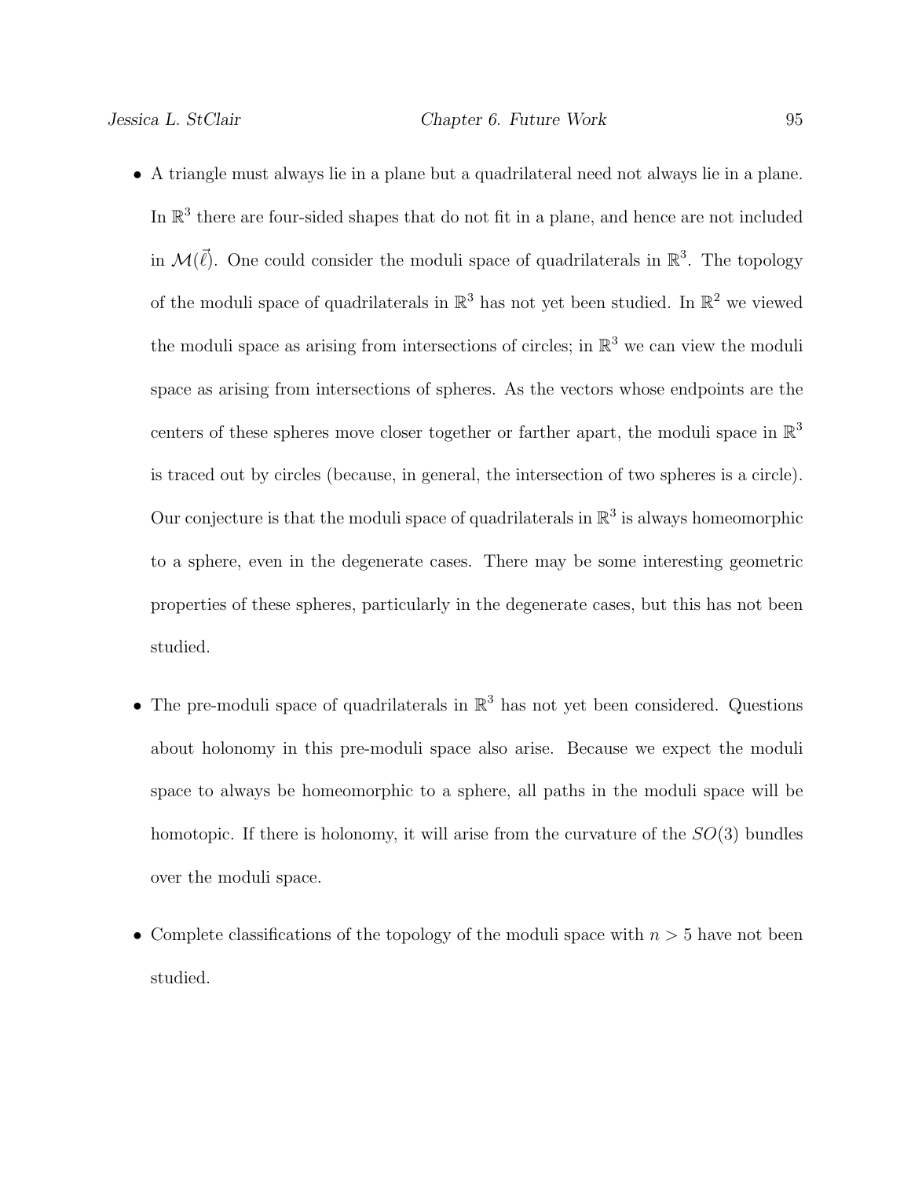- A triangle must always lie in a plane but a quadrilateral need not always lie in a plane. In $\mathbb{R}^3$ there are four-sided shapes that do not fit in a plane, and hence are not included in $\mathcal{M}(\vec{\ell})$. One could consider the moduli space of quadrilaterals in $\mathbb{R}^3$. The topology of the moduli space of quadrilaterals in $\mathbb{R}^3$ has not yet been studied. In $\mathbb{R}^2$ we viewed the moduli space as arising from intersections of circles; in $\mathbb{R}^3$ we can view the moduli space as arising from intersections of spheres. As the vectors whose endpoints are the centers of these spheres move closer together or farther apart, the moduli space in $\mathbb{R}^3$ is traced out by circles (because, in general, the intersection of two spheres is a circle). Our conjecture is that the moduli space of quadrilaterals in $\mathbb{R}^3$ is always homeomorphic to a sphere, even in the degenerate cases. There may be some interesting geometric properties of these spheres, particularly in the degenerate cases, but this has not been studied.

- The pre-moduli space of quadrilaterals in $\mathbb{R}^3$ has not yet been considered. Questions about holonomy in this pre-moduli space also arise. Because we expect the moduli space to always be homeomorphic to a sphere, all paths in the moduli space will be homotopic. If there is holonomy, it will arise from the curvature of the $SO(3)$ bundles over the moduli space.

- Complete classifications of the topology of the moduli space with $n > 5$ have not been studied.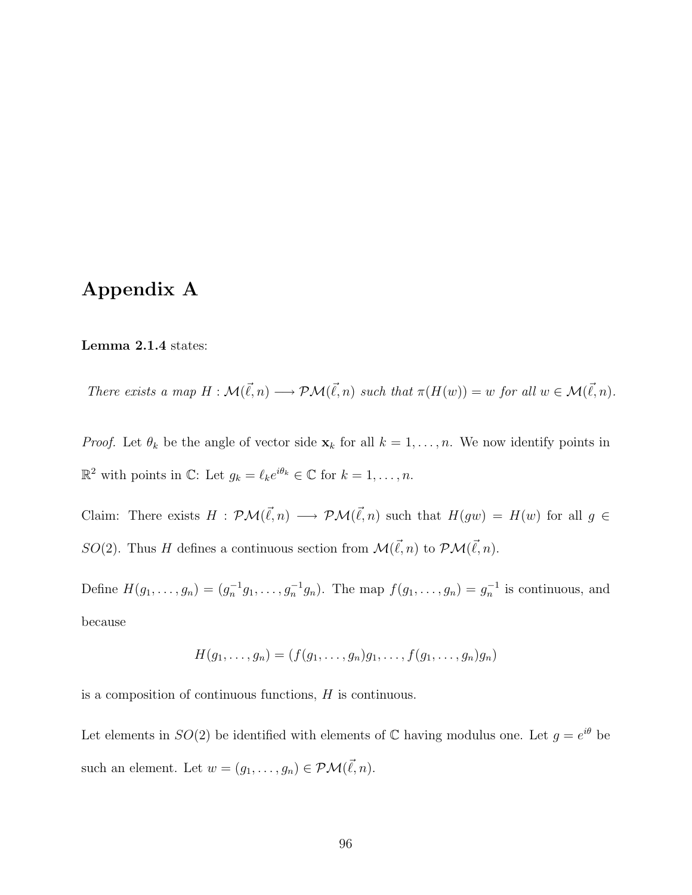# Appendix A

**Lemma 2.1.4** states:

*There exists a map* $H : \mathcal{M}(\vec{\ell}, n) \longrightarrow \mathcal{PM}(\vec{\ell}, n)$ *such that* $\pi(H(w)) = w$ *for all* $w \in \mathcal{M}(\vec{\ell}, n)$.

*Proof.* Let $\theta_k$ be the angle of vector side $\mathbf{x}_k$ for all $k = 1, \ldots, n$. We now identify points in $\mathbb{R}^2$ with points in $\mathbb{C}$: Let $g_k = \ell_k e^{i\theta_k} \in \mathbb{C}$ for $k = 1, \ldots, n$.

Claim: There exists $H : \mathcal{PM}(\vec{\ell}, n) \longrightarrow \mathcal{PM}(\vec{\ell}, n)$ such that $H(gw) = H(w)$ for all $g \in SO(2)$. Thus $H$ defines a continuous section from $\mathcal{M}(\vec{\ell}, n)$ to $\mathcal{PM}(\vec{\ell}, n)$.

Define $H(g_1, \ldots, g_n) = (g_n^{-1} g_1, \ldots, g_n^{-1} g_n)$. The map $f(g_1, \ldots, g_n) = g_n^{-1}$ is continuous, and because

$$H(g_1, \ldots, g_n) = (f(g_1, \ldots, g_n)g_1, \ldots, f(g_1, \ldots, g_n)g_n)$$

is a composition of continuous functions, $H$ is continuous.

Let elements in $SO(2)$ be identified with elements of $\mathbb{C}$ having modulus one. Let $g = e^{i\theta}$ be such an element. Let $w = (g_1, \ldots, g_n) \in \mathcal{PM}(\vec{\ell}, n)$.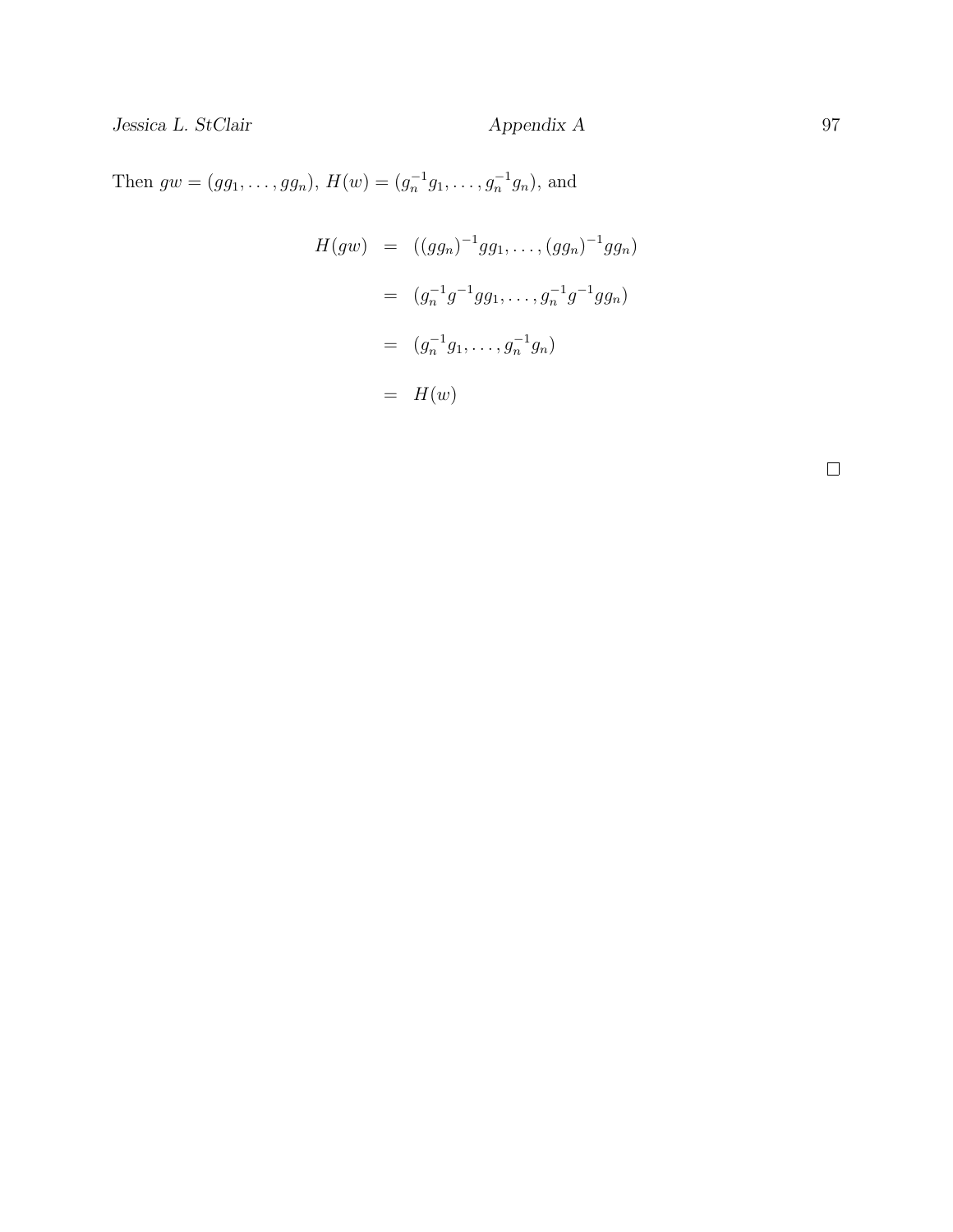Then $gw = (gg_1, \ldots, gg_n)$, $H(w) = (g_n^{-1}g_1, \ldots, g_n^{-1}g_n)$, and

$$
\begin{aligned}
H(gw) &= ((gg_n)^{-1}gg_1, \ldots, (gg_n)^{-1}gg_n) \\
&= (g_n^{-1}g^{-1}gg_1, \ldots, g_n^{-1}g^{-1}gg_n) \\
&= (g_n^{-1}g_1, \ldots, g_n^{-1}g_n) \\
&= H(w)
\end{aligned}
$$

□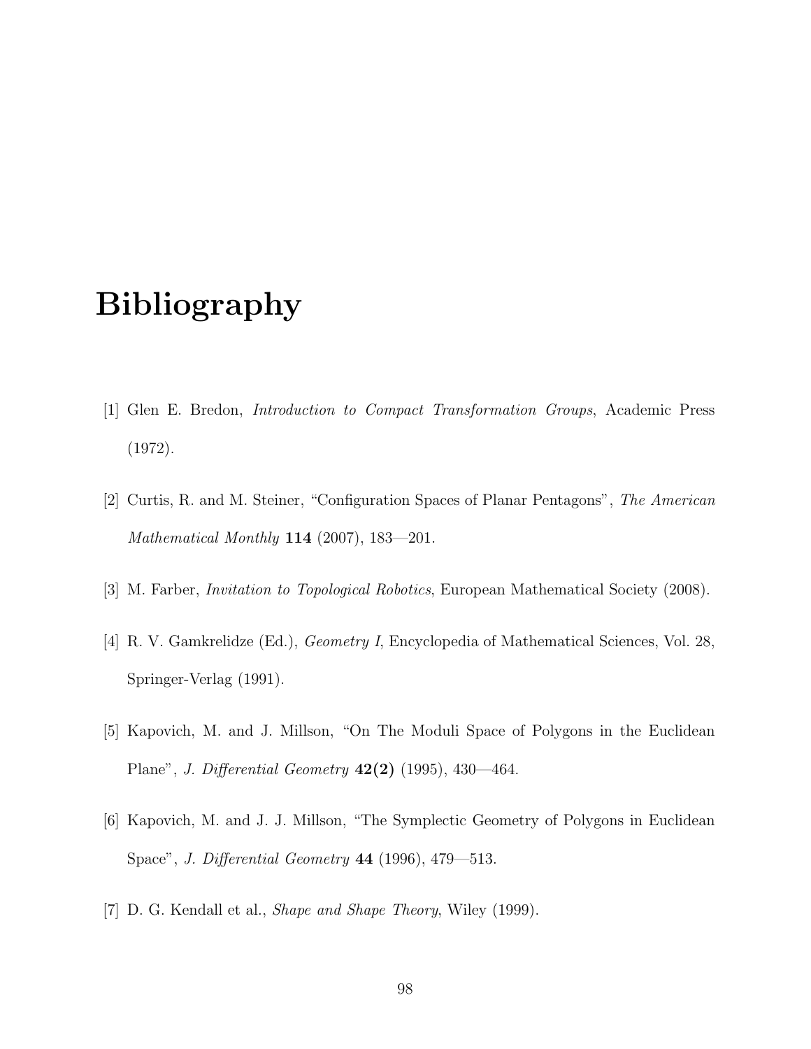# Bibliography

[1] Glen E. Bredon, *Introduction to Compact Transformation Groups*, Academic Press (1972).

[2] Curtis, R. and M. Steiner, "Configuration Spaces of Planar Pentagons", *The American Mathematical Monthly* **114** (2007), 183—201.

[3] M. Farber, *Invitation to Topological Robotics*, European Mathematical Society (2008).

[4] R. V. Gamkrelidze (Ed.), *Geometry I*, Encyclopedia of Mathematical Sciences, Vol. 28, Springer-Verlag (1991).

[5] Kapovich, M. and J. Millson, "On The Moduli Space of Polygons in the Euclidean Plane", *J. Differential Geometry* **42(2)** (1995), 430—464.

[6] Kapovich, M. and J. J. Millson, "The Symplectic Geometry of Polygons in Euclidean Space", *J. Differential Geometry* **44** (1996), 479—513.

[7] D. G. Kendall et al., *Shape and Shape Theory*, Wiley (1999).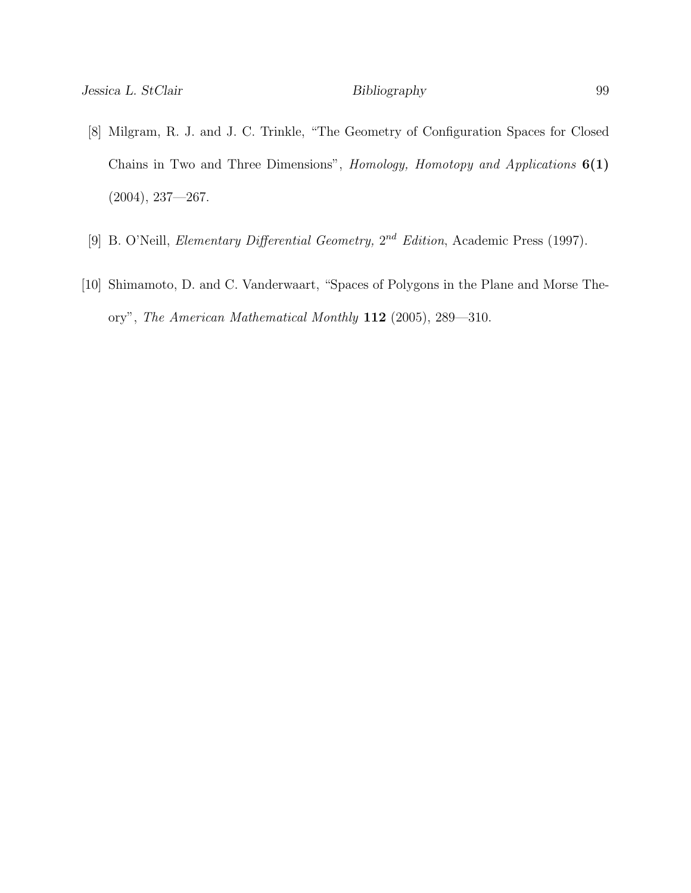[8] Milgram, R. J. and J. C. Trinkle, "The Geometry of Configuration Spaces for Closed Chains in Two and Three Dimensions", *Homology, Homotopy and Applications* **6(1)** (2004), 237—267.

[9] B. O'Neill, *Elementary Differential Geometry, $2^{nd}$ Edition*, Academic Press (1997).

[10] Shimamoto, D. and C. Vanderwaart, "Spaces of Polygons in the Plane and Morse Theory", *The American Mathematical Monthly* **112** (2005), 289—310.